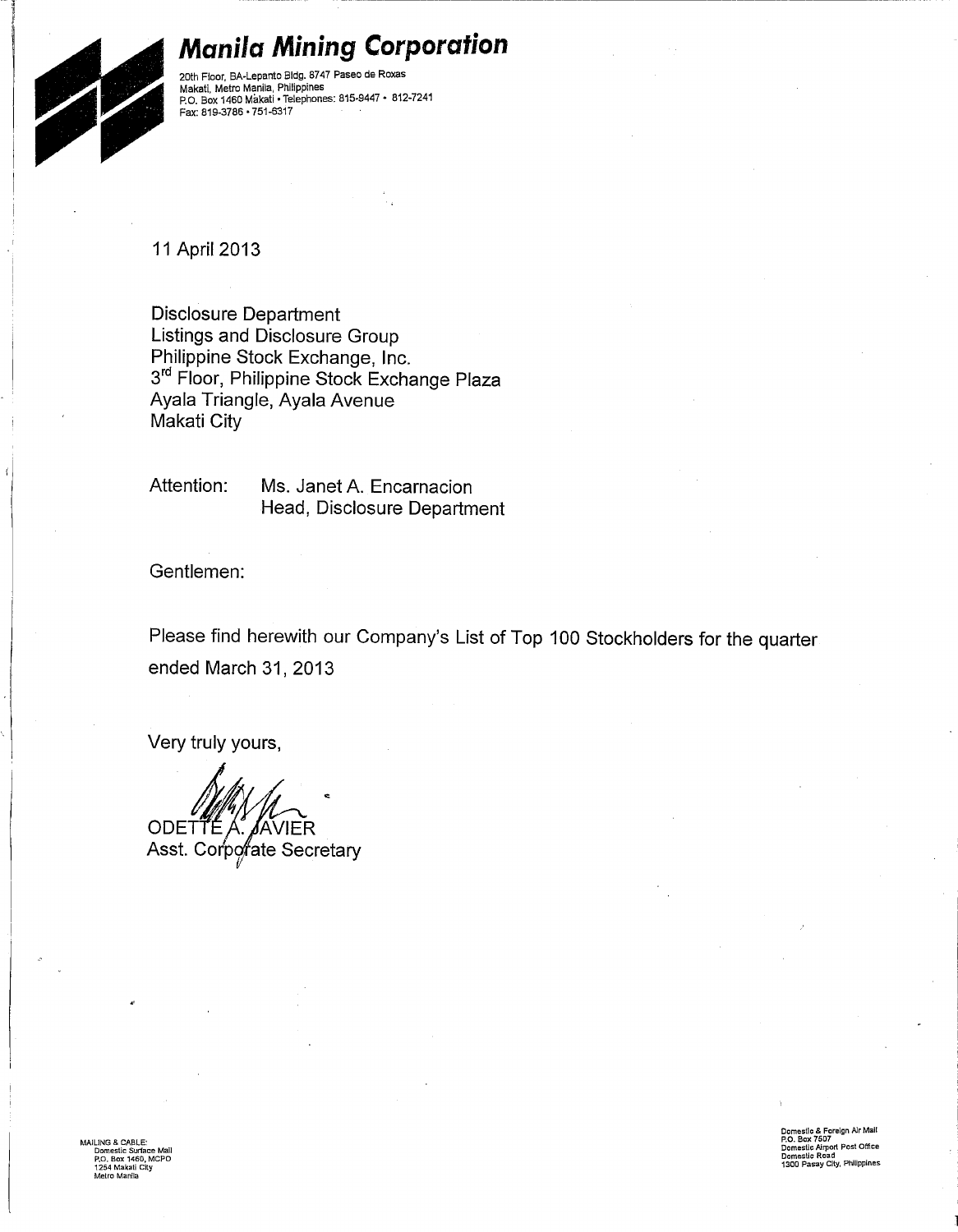# Manila Mining Corporation

20th Floor, BA-Lepanto Bldg. 8747 Paseo de Roxas
Makati, Metro Manila, Philippines
P.O. Box 1460 Makati • Telephones: 815-9447 • 812-7241
Fax: 819-3786 • 751-6317

11 April 2013

Disclosure Department
Listings and Disclosure Group
Philippine Stock Exchange, Inc.
3rd Floor, Philippine Stock Exchange Plaza
Ayala Triangle, Ayala Avenue
Makati City

Attention: Ms. Janet A. Encarnacion
Head, Disclosure Department

Gentlemen:

Please find herewith our Company's List of Top 100 Stockholders for the quarter ended March 31, 2013

Very truly yours,

ODETTE A. JAVIER
Asst. Corporate Secretary

MAILING & CABLE:
Domestic Surface Mail
P.O. Box 1460, MCPO
1254 Makati City
Metro Manila

Domestic & Foreign Air Mail
P.O. Box 7507
Domestic Airport Post Office
Domestic Road
1300 Pasay City, Philippines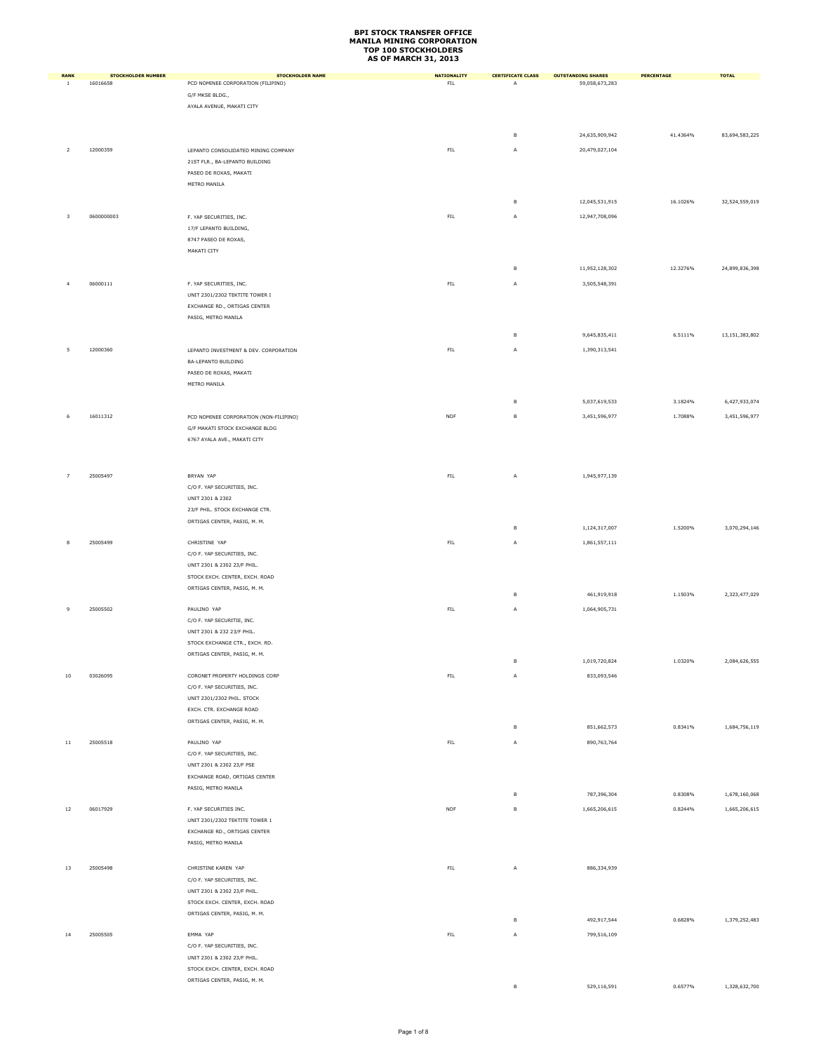# BPI STOCK TRANSFER OFFICE
# MANILA MINING CORPORATION
# TOP 100 STOCKHOLDERS
# AS OF MARCH 31, 2013

| RANK | STOCKHOLDER NUMBER | STOCKHOLDER NAME | NATIONALITY | CERTIFICATE CLASS | OUTSTANDING SHARES | PERCENTAGE | TOTAL |
|---|---|---|---|---|---|---|---|
| 1 | 16016658 | PCD NOMINEE CORPORATION (FILIPINO) G/F MKSE BLDG., AYALA AVENUE, MAKATI CITY | FIL | A | 59,058,673,283 | | |
| | | | | B | 24,635,909,942 | 41.4364% | 83,694,583,225 |
| 2 | 12000359 | LEPANTO CONSOLIDATED MINING COMPANY 21ST FLR., BA-LEPANTO BUILDING PASEO DE ROXAS, MAKATI METRO MANILA | FIL | A | 20,479,027,104 | | |
| | | | | B | 12,045,531,915 | 16.1026% | 32,524,559,019 |
| 3 | 0600000003 | F. YAP SECURITIES, INC. 17/F LEPANTO BUILDING, 8747 PASEO DE ROXAS, MAKATI CITY | FIL | A | 12,947,708,096 | | |
| | | | | B | 11,952,128,302 | 12.3276% | 24,899,836,398 |
| 4 | 06000111 | F. YAP SECURITIES, INC. UNIT 2301/2302 TEKTITE TOWER I EXCHANGE RD., ORTIGAS CENTER PASIG, METRO MANILA | FIL | A | 3,505,548,391 | | |
| | | | | B | 9,645,835,411 | 6.5111% | 13,151,383,802 |
| 5 | 12000360 | LEPANTO INVESTMENT & DEV. CORPORATION BA-LEPANTO BUILDING PASEO DE ROXAS, MAKATI METRO MANILA | FIL | A | 1,390,313,541 | | |
| | | | | B | 5,037,619,533 | 3.1824% | 6,427,933,074 |
| 6 | 16011312 | PCD NOMINEE CORPORATION (NON-FILIPINO) G/F MAKATI STOCK EXCHANGE BLDG 6767 AYALA AVE., MAKATI CITY | NOF | B | 3,451,596,977 | 1.7088% | 3,451,596,977 |
| 7 | 25005497 | BRYAN YAP C/O F. YAP SECURITIES, INC. UNIT 2301 & 2302 23/F PHIL. STOCK EXCHANGE CTR. ORTIGAS CENTER, PASIG, M. M. | FIL | A | 1,945,977,139 | | |
| | | | | B | 1,124,317,007 | 1.5200% | 3,070,294,146 |
| 8 | 25005499 | CHRISTINE YAP C/O F. YAP SECURITIES, INC. UNIT 2301 & 2302 23/F PHIL. STOCK EXCH. CENTER, EXCH. ROAD ORTIGAS CENTER, PASIG, M. M. | FIL | A | 1,861,557,111 | | |
| | | | | B | 461,919,918 | 1.1503% | 2,323,477,029 |
| 9 | 25005502 | PAULINO YAP C/O F. YAP SECURITIE, INC. UNIT 2301 & 232 23/F PHIL. STOCK EXCHANGE CTR., EXCH. RD. ORTIGAS CENTER, PASIG, M. M. | FIL | A | 1,064,905,731 | | |
| | | | | B | 1,019,720,824 | 1.0320% | 2,084,626,555 |
| 10 | 03026095 | CORONET PROPERTY HOLDINGS CORP C/O F. YAP SECURITIES, INC. UNIT 2301/2302 PHIL. STOCK EXCH. CTR. EXCHANGE ROAD ORTIGAS CENTER, PASIG, M. M. | FIL | A | 833,093,546 | | |
| | | | | B | 851,662,573 | 0.8341% | 1,684,756,119 |
| 11 | 25005518 | PAULINO YAP C/O F. YAP SECURITIES, INC. UNIT 2301 & 2302 23/F PSE EXCHANGE ROAD, ORTIGAS CENTER PASIG, METRO MANILA | FIL | A | 890,763,764 | | |
| | | | | B | 787,396,304 | 0.8308% | 1,678,160,068 |
| 12 | 06017929 | F. YAP SECURITIES INC. UNIT 2301/2302 TEKTITE TOWER 1 EXCHANGE RD., ORTIGAS CENTER PASIG, METRO MANILA | NOF | B | 1,665,206,615 | 0.8244% | 1,665,206,615 |
| 13 | 25005498 | CHRISTINE KAREN YAP C/O F. YAP SECURITIES, INC. UNIT 2301 & 2302 23/F PHIL. STOCK EXCH. CENTER, EXCH. ROAD ORTIGAS CENTER, PASIG, M. M. | FIL | A | 886,334,939 | | |
| | | | | B | 492,917,544 | 0.6828% | 1,379,252,483 |
| 14 | 25005505 | EMMA YAP C/O F. YAP SECURITIES, INC. UNIT 2301 & 2302 23/F PHIL. STOCK EXCH. CENTER, EXCH. ROAD ORTIGAS CENTER, PASIG, M. M. | FIL | A | 799,516,109 | | |
| | | | | B | 529,116,591 | 0.6577% | 1,328,632,700 |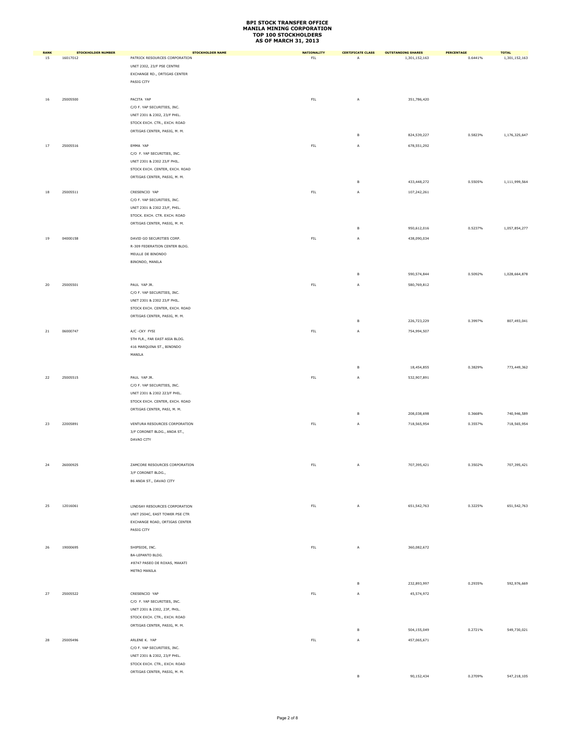# BPI STOCK TRANSFER OFFICE
# MANILA MINING CORPORATION
# TOP 100 STOCKHOLDERS
# AS OF MARCH 31, 2013

| RANK | STOCKHOLDER NUMBER | STOCKHOLDER NAME | NATIONALITY | CERTIFICATE CLASS | OUTSTANDING SHARES | PERCENTAGE | TOTAL |
|---|---|---|---|---|---|---|---|
| 15 | 16017012 | PATRICK RESOURCES CORPORATION | FIL | A | 1,301,152,163 | 0.6441% | 1,301,152,163 |
| | | UNIT 2302, 23/F PSE CENTRE | | | | | |
| | | EXCHANGE RD., ORTIGAS CENTER | | | | | |
| | | PASIG CITY | | | | | |
| 16 | 25005500 | PACITA YAP | FIL | A | 351,786,420 | | |
| | | C/O F. YAP SECURITIES, INC. | | | | | |
| | | UNIT 2301 & 2302, 23/F PHIL. | | | | | |
| | | STOCK EXCH. CTR., EXCH. ROAD | | | | | |
| | | ORTIGAS CENTER, PASIG, M. M. | | | | | |
| | | | | B | 824,539,227 | 0.5823% | 1,176,325,647 |
| 17 | 25005516 | EMMA YAP | FIL | A | 678,551,292 | | |
| | | C/O F. YAP SECURITIES, INC. | | | | | |
| | | UNIT 2301 & 2302 23/F PHIL. | | | | | |
| | | STOCK EXCH. CENTER, EXCH. ROAD | | | | | |
| | | ORTIGAS CENTER, PASIG, M. M. | | | | | |
| | | | | B | 433,448,272 | 0.5505% | 1,111,999,564 |
| 18 | 25005511 | CRESENCIO YAP | FIL | A | 107,242,261 | | |
| | | C/O F. YAP SECURITIES, INC. | | | | | |
| | | UNIT 2301 & 2302 23/F, PHIL. | | | | | |
| | | STOCK. EXCH. CTR. EXCH. ROAD | | | | | |
| | | ORTIGAS CENTER, PASIG, M. M. | | | | | |
| | | | | B | 950,612,016 | 0.5237% | 1,057,854,277 |
| 19 | 04000158 | DAVID GO SECURITIES CORP. | FIL | A | 438,090,034 | | |
| | | R-309 FEDERATION CENTER BLDG. | | | | | |
| | | MEULLE DE BINONDO | | | | | |
| | | BINONDO, MANILA | | | | | |
| | | | | B | 590,574,844 | 0.5092% | 1,028,664,878 |
| 20 | 25005501 | PAUL YAP JR. | FIL | A | 580,769,812 | | |
| | | C/O F. YAP SECURITIES, INC. | | | | | |
| | | UNIT 2301 & 2302 23/F PHIL. | | | | | |
| | | STOCK EXCH. CENTER, EXCH. ROAD | | | | | |
| | | ORTIGAS CENTER, PASIG, M. M. | | | | | |
| | | | | B | 226,723,229 | 0.3997% | 807,493,041 |
| 21 | 06000747 | A/C -CKY FYSI | FIL | A | 754,994,507 | | |
| | | 5TH FLR., FAR EAST ASIA BLDG. | | | | | |
| | | 416 MARQUINA ST., BINONDO | | | | | |
| | | MANILA | | | | | |
| | | | | B | 18,454,855 | 0.3829% | 773,449,362 |
| 22 | 25005515 | PAUL YAP JR. | FIL | A | 532,907,891 | | |
| | | C/O F. YAP SECURITIES, INC. | | | | | |
| | | UNIT 2301 & 2302 223/F PHIL. | | | | | |
| | | STOCK EXCH. CENTER, EXCH. ROAD | | | | | |
| | | ORTIGAS CENTER, PASI, M. M. | | | | | |
| | | | | B | 208,038,698 | 0.3668% | 740,946,589 |
| 23 | 22005891 | VENTURA RESOURCES CORPORATION | FIL | A | 718,565,954 | 0.3557% | 718,565,954 |
| | | 3/F CORONET BLDG., ANDA ST., | | | | | |
| | | DAVAO CITY | | | | | |
| 24 | 26000925 | ZAMCORE RESOURCES CORPORATION | FIL | A | 707,395,421 | 0.3502% | 707,395,421 |
| | | 3/F CORONET BLDG., | | | | | |
| | | 86 ANDA ST., DAVAO CITY | | | | | |
| 25 | 12016061 | LINDSAY RESOURCES CORPORATION | FIL | A | 651,542,763 | 0.3225% | 651,542,763 |
| | | UNIT 2504C, EAST TOWER PSE CTR | | | | | |
| | | EXCHANGE ROAD, ORTIGAS CENTER | | | | | |
| | | PASIG CITY | | | | | |
| 26 | 19000695 | SHIPSIDE, INC. | FIL | A | 360,082,672 | | |
| | | BA-LEPANTO BLDG. | | | | | |
| | | #8747 PASEO DE ROXAS, MAKATI | | | | | |
| | | METRO MANILA | | | | | |
| | | | | B | 232,893,997 | 0.2935% | 592,976,669 |
| 27 | 25005522 | CRESENCIO YAP | FIL | A | 45,574,972 | | |
| | | C/O F. YAP SECURITIES, INC. | | | | | |
| | | UNIT 2301 & 2302, 23F, PHIL. | | | | | |
| | | STOCK EXCH. CTR., EXCH. ROAD | | | | | |
| | | ORTIGAS CENTER, PASIG, M. M. | | | | | |
| | | | | B | 504,155,049 | 0.2721% | 549,730,021 |
| 28 | 25005496 | ARLENE K. YAP | FIL | A | 457,065,671 | | |
| | | C/O F. YAP SECURITIES, INC. | | | | | |
| | | UNIT 2301 & 2302, 23/F PHIL. | | | | | |
| | | STOCK EXCH. CTR., EXCH. ROAD | | | | | |
| | | ORTIGAS CENTER, PASIG, M. M. | | | | | |
| | | | | B | 90,152,434 | 0.2709% | 547,218,105 |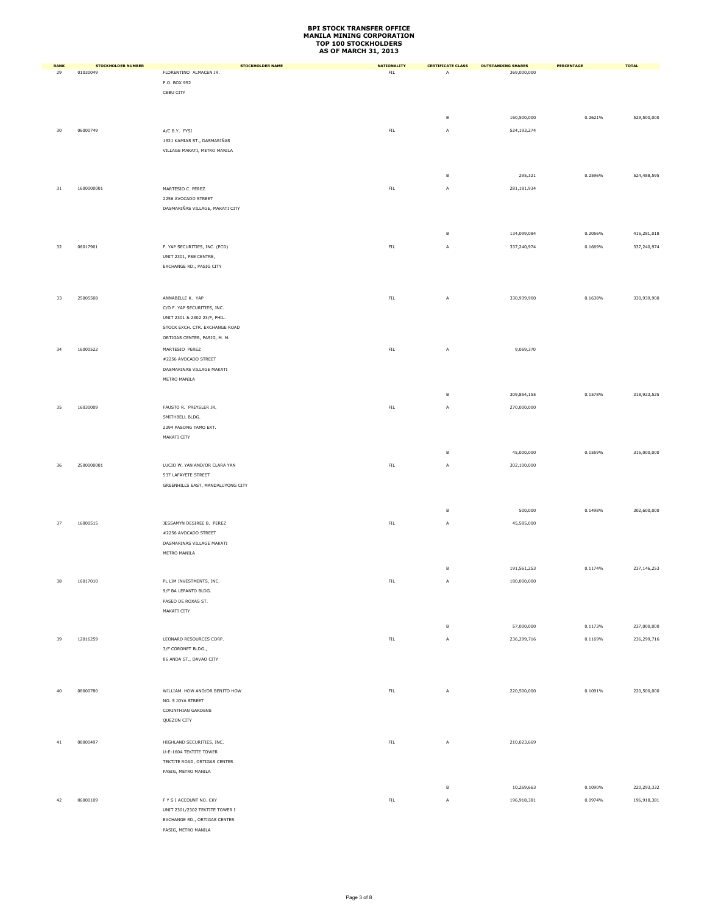# BPI STOCK TRANSFER OFFICE
# MANILA MINING CORPORATION
# TOP 100 STOCKHOLDERS
# AS OF MARCH 31, 2013

| RANK | STOCKHOLDER NUMBER | STOCKHOLDER NAME | NATIONALITY | CERTIFICATE CLASS | OUTSTANDING SHARES | PERCENTAGE | TOTAL |
|---|---|---|---|---|---|---|---|
| 29 | 01030049 | FLORENTINO ALMACEN JR.<br>P.O. BOX 952<br>CEBU CITY | FIL | A | 369,000,000 | | |
| | | | | B | 160,500,000 | 0.2621% | 529,500,000 |
| 30 | 06000749 | A/C B.Y. FYSI<br>1921 KAMIAS ST., DASMARIÑAS<br>VILLAGE MAKATI, METRO MANILA | FIL | A | 524,193,274 | | |
| | | | | B | 295,321 | 0.2596% | 524,488,595 |
| 31 | 1600000001 | MARTESIO C. PEREZ<br>2256 AVOCADO STREET<br>DASMARIÑAS VILLAGE, MAKATI CITY | FIL | A | 281,181,934 | | |
| | | | | B | 134,099,084 | 0.2056% | 415,281,018 |
| 32 | 06017901 | F. YAP SECURITIES, INC. (PCD)<br>UNIT 2301, PSE CENTRE,<br>EXCHANGE RD., PASIG CITY | FIL | A | 337,240,974 | 0.1669% | 337,240,974 |
| 33 | 25005508 | ANNABELLE K. YAP<br>C/O F. YAP SECURITIES, INC.<br>UNIT 2301 & 2302 23/F, PHIL.<br>STOCK EXCH. CTR. EXCHANGE ROAD<br>ORTIGAS CENTER, PASIG, M. M. | FIL | A | 330,939,900 | 0.1638% | 330,939,900 |
| 34 | 16000522 | MARTESIO PEREZ<br>#2256 AVOCADO STREET<br>DASMARINAS VILLAGE MAKATI<br>METRO MANILA | FIL | A | 9,069,370 | | |
| | | | | B | 309,854,155 | 0.1578% | 318,923,525 |
| 35 | 16030009 | FAUSTO R. PREYSLER JR.<br>SMITHBELL BLDG.<br>2294 PASONG TAMO EXT.<br>MAKATI CITY | FIL | A | 270,000,000 | | |
| | | | | B | 45,000,000 | 0.1559% | 315,000,000 |
| 36 | 2500000001 | LUCIO W. YAN AND/OR CLARA YAN<br>537 LAFAYETE STREET<br>GREENHILLS EAST, MANDALUYONG CITY | FIL | A | 302,100,000 | | |
| | | | | B | 500,000 | 0.1498% | 302,600,000 |
| 37 | 16000515 | JESSAMYN DESIREE B. PEREZ<br>#2256 AVOCADO STREET<br>DASMARINAS VILLAGE MAKATI<br>METRO MANILA | FIL | A | 45,585,000 | | |
| | | | | B | 191,561,253 | 0.1174% | 237,146,253 |
| 38 | 16017010 | PL LIM INVESTMENTS, INC.<br>9/F BA LEPANTO BLDG.<br>PASEO DE ROXAS ST.<br>MAKATI CITY | FIL | A | 180,000,000 | | |
| | | | | B | 57,000,000 | 0.1173% | 237,000,000 |
| 39 | 12016259 | LEONARD RESOURCES CORP.<br>3/F CORONET BLDG.,<br>86 ANDA ST., DAVAO CITY | FIL | A | 236,299,716 | 0.1169% | 236,299,716 |
| 40 | 08000780 | WILLIAM HOW AND/OR BENITO HOW<br>NO. 5 JOYA STREET<br>CORINTHIAN GARDENS<br>QUEZON CITY | FIL | A | 220,500,000 | 0.1091% | 220,500,000 |
| 41 | 08000497 | HIGHLAND SECURITIES, INC.<br>U-E-1604 TEKTITE TOWER<br>TEKTITE ROAD, ORTIGAS CENTER<br>PASIG, METRO MANILA | FIL | A | 210,023,669 | | |
| | | | | B | 10,269,663 | 0.1090% | 220,293,332 |
| 42 | 06000109 | F Y S I ACCOUNT NO. CKY<br>UNIT 2301/2302 TEKTITE TOWER I<br>EXCHANGE RD., ORTIGAS CENTER<br>PASIG, METRO MANILA | FIL | A | 196,918,381 | 0.0974% | 196,918,381 |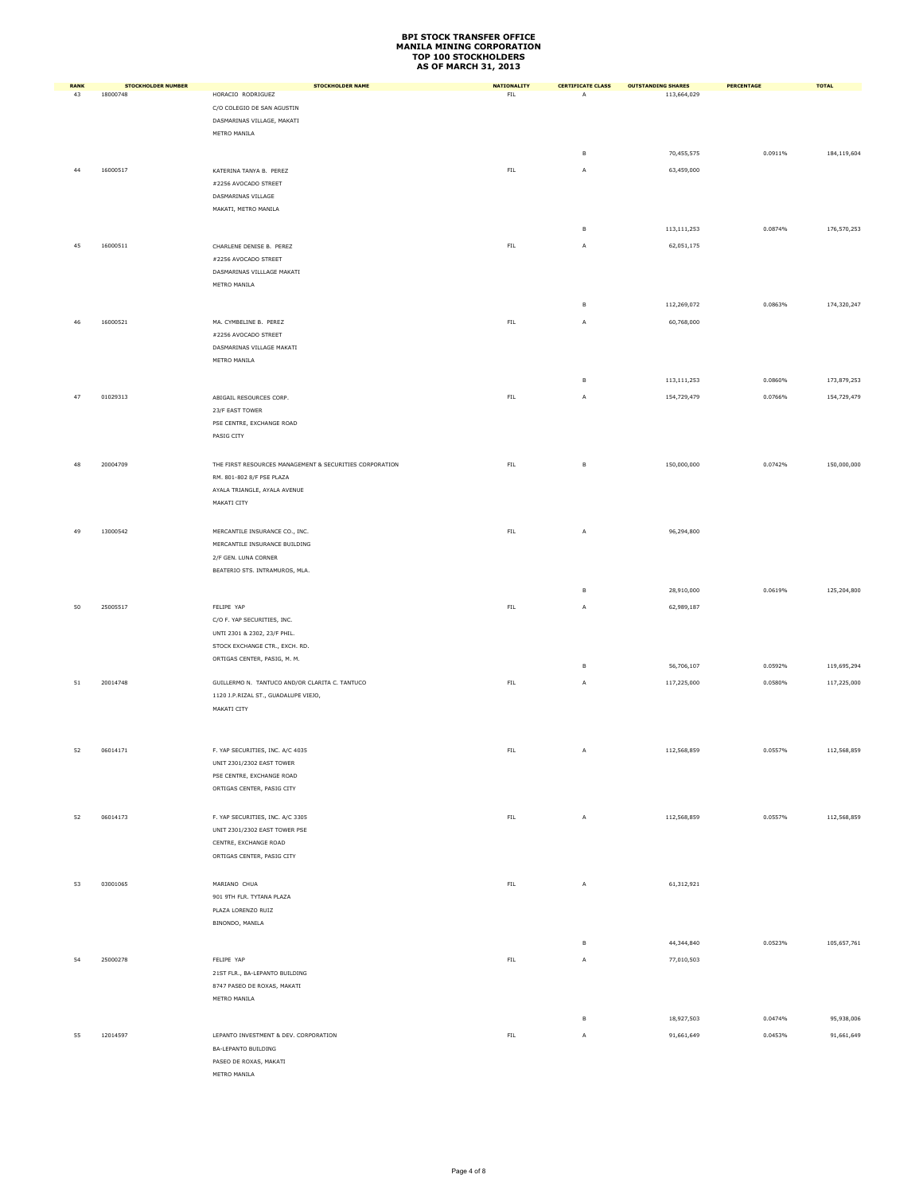# BPI STOCK TRANSFER OFFICE
# MANILA MINING CORPORATION
# TOP 100 STOCKHOLDERS
# AS OF MARCH 31, 2013

| RANK | STOCKHOLDER NUMBER | STOCKHOLDER NAME | NATIONALITY | CERTIFICATE CLASS | OUTSTANDING SHARES | PERCENTAGE | TOTAL |
|---|---|---|---|---|---|---|---|
| 43 | 18000748 | HORACIO RODRIGUEZ<br>C/O COLEGIO DE SAN AGUSTIN<br>DASMARINAS VILLAGE, MAKATI<br>METRO MANILA | FIL | A | 113,664,029 | | |
| | | | | B | 70,455,575 | 0.0911% | 184,119,604 |
| 44 | 16000517 | KATERINA TANYA B. PEREZ<br>#2256 AVOCADO STREET<br>DASMARINAS VILLAGE<br>MAKATI, METRO MANILA | FIL | A | 63,459,000 | | |
| | | | | B | 113,111,253 | 0.0874% | 176,570,253 |
| 45 | 16000511 | CHARLENE DENISE B. PEREZ<br>#2256 AVOCADO STREET<br>DASMARINAS VILLLAGE MAKATI<br>METRO MANILA | FIL | A | 62,051,175 | | |
| | | | | B | 112,269,072 | 0.0863% | 174,320,247 |
| 46 | 16000521 | MA. CYMBELINE B. PEREZ<br>#2256 AVOCADO STREET<br>DASMARINAS VILLAGE MAKATI<br>METRO MANILA | FIL | A | 60,768,000 | | |
| | | | | B | 113,111,253 | 0.0860% | 173,879,253 |
| 47 | 01029313 | ABIGAIL RESOURCES CORP.<br>23/F EAST TOWER<br>PSE CENTRE, EXCHANGE ROAD<br>PASIG CITY | FIL | A | 154,729,479 | 0.0766% | 154,729,479 |
| 48 | 20004709 | THE FIRST RESOURCES MANAGEMENT & SECURITIES CORPORATION<br>RM. 801-802 8/F PSE PLAZA<br>AYALA TRIANGLE, AYALA AVENUE<br>MAKATI CITY | FIL | B | 150,000,000 | 0.0742% | 150,000,000 |
| 49 | 13000542 | MERCANTILE INSURANCE CO., INC.<br>MERCANTILE INSURANCE BUILDING<br>2/F GEN. LUNA CORNER<br>BEATERIO STS. INTRAMUROS, MLA. | FIL | A | 96,294,800 | | |
| | | | | B | 28,910,000 | 0.0619% | 125,204,800 |
| 50 | 25005517 | FELIPE YAP<br>C/O F. YAP SECURITIES, INC.<br>UNTI 2301 & 2302, 23/F PHIL.<br>STOCK EXCHANGE CTR., EXCH. RD.<br>ORTIGAS CENTER, PASIG, M. M. | FIL | A | 62,989,187 | | |
| | | | | B | 56,706,107 | 0.0592% | 119,695,294 |
| 51 | 20014748 | GUILLERMO N. TANTUCO AND/OR CLARITA C. TANTUCO<br>1120 J.P.RIZAL ST., GUADALUPE VIEJO,<br>MAKATI CITY | FIL | A | 117,225,000 | 0.0580% | 117,225,000 |
| 52 | 06014171 | F. YAP SECURITIES, INC. A/C 4035<br>UNIT 2301/2302 EAST TOWER<br>PSE CENTRE, EXCHANGE ROAD<br>ORTIGAS CENTER, PASIG CITY | FIL | A | 112,568,859 | 0.0557% | 112,568,859 |
| 52 | 06014173 | F. YAP SECURITIES, INC. A/C 3305<br>UNIT 2301/2302 EAST TOWER PSE<br>CENTRE, EXCHANGE ROAD<br>ORTIGAS CENTER, PASIG CITY | FIL | A | 112,568,859 | 0.0557% | 112,568,859 |
| 53 | 03001065 | MARIANO CHUA<br>901 9TH FLR. TYTANA PLAZA<br>PLAZA LORENZO RUIZ<br>BINONDO, MANILA | FIL | A | 61,312,921 | | |
| | | | | B | 44,344,840 | 0.0523% | 105,657,761 |
| 54 | 25000278 | FELIPE YAP<br>21ST FLR., BA-LEPANTO BUILDING<br>8747 PASEO DE ROXAS, MAKATI<br>METRO MANILA | FIL | A | 77,010,503 | | |
| | | | | B | 18,927,503 | 0.0474% | 95,938,006 |
| 55 | 12014597 | LEPANTO INVESTMENT & DEV. CORPORATION<br>BA-LEPANTO BUILDING<br>PASEO DE ROXAS, MAKATI<br>METRO MANILA | FIL | A | 91,661,649 | 0.0453% | 91,661,649 |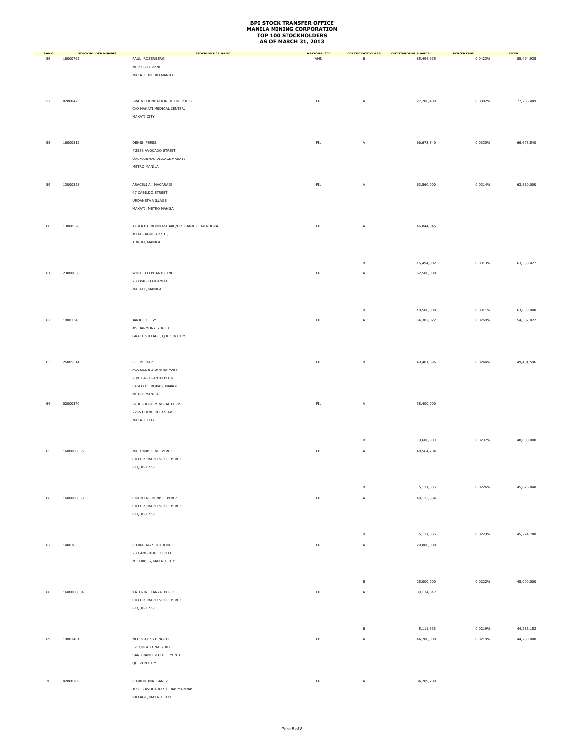# BPI STOCK TRANSFER OFFICE
# MANILA MINING CORPORATION
# TOP 100 STOCKHOLDERS
# AS OF MARCH 31, 2013

| RANK | STOCKHOLDER NUMBER | STOCKHOLDER NAME | NATIONALITY | CERTIFICATE CLASS | OUTSTANDING SHARES | PERCENTAGE | TOTAL |
|---|---|---|---|---|---|---|---|
| 56 | 18000792 | PAUL ROSENBERG<br>MCPO BOX 2220<br>MAKATI, METRO MANILA | AMN | B | 85,494,935 | 0.0423% | 85,494,935 |
| 57 | 02000475 | BRAIN FOUNDATION OF THE PHILS.<br>C/O MAKATI MEDICAL CENTER,<br>MAKATI CITY | FIL | A | 77,286,489 | 0.0382% | 77,286,489 |
| 58 | 16000512 | DENIS PEREZ<br>#2256 AVOCADO STREET<br>DASMARINAS VILLAGE MAKATI<br>METRO MANILA | FIL | A | 66,678,540 | 0.0330% | 66,678,540 |
| 59 | 13000323 | ARACELI A. MACARAIG<br>47 CABILDO STREET<br>URDANETA VILLAGE<br>MAKATI, METRO MANILA | FIL | A | 63,560,000 | 0.0314% | 63,560,000 |
| 60 | 13000520 | ALBERTO MENDOZA AND/OR JEANIE C. MENDOZA<br>#1145 AGUILAR ST.,<br>TONDO, MANILA | FIL | A | 46,844,045 | | |
| | | | | B | 16,494,382 | 0.0313% | 63,338,427 |
| 61 | 23000056 | WHITE ELEPHANTS, INC.<br>730 PABLO OCAMPO<br>MALATE, MANILA | FIL | A | 52,500,000 | | |
| | | | | B | 10,500,000 | 0.0311% | 63,000,000 |
| 62 | 19001343 | JANICE C. SY<br>#5 HARMONY STREET<br>GRACE VILLAGE, QUEZON CITY | FIL | A | 54,382,022 | 0.0269% | 54,382,022 |
| 63 | 25005514 | FELIPE YAP<br>C/O MANILA MINING CORP.<br>20/F BA-LEPANTO BLDG.<br>PASEO DE ROXAS, MAKATI<br>METRO MANILA | FIL | B | 49,401,596 | 0.0244% | 49,401,596 |
| 64 | 02000370 | BLUE RIDGE MINERAL CORP.<br>2255 CHINO ROCES AVE.<br>MAKATI CITY | FIL | A | 38,400,000 | | |
| | | | | B | 9,600,000 | 0.0237% | 48,000,000 |
| 65 | 1600000005 | MA. CYMBELINE PEREZ<br>C/O DR. MARTESIO C. PEREZ<br>REQUIRE SSC | FIL | A | 40,564,704 | | |
| | | | | B | 5,111,336 | 0.0226% | 45,676,040 |
| 66 | 1600000003 | CHARLENE DENISE PEREZ<br>C/O DR. MARTESIO C. PEREZ<br>REQUIRE SSC | FIL | A | 40,113,364 | | |
| | | | | B | 5,111,336 | 0.0223% | 45,224,700 |
| 67 | 14003635 | FLORA NG SIU KHENG<br>23 CAMBRIDGE CIRCLE<br>N. FORBES, MAKATI CITY | FIL | A | 20,000,000 | | |
| | | | | B | 25,000,000 | 0.0222% | 45,000,000 |
| 68 | 1600000004 | KATERINE TANYA PEREZ<br>C/O DR. MARTESIO C. PEREZ<br>REQUIRE SSC | FIL | A | 39,174,817 | | |
| | | | | B | 5,111,336 | 0.0219% | 44,286,153 |
| 69 | 19001401 | NECISTO SYTENGCO<br>37 JUDGE LUNA STREET<br>SAN FRANCISCO DEL MONTE<br>QUEZON CITY | FIL | A | 44,280,000 | 0.0219% | 44,280,000 |
| 70 | 02000209 | FLORENTINA BANEZ<br>#2256 AVOCADO ST., DASMARINAS<br>VILLAGE, MAKATI CITY | FIL | A | 34,209,289 | | |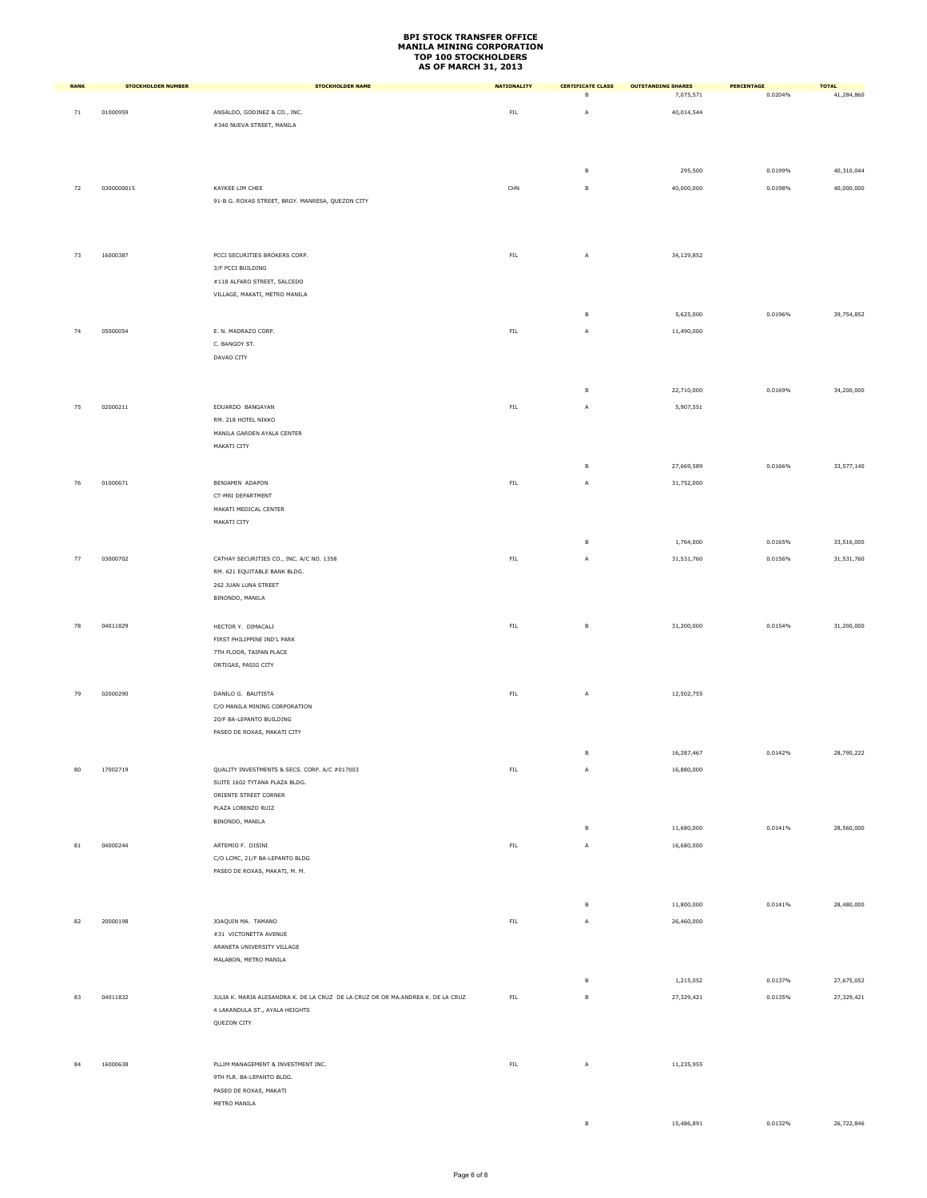# BPI STOCK TRANSFER OFFICE
# MANILA MINING CORPORATION
# TOP 100 STOCKHOLDERS
# AS OF MARCH 31, 2013

| RANK | STOCKHOLDER NUMBER | STOCKHOLDER NAME | NATIONALITY | CERTIFICATE CLASS | OUTSTANDING SHARES | PERCENTAGE | TOTAL |
|---|---|---|---|---|---|---|---|
| | | | | B | 7,075,571 | 0.0204% | 41,284,860 |
| 71 | 01000959 | ANSALDO, GODINEZ & CO., INC.<br>#340 NUEVA STREET, MANILA | FIL | A | 40,014,544 | | |
| | | | | B | 295,500 | 0.0199% | 40,310,044 |
| 72 | 0300000015 | KAYKEE LIM CHEE<br>91-B G. ROXAS STREET, BRGY. MANRESA, QUEZON CITY | CHN | B | 40,000,000 | 0.0198% | 40,000,000 |
| 73 | 16000387 | PCCI SECURITIES BROKERS CORP.<br>3/F PCCI BUILDING<br>#118 ALFARO STREET, SALCEDO<br>VILLAGE, MAKATI, METRO MANILA | FIL | A | 34,129,852 | | |
| | | | | B | 5,625,000 | 0.0196% | 39,754,852 |
| 74 | 05000054 | E. N. MADRAZO CORP.<br>C. BANGOY ST.<br>DAVAO CITY | FIL | A | 11,490,000 | | |
| | | | | B | 22,710,000 | 0.0169% | 34,200,000 |
| 75 | 02000211 | EDUARDO BANGAYAN<br>RM. 218 HOTEL NIKKO<br>MANILA GARDEN AYALA CENTER<br>MAKATI CITY | FIL | A | 5,907,551 | | |
| | | | | B | 27,669,589 | 0.0166% | 33,577,140 |
| 76 | 01000671 | BENJAMIN ADAPON<br>CT-MRI DEPARTMENT<br>MAKATI MEDICAL CENTER<br>MAKATI CITY | FIL | A | 31,752,000 | | |
| | | | | B | 1,764,000 | 0.0165% | 33,516,000 |
| 77 | 03000702 | CATHAY SECURITIES CO., INC. A/C NO. 1358<br>RM. 621 EQUITABLE BANK BLDG.<br>262 JUAN LUNA STREET<br>BINONDO, MANILA | FIL | A | 31,531,760 | 0.0156% | 31,531,760 |
| 78 | 04011829 | HECTOR Y. DIMACALI<br>FIRST PHILIPPINE IND'L PARK<br>7TH FLOOR, TAIPAN PLACE<br>ORTIGAS, PASIG CITY | FIL | B | 31,200,000 | 0.0154% | 31,200,000 |
| 79 | 02000290 | DANILO G. BAUTISTA<br>C/O MANILA MINING CORPORATION<br>20/F BA-LEPANTO BUILDING<br>PASEO DE ROXAS, MAKATI CITY | FIL | A | 12,502,755 | | |
| | | | | B | 16,287,467 | 0.0142% | 28,790,222 |
| 80 | 17002719 | QUALITY INVESTMENTS & SECS. CORP. A/C #017003<br>SUITE 1602 TYTANA PLAZA BLDG.<br>ORIENTE STREET CORNER<br>PLAZA LORENZO RUIZ<br>BINONDO, MANILA | FIL | A | 16,880,000 | | |
| | | | | B | 11,680,000 | 0.0141% | 28,560,000 |
| 81 | 04000244 | ARTEMIO F. DISINI<br>C/O LCMC, 21/F BA-LEPANTO BLDG<br>PASEO DE ROXAS, MAKATI, M. M. | FIL | A | 16,680,000 | | |
| | | | | B | 11,800,000 | 0.0141% | 28,480,000 |
| 82 | 20000198 | JOAQUIN MA. TAMANO<br>#31 VICTONETTA AVENUE<br>ARANETA UNIVERSITY VILLAGE<br>MALABON, METRO MANILA | FIL | A | 26,460,000 | | |
| | | | | B | 1,215,052 | 0.0137% | 27,675,052 |
| 83 | 04011832 | JULIA K. MARIA ALESANDRA K. DE LA CRUZ DE LA CRUZ OR OR MA.ANDREA K. DE LA CRUZ<br>4 LAKANDULA ST., AYALA HEIGHTS<br>QUEZON CITY | FIL | B | 27,329,421 | 0.0135% | 27,329,421 |
| 84 | 16000638 | PLLIM MANAGEMENT & INVESTMENT INC.<br>9TH FLR. BA-LEPANTO BLDG.<br>PASEO DE ROXAS, MAKATI<br>METRO MANILA | FIL | A | 11,235,955 | | |
| | | | | B | 15,486,891 | 0.0132% | 26,722,846 |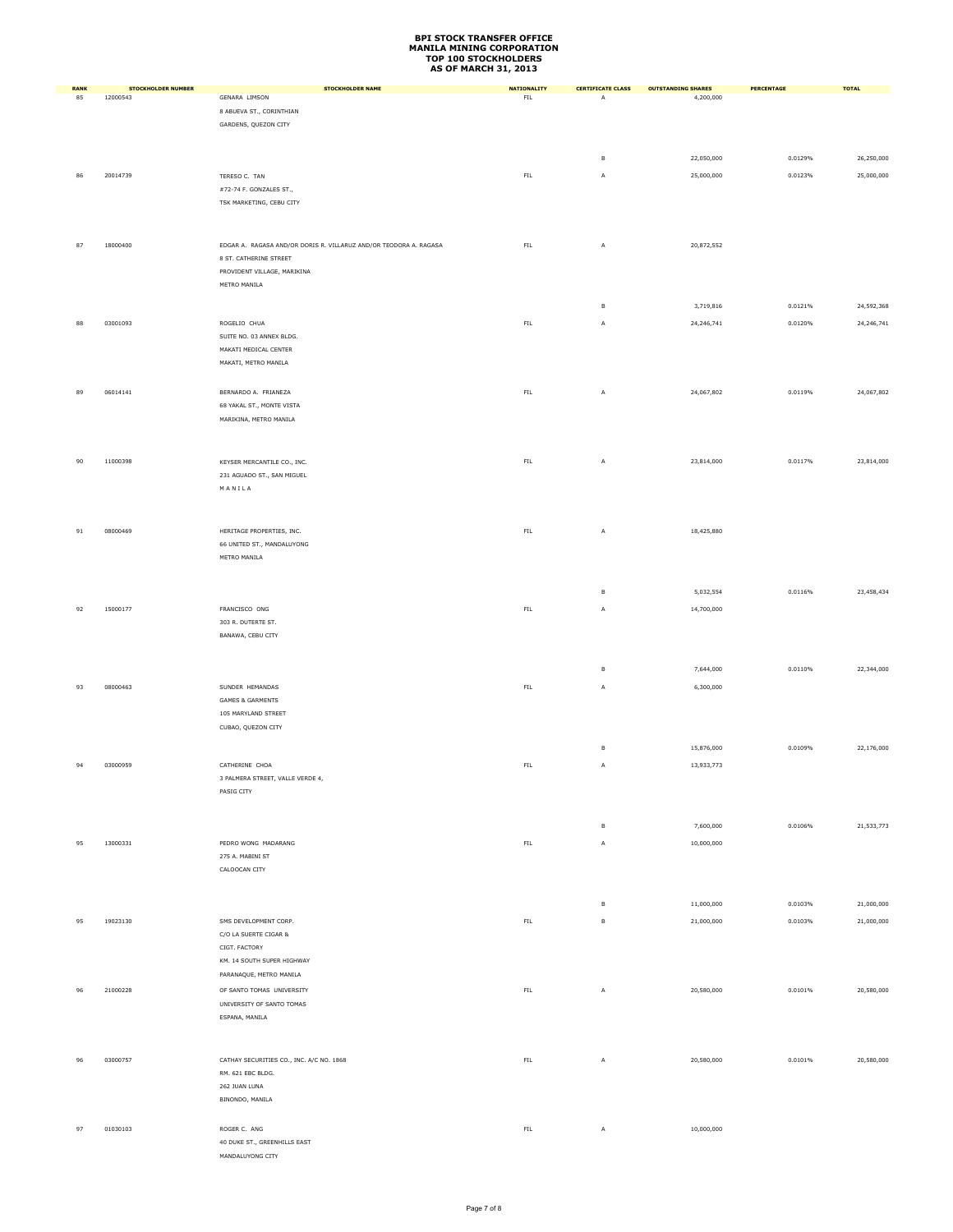# BPI STOCK TRANSFER OFFICE
# MANILA MINING CORPORATION
# TOP 100 STOCKHOLDERS
# AS OF MARCH 31, 2013

| RANK | STOCKHOLDER NUMBER | STOCKHOLDER NAME | NATIONALITY | CERTIFICATE CLASS | OUTSTANDING SHARES | PERCENTAGE | TOTAL |
|---|---|---|---|---|---|---|---|
| 85 | 12000543 | GENARA LIMSON<br>8 ABUEVA ST., CORINTHIAN<br>GARDENS, QUEZON CITY | FIL | A | 4,200,000 | | |
| | | | | B | 22,050,000 | 0.0129% | 26,250,000 |
| 86 | 20014739 | TERESO C. TAN<br>#72-74 F. GONZALES ST.,<br>TSK MARKETING, CEBU CITY | FIL | A | 25,000,000 | 0.0123% | 25,000,000 |
| 87 | 18000400 | EDGAR A. RAGASA AND/OR DORIS R. VILLARUZ AND/OR TEODORA A. RAGASA<br>8 ST. CATHERINE STREET<br>PROVIDENT VILLAGE, MARIKINA<br>METRO MANILA | FIL | A | 20,872,552 | | |
| | | | | B | 3,719,816 | 0.0121% | 24,592,368 |
| 88 | 03001093 | ROGELIO CHUA<br>SUITE NO. 03 ANNEX BLDG.<br>MAKATI MEDICAL CENTER<br>MAKATI, METRO MANILA | FIL | A | 24,246,741 | 0.0120% | 24,246,741 |
| 89 | 06014141 | BERNARDO A. FRIANEZA<br>68 YAKAL ST., MONTE VISTA<br>MARIKINA, METRO MANILA | FIL | A | 24,067,802 | 0.0119% | 24,067,802 |
| 90 | 11000398 | KEYSER MERCANTILE CO., INC.<br>231 AGUADO ST., SAN MIGUEL<br>M A N I L A | FIL | A | 23,814,000 | 0.0117% | 23,814,000 |
| 91 | 08000469 | HERITAGE PROPERTIES, INC.<br>66 UNITED ST., MANDALUYONG<br>METRO MANILA | FIL | A | 18,425,880 | | |
| | | | | B | 5,032,554 | 0.0116% | 23,458,434 |
| 92 | 15000177 | FRANCISCO ONG<br>303 R. DUTERTE ST.<br>BANAWA, CEBU CITY | FIL | A | 14,700,000 | | |
| | | | | B | 7,644,000 | 0.0110% | 22,344,000 |
| 93 | 08000463 | SUNDER HEMANDAS<br>GAMES & GARMENTS<br>105 MARYLAND STREET<br>CUBAO, QUEZON CITY | FIL | A | 6,300,000 | | |
| | | | | B | 15,876,000 | 0.0109% | 22,176,000 |
| 94 | 03000959 | CATHERINE CHOA<br>3 PALMERA STREET, VALLE VERDE 4,<br>PASIG CITY | FIL | A | 13,933,773 | | |
| | | | | B | 7,600,000 | 0.0106% | 21,533,773 |
| 95 | 13000331 | PEDRO WONG MADARANG<br>275 A. MABINI ST<br>CALOOCAN CITY | FIL | A | 10,000,000 | | |
| | | | | B | 11,000,000 | 0.0103% | 21,000,000 |
| 95 | 19023130 | SMS DEVELOPMENT CORP.<br>C/O LA SUERTE CIGAR &<br>CIGT. FACTORY<br>KM. 14 SOUTH SUPER HIGHWAY<br>PARANAQUE, METRO MANILA | FIL | B | 21,000,000 | 0.0103% | 21,000,000 |
| 96 | 21000228 | OF SANTO TOMAS UNIVERSITY<br>UNIVERSITY OF SANTO TOMAS<br>ESPANA, MANILA | FIL | A | 20,580,000 | 0.0101% | 20,580,000 |
| 96 | 03000757 | CATHAY SECURITIES CO., INC. A/C NO. 1868<br>RM. 621 EBC BLDG.<br>262 JUAN LUNA<br>BINONDO, MANILA | FIL | A | 20,580,000 | 0.0101% | 20,580,000 |
| 97 | 01030103 | ROGER C. ANG<br>40 DUKE ST., GREENHILLS EAST<br>MANDALUYONG CITY | FIL | A | 10,000,000 | | |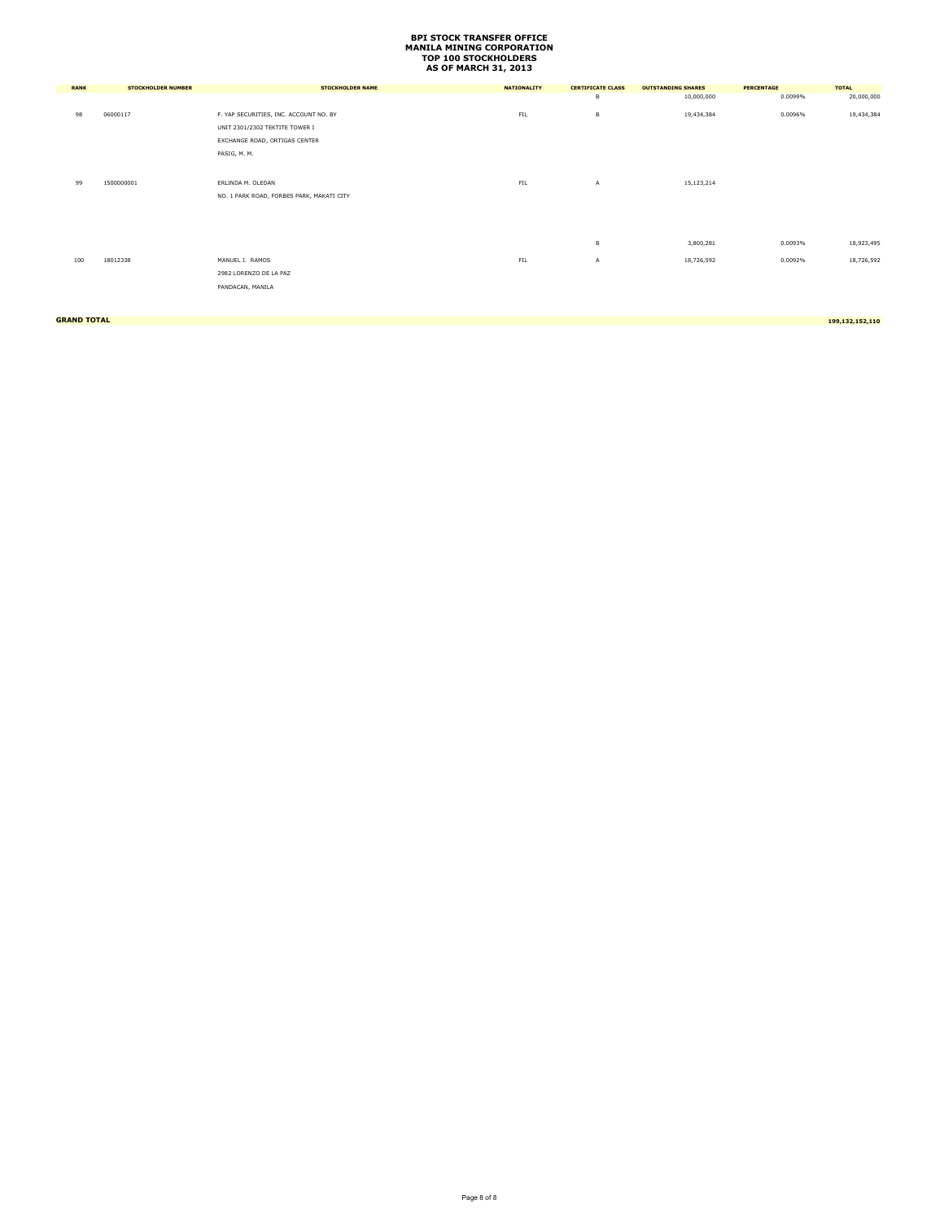# BPI STOCK TRANSFER OFFICE
# MANILA MINING CORPORATION
# TOP 100 STOCKHOLDERS
# AS OF MARCH 31, 2013

| RANK | STOCKHOLDER NUMBER | STOCKHOLDER NAME | NATIONALITY | CERTIFICATE CLASS | OUTSTANDING SHARES | PERCENTAGE | TOTAL |
|---|---|---|---|---|---|---|---|
| | | | | B | 10,000,000 | 0.0099% | 20,000,000 |
| 98 | 06000117 | F. YAP SECURITIES, INC. ACCOUNT NO. BY<br>UNIT 2301/2302 TEKTITE TOWER I<br>EXCHANGE ROAD, ORTIGAS CENTER<br>PASIG, M. M. | FIL | B | 19,434,384 | 0.0096% | 19,434,384 |
| 99 | 1500000001 | ERLINDA M. OLEDAN<br>NO. 1 PARK ROAD, FORBES PARK, MAKATI CITY | FIL | A | 15,123,214 | | |
| | | | | B | 3,800,281 | 0.0093% | 18,923,495 |
| 100 | 18012338 | MANUEL J. RAMOS<br>2982 LORENZO DE LA PAZ<br>PANDACAN, MANILA | FIL | A | 18,726,592 | 0.0092% | 18,726,592 |
| **GRAND TOTAL** | | | | | | | **199,132,152,110** |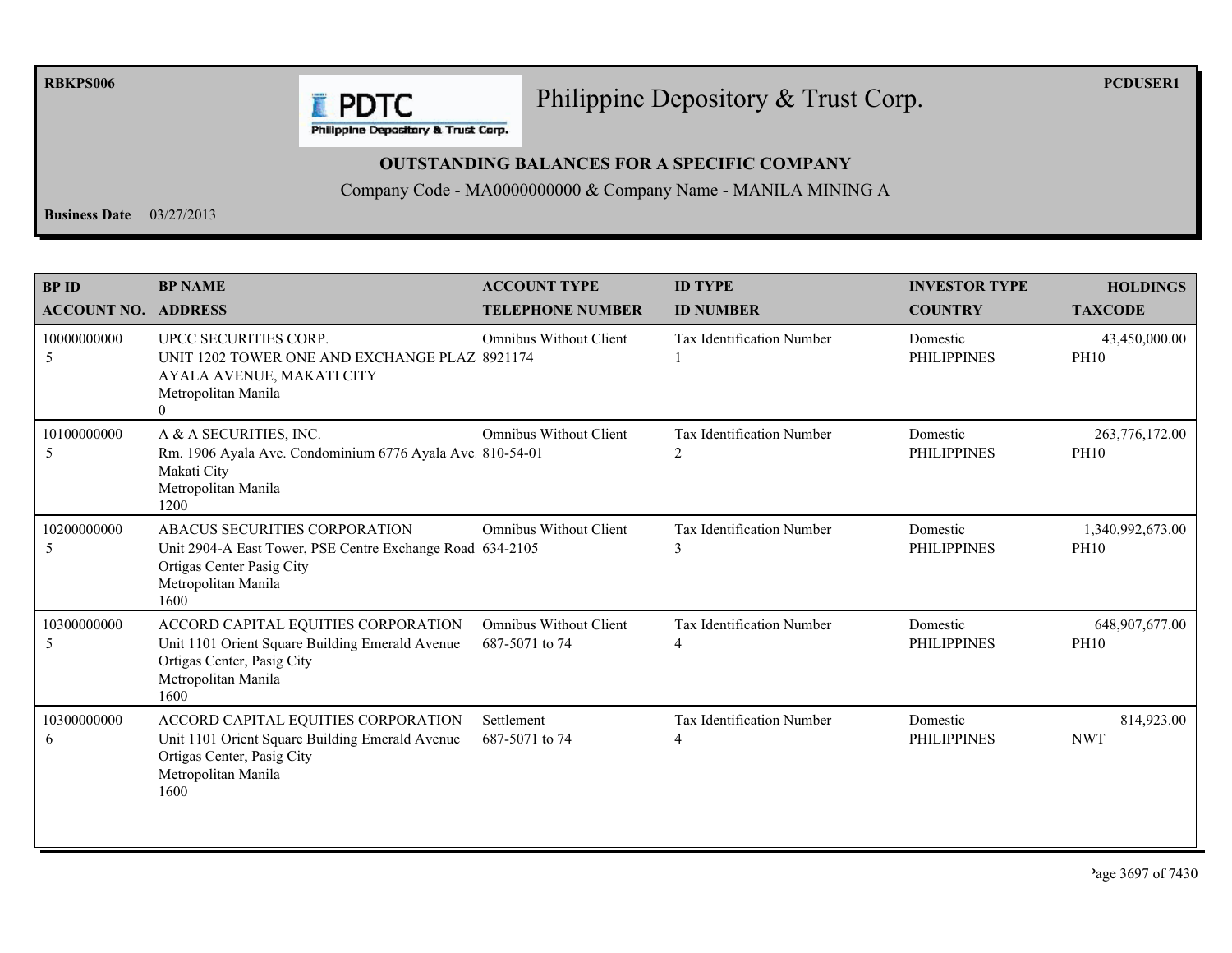RBKPS006 PCDUSER1

# Philippine Depository & Trust Corp.

**OUTSTANDING BALANCES FOR A SPECIFIC COMPANY**

Company Code - MA0000000000 & Company Name - MANILA MINING A

**Business Date** 03/27/2013

| BP ID<br>ACCOUNT NO. | BP NAME<br>ADDRESS | ACCOUNT TYPE<br>TELEPHONE NUMBER | ID TYPE<br>ID NUMBER | INVESTOR TYPE<br>COUNTRY | HOLDINGS<br>TAXCODE |
|---|---|---|---|---|---|
| 10000000000<br>5 | UPCC SECURITIES CORP.<br>UNIT 1202 TOWER ONE AND EXCHANGE PLAZ<br>AYALA AVENUE, MAKATI CITY<br>Metropolitan Manila<br>0 | Omnibus Without Client<br>8921174 | Tax Identification Number<br>1 | Domestic<br>PHILIPPINES | 43,450,000.00<br>PH10 |
| 10100000000<br>5 | A & A SECURITIES, INC.<br>Rm. 1906 Ayala Ave. Condominium 6776 Ayala Ave.<br>Makati City<br>Metropolitan Manila<br>1200 | Omnibus Without Client<br>810-54-01 | Tax Identification Number<br>2 | Domestic<br>PHILIPPINES | 263,776,172.00<br>PH10 |
| 10200000000<br>5 | ABACUS SECURITIES CORPORATION<br>Unit 2904-A East Tower, PSE Centre Exchange Road.<br>Ortigas Center Pasig City<br>Metropolitan Manila<br>1600 | Omnibus Without Client<br>634-2105 | Tax Identification Number<br>3 | Domestic<br>PHILIPPINES | 1,340,992,673.00<br>PH10 |
| 10300000000<br>5 | ACCORD CAPITAL EQUITIES CORPORATION<br>Unit 1101 Orient Square Building Emerald Avenue<br>Ortigas Center, Pasig City<br>Metropolitan Manila<br>1600 | Omnibus Without Client<br>687-5071 to 74 | Tax Identification Number<br>4 | Domestic<br>PHILIPPINES | 648,907,677.00<br>PH10 |
| 10300000000<br>6 | ACCORD CAPITAL EQUITIES CORPORATION<br>Unit 1101 Orient Square Building Emerald Avenue<br>Ortigas Center, Pasig City<br>Metropolitan Manila<br>1600 | Settlement<br>687-5071 to 74 | Tax Identification Number<br>4 | Domestic<br>PHILIPPINES | 814,923.00<br>NWT |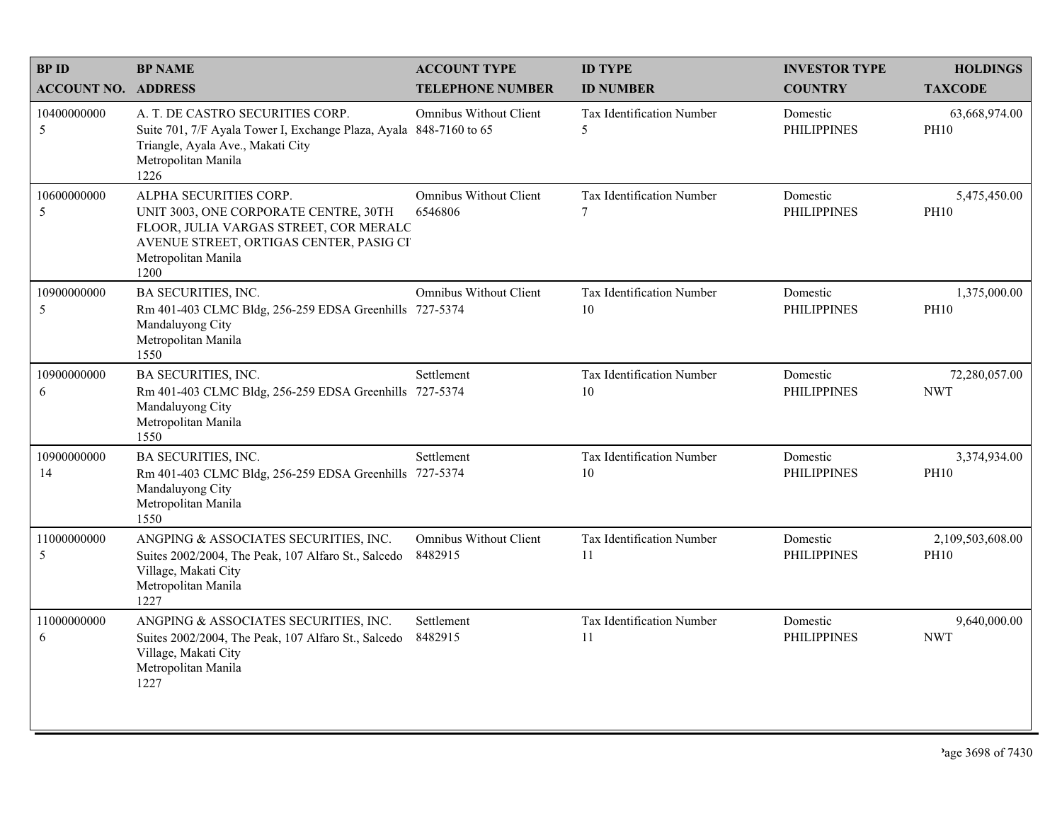| BP ID<br>ACCOUNT NO. | BP NAME<br>ADDRESS | ACCOUNT TYPE<br>TELEPHONE NUMBER | ID TYPE<br>ID NUMBER | INVESTOR TYPE<br>COUNTRY | HOLDINGS<br>TAXCODE |
|---|---|---|---|---|---|
| 10400000000<br>5 | A. T. DE CASTRO SECURITIES CORP.<br>Suite 701, 7/F Ayala Tower I, Exchange Plaza, Ayala Triangle, Ayala Ave., Makati City<br>Metropolitan Manila<br>1226 | Omnibus Without Client<br>848-7160 to 65 | Tax Identification Number<br>5 | Domestic<br>PHILIPPINES | 63,668,974.00<br>PH10 |
| 10600000000<br>5 | ALPHA SECURITIES CORP.<br>UNIT 3003, ONE CORPORATE CENTRE, 30TH FLOOR, JULIA VARGAS STREET, COR MERALC AVENUE STREET, ORTIGAS CENTER, PASIG CI<br>Metropolitan Manila<br>1200 | Omnibus Without Client<br>6546806 | Tax Identification Number<br>7 | Domestic<br>PHILIPPINES | 5,475,450.00<br>PH10 |
| 10900000000<br>5 | BA SECURITIES, INC.<br>Rm 401-403 CLMC Bldg, 256-259 EDSA Greenhills Mandaluyong City<br>Metropolitan Manila<br>1550 | Omnibus Without Client<br>727-5374 | Tax Identification Number<br>10 | Domestic<br>PHILIPPINES | 1,375,000.00<br>PH10 |
| 10900000000<br>6 | BA SECURITIES, INC.<br>Rm 401-403 CLMC Bldg, 256-259 EDSA Greenhills Mandaluyong City<br>Metropolitan Manila<br>1550 | Settlement<br>727-5374 | Tax Identification Number<br>10 | Domestic<br>PHILIPPINES | 72,280,057.00<br>NWT |
| 10900000000<br>14 | BA SECURITIES, INC.<br>Rm 401-403 CLMC Bldg, 256-259 EDSA Greenhills Mandaluyong City<br>Metropolitan Manila<br>1550 | Settlement<br>727-5374 | Tax Identification Number<br>10 | Domestic<br>PHILIPPINES | 3,374,934.00<br>PH10 |
| 11000000000<br>5 | ANGPING & ASSOCIATES SECURITIES, INC.<br>Suites 2002/2004, The Peak, 107 Alfaro St., Salcedo Village, Makati City<br>Metropolitan Manila<br>1227 | Omnibus Without Client<br>8482915 | Tax Identification Number<br>11 | Domestic<br>PHILIPPINES | 2,109,503,608.00<br>PH10 |
| 11000000000<br>6 | ANGPING & ASSOCIATES SECURITIES, INC.<br>Suites 2002/2004, The Peak, 107 Alfaro St., Salcedo Village, Makati City<br>Metropolitan Manila<br>1227 | Settlement<br>8482915 | Tax Identification Number<br>11 | Domestic<br>PHILIPPINES | 9,640,000.00<br>NWT |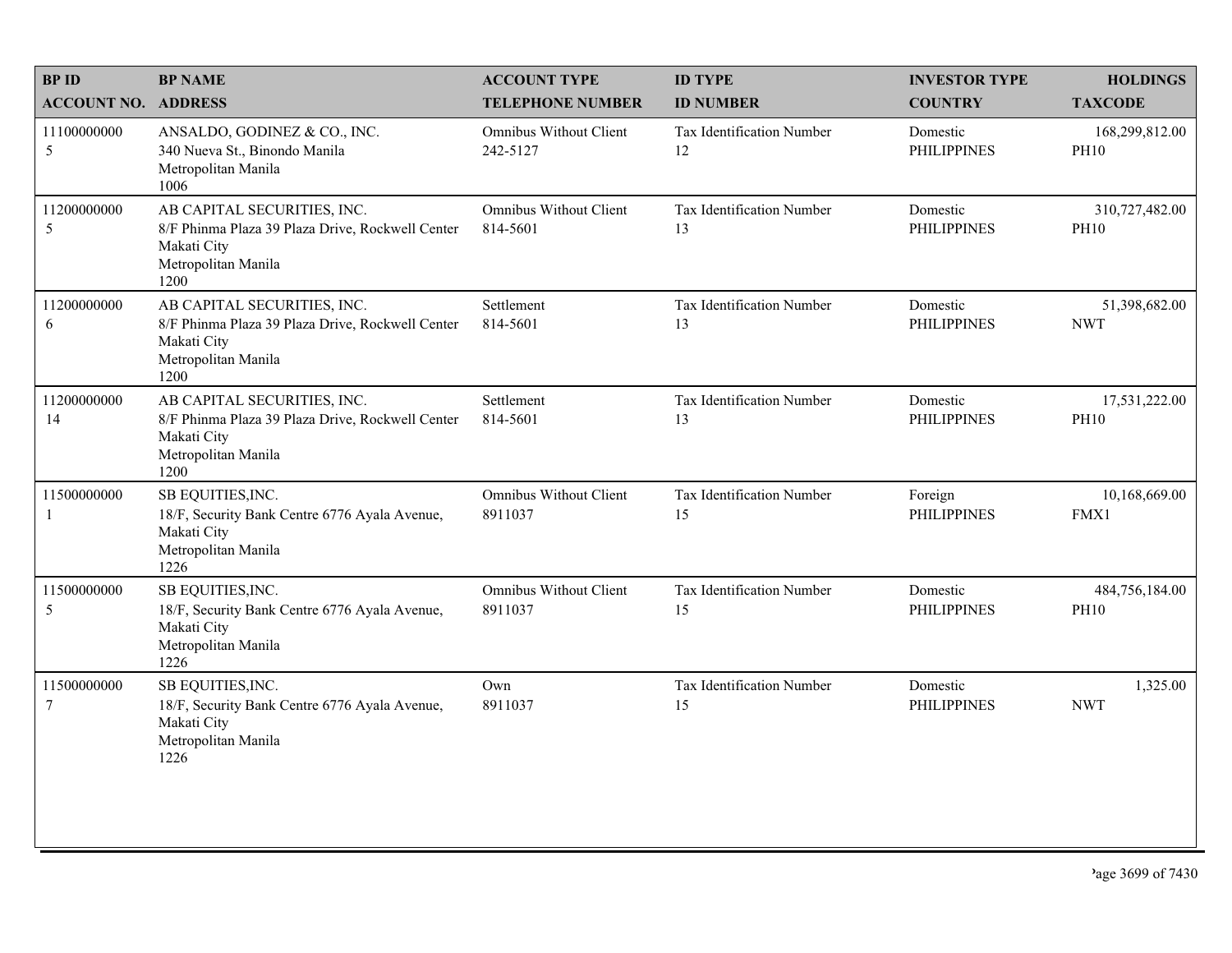| BP ID<br>ACCOUNT NO. | BP NAME<br>ADDRESS | ACCOUNT TYPE<br>TELEPHONE NUMBER | ID TYPE<br>ID NUMBER | INVESTOR TYPE<br>COUNTRY | HOLDINGS<br>TAXCODE |
|---|---|---|---|---|---|
| 11100000000<br>5 | ANSALDO, GODINEZ & CO., INC.<br>340 Nueva St., Binondo Manila<br>Metropolitan Manila<br>1006 | Omnibus Without Client<br>242-5127 | Tax Identification Number<br>12 | Domestic<br>PHILIPPINES | 168,299,812.00<br>PH10 |
| 11200000000<br>5 | AB CAPITAL SECURITIES, INC.<br>8/F Phinma Plaza 39 Plaza Drive, Rockwell Center<br>Makati City<br>Metropolitan Manila<br>1200 | Omnibus Without Client<br>814-5601 | Tax Identification Number<br>13 | Domestic<br>PHILIPPINES | 310,727,482.00<br>PH10 |
| 11200000000<br>6 | AB CAPITAL SECURITIES, INC.<br>8/F Phinma Plaza 39 Plaza Drive, Rockwell Center<br>Makati City<br>Metropolitan Manila<br>1200 | Settlement<br>814-5601 | Tax Identification Number<br>13 | Domestic<br>PHILIPPINES | 51,398,682.00<br>NWT |
| 11200000000<br>14 | AB CAPITAL SECURITIES, INC.<br>8/F Phinma Plaza 39 Plaza Drive, Rockwell Center<br>Makati City<br>Metropolitan Manila<br>1200 | Settlement<br>814-5601 | Tax Identification Number<br>13 | Domestic<br>PHILIPPINES | 17,531,222.00<br>PH10 |
| 11500000000<br>1 | SB EQUITIES,INC.<br>18/F, Security Bank Centre 6776 Ayala Avenue,<br>Makati City<br>Metropolitan Manila<br>1226 | Omnibus Without Client<br>8911037 | Tax Identification Number<br>15 | Foreign<br>PHILIPPINES | 10,168,669.00<br>FMX1 |
| 11500000000<br>5 | SB EQUITIES,INC.<br>18/F, Security Bank Centre 6776 Ayala Avenue,<br>Makati City<br>Metropolitan Manila<br>1226 | Omnibus Without Client<br>8911037 | Tax Identification Number<br>15 | Domestic<br>PHILIPPINES | 484,756,184.00<br>PH10 |
| 11500000000<br>7 | SB EQUITIES,INC.<br>18/F, Security Bank Centre 6776 Ayala Avenue,<br>Makati City<br>Metropolitan Manila<br>1226 | Own<br>8911037 | Tax Identification Number<br>15 | Domestic<br>PHILIPPINES | 1,325.00<br>NWT |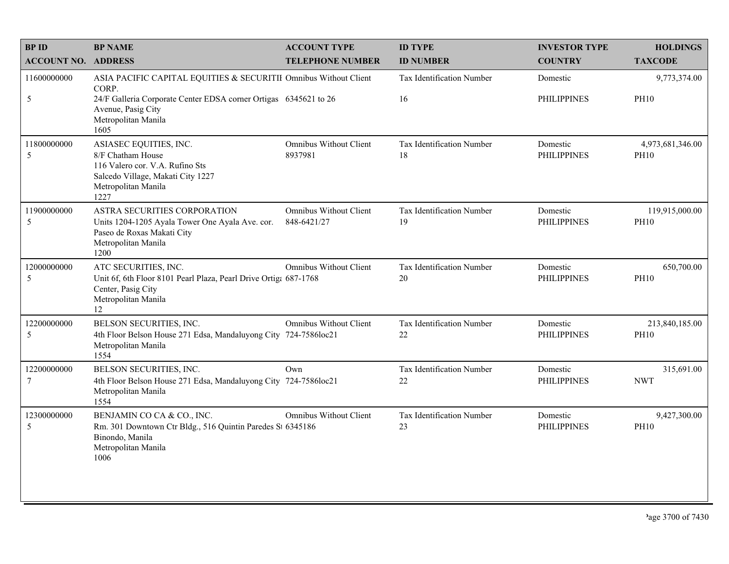| BP ID<br>ACCOUNT NO. | BP NAME<br>ADDRESS | ACCOUNT TYPE<br>TELEPHONE NUMBER | ID TYPE<br>ID NUMBER | INVESTOR TYPE<br>COUNTRY | HOLDINGS<br>TAXCODE |
|---|---|---|---|---|---|
| 11600000000<br>5 | ASIA PACIFIC CAPITAL EQUITIES & SECURITIE CORP.<br>24/F Galleria Corporate Center EDSA corner Ortigas Avenue, Pasig City<br>Metropolitan Manila<br>1605 | Omnibus Without Client<br>6345621 to 26 | Tax Identification Number<br>16 | Domestic<br>PHILIPPINES | 9,773,374.00<br>PH10 |
| 11800000000<br>5 | ASIASEC EQUITIES, INC.<br>8/F Chatham House<br>116 Valero cor. V.A. Rufino Sts<br>Salcedo Village, Makati City 1227<br>Metropolitan Manila<br>1227 | Omnibus Without Client<br>8937981 | Tax Identification Number<br>18 | Domestic<br>PHILIPPINES | 4,973,681,346.00<br>PH10 |
| 11900000000<br>5 | ASTRA SECURITIES CORPORATION<br>Units 1204-1205 Ayala Tower One Ayala Ave. cor. Paseo de Roxas Makati City<br>Metropolitan Manila<br>1200 | Omnibus Without Client<br>848-6421/27 | Tax Identification Number<br>19 | Domestic<br>PHILIPPINES | 119,915,000.00<br>PH10 |
| 12000000000<br>5 | ATC SECURITIES, INC.<br>Unit 6f, 6th Floor 8101 Pearl Plaza, Pearl Drive Ortiga Center, Pasig City<br>Metropolitan Manila<br>12 | Omnibus Without Client<br>687-1768 | Tax Identification Number<br>20 | Domestic<br>PHILIPPINES | 650,700.00<br>PH10 |
| 12200000000<br>5 | BELSON SECURITIES, INC.<br>4th Floor Belson House 271 Edsa, Mandaluyong City<br>Metropolitan Manila<br>1554 | Omnibus Without Client<br>724-7586loc21 | Tax Identification Number<br>22 | Domestic<br>PHILIPPINES | 213,840,185.00<br>PH10 |
| 12200000000<br>7 | BELSON SECURITIES, INC.<br>4th Floor Belson House 271 Edsa, Mandaluyong City<br>Metropolitan Manila<br>1554 | Own<br>724-7586loc21 | Tax Identification Number<br>22 | Domestic<br>PHILIPPINES | 315,691.00<br>NWT |
| 12300000000<br>5 | BENJAMIN CO CA & CO., INC.<br>Rm. 301 Downtown Ctr Bldg., 516 Quintin Paredes St Binondo, Manila<br>Metropolitan Manila<br>1006 | Omnibus Without Client<br>6345186 | Tax Identification Number<br>23 | Domestic<br>PHILIPPINES | 9,427,300.00<br>PH10 |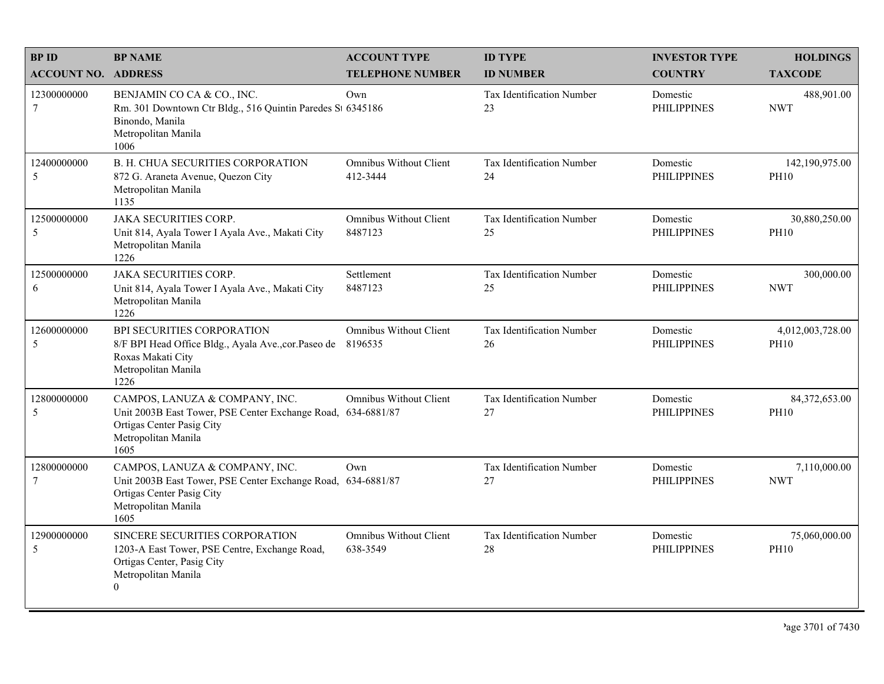| BP ID<br>ACCOUNT NO. | BP NAME<br>ADDRESS | ACCOUNT TYPE<br>TELEPHONE NUMBER | ID TYPE<br>ID NUMBER | INVESTOR TYPE<br>COUNTRY | HOLDINGS<br>TAXCODE |
|---|---|---|---|---|---|
| 12300000000<br>7 | BENJAMIN CO CA & CO., INC.<br>Rm. 301 Downtown Ctr Bldg., 516 Quintin Paredes St<br>Binondo, Manila<br>Metropolitan Manila<br>1006 | Own<br>6345186 | Tax Identification Number<br>23 | Domestic<br>PHILIPPINES | 488,901.00<br>NWT |
| 12400000000<br>5 | B. H. CHUA SECURITIES CORPORATION<br>872 G. Araneta Avenue, Quezon City<br>Metropolitan Manila<br>1135 | Omnibus Without Client<br>412-3444 | Tax Identification Number<br>24 | Domestic<br>PHILIPPINES | 142,190,975.00<br>PH10 |
| 12500000000<br>5 | JAKA SECURITIES CORP.<br>Unit 814, Ayala Tower I Ayala Ave., Makati City<br>Metropolitan Manila<br>1226 | Omnibus Without Client<br>8487123 | Tax Identification Number<br>25 | Domestic<br>PHILIPPINES | 30,880,250.00<br>PH10 |
| 12500000000<br>6 | JAKA SECURITIES CORP.<br>Unit 814, Ayala Tower I Ayala Ave., Makati City<br>Metropolitan Manila<br>1226 | Settlement<br>8487123 | Tax Identification Number<br>25 | Domestic<br>PHILIPPINES | 300,000.00<br>NWT |
| 12600000000<br>5 | BPI SECURITIES CORPORATION<br>8/F BPI Head Office Bldg., Ayala Ave.,cor.Paseo de Roxas Makati City<br>Metropolitan Manila<br>1226 | Omnibus Without Client<br>8196535 | Tax Identification Number<br>26 | Domestic<br>PHILIPPINES | 4,012,003,728.00<br>PH10 |
| 12800000000<br>5 | CAMPOS, LANUZA & COMPANY, INC.<br>Unit 2003B East Tower, PSE Center Exchange Road, Ortigas Center Pasig City<br>Metropolitan Manila<br>1605 | Omnibus Without Client<br>634-6881/87 | Tax Identification Number<br>27 | Domestic<br>PHILIPPINES | 84,372,653.00<br>PH10 |
| 12800000000<br>7 | CAMPOS, LANUZA & COMPANY, INC.<br>Unit 2003B East Tower, PSE Center Exchange Road, Ortigas Center Pasig City<br>Metropolitan Manila<br>1605 | Own<br>634-6881/87 | Tax Identification Number<br>27 | Domestic<br>PHILIPPINES | 7,110,000.00<br>NWT |
| 12900000000<br>5 | SINCERE SECURITIES CORPORATION<br>1203-A East Tower, PSE Centre, Exchange Road, Ortigas Center, Pasig City<br>Metropolitan Manila<br>0 | Omnibus Without Client<br>638-3549 | Tax Identification Number<br>28 | Domestic<br>PHILIPPINES | 75,060,000.00<br>PH10 |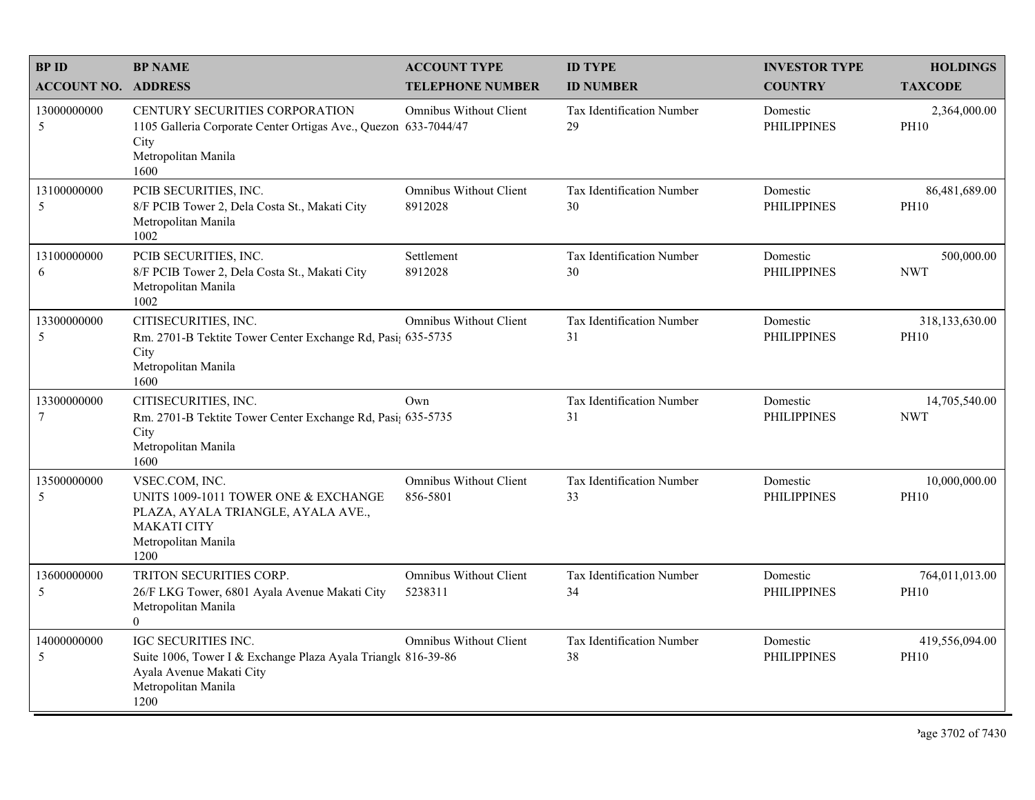| BP ID<br>ACCOUNT NO. | BP NAME<br>ADDRESS | ACCOUNT TYPE<br>TELEPHONE NUMBER | ID TYPE<br>ID NUMBER | INVESTOR TYPE<br>COUNTRY | HOLDINGS<br>TAXCODE |
|---|---|---|---|---|---|
| 13000000000<br>5 | CENTURY SECURITIES CORPORATION<br>1105 Galleria Corporate Center Ortigas Ave., Quezon City<br>Metropolitan Manila<br>1600 | Omnibus Without Client<br>633-7044/47 | Tax Identification Number<br>29 | Domestic<br>PHILIPPINES | 2,364,000.00<br>PH10 |
| 13100000000<br>5 | PCIB SECURITIES, INC.<br>8/F PCIB Tower 2, Dela Costa St., Makati City<br>Metropolitan Manila<br>1002 | Omnibus Without Client<br>8912028 | Tax Identification Number<br>30 | Domestic<br>PHILIPPINES | 86,481,689.00<br>PH10 |
| 13100000000<br>6 | PCIB SECURITIES, INC.<br>8/F PCIB Tower 2, Dela Costa St., Makati City<br>Metropolitan Manila<br>1002 | Settlement<br>8912028 | Tax Identification Number<br>30 | Domestic<br>PHILIPPINES | 500,000.00<br>NWT |
| 13300000000<br>5 | CITISECURITIES, INC.<br>Rm. 2701-B Tektite Tower Center Exchange Rd, Pasig City<br>Metropolitan Manila<br>1600 | Omnibus Without Client<br>635-5735 | Tax Identification Number<br>31 | Domestic<br>PHILIPPINES | 318,133,630.00<br>PH10 |
| 13300000000<br>7 | CITISECURITIES, INC.<br>Rm. 2701-B Tektite Tower Center Exchange Rd, Pasig City<br>Metropolitan Manila<br>1600 | Own<br>635-5735 | Tax Identification Number<br>31 | Domestic<br>PHILIPPINES | 14,705,540.00<br>NWT |
| 13500000000<br>5 | VSEC.COM, INC.<br>UNITS 1009-1011 TOWER ONE & EXCHANGE PLAZA, AYALA TRIANGLE, AYALA AVE., MAKATI CITY<br>Metropolitan Manila<br>1200 | Omnibus Without Client<br>856-5801 | Tax Identification Number<br>33 | Domestic<br>PHILIPPINES | 10,000,000.00<br>PH10 |
| 13600000000<br>5 | TRITON SECURITIES CORP.<br>26/F LKG Tower, 6801 Ayala Avenue Makati City<br>Metropolitan Manila<br>0 | Omnibus Without Client<br>5238311 | Tax Identification Number<br>34 | Domestic<br>PHILIPPINES | 764,011,013.00<br>PH10 |
| 14000000000<br>5 | IGC SECURITIES INC.<br>Suite 1006, Tower I & Exchange Plaza Ayala Triangle Ayala Avenue Makati City<br>Metropolitan Manila<br>1200 | Omnibus Without Client<br>816-39-86 | Tax Identification Number<br>38 | Domestic<br>PHILIPPINES | 419,556,094.00<br>PH10 |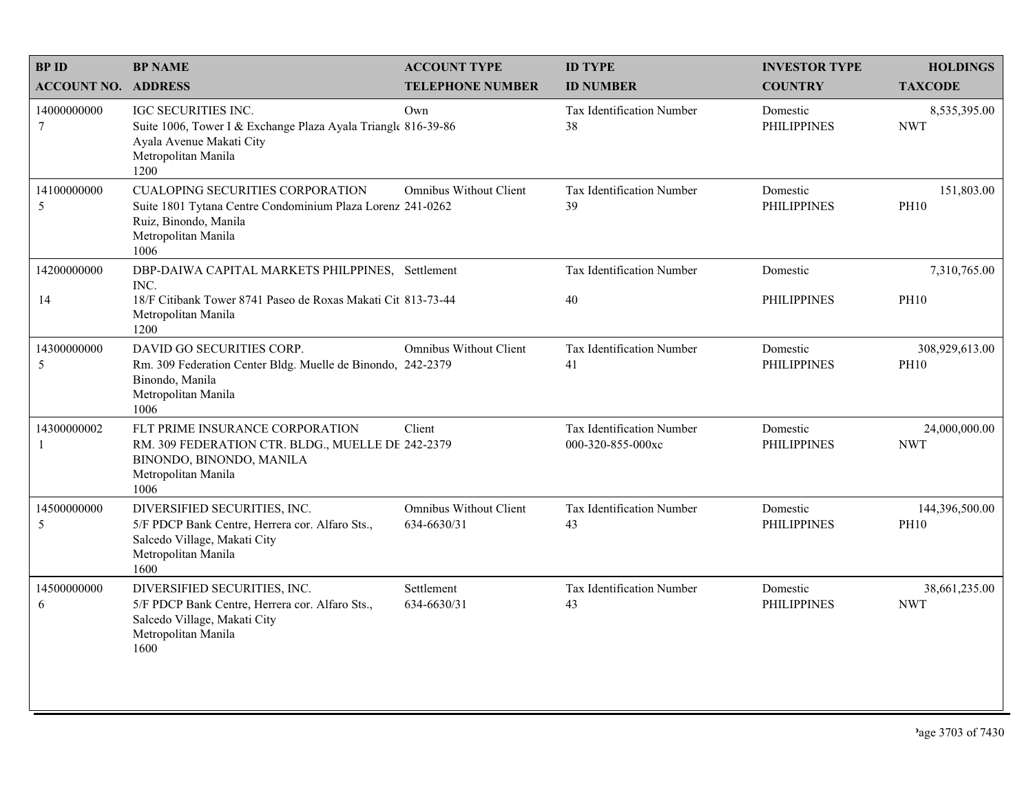| BP ID<br>ACCOUNT NO. | BP NAME<br>ADDRESS | ACCOUNT TYPE<br>TELEPHONE NUMBER | ID TYPE<br>ID NUMBER | INVESTOR TYPE<br>COUNTRY | HOLDINGS<br>TAXCODE |
|---|---|---|---|---|---|
| 14000000000<br>7 | IGC SECURITIES INC.<br>Suite 1006, Tower I & Exchange Plaza Ayala Triangle<br>Ayala Avenue Makati City<br>Metropolitan Manila<br>1200 | Own<br>816-39-86 | Tax Identification Number<br>38 | Domestic<br>PHILIPPINES | 8,535,395.00<br>NWT |
| 14100000000<br>5 | CUALOPING SECURITIES CORPORATION<br>Suite 1801 Tytana Centre Condominium Plaza Lorenz<br>Ruiz, Binondo, Manila<br>Metropolitan Manila<br>1006 | Omnibus Without Client<br>241-0262 | Tax Identification Number<br>39 | Domestic<br>PHILIPPINES | 151,803.00<br>PH10 |
| 14200000000<br>14 | DBP-DAIWA CAPITAL MARKETS PHILPPINES, INC.<br>18/F Citibank Tower 8741 Paseo de Roxas Makati Cit<br>Metropolitan Manila<br>1200 | Settlement<br>813-73-44 | Tax Identification Number<br>40 | Domestic<br>PHILIPPINES | 7,310,765.00<br>PH10 |
| 14300000000<br>5 | DAVID GO SECURITIES CORP.<br>Rm. 309 Federation Center Bldg. Muelle de Binondo,<br>Binondo, Manila<br>Metropolitan Manila<br>1006 | Omnibus Without Client<br>242-2379 | Tax Identification Number<br>41 | Domestic<br>PHILIPPINES | 308,929,613.00<br>PH10 |
| 14300000002<br>1 | FLT PRIME INSURANCE CORPORATION<br>RM. 309 FEDERATION CTR. BLDG., MUELLE DE<br>BINONDO, BINONDO, MANILA<br>Metropolitan Manila<br>1006 | Client<br>242-2379 | Tax Identification Number<br>000-320-855-000xc | Domestic<br>PHILIPPINES | 24,000,000.00<br>NWT |
| 14500000000<br>5 | DIVERSIFIED SECURITIES, INC.<br>5/F PDCP Bank Centre, Herrera cor. Alfaro Sts.,<br>Salcedo Village, Makati City<br>Metropolitan Manila<br>1600 | Omnibus Without Client<br>634-6630/31 | Tax Identification Number<br>43 | Domestic<br>PHILIPPINES | 144,396,500.00<br>PH10 |
| 14500000000<br>6 | DIVERSIFIED SECURITIES, INC.<br>5/F PDCP Bank Centre, Herrera cor. Alfaro Sts.,<br>Salcedo Village, Makati City<br>Metropolitan Manila<br>1600 | Settlement<br>634-6630/31 | Tax Identification Number<br>43 | Domestic<br>PHILIPPINES | 38,661,235.00<br>NWT |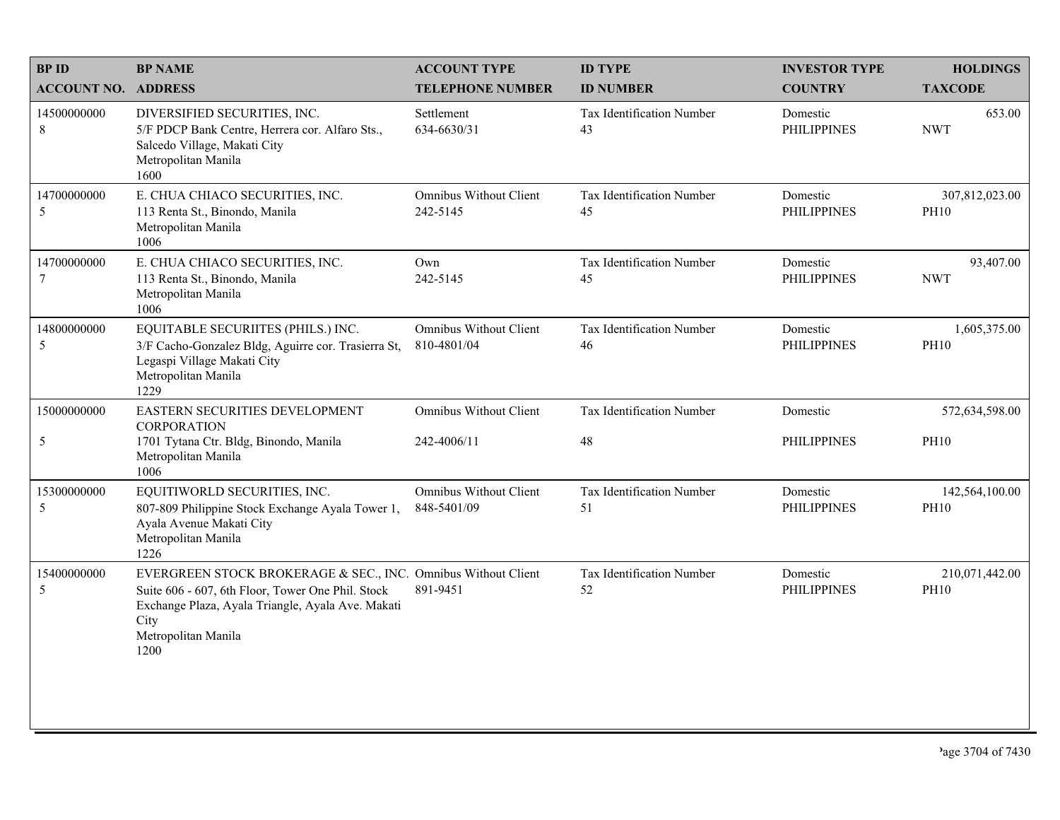| BP ID<br>ACCOUNT NO. | BP NAME<br>ADDRESS | ACCOUNT TYPE<br>TELEPHONE NUMBER | ID TYPE<br>ID NUMBER | INVESTOR TYPE<br>COUNTRY | HOLDINGS<br>TAXCODE |
|---|---|---|---|---|---|
| 14500000000<br>8 | DIVERSIFIED SECURITIES, INC.<br>5/F PDCP Bank Centre, Herrera cor. Alfaro Sts., Salcedo Village, Makati City<br>Metropolitan Manila<br>1600 | Settlement<br>634-6630/31 | Tax Identification Number<br>43 | Domestic<br>PHILIPPINES | 653.00<br>NWT |
| 14700000000<br>5 | E. CHUA CHIACO SECURITIES, INC.<br>113 Renta St., Binondo, Manila<br>Metropolitan Manila<br>1006 | Omnibus Without Client<br>242-5145 | Tax Identification Number<br>45 | Domestic<br>PHILIPPINES | 307,812,023.00<br>PH10 |
| 14700000000<br>7 | E. CHUA CHIACO SECURITIES, INC.<br>113 Renta St., Binondo, Manila<br>Metropolitan Manila<br>1006 | Own<br>242-5145 | Tax Identification Number<br>45 | Domestic<br>PHILIPPINES | 93,407.00<br>NWT |
| 14800000000<br>5 | EQUITABLE SECURIITES (PHILS.) INC.<br>3/F Cacho-Gonzalez Bldg, Aguirre cor. Trasierra St, Legaspi Village Makati City<br>Metropolitan Manila<br>1229 | Omnibus Without Client<br>810-4801/04 | Tax Identification Number<br>46 | Domestic<br>PHILIPPINES | 1,605,375.00<br>PH10 |
| 15000000000<br>5 | EASTERN SECURITIES DEVELOPMENT CORPORATION<br>1701 Tytana Ctr. Bldg, Binondo, Manila<br>Metropolitan Manila<br>1006 | Omnibus Without Client<br>242-4006/11 | Tax Identification Number<br>48 | Domestic<br>PHILIPPINES | 572,634,598.00<br>PH10 |
| 15300000000<br>5 | EQUITIWORLD SECURITIES, INC.<br>807-809 Philippine Stock Exchange Ayala Tower 1, Ayala Avenue Makati City<br>Metropolitan Manila<br>1226 | Omnibus Without Client<br>848-5401/09 | Tax Identification Number<br>51 | Domestic<br>PHILIPPINES | 142,564,100.00<br>PH10 |
| 15400000000<br>5 | EVERGREEN STOCK BROKERAGE & SEC., INC.<br>Suite 606 - 607, 6th Floor, Tower One Phil. Stock Exchange Plaza, Ayala Triangle, Ayala Ave. Makati City<br>Metropolitan Manila<br>1200 | Omnibus Without Client<br>891-9451 | Tax Identification Number<br>52 | Domestic<br>PHILIPPINES | 210,071,442.00<br>PH10 |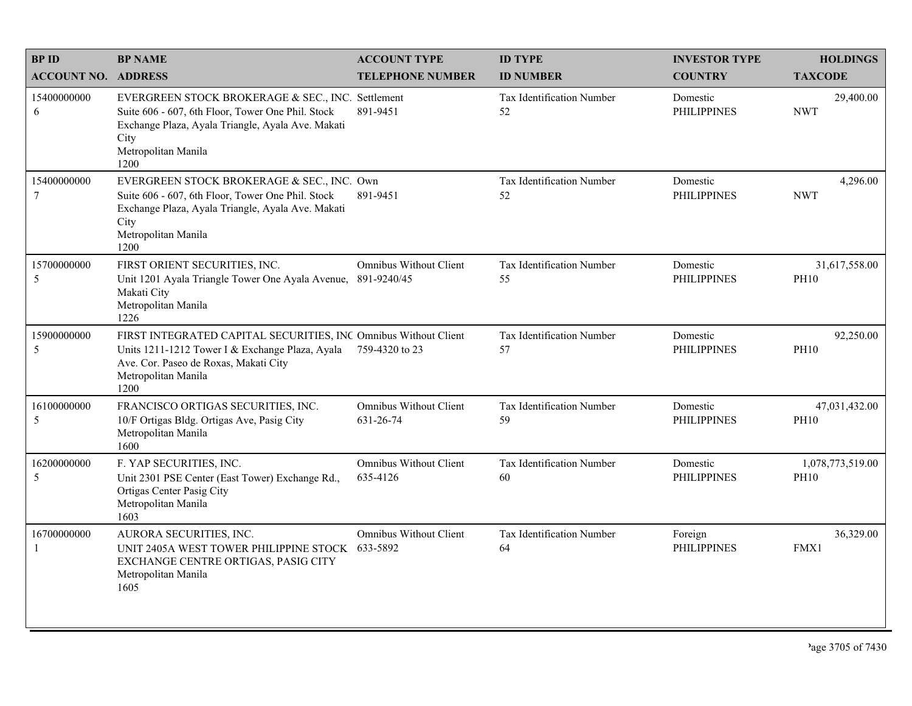| BP ID<br>ACCOUNT NO. | BP NAME<br>ADDRESS | ACCOUNT TYPE<br>TELEPHONE NUMBER | ID TYPE<br>ID NUMBER | INVESTOR TYPE<br>COUNTRY | HOLDINGS<br>TAXCODE |
|---|---|---|---|---|---|
| 15400000000<br>6 | EVERGREEN STOCK BROKERAGE & SEC., INC.<br>Suite 606 - 607, 6th Floor, Tower One Phil. Stock Exchange Plaza, Ayala Triangle, Ayala Ave. Makati City<br>Metropolitan Manila<br>1200 | Settlement<br>891-9451 | Tax Identification Number<br>52 | Domestic<br>PHILIPPINES | 29,400.00<br>NWT |
| 15400000000<br>7 | EVERGREEN STOCK BROKERAGE & SEC., INC.<br>Suite 606 - 607, 6th Floor, Tower One Phil. Stock Exchange Plaza, Ayala Triangle, Ayala Ave. Makati City<br>Metropolitan Manila<br>1200 | Own<br>891-9451 | Tax Identification Number<br>52 | Domestic<br>PHILIPPINES | 4,296.00<br>NWT |
| 15700000000<br>5 | FIRST ORIENT SECURITIES, INC.<br>Unit 1201 Ayala Triangle Tower One Ayala Avenue, Makati City<br>Metropolitan Manila<br>1226 | Omnibus Without Client<br>891-9240/45 | Tax Identification Number<br>55 | Domestic<br>PHILIPPINES | 31,617,558.00<br>PH10 |
| 15900000000<br>5 | FIRST INTEGRATED CAPITAL SECURITIES, INC<br>Units 1211-1212 Tower I & Exchange Plaza, Ayala Ave. Cor. Paseo de Roxas, Makati City<br>Metropolitan Manila<br>1200 | Omnibus Without Client<br>759-4320 to 23 | Tax Identification Number<br>57 | Domestic<br>PHILIPPINES | 92,250.00<br>PH10 |
| 16100000000<br>5 | FRANCISCO ORTIGAS SECURITIES, INC.<br>10/F Ortigas Bldg. Ortigas Ave, Pasig City<br>Metropolitan Manila<br>1600 | Omnibus Without Client<br>631-26-74 | Tax Identification Number<br>59 | Domestic<br>PHILIPPINES | 47,031,432.00<br>PH10 |
| 16200000000<br>5 | F. YAP SECURITIES, INC.<br>Unit 2301 PSE Center (East Tower) Exchange Rd., Ortigas Center Pasig City<br>Metropolitan Manila<br>1603 | Omnibus Without Client<br>635-4126 | Tax Identification Number<br>60 | Domestic<br>PHILIPPINES | 1,078,773,519.00<br>PH10 |
| 16700000000<br>1 | AURORA SECURITIES, INC.<br>UNIT 2405A WEST TOWER PHILIPPINE STOCK EXCHANGE CENTRE ORTIGAS, PASIG CITY<br>Metropolitan Manila<br>1605 | Omnibus Without Client<br>633-5892 | Tax Identification Number<br>64 | Foreign<br>PHILIPPINES | 36,329.00<br>FMX1 |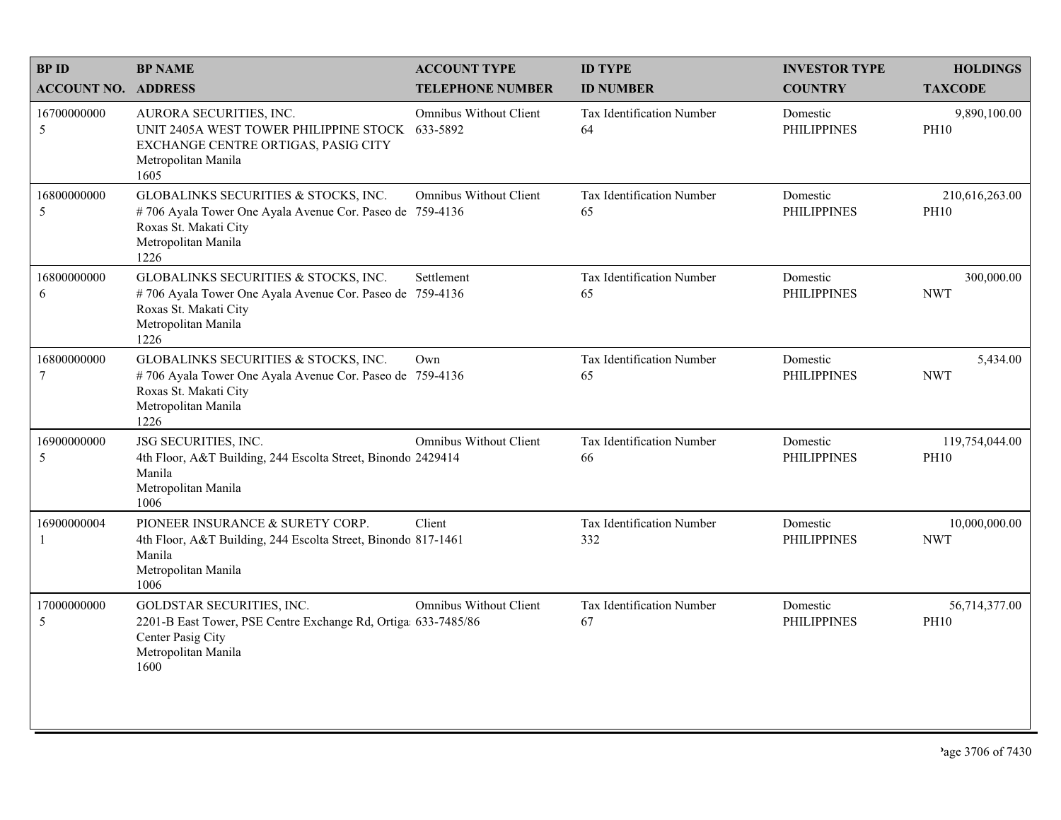| BP ID<br>ACCOUNT NO. | BP NAME<br>ADDRESS | ACCOUNT TYPE<br>TELEPHONE NUMBER | ID TYPE<br>ID NUMBER | INVESTOR TYPE<br>COUNTRY | HOLDINGS<br>TAXCODE |
|---|---|---|---|---|---|
| 16700000000<br>5 | AURORA SECURITIES, INC.<br>UNIT 2405A WEST TOWER PHILIPPINE STOCK EXCHANGE CENTRE ORTIGAS, PASIG CITY<br>Metropolitan Manila<br>1605 | Omnibus Without Client<br>633-5892 | Tax Identification Number<br>64 | Domestic<br>PHILIPPINES | 9,890,100.00<br>PH10 |
| 16800000000<br>5 | GLOBALINKS SECURITIES & STOCKS, INC.<br># 706 Ayala Tower One Ayala Avenue Cor. Paseo de Roxas St. Makati City<br>Metropolitan Manila<br>1226 | Omnibus Without Client<br>759-4136 | Tax Identification Number<br>65 | Domestic<br>PHILIPPINES | 210,616,263.00<br>PH10 |
| 16800000000<br>6 | GLOBALINKS SECURITIES & STOCKS, INC.<br># 706 Ayala Tower One Ayala Avenue Cor. Paseo de Roxas St. Makati City<br>Metropolitan Manila<br>1226 | Settlement<br>759-4136 | Tax Identification Number<br>65 | Domestic<br>PHILIPPINES | 300,000.00<br>NWT |
| 16800000000<br>7 | GLOBALINKS SECURITIES & STOCKS, INC.<br># 706 Ayala Tower One Ayala Avenue Cor. Paseo de Roxas St. Makati City<br>Metropolitan Manila<br>1226 | Own<br>759-4136 | Tax Identification Number<br>65 | Domestic<br>PHILIPPINES | 5,434.00<br>NWT |
| 16900000000<br>5 | JSG SECURITIES, INC.<br>4th Floor, A&T Building, 244 Escolta Street, Binondo Manila<br>Metropolitan Manila<br>1006 | Omnibus Without Client<br>2429414 | Tax Identification Number<br>66 | Domestic<br>PHILIPPINES | 119,754,044.00<br>PH10 |
| 16900000004<br>1 | PIONEER INSURANCE & SURETY CORP.<br>4th Floor, A&T Building, 244 Escolta Street, Binondo Manila<br>Metropolitan Manila<br>1006 | Client<br>817-1461 | Tax Identification Number<br>332 | Domestic<br>PHILIPPINES | 10,000,000.00<br>NWT |
| 17000000000<br>5 | GOLDSTAR SECURITIES, INC.<br>2201-B East Tower, PSE Centre Exchange Rd, Ortigas Center Pasig City<br>Metropolitan Manila<br>1600 | Omnibus Without Client<br>633-7485/86 | Tax Identification Number<br>67 | Domestic<br>PHILIPPINES | 56,714,377.00<br>PH10 |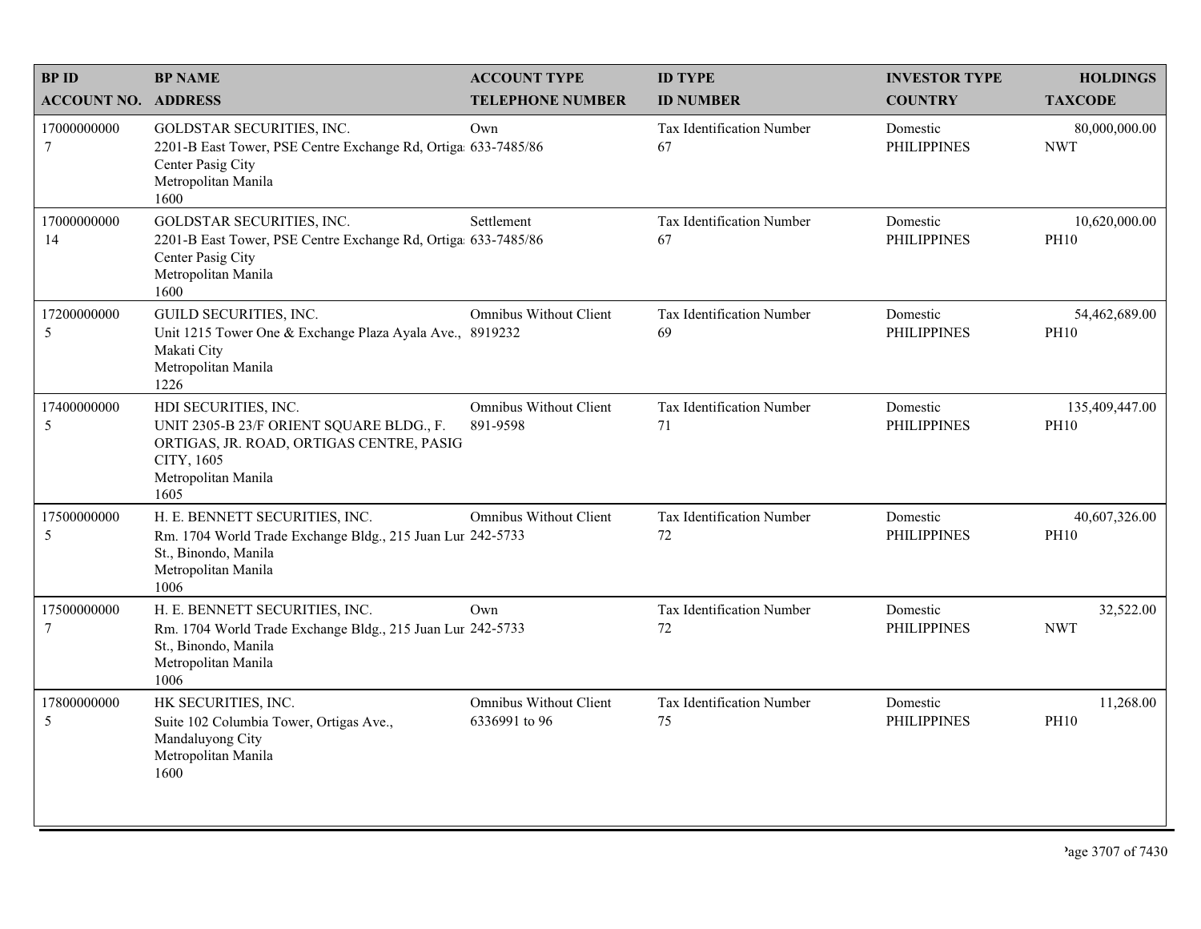| BP ID<br>ACCOUNT NO. | BP NAME<br>ADDRESS | ACCOUNT TYPE<br>TELEPHONE NUMBER | ID TYPE<br>ID NUMBER | INVESTOR TYPE<br>COUNTRY | HOLDINGS<br>TAXCODE |
|---|---|---|---|---|---|
| 17000000000<br>7 | GOLDSTAR SECURITIES, INC.<br>2201-B East Tower, PSE Centre Exchange Rd, Ortiga Center Pasig City<br>Metropolitan Manila<br>1600 | Own<br>633-7485/86 | Tax Identification Number<br>67 | Domestic<br>PHILIPPINES | 80,000,000.00<br>NWT |
| 17000000000<br>14 | GOLDSTAR SECURITIES, INC.<br>2201-B East Tower, PSE Centre Exchange Rd, Ortiga Center Pasig City<br>Metropolitan Manila<br>1600 | Settlement<br>633-7485/86 | Tax Identification Number<br>67 | Domestic<br>PHILIPPINES | 10,620,000.00<br>PH10 |
| 17200000000<br>5 | GUILD SECURITIES, INC.<br>Unit 1215 Tower One & Exchange Plaza Ayala Ave., Makati City<br>Metropolitan Manila<br>1226 | Omnibus Without Client<br>8919232 | Tax Identification Number<br>69 | Domestic<br>PHILIPPINES | 54,462,689.00<br>PH10 |
| 17400000000<br>5 | HDI SECURITIES, INC.<br>UNIT 2305-B 23/F ORIENT SQUARE BLDG., F. ORTIGAS, JR. ROAD, ORTIGAS CENTRE, PASIG CITY, 1605<br>Metropolitan Manila<br>1605 | Omnibus Without Client<br>891-9598 | Tax Identification Number<br>71 | Domestic<br>PHILIPPINES | 135,409,447.00<br>PH10 |
| 17500000000<br>5 | H. E. BENNETT SECURITIES, INC.<br>Rm. 1704 World Trade Exchange Bldg., 215 Juan Lur St., Binondo, Manila<br>Metropolitan Manila<br>1006 | Omnibus Without Client<br>242-5733 | Tax Identification Number<br>72 | Domestic<br>PHILIPPINES | 40,607,326.00<br>PH10 |
| 17500000000<br>7 | H. E. BENNETT SECURITIES, INC.<br>Rm. 1704 World Trade Exchange Bldg., 215 Juan Lur St., Binondo, Manila<br>Metropolitan Manila<br>1006 | Own<br>242-5733 | Tax Identification Number<br>72 | Domestic<br>PHILIPPINES | 32,522.00<br>NWT |
| 17800000000<br>5 | HK SECURITIES, INC.<br>Suite 102 Columbia Tower, Ortigas Ave., Mandaluyong City<br>Metropolitan Manila<br>1600 | Omnibus Without Client<br>6336991 to 96 | Tax Identification Number<br>75 | Domestic<br>PHILIPPINES | 11,268.00<br>PH10 |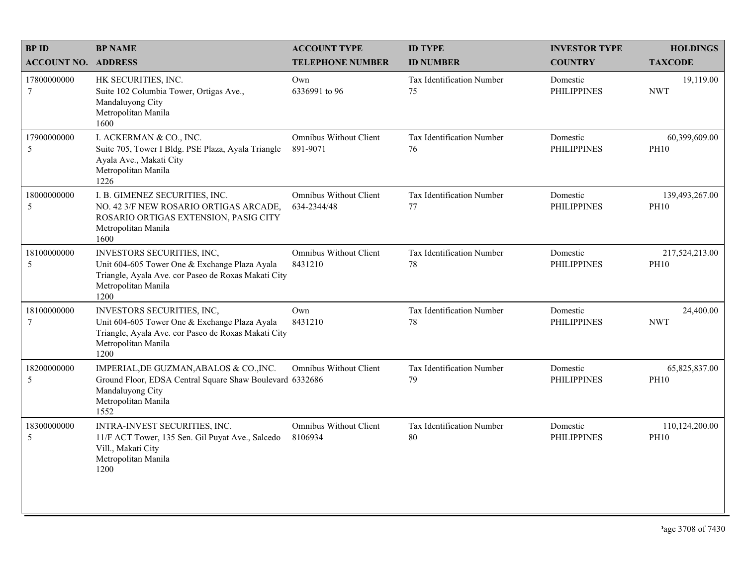| BP ID<br>ACCOUNT NO. | BP NAME<br>ADDRESS | ACCOUNT TYPE<br>TELEPHONE NUMBER | ID TYPE<br>ID NUMBER | INVESTOR TYPE<br>COUNTRY | HOLDINGS<br>TAXCODE |
|---|---|---|---|---|---|
| 17800000000<br>7 | HK SECURITIES, INC.<br>Suite 102 Columbia Tower, Ortigas Ave., Mandaluyong City<br>Metropolitan Manila<br>1600 | Own<br>6336991 to 96 | Tax Identification Number<br>75 | Domestic<br>PHILIPPINES | 19,119.00<br>NWT |
| 17900000000<br>5 | I. ACKERMAN & CO., INC.<br>Suite 705, Tower I Bldg. PSE Plaza, Ayala Triangle Ayala Ave., Makati City<br>Metropolitan Manila<br>1226 | Omnibus Without Client<br>891-9071 | Tax Identification Number<br>76 | Domestic<br>PHILIPPINES | 60,399,609.00<br>PH10 |
| 18000000000<br>5 | I. B. GIMENEZ SECURITIES, INC.<br>NO. 42 3/F NEW ROSARIO ORTIGAS ARCADE, ROSARIO ORTIGAS EXTENSION, PASIG CITY<br>Metropolitan Manila<br>1600 | Omnibus Without Client<br>634-2344/48 | Tax Identification Number<br>77 | Domestic<br>PHILIPPINES | 139,493,267.00<br>PH10 |
| 18100000000<br>5 | INVESTORS SECURITIES, INC,<br>Unit 604-605 Tower One & Exchange Plaza Ayala Triangle, Ayala Ave. cor Paseo de Roxas Makati City<br>Metropolitan Manila<br>1200 | Omnibus Without Client<br>8431210 | Tax Identification Number<br>78 | Domestic<br>PHILIPPINES | 217,524,213.00<br>PH10 |
| 18100000000<br>7 | INVESTORS SECURITIES, INC,<br>Unit 604-605 Tower One & Exchange Plaza Ayala Triangle, Ayala Ave. cor Paseo de Roxas Makati City<br>Metropolitan Manila<br>1200 | Own<br>8431210 | Tax Identification Number<br>78 | Domestic<br>PHILIPPINES | 24,400.00<br>NWT |
| 18200000000<br>5 | IMPERIAL,DE GUZMAN,ABALOS & CO.,INC.<br>Ground Floor, EDSA Central Square Shaw Boulevard Mandaluyong City<br>Metropolitan Manila<br>1552 | Omnibus Without Client<br>6332686 | Tax Identification Number<br>79 | Domestic<br>PHILIPPINES | 65,825,837.00<br>PH10 |
| 18300000000<br>5 | INTRA-INVEST SECURITIES, INC.<br>11/F ACT Tower, 135 Sen. Gil Puyat Ave., Salcedo Vill., Makati City<br>Metropolitan Manila<br>1200 | Omnibus Without Client<br>8106934 | Tax Identification Number<br>80 | Domestic<br>PHILIPPINES | 110,124,200.00<br>PH10 |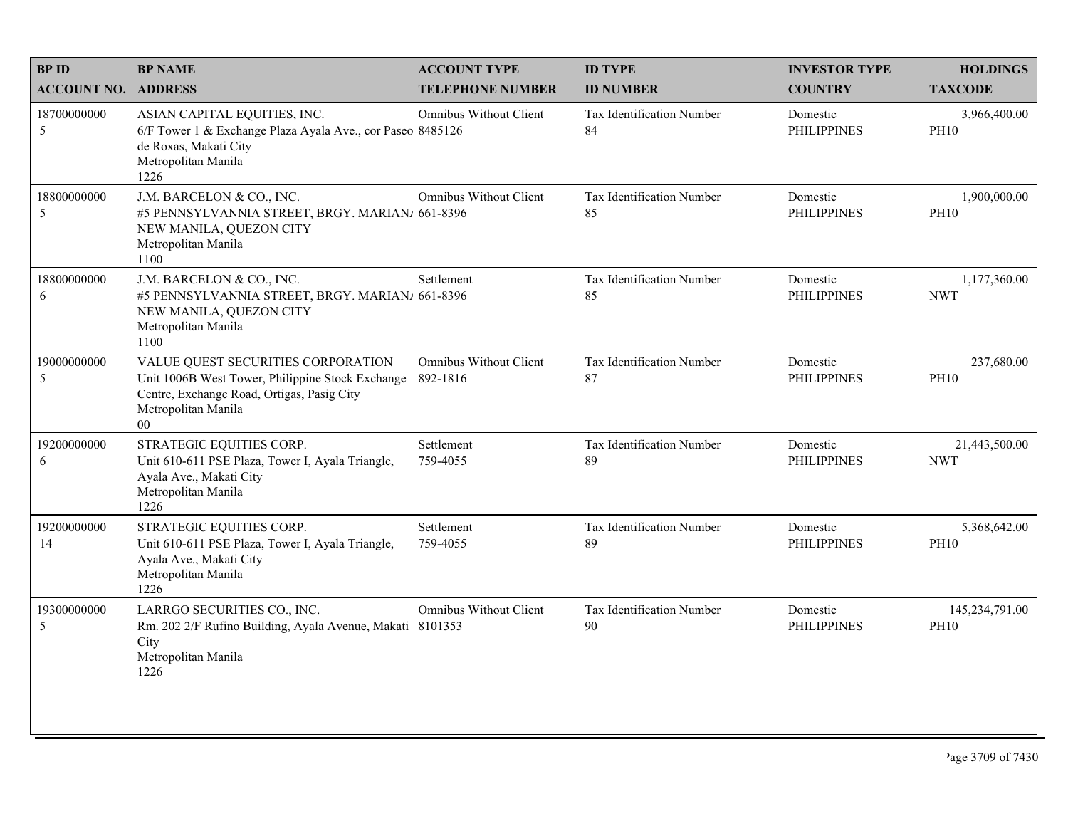| BP ID<br>ACCOUNT NO. | BP NAME<br>ADDRESS | ACCOUNT TYPE<br>TELEPHONE NUMBER | ID TYPE<br>ID NUMBER | INVESTOR TYPE<br>COUNTRY | HOLDINGS<br>TAXCODE |
|---|---|---|---|---|---|
| 18700000000<br>5 | ASIAN CAPITAL EQUITIES, INC.<br>6/F Tower 1 & Exchange Plaza Ayala Ave., cor Paseo de Roxas, Makati City<br>Metropolitan Manila<br>1226 | Omnibus Without Client<br>8485126 | Tax Identification Number<br>84 | Domestic<br>PHILIPPINES | 3,966,400.00<br>PH10 |
| 18800000000<br>5 | J.M. BARCELON & CO., INC.<br>#5 PENNSYLVANNIA STREET, BRGY. MARIAN/ NEW MANILA, QUEZON CITY<br>Metropolitan Manila<br>1100 | Omnibus Without Client<br>661-8396 | Tax Identification Number<br>85 | Domestic<br>PHILIPPINES | 1,900,000.00<br>PH10 |
| 18800000000<br>6 | J.M. BARCELON & CO., INC.<br>#5 PENNSYLVANNIA STREET, BRGY. MARIAN/ NEW MANILA, QUEZON CITY<br>Metropolitan Manila<br>1100 | Settlement<br>661-8396 | Tax Identification Number<br>85 | Domestic<br>PHILIPPINES | 1,177,360.00<br>NWT |
| 19000000000<br>5 | VALUE QUEST SECURITIES CORPORATION<br>Unit 1006B West Tower, Philippine Stock Exchange Centre, Exchange Road, Ortigas, Pasig City<br>Metropolitan Manila<br>00 | Omnibus Without Client<br>892-1816 | Tax Identification Number<br>87 | Domestic<br>PHILIPPINES | 237,680.00<br>PH10 |
| 19200000000<br>6 | STRATEGIC EQUITIES CORP.<br>Unit 610-611 PSE Plaza, Tower I, Ayala Triangle, Ayala Ave., Makati City<br>Metropolitan Manila<br>1226 | Settlement<br>759-4055 | Tax Identification Number<br>89 | Domestic<br>PHILIPPINES | 21,443,500.00<br>NWT |
| 19200000000<br>14 | STRATEGIC EQUITIES CORP.<br>Unit 610-611 PSE Plaza, Tower I, Ayala Triangle, Ayala Ave., Makati City<br>Metropolitan Manila<br>1226 | Settlement<br>759-4055 | Tax Identification Number<br>89 | Domestic<br>PHILIPPINES | 5,368,642.00<br>PH10 |
| 19300000000<br>5 | LARRGO SECURITIES CO., INC.<br>Rm. 202 2/F Rufino Building, Ayala Avenue, Makati City<br>Metropolitan Manila<br>1226 | Omnibus Without Client<br>8101353 | Tax Identification Number<br>90 | Domestic<br>PHILIPPINES | 145,234,791.00<br>PH10 |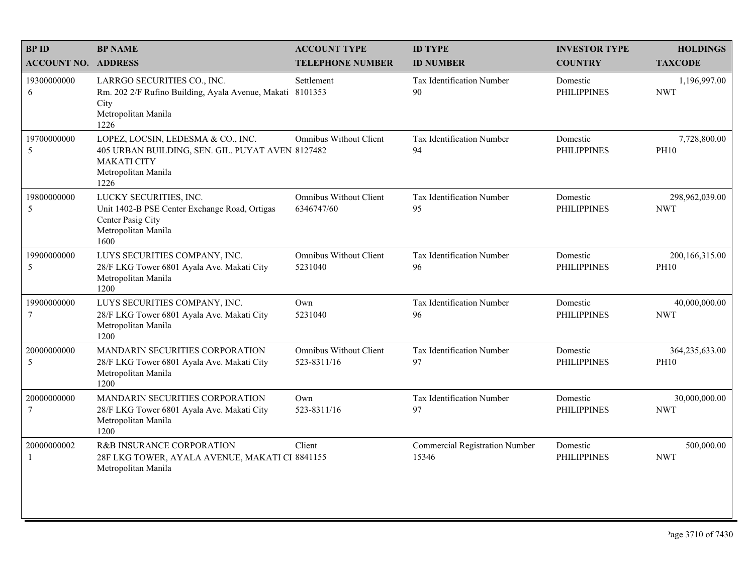| BP ID<br>ACCOUNT NO. | BP NAME<br>ADDRESS | ACCOUNT TYPE<br>TELEPHONE NUMBER | ID TYPE<br>ID NUMBER | INVESTOR TYPE<br>COUNTRY | HOLDINGS<br>TAXCODE |
|---|---|---|---|---|---|
| 19300000000<br>6 | LARRGO SECURITIES CO., INC.<br>Rm. 202 2/F Rufino Building, Ayala Avenue, Makati City<br>Metropolitan Manila<br>1226 | Settlement<br>8101353 | Tax Identification Number<br>90 | Domestic<br>PHILIPPINES | 1,196,997.00<br>NWT |
| 19700000000<br>5 | LOPEZ, LOCSIN, LEDESMA & CO., INC.<br>405 URBAN BUILDING, SEN. GIL. PUYAT AVEN<br>MAKATI CITY<br>Metropolitan Manila<br>1226 | Omnibus Without Client<br>8127482 | Tax Identification Number<br>94 | Domestic<br>PHILIPPINES | 7,728,800.00<br>PH10 |
| 19800000000<br>5 | LUCKY SECURITIES, INC.<br>Unit 1402-B PSE Center Exchange Road, Ortigas Center Pasig City<br>Metropolitan Manila<br>1600 | Omnibus Without Client<br>6346747/60 | Tax Identification Number<br>95 | Domestic<br>PHILIPPINES | 298,962,039.00<br>NWT |
| 19900000000<br>5 | LUYS SECURITIES COMPANY, INC.<br>28/F LKG Tower 6801 Ayala Ave. Makati City<br>Metropolitan Manila<br>1200 | Omnibus Without Client<br>5231040 | Tax Identification Number<br>96 | Domestic<br>PHILIPPINES | 200,166,315.00<br>PH10 |
| 19900000000<br>7 | LUYS SECURITIES COMPANY, INC.<br>28/F LKG Tower 6801 Ayala Ave. Makati City<br>Metropolitan Manila<br>1200 | Own<br>5231040 | Tax Identification Number<br>96 | Domestic<br>PHILIPPINES | 40,000,000.00<br>NWT |
| 20000000000<br>5 | MANDARIN SECURITIES CORPORATION<br>28/F LKG Tower 6801 Ayala Ave. Makati City<br>Metropolitan Manila<br>1200 | Omnibus Without Client<br>523-8311/16 | Tax Identification Number<br>97 | Domestic<br>PHILIPPINES | 364,235,633.00<br>PH10 |
| 20000000000<br>7 | MANDARIN SECURITIES CORPORATION<br>28/F LKG Tower 6801 Ayala Ave. Makati City<br>Metropolitan Manila<br>1200 | Own<br>523-8311/16 | Tax Identification Number<br>97 | Domestic<br>PHILIPPINES | 30,000,000.00<br>NWT |
| 20000000002<br>1 | R&B INSURANCE CORPORATION<br>28F LKG TOWER, AYALA AVENUE, MAKATI CI<br>Metropolitan Manila | Client<br>8841155 | Commercial Registration Number<br>15346 | Domestic<br>PHILIPPINES | 500,000.00<br>NWT |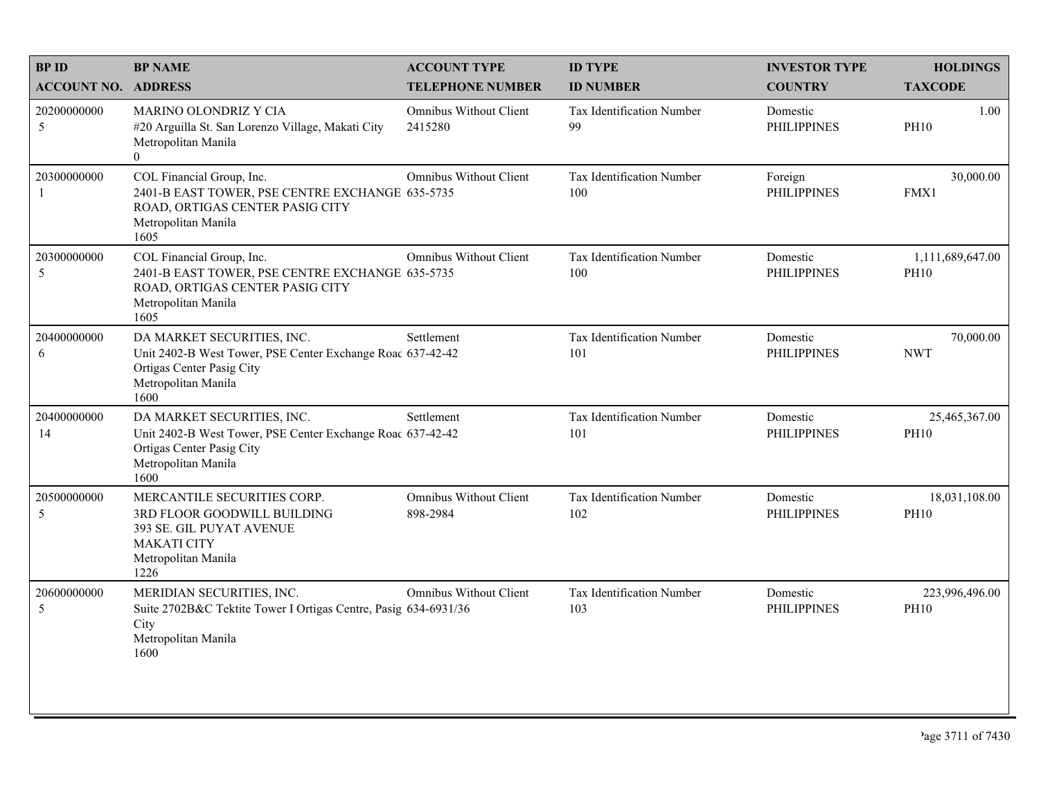| BP ID<br>ACCOUNT NO. | BP NAME<br>ADDRESS | ACCOUNT TYPE<br>TELEPHONE NUMBER | ID TYPE<br>ID NUMBER | INVESTOR TYPE<br>COUNTRY | HOLDINGS<br>TAXCODE |
|---|---|---|---|---|---|
| 20200000000<br>5 | MARINO OLONDRIZ Y CIA<br>#20 Arguilla St. San Lorenzo Village, Makati City<br>Metropolitan Manila<br>0 | Omnibus Without Client<br>2415280 | Tax Identification Number<br>99 | Domestic<br>PHILIPPINES | 1.00<br>PH10 |
| 20300000000<br>1 | COL Financial Group, Inc.<br>2401-B EAST TOWER, PSE CENTRE EXCHANGE ROAD, ORTIGAS CENTER PASIG CITY<br>Metropolitan Manila<br>1605 | Omnibus Without Client<br>635-5735 | Tax Identification Number<br>100 | Foreign<br>PHILIPPINES | 30,000.00<br>FMX1 |
| 20300000000<br>5 | COL Financial Group, Inc.<br>2401-B EAST TOWER, PSE CENTRE EXCHANGE ROAD, ORTIGAS CENTER PASIG CITY<br>Metropolitan Manila<br>1605 | Omnibus Without Client<br>635-5735 | Tax Identification Number<br>100 | Domestic<br>PHILIPPINES | 1,111,689,647.00<br>PH10 |
| 20400000000<br>6 | DA MARKET SECURITIES, INC.<br>Unit 2402-B West Tower, PSE Center Exchange Road Ortigas Center Pasig City<br>Metropolitan Manila<br>1600 | Settlement<br>637-42-42 | Tax Identification Number<br>101 | Domestic<br>PHILIPPINES | 70,000.00<br>NWT |
| 20400000000<br>14 | DA MARKET SECURITIES, INC.<br>Unit 2402-B West Tower, PSE Center Exchange Road Ortigas Center Pasig City<br>Metropolitan Manila<br>1600 | Settlement<br>637-42-42 | Tax Identification Number<br>101 | Domestic<br>PHILIPPINES | 25,465,367.00<br>PH10 |
| 20500000000<br>5 | MERCANTILE SECURITIES CORP.<br>3RD FLOOR GOODWILL BUILDING<br>393 SE. GIL PUYAT AVENUE<br>MAKATI CITY<br>Metropolitan Manila<br>1226 | Omnibus Without Client<br>898-2984 | Tax Identification Number<br>102 | Domestic<br>PHILIPPINES | 18,031,108.00<br>PH10 |
| 20600000000<br>5 | MERIDIAN SECURITIES, INC.<br>Suite 2702B&C Tektite Tower I Ortigas Centre, Pasig City<br>Metropolitan Manila<br>1600 | Omnibus Without Client<br>634-6931/36 | Tax Identification Number<br>103 | Domestic<br>PHILIPPINES | 223,996,496.00<br>PH10 |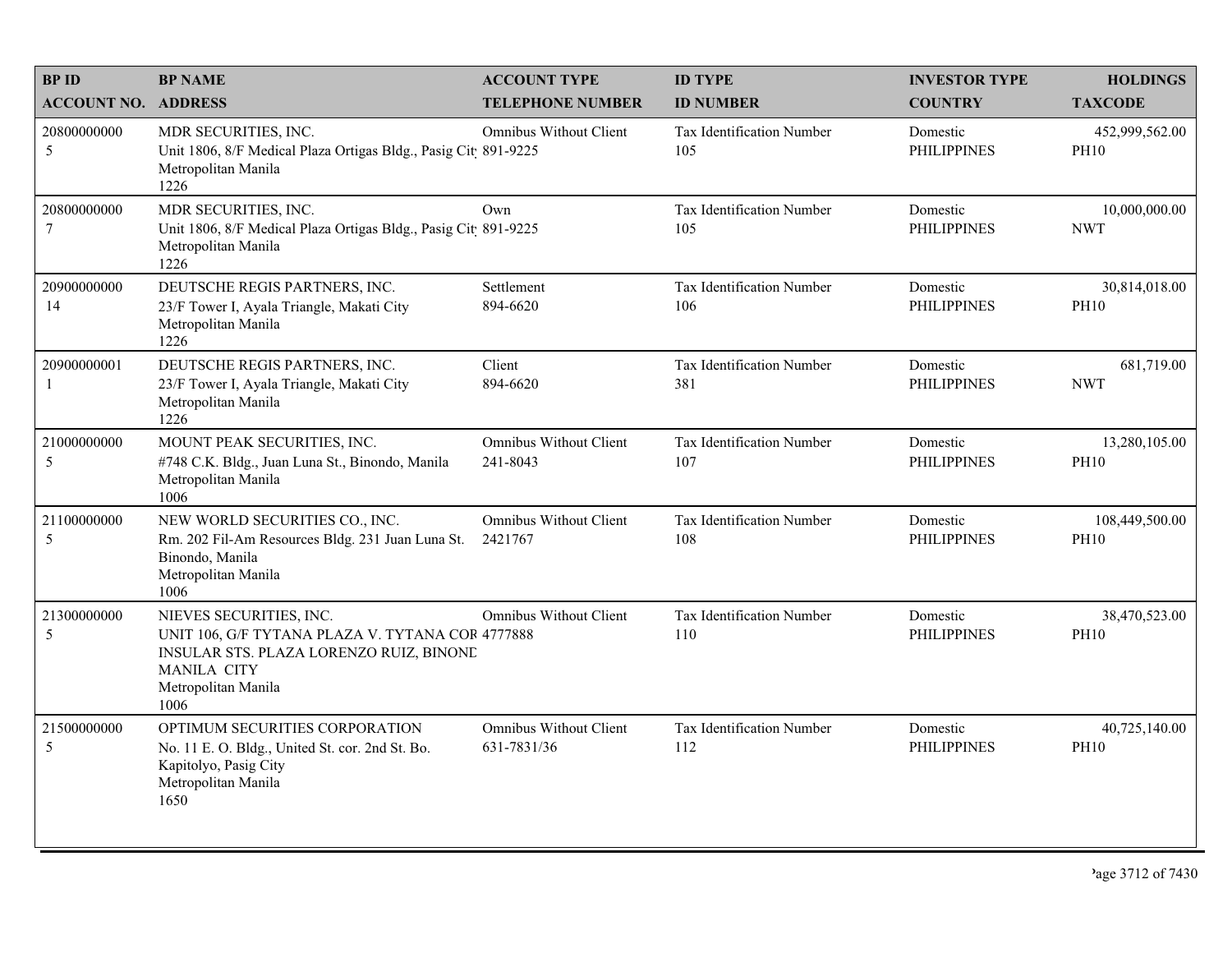| BP ID<br>ACCOUNT NO. | BP NAME<br>ADDRESS | ACCOUNT TYPE<br>TELEPHONE NUMBER | ID TYPE<br>ID NUMBER | INVESTOR TYPE<br>COUNTRY | HOLDINGS<br>TAXCODE |
|---|---|---|---|---|---|
| 20800000000<br>5 | MDR SECURITIES, INC.<br>Unit 1806, 8/F Medical Plaza Ortigas Bldg., Pasig Cit<br>Metropolitan Manila<br>1226 | Omnibus Without Client<br>891-9225 | Tax Identification Number<br>105 | Domestic<br>PHILIPPINES | 452,999,562.00<br>PH10 |
| 20800000000<br>7 | MDR SECURITIES, INC.<br>Unit 1806, 8/F Medical Plaza Ortigas Bldg., Pasig Cit<br>Metropolitan Manila<br>1226 | Own<br>891-9225 | Tax Identification Number<br>105 | Domestic<br>PHILIPPINES | 10,000,000.00<br>NWT |
| 20900000000<br>14 | DEUTSCHE REGIS PARTNERS, INC.<br>23/F Tower I, Ayala Triangle, Makati City<br>Metropolitan Manila<br>1226 | Settlement<br>894-6620 | Tax Identification Number<br>106 | Domestic<br>PHILIPPINES | 30,814,018.00<br>PH10 |
| 20900000001<br>1 | DEUTSCHE REGIS PARTNERS, INC.<br>23/F Tower I, Ayala Triangle, Makati City<br>Metropolitan Manila<br>1226 | Client<br>894-6620 | Tax Identification Number<br>381 | Domestic<br>PHILIPPINES | 681,719.00<br>NWT |
| 21000000000<br>5 | MOUNT PEAK SECURITIES, INC.<br>#748 C.K. Bldg., Juan Luna St., Binondo, Manila<br>Metropolitan Manila<br>1006 | Omnibus Without Client<br>241-8043 | Tax Identification Number<br>107 | Domestic<br>PHILIPPINES | 13,280,105.00<br>PH10 |
| 21100000000<br>5 | NEW WORLD SECURITIES CO., INC.<br>Rm. 202 Fil-Am Resources Bldg. 231 Juan Luna St.<br>Binondo, Manila<br>Metropolitan Manila<br>1006 | Omnibus Without Client<br>2421767 | Tax Identification Number<br>108 | Domestic<br>PHILIPPINES | 108,449,500.00<br>PH10 |
| 21300000000<br>5 | NIEVES SECURITIES, INC.<br>UNIT 106, G/F TYTANA PLAZA V. TYTANA COR<br>INSULAR STS. PLAZA LORENZO RUIZ, BINONL<br>MANILA CITY<br>Metropolitan Manila<br>1006 | Omnibus Without Client<br>4777888 | Tax Identification Number<br>110 | Domestic<br>PHILIPPINES | 38,470,523.00<br>PH10 |
| 21500000000<br>5 | OPTIMUM SECURITIES CORPORATION<br>No. 11 E. O. Bldg., United St. cor. 2nd St. Bo.<br>Kapitolyo, Pasig City<br>Metropolitan Manila<br>1650 | Omnibus Without Client<br>631-7831/36 | Tax Identification Number<br>112 | Domestic<br>PHILIPPINES | 40,725,140.00<br>PH10 |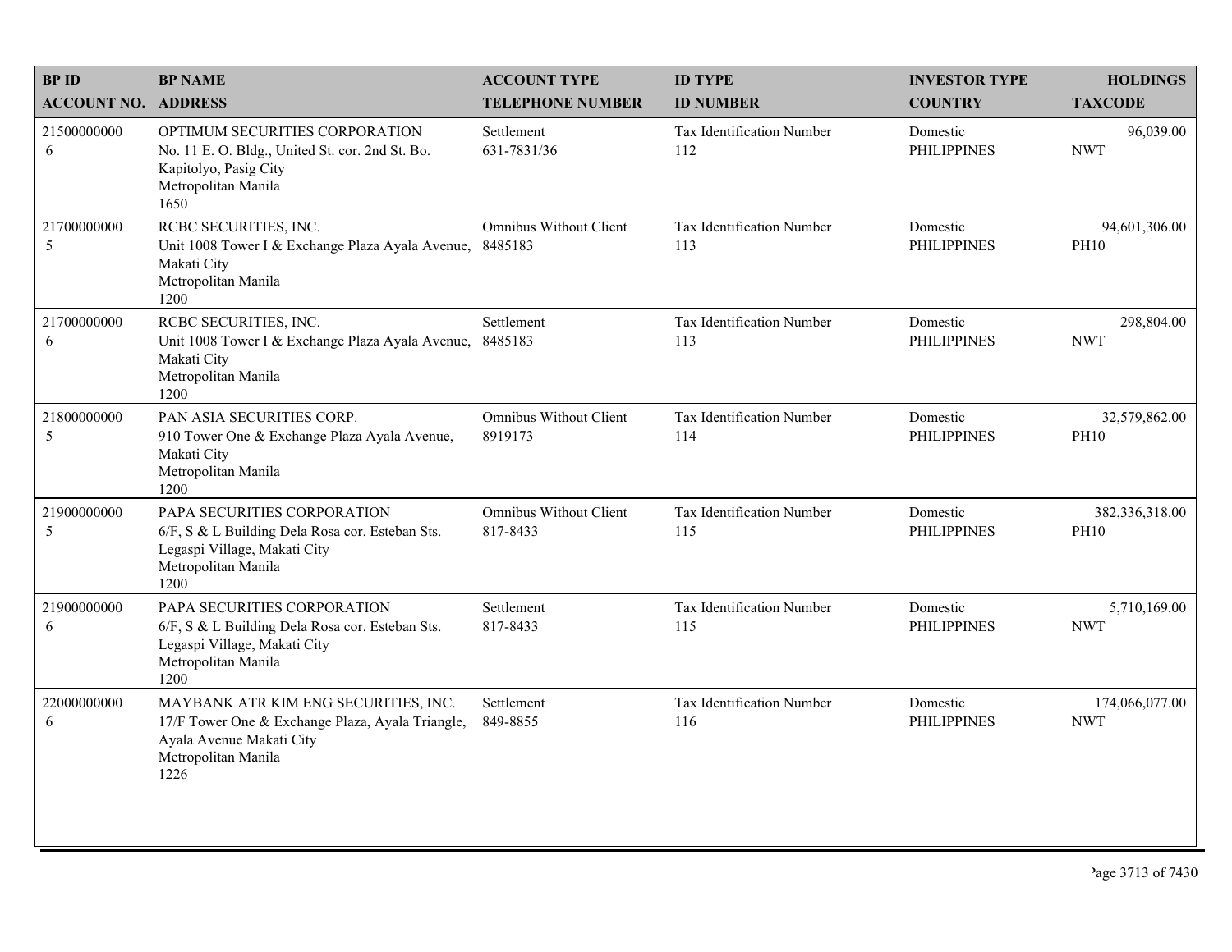| BP ID<br>ACCOUNT NO. | BP NAME<br>ADDRESS | ACCOUNT TYPE<br>TELEPHONE NUMBER | ID TYPE<br>ID NUMBER | INVESTOR TYPE<br>COUNTRY | HOLDINGS<br>TAXCODE |
|---|---|---|---|---|---|
| 21500000000<br>6 | OPTIMUM SECURITIES CORPORATION<br>No. 11 E. O. Bldg., United St. cor. 2nd St. Bo. Kapitolyo, Pasig City<br>Metropolitan Manila<br>1650 | Settlement<br>631-7831/36 | Tax Identification Number<br>112 | Domestic<br>PHILIPPINES | 96,039.00<br>NWT |
| 21700000000<br>5 | RCBC SECURITIES, INC.<br>Unit 1008 Tower I & Exchange Plaza Ayala Avenue, Makati City<br>Metropolitan Manila<br>1200 | Omnibus Without Client<br>8485183 | Tax Identification Number<br>113 | Domestic<br>PHILIPPINES | 94,601,306.00<br>PH10 |
| 21700000000<br>6 | RCBC SECURITIES, INC.<br>Unit 1008 Tower I & Exchange Plaza Ayala Avenue, Makati City<br>Metropolitan Manila<br>1200 | Settlement<br>8485183 | Tax Identification Number<br>113 | Domestic<br>PHILIPPINES | 298,804.00<br>NWT |
| 21800000000<br>5 | PAN ASIA SECURITIES CORP.<br>910 Tower One & Exchange Plaza Ayala Avenue, Makati City<br>Metropolitan Manila<br>1200 | Omnibus Without Client<br>8919173 | Tax Identification Number<br>114 | Domestic<br>PHILIPPINES | 32,579,862.00<br>PH10 |
| 21900000000<br>5 | PAPA SECURITIES CORPORATION<br>6/F, S & L Building Dela Rosa cor. Esteban Sts. Legaspi Village, Makati City<br>Metropolitan Manila<br>1200 | Omnibus Without Client<br>817-8433 | Tax Identification Number<br>115 | Domestic<br>PHILIPPINES | 382,336,318.00<br>PH10 |
| 21900000000<br>6 | PAPA SECURITIES CORPORATION<br>6/F, S & L Building Dela Rosa cor. Esteban Sts. Legaspi Village, Makati City<br>Metropolitan Manila<br>1200 | Settlement<br>817-8433 | Tax Identification Number<br>115 | Domestic<br>PHILIPPINES | 5,710,169.00<br>NWT |
| 22000000000<br>6 | MAYBANK ATR KIM ENG SECURITIES, INC.<br>17/F Tower One & Exchange Plaza, Ayala Triangle, Ayala Avenue Makati City<br>Metropolitan Manila<br>1226 | Settlement<br>849-8855 | Tax Identification Number<br>116 | Domestic<br>PHILIPPINES | 174,066,077.00<br>NWT |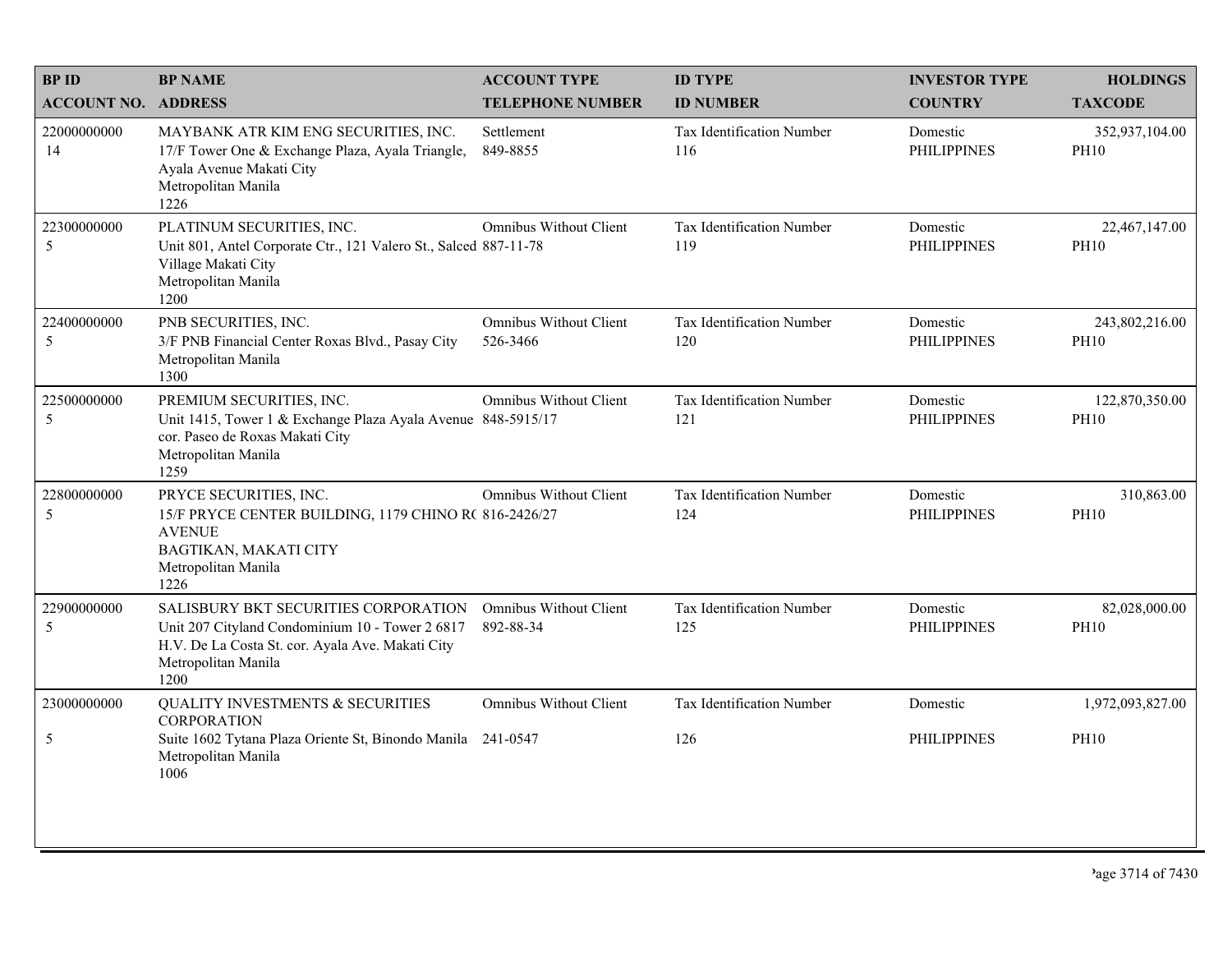| BP ID<br>ACCOUNT NO. | BP NAME<br>ADDRESS | ACCOUNT TYPE<br>TELEPHONE NUMBER | ID TYPE<br>ID NUMBER | INVESTOR TYPE<br>COUNTRY | HOLDINGS<br>TAXCODE |
|---|---|---|---|---|---|
| 22000000000<br>14 | MAYBANK ATR KIM ENG SECURITIES, INC.<br>17/F Tower One & Exchange Plaza, Ayala Triangle, Ayala Avenue Makati City<br>Metropolitan Manila<br>1226 | Settlement<br>849-8855 | Tax Identification Number<br>116 | Domestic<br>PHILIPPINES | 352,937,104.00<br>PH10 |
| 22300000000<br>5 | PLATINUM SECURITIES, INC.<br>Unit 801, Antel Corporate Ctr., 121 Valero St., Salced Village Makati City<br>Metropolitan Manila<br>1200 | Omnibus Without Client<br>887-11-78 | Tax Identification Number<br>119 | Domestic<br>PHILIPPINES | 22,467,147.00<br>PH10 |
| 22400000000<br>5 | PNB SECURITIES, INC.<br>3/F PNB Financial Center Roxas Blvd., Pasay City<br>Metropolitan Manila<br>1300 | Omnibus Without Client<br>526-3466 | Tax Identification Number<br>120 | Domestic<br>PHILIPPINES | 243,802,216.00<br>PH10 |
| 22500000000<br>5 | PREMIUM SECURITIES, INC.<br>Unit 1415, Tower 1 & Exchange Plaza Ayala Avenue cor. Paseo de Roxas Makati City<br>Metropolitan Manila<br>1259 | Omnibus Without Client<br>848-5915/17 | Tax Identification Number<br>121 | Domestic<br>PHILIPPINES | 122,870,350.00<br>PH10 |
| 22800000000<br>5 | PRYCE SECURITIES, INC.<br>15/F PRYCE CENTER BUILDING, 1179 CHINO R( AVENUE<br>BAGTIKAN, MAKATI CITY<br>Metropolitan Manila<br>1226 | Omnibus Without Client<br>816-2426/27 | Tax Identification Number<br>124 | Domestic<br>PHILIPPINES | 310,863.00<br>PH10 |
| 22900000000<br>5 | SALISBURY BKT SECURITIES CORPORATION<br>Unit 207 Cityland Condominium 10 - Tower 2 6817 H.V. De La Costa St. cor. Ayala Ave. Makati City<br>Metropolitan Manila<br>1200 | Omnibus Without Client<br>892-88-34 | Tax Identification Number<br>125 | Domestic<br>PHILIPPINES | 82,028,000.00<br>PH10 |
| 23000000000<br>5 | QUALITY INVESTMENTS & SECURITIES CORPORATION<br>Suite 1602 Tytana Plaza Oriente St, Binondo Manila<br>Metropolitan Manila<br>1006 | Omnibus Without Client<br>241-0547 | Tax Identification Number<br>126 | Domestic<br>PHILIPPINES | 1,972,093,827.00<br>PH10 |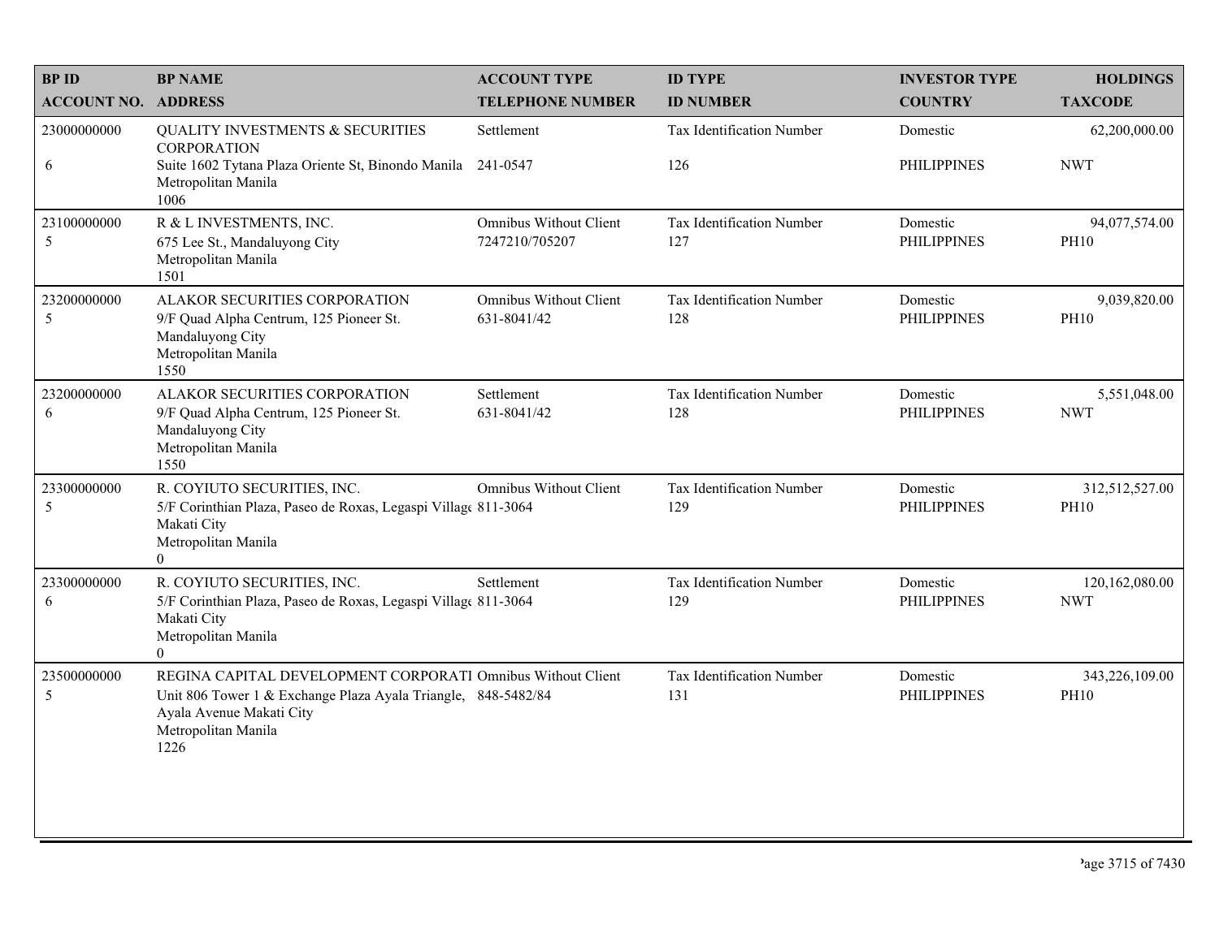| BP ID<br>ACCOUNT NO. | BP NAME<br>ADDRESS | ACCOUNT TYPE<br>TELEPHONE NUMBER | ID TYPE<br>ID NUMBER | INVESTOR TYPE<br>COUNTRY | HOLDINGS<br>TAXCODE |
|---|---|---|---|---|---|
| 23000000000<br>6 | QUALITY INVESTMENTS & SECURITIES CORPORATION<br>Suite 1602 Tytana Plaza Oriente St, Binondo Manila Metropolitan Manila 1006 | Settlement<br>241-0547 | Tax Identification Number<br>126 | Domestic<br>PHILIPPINES | 62,200,000.00<br>NWT |
| 23100000000<br>5 | R & L INVESTMENTS, INC.<br>675 Lee St., Mandaluyong City Metropolitan Manila 1501 | Omnibus Without Client<br>7247210/705207 | Tax Identification Number<br>127 | Domestic<br>PHILIPPINES | 94,077,574.00<br>PH10 |
| 23200000000<br>5 | ALAKOR SECURITIES CORPORATION<br>9/F Quad Alpha Centrum, 125 Pioneer St. Mandaluyong City Metropolitan Manila 1550 | Omnibus Without Client<br>631-8041/42 | Tax Identification Number<br>128 | Domestic<br>PHILIPPINES | 9,039,820.00<br>PH10 |
| 23200000000<br>6 | ALAKOR SECURITIES CORPORATION<br>9/F Quad Alpha Centrum, 125 Pioneer St. Mandaluyong City Metropolitan Manila 1550 | Settlement<br>631-8041/42 | Tax Identification Number<br>128 | Domestic<br>PHILIPPINES | 5,551,048.00<br>NWT |
| 23300000000<br>5 | R. COYIUTO SECURITIES, INC.<br>5/F Corinthian Plaza, Paseo de Roxas, Legaspi Villag Makati City Metropolitan Manila 0 | Omnibus Without Client<br>811-3064 | Tax Identification Number<br>129 | Domestic<br>PHILIPPINES | 312,512,527.00<br>PH10 |
| 23300000000<br>6 | R. COYIUTO SECURITIES, INC.<br>5/F Corinthian Plaza, Paseo de Roxas, Legaspi Villag Makati City Metropolitan Manila 0 | Settlement<br>811-3064 | Tax Identification Number<br>129 | Domestic<br>PHILIPPINES | 120,162,080.00<br>NWT |
| 23500000000<br>5 | REGINA CAPITAL DEVELOPMENT CORPORATI<br>Unit 806 Tower 1 & Exchange Plaza Ayala Triangle, Ayala Avenue Makati City Metropolitan Manila 1226 | Omnibus Without Client<br>848-5482/84 | Tax Identification Number<br>131 | Domestic<br>PHILIPPINES | 343,226,109.00<br>PH10 |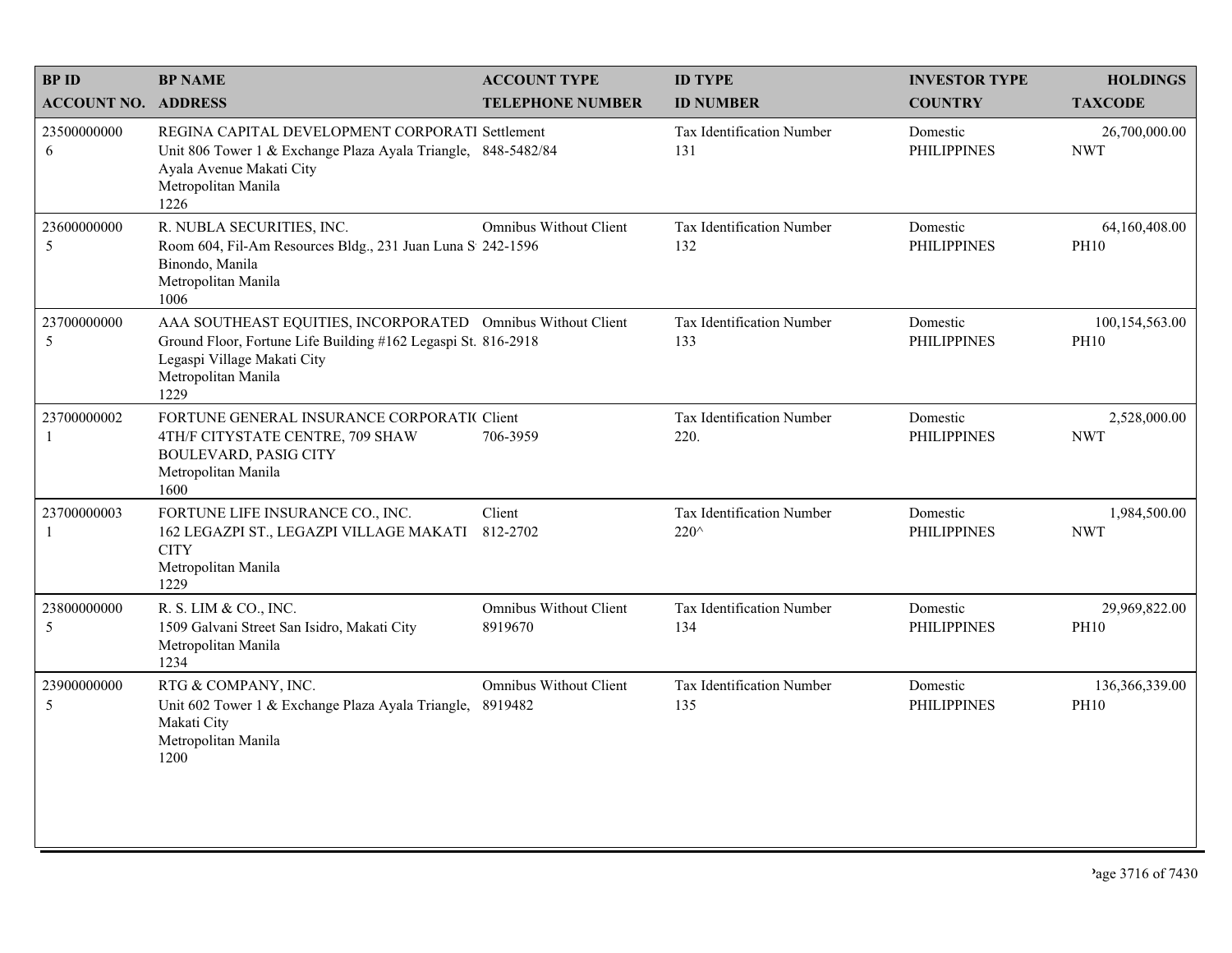| BP ID<br>ACCOUNT NO. | BP NAME<br>ADDRESS | ACCOUNT TYPE<br>TELEPHONE NUMBER | ID TYPE<br>ID NUMBER | INVESTOR TYPE<br>COUNTRY | HOLDINGS<br>TAXCODE |
|---|---|---|---|---|---|
| 23500000000<br>6 | REGINA CAPITAL DEVELOPMENT CORPORATI<br>Unit 806 Tower 1 & Exchange Plaza Ayala Triangle,<br>Ayala Avenue Makati City<br>Metropolitan Manila<br>1226 | Settlement<br>848-5482/84 | Tax Identification Number<br>131 | Domestic<br>PHILIPPINES | 26,700,000.00<br>NWT |
| 23600000000<br>5 | R. NUBLA SECURITIES, INC.<br>Room 604, Fil-Am Resources Bldg., 231 Juan Luna S<br>Binondo, Manila<br>Metropolitan Manila<br>1006 | Omnibus Without Client<br>242-1596 | Tax Identification Number<br>132 | Domestic<br>PHILIPPINES | 64,160,408.00<br>PH10 |
| 23700000000<br>5 | AAA SOUTHEAST EQUITIES, INCORPORATED<br>Ground Floor, Fortune Life Building #162 Legaspi St.<br>Legaspi Village Makati City<br>Metropolitan Manila<br>1229 | Omnibus Without Client<br>816-2918 | Tax Identification Number<br>133 | Domestic<br>PHILIPPINES | 100,154,563.00<br>PH10 |
| 23700000002<br>1 | FORTUNE GENERAL INSURANCE CORPORATI(<br>4TH/F CITYSTATE CENTRE, 709 SHAW<br>BOULEVARD, PASIG CITY<br>Metropolitan Manila<br>1600 | Client<br>706-3959 | Tax Identification Number<br>220. | Domestic<br>PHILIPPINES | 2,528,000.00<br>NWT |
| 23700000003<br>1 | FORTUNE LIFE INSURANCE CO., INC.<br>162 LEGAZPI ST., LEGAZPI VILLAGE MAKATI<br>CITY<br>Metropolitan Manila<br>1229 | Client<br>812-2702 | Tax Identification Number<br>220^ | Domestic<br>PHILIPPINES | 1,984,500.00<br>NWT |
| 23800000000<br>5 | R. S. LIM & CO., INC.<br>1509 Galvani Street San Isidro, Makati City<br>Metropolitan Manila<br>1234 | Omnibus Without Client<br>8919670 | Tax Identification Number<br>134 | Domestic<br>PHILIPPINES | 29,969,822.00<br>PH10 |
| 23900000000<br>5 | RTG & COMPANY, INC.<br>Unit 602 Tower 1 & Exchange Plaza Ayala Triangle,<br>Makati City<br>Metropolitan Manila<br>1200 | Omnibus Without Client<br>8919482 | Tax Identification Number<br>135 | Domestic<br>PHILIPPINES | 136,366,339.00<br>PH10 |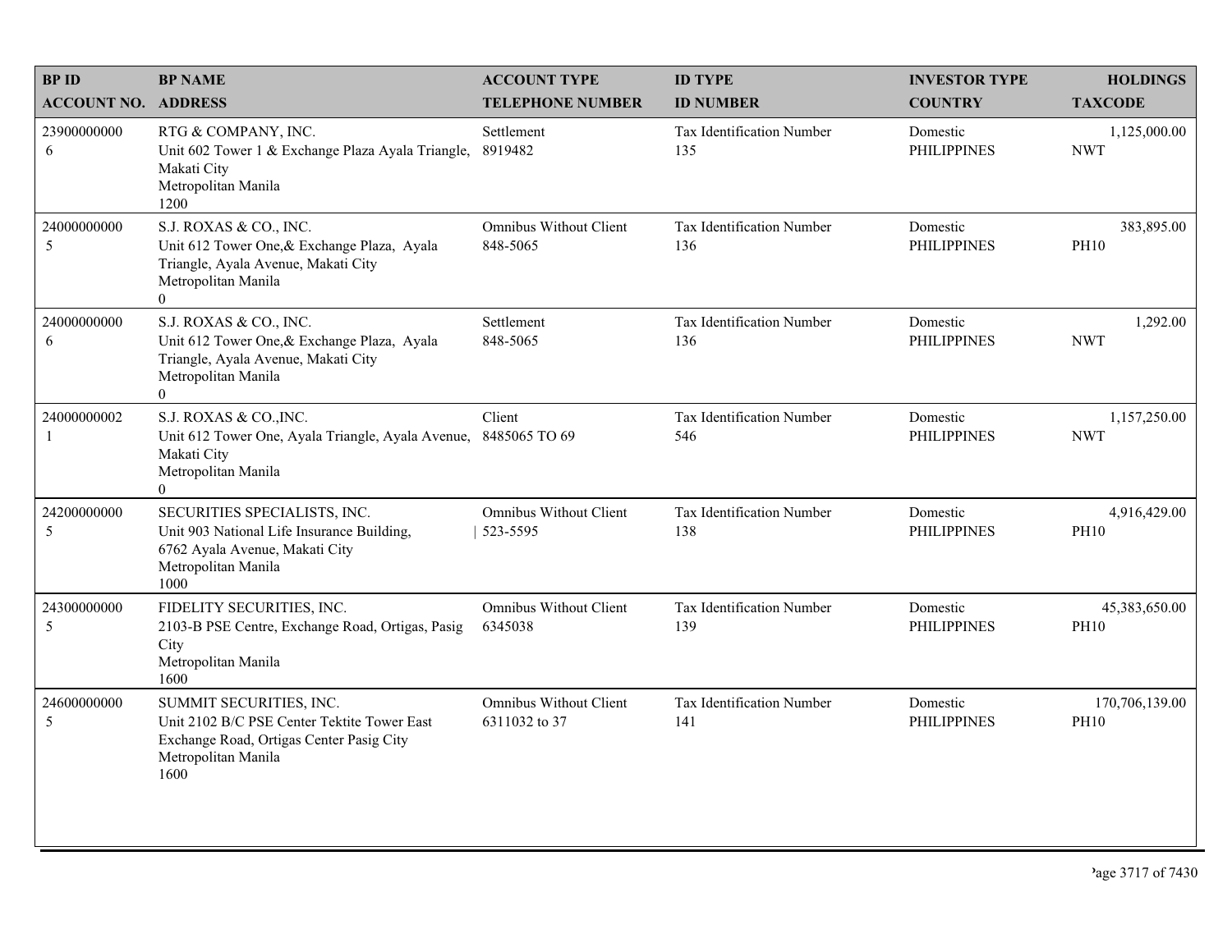| BP ID<br>ACCOUNT NO. | BP NAME<br>ADDRESS | ACCOUNT TYPE<br>TELEPHONE NUMBER | ID TYPE<br>ID NUMBER | INVESTOR TYPE<br>COUNTRY | HOLDINGS<br>TAXCODE |
|---|---|---|---|---|---|
| 23900000000<br>6 | RTG & COMPANY, INC.<br>Unit 602 Tower 1 & Exchange Plaza Ayala Triangle, Makati City<br>Metropolitan Manila<br>1200 | Settlement<br>8919482 | Tax Identification Number<br>135 | Domestic<br>PHILIPPINES | 1,125,000.00<br>NWT |
| 24000000000<br>5 | S.J. ROXAS & CO., INC.<br>Unit 612 Tower One,& Exchange Plaza, Ayala Triangle, Ayala Avenue, Makati City<br>Metropolitan Manila<br>0 | Omnibus Without Client<br>848-5065 | Tax Identification Number<br>136 | Domestic<br>PHILIPPINES | 383,895.00<br>PH10 |
| 24000000000<br>6 | S.J. ROXAS & CO., INC.<br>Unit 612 Tower One,& Exchange Plaza, Ayala Triangle, Ayala Avenue, Makati City<br>Metropolitan Manila<br>0 | Settlement<br>848-5065 | Tax Identification Number<br>136 | Domestic<br>PHILIPPINES | 1,292.00<br>NWT |
| 24000000002<br>1 | S.J. ROXAS & CO.,INC.<br>Unit 612 Tower One, Ayala Triangle, Ayala Avenue, Makati City<br>Metropolitan Manila<br>0 | Client<br>8485065 TO 69 | Tax Identification Number<br>546 | Domestic<br>PHILIPPINES | 1,157,250.00<br>NWT |
| 24200000000<br>5 | SECURITIES SPECIALISTS, INC.<br>Unit 903 National Life Insurance Building, 6762 Ayala Avenue, Makati City<br>Metropolitan Manila<br>1000 | Omnibus Without Client<br>523-5595 | Tax Identification Number<br>138 | Domestic<br>PHILIPPINES | 4,916,429.00<br>PH10 |
| 24300000000<br>5 | FIDELITY SECURITIES, INC.<br>2103-B PSE Centre, Exchange Road, Ortigas, Pasig City<br>Metropolitan Manila<br>1600 | Omnibus Without Client<br>6345038 | Tax Identification Number<br>139 | Domestic<br>PHILIPPINES | 45,383,650.00<br>PH10 |
| 24600000000<br>5 | SUMMIT SECURITIES, INC.<br>Unit 2102 B/C PSE Center Tektite Tower East Exchange Road, Ortigas Center Pasig City<br>Metropolitan Manila<br>1600 | Omnibus Without Client<br>6311032 to 37 | Tax Identification Number<br>141 | Domestic<br>PHILIPPINES | 170,706,139.00<br>PH10 |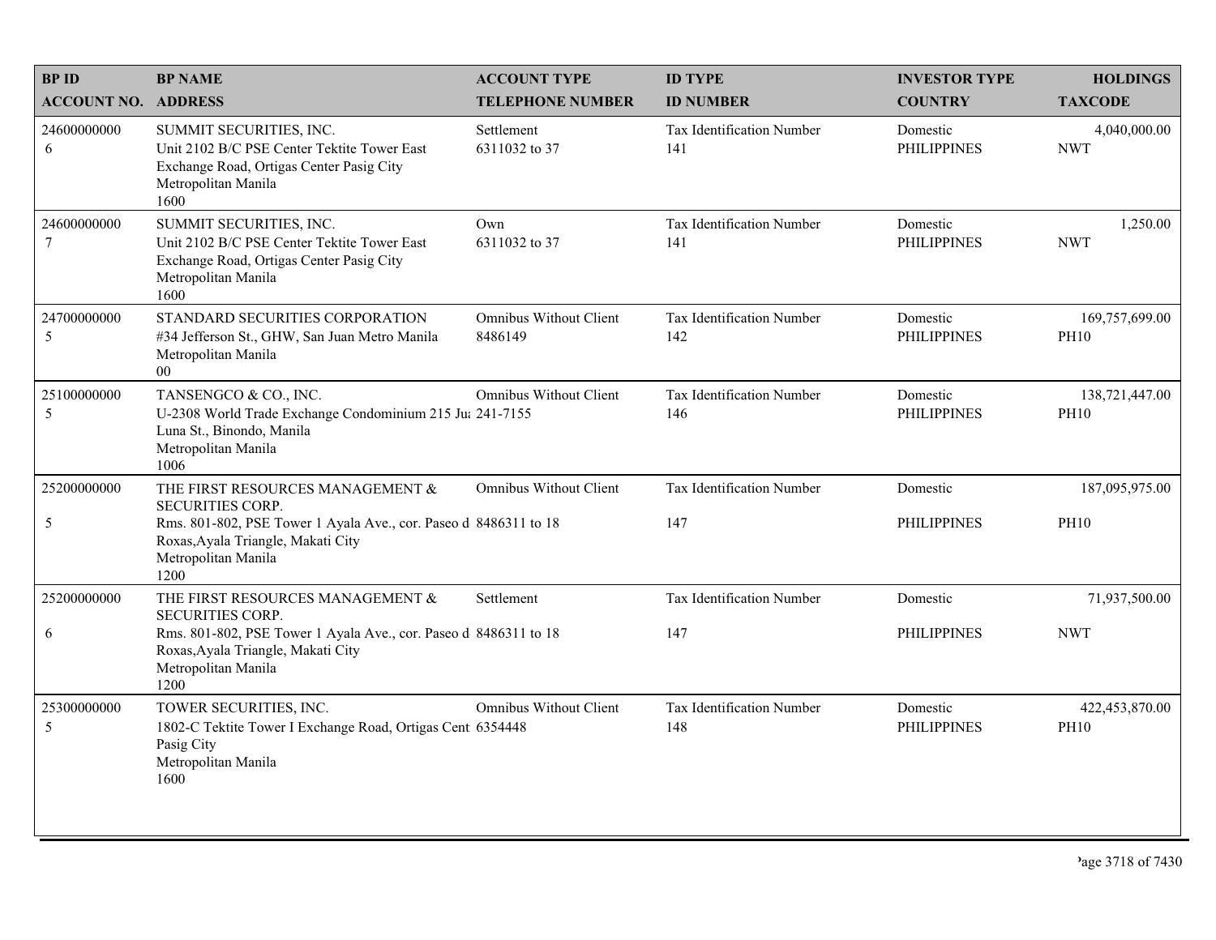| BP ID<br>ACCOUNT NO. | BP NAME<br>ADDRESS | ACCOUNT TYPE<br>TELEPHONE NUMBER | ID TYPE<br>ID NUMBER | INVESTOR TYPE<br>COUNTRY | HOLDINGS<br>TAXCODE |
|---|---|---|---|---|---|
| 24600000000<br>6 | SUMMIT SECURITIES, INC.<br>Unit 2102 B/C PSE Center Tektite Tower East Exchange Road, Ortigas Center Pasig City<br>Metropolitan Manila<br>1600 | Settlement<br>6311032 to 37 | Tax Identification Number<br>141 | Domestic<br>PHILIPPINES | 4,040,000.00<br>NWT |
| 24600000000<br>7 | SUMMIT SECURITIES, INC.<br>Unit 2102 B/C PSE Center Tektite Tower East Exchange Road, Ortigas Center Pasig City<br>Metropolitan Manila<br>1600 | Own<br>6311032 to 37 | Tax Identification Number<br>141 | Domestic<br>PHILIPPINES | 1,250.00<br>NWT |
| 24700000000<br>5 | STANDARD SECURITIES CORPORATION<br>#34 Jefferson St., GHW, San Juan Metro Manila<br>Metropolitan Manila<br>00 | Omnibus Without Client<br>8486149 | Tax Identification Number<br>142 | Domestic<br>PHILIPPINES | 169,757,699.00<br>PH10 |
| 25100000000<br>5 | TANSENGCO & CO., INC.<br>U-2308 World Trade Exchange Condominium 215 Jua Luna St., Binondo, Manila<br>Metropolitan Manila<br>1006 | Omnibus Without Client<br>241-7155 | Tax Identification Number<br>146 | Domestic<br>PHILIPPINES | 138,721,447.00<br>PH10 |
| 25200000000<br>5 | THE FIRST RESOURCES MANAGEMENT & SECURITIES CORP.<br>Rms. 801-802, PSE Tower 1 Ayala Ave., cor. Paseo d Roxas,Ayala Triangle, Makati City<br>Metropolitan Manila<br>1200 | Omnibus Without Client<br>8486311 to 18 | Tax Identification Number<br>147 | Domestic<br>PHILIPPINES | 187,095,975.00<br>PH10 |
| 25200000000<br>6 | THE FIRST RESOURCES MANAGEMENT & SECURITIES CORP.<br>Rms. 801-802, PSE Tower 1 Ayala Ave., cor. Paseo d Roxas,Ayala Triangle, Makati City<br>Metropolitan Manila<br>1200 | Settlement<br>8486311 to 18 | Tax Identification Number<br>147 | Domestic<br>PHILIPPINES | 71,937,500.00<br>NWT |
| 25300000000<br>5 | TOWER SECURITIES, INC.<br>1802-C Tektite Tower I Exchange Road, Ortigas Cent Pasig City<br>Metropolitan Manila<br>1600 | Omnibus Without Client<br>6354448 | Tax Identification Number<br>148 | Domestic<br>PHILIPPINES | 422,453,870.00<br>PH10 |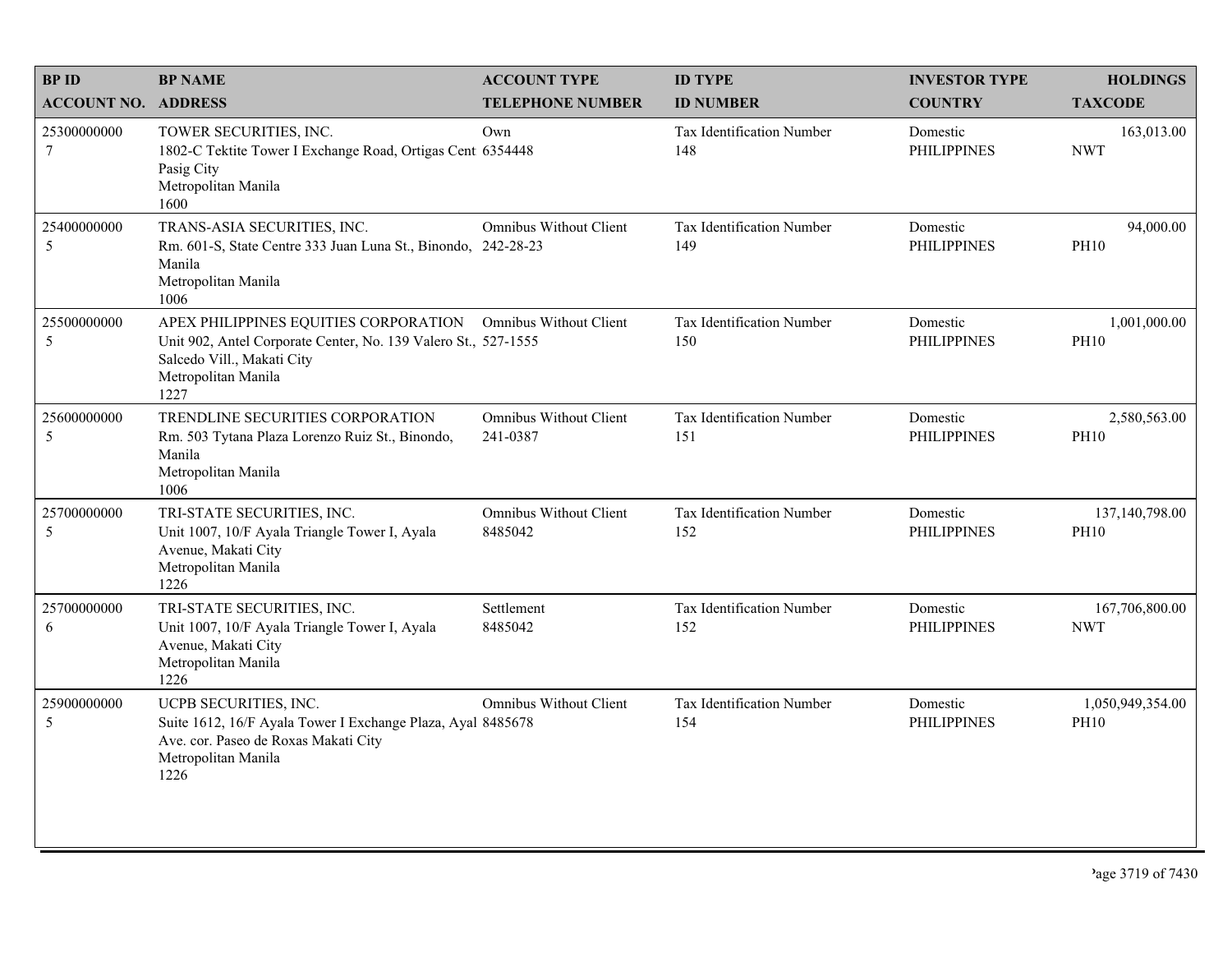| BP ID<br>ACCOUNT NO. | BP NAME<br>ADDRESS | ACCOUNT TYPE<br>TELEPHONE NUMBER | ID TYPE<br>ID NUMBER | INVESTOR TYPE<br>COUNTRY | HOLDINGS<br>TAXCODE |
|---|---|---|---|---|---|
| 25300000000<br>7 | TOWER SECURITIES, INC.<br>1802-C Tektite Tower I Exchange Road, Ortigas Cent<br>Pasig City<br>Metropolitan Manila<br>1600 | Own<br>6354448 | Tax Identification Number<br>148 | Domestic<br>PHILIPPINES | 163,013.00<br>NWT |
| 25400000000<br>5 | TRANS-ASIA SECURITIES, INC.<br>Rm. 601-S, State Centre 333 Juan Luna St., Binondo,<br>Manila<br>Metropolitan Manila<br>1006 | Omnibus Without Client<br>242-28-23 | Tax Identification Number<br>149 | Domestic<br>PHILIPPINES | 94,000.00<br>PH10 |
| 25500000000<br>5 | APEX PHILIPPINES EQUITIES CORPORATION<br>Unit 902, Antel Corporate Center, No. 139 Valero St.,<br>Salcedo Vill., Makati City<br>Metropolitan Manila<br>1227 | Omnibus Without Client<br>527-1555 | Tax Identification Number<br>150 | Domestic<br>PHILIPPINES | 1,001,000.00<br>PH10 |
| 25600000000<br>5 | TRENDLINE SECURITIES CORPORATION<br>Rm. 503 Tytana Plaza Lorenzo Ruiz St., Binondo,<br>Manila<br>Metropolitan Manila<br>1006 | Omnibus Without Client<br>241-0387 | Tax Identification Number<br>151 | Domestic<br>PHILIPPINES | 2,580,563.00<br>PH10 |
| 25700000000<br>5 | TRI-STATE SECURITIES, INC.<br>Unit 1007, 10/F Ayala Triangle Tower I, Ayala<br>Avenue, Makati City<br>Metropolitan Manila<br>1226 | Omnibus Without Client<br>8485042 | Tax Identification Number<br>152 | Domestic<br>PHILIPPINES | 137,140,798.00<br>PH10 |
| 25700000000<br>6 | TRI-STATE SECURITIES, INC.<br>Unit 1007, 10/F Ayala Triangle Tower I, Ayala<br>Avenue, Makati City<br>Metropolitan Manila<br>1226 | Settlement<br>8485042 | Tax Identification Number<br>152 | Domestic<br>PHILIPPINES | 167,706,800.00<br>NWT |
| 25900000000<br>5 | UCPB SECURITIES, INC.<br>Suite 1612, 16/F Ayala Tower I Exchange Plaza, Ayal<br>Ave. cor. Paseo de Roxas Makati City<br>Metropolitan Manila<br>1226 | Omnibus Without Client<br>8485678 | Tax Identification Number<br>154 | Domestic<br>PHILIPPINES | 1,050,949,354.00<br>PH10 |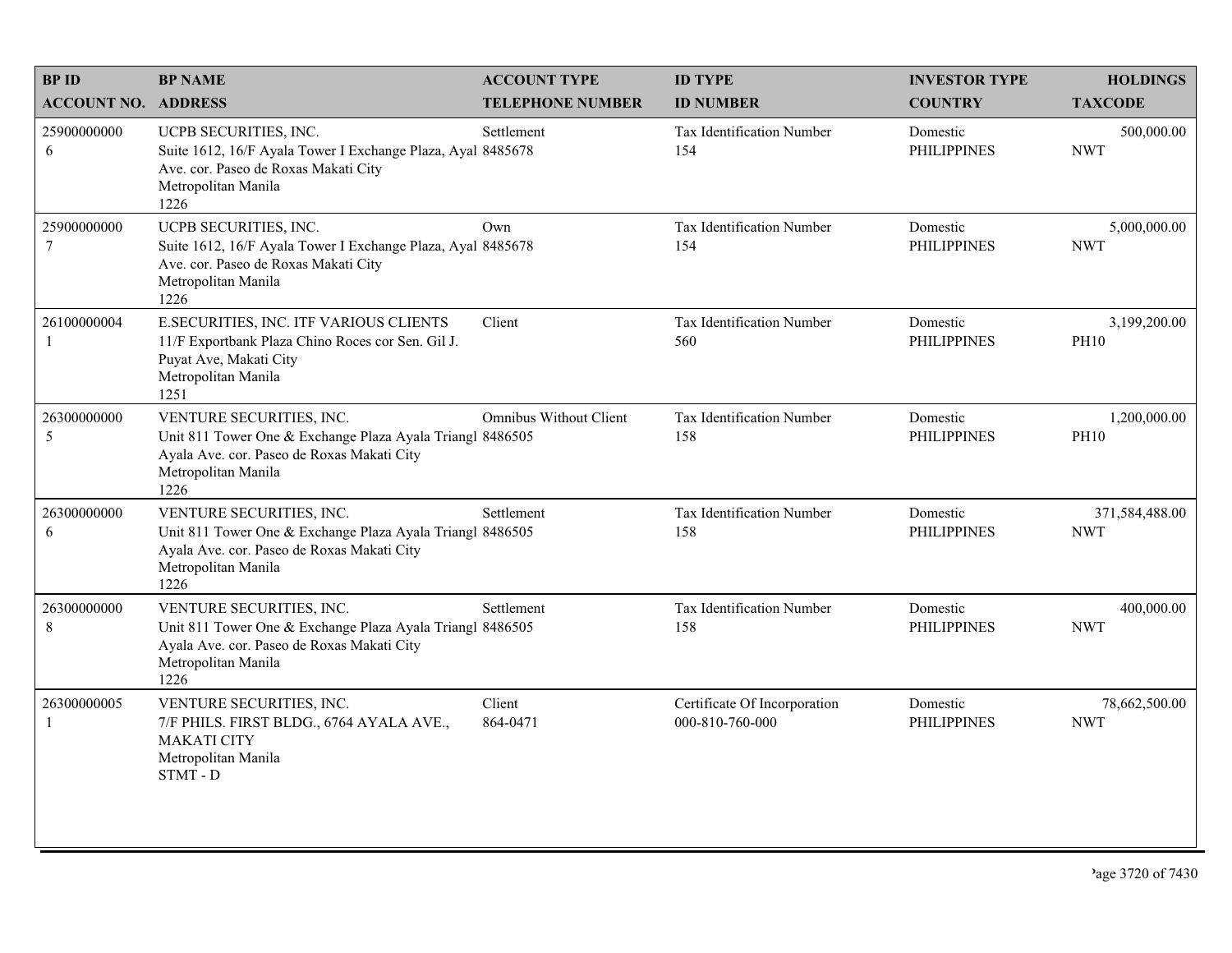| BP ID<br>ACCOUNT NO. | BP NAME<br>ADDRESS | ACCOUNT TYPE<br>TELEPHONE NUMBER | ID TYPE<br>ID NUMBER | INVESTOR TYPE<br>COUNTRY | HOLDINGS<br>TAXCODE |
|---|---|---|---|---|---|
| 25900000000<br>6 | UCPB SECURITIES, INC.<br>Suite 1612, 16/F Ayala Tower I Exchange Plaza, Ayal Ave. cor. Paseo de Roxas Makati City<br>Metropolitan Manila<br>1226 | Settlement<br>8485678 | Tax Identification Number<br>154 | Domestic<br>PHILIPPINES | 500,000.00<br>NWT |
| 25900000000<br>7 | UCPB SECURITIES, INC.<br>Suite 1612, 16/F Ayala Tower I Exchange Plaza, Ayal Ave. cor. Paseo de Roxas Makati City<br>Metropolitan Manila<br>1226 | Own<br>8485678 | Tax Identification Number<br>154 | Domestic<br>PHILIPPINES | 5,000,000.00<br>NWT |
| 26100000004<br>1 | E.SECURITIES, INC. ITF VARIOUS CLIENTS<br>11/F Exportbank Plaza Chino Roces cor Sen. Gil J. Puyat Ave, Makati City<br>Metropolitan Manila<br>1251 | Client | Tax Identification Number<br>560 | Domestic<br>PHILIPPINES | 3,199,200.00<br>PH10 |
| 26300000000<br>5 | VENTURE SECURITIES, INC.<br>Unit 811 Tower One & Exchange Plaza Ayala Triangl Ayala Ave. cor. Paseo de Roxas Makati City<br>Metropolitan Manila<br>1226 | Omnibus Without Client<br>8486505 | Tax Identification Number<br>158 | Domestic<br>PHILIPPINES | 1,200,000.00<br>PH10 |
| 26300000000<br>6 | VENTURE SECURITIES, INC.<br>Unit 811 Tower One & Exchange Plaza Ayala Triangl Ayala Ave. cor. Paseo de Roxas Makati City<br>Metropolitan Manila<br>1226 | Settlement<br>8486505 | Tax Identification Number<br>158 | Domestic<br>PHILIPPINES | 371,584,488.00<br>NWT |
| 26300000000<br>8 | VENTURE SECURITIES, INC.<br>Unit 811 Tower One & Exchange Plaza Ayala Triangl Ayala Ave. cor. Paseo de Roxas Makati City<br>Metropolitan Manila<br>1226 | Settlement<br>8486505 | Tax Identification Number<br>158 | Domestic<br>PHILIPPINES | 400,000.00<br>NWT |
| 26300000005<br>1 | VENTURE SECURITIES, INC.<br>7/F PHILS. FIRST BLDG., 6764 AYALA AVE., MAKATI CITY<br>Metropolitan Manila<br>STMT - D | Client<br>864-0471 | Certificate Of Incorporation<br>000-810-760-000 | Domestic<br>PHILIPPINES | 78,662,500.00<br>NWT |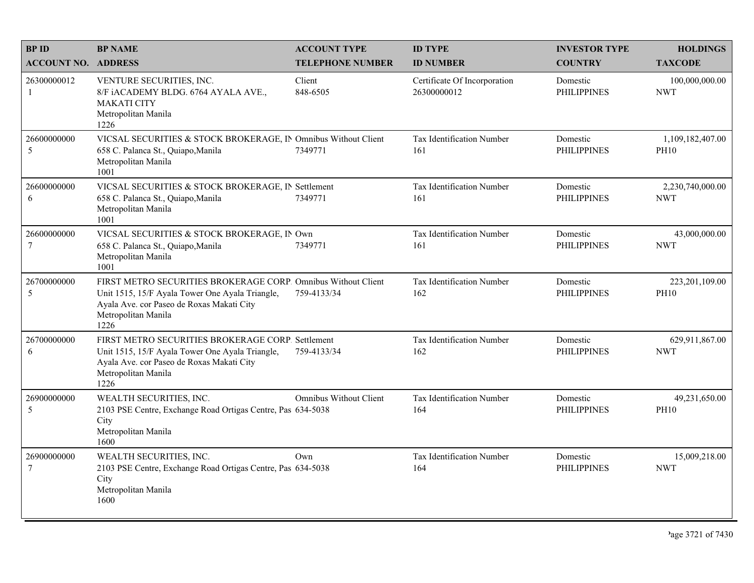| BP ID<br>ACCOUNT NO. | BP NAME<br>ADDRESS | ACCOUNT TYPE<br>TELEPHONE NUMBER | ID TYPE<br>ID NUMBER | INVESTOR TYPE<br>COUNTRY | HOLDINGS<br>TAXCODE |
|---|---|---|---|---|---|
| 26300000012<br>1 | VENTURE SECURITIES, INC.<br>8/F iACADEMY BLDG. 6764 AYALA AVE., MAKATI CITY<br>Metropolitan Manila<br>1226 | Client<br>848-6505 | Certificate Of Incorporation<br>26300000012 | Domestic<br>PHILIPPINES | 100,000,000.00<br>NWT |
| 26600000000<br>5 | VICSAL SECURITIES & STOCK BROKERAGE, IN<br>658 C. Palanca St., Quiapo,Manila<br>Metropolitan Manila<br>1001 | Omnibus Without Client<br>7349771 | Tax Identification Number<br>161 | Domestic<br>PHILIPPINES | 1,109,182,407.00<br>PH10 |
| 26600000000<br>6 | VICSAL SECURITIES & STOCK BROKERAGE, IN<br>658 C. Palanca St., Quiapo,Manila<br>Metropolitan Manila<br>1001 | Settlement<br>7349771 | Tax Identification Number<br>161 | Domestic<br>PHILIPPINES | 2,230,740,000.00<br>NWT |
| 26600000000<br>7 | VICSAL SECURITIES & STOCK BROKERAGE, IN<br>658 C. Palanca St., Quiapo,Manila<br>Metropolitan Manila<br>1001 | Own<br>7349771 | Tax Identification Number<br>161 | Domestic<br>PHILIPPINES | 43,000,000.00<br>NWT |
| 26700000000<br>5 | FIRST METRO SECURITIES BROKERAGE CORP.<br>Unit 1515, 15/F Ayala Tower One Ayala Triangle, Ayala Ave. cor Paseo de Roxas Makati City<br>Metropolitan Manila<br>1226 | Omnibus Without Client<br>759-4133/34 | Tax Identification Number<br>162 | Domestic<br>PHILIPPINES | 223,201,109.00<br>PH10 |
| 26700000000<br>6 | FIRST METRO SECURITIES BROKERAGE CORP.<br>Unit 1515, 15/F Ayala Tower One Ayala Triangle, Ayala Ave. cor Paseo de Roxas Makati City<br>Metropolitan Manila<br>1226 | Settlement<br>759-4133/34 | Tax Identification Number<br>162 | Domestic<br>PHILIPPINES | 629,911,867.00<br>NWT |
| 26900000000<br>5 | WEALTH SECURITIES, INC.<br>2103 PSE Centre, Exchange Road Ortigas Centre, Pas City<br>Metropolitan Manila<br>1600 | Omnibus Without Client<br>634-5038 | Tax Identification Number<br>164 | Domestic<br>PHILIPPINES | 49,231,650.00<br>PH10 |
| 26900000000<br>7 | WEALTH SECURITIES, INC.<br>2103 PSE Centre, Exchange Road Ortigas Centre, Pas City<br>Metropolitan Manila<br>1600 | Own<br>634-5038 | Tax Identification Number<br>164 | Domestic<br>PHILIPPINES | 15,009,218.00<br>NWT |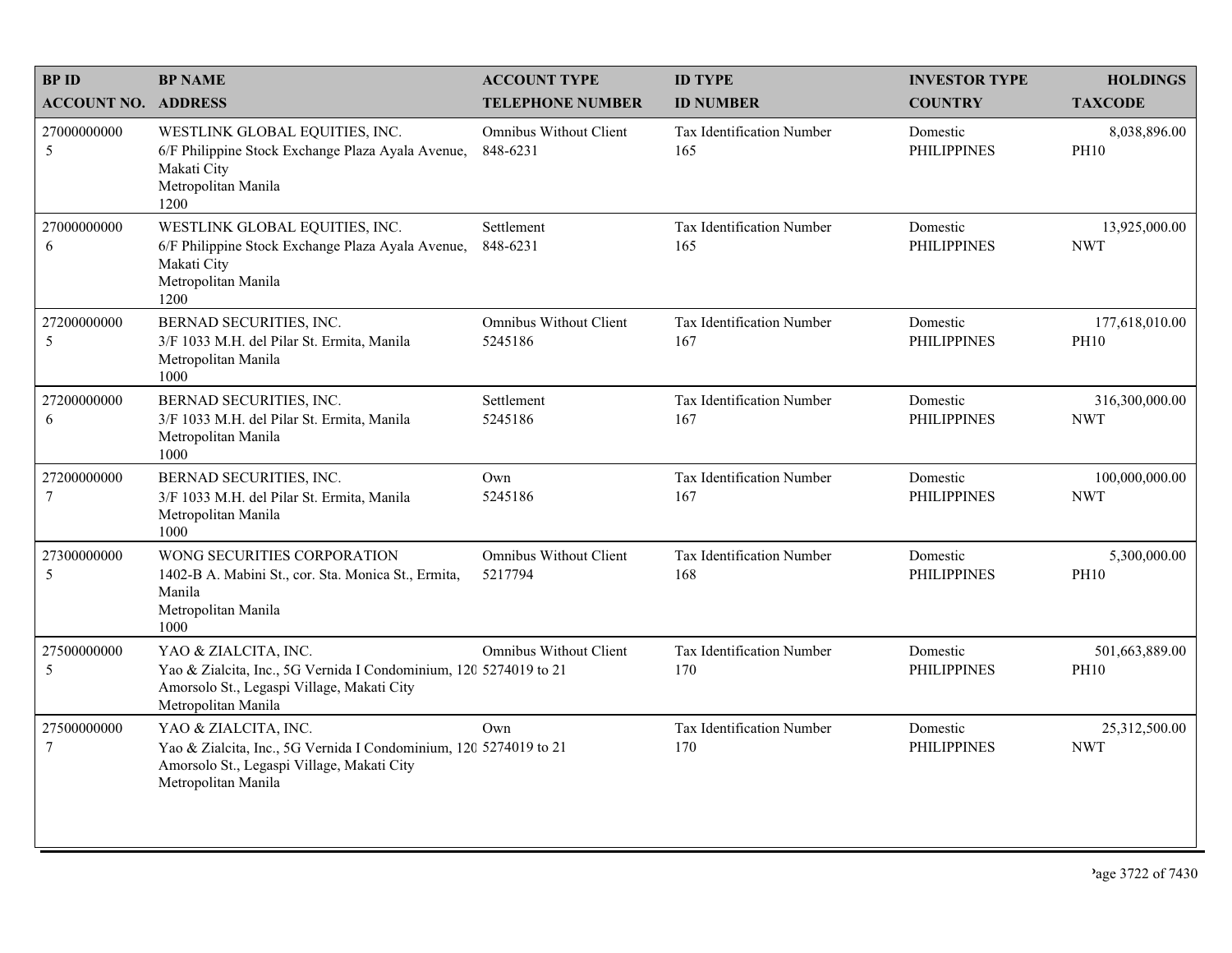| BP ID<br>ACCOUNT NO. | BP NAME<br>ADDRESS | ACCOUNT TYPE<br>TELEPHONE NUMBER | ID TYPE<br>ID NUMBER | INVESTOR TYPE<br>COUNTRY | HOLDINGS<br>TAXCODE |
|---|---|---|---|---|---|
| 27000000000<br>5 | WESTLINK GLOBAL EQUITIES, INC.<br>6/F Philippine Stock Exchange Plaza Ayala Avenue, Makati City<br>Metropolitan Manila<br>1200 | Omnibus Without Client<br>848-6231 | Tax Identification Number<br>165 | Domestic<br>PHILIPPINES | 8,038,896.00<br>PH10 |
| 27000000000<br>6 | WESTLINK GLOBAL EQUITIES, INC.<br>6/F Philippine Stock Exchange Plaza Ayala Avenue, Makati City<br>Metropolitan Manila<br>1200 | Settlement<br>848-6231 | Tax Identification Number<br>165 | Domestic<br>PHILIPPINES | 13,925,000.00<br>NWT |
| 27200000000<br>5 | BERNAD SECURITIES, INC.<br>3/F 1033 M.H. del Pilar St. Ermita, Manila<br>Metropolitan Manila<br>1000 | Omnibus Without Client<br>5245186 | Tax Identification Number<br>167 | Domestic<br>PHILIPPINES | 177,618,010.00<br>PH10 |
| 27200000000<br>6 | BERNAD SECURITIES, INC.<br>3/F 1033 M.H. del Pilar St. Ermita, Manila<br>Metropolitan Manila<br>1000 | Settlement<br>5245186 | Tax Identification Number<br>167 | Domestic<br>PHILIPPINES | 316,300,000.00<br>NWT |
| 27200000000<br>7 | BERNAD SECURITIES, INC.<br>3/F 1033 M.H. del Pilar St. Ermita, Manila<br>Metropolitan Manila<br>1000 | Own<br>5245186 | Tax Identification Number<br>167 | Domestic<br>PHILIPPINES | 100,000,000.00<br>NWT |
| 27300000000<br>5 | WONG SECURITIES CORPORATION<br>1402-B A. Mabini St., cor. Sta. Monica St., Ermita, Manila<br>Metropolitan Manila<br>1000 | Omnibus Without Client<br>5217794 | Tax Identification Number<br>168 | Domestic<br>PHILIPPINES | 5,300,000.00<br>PH10 |
| 27500000000<br>5 | YAO & ZIALCITA, INC.<br>Yao & Zialcita, Inc., 5G Vernida I Condominium, 120 Amorsolo St., Legaspi Village, Makati City<br>Metropolitan Manila | Omnibus Without Client<br>5274019 to 21 | Tax Identification Number<br>170 | Domestic<br>PHILIPPINES | 501,663,889.00<br>PH10 |
| 27500000000<br>7 | YAO & ZIALCITA, INC.<br>Yao & Zialcita, Inc., 5G Vernida I Condominium, 120 Amorsolo St., Legaspi Village, Makati City<br>Metropolitan Manila | Own<br>5274019 to 21 | Tax Identification Number<br>170 | Domestic<br>PHILIPPINES | 25,312,500.00<br>NWT |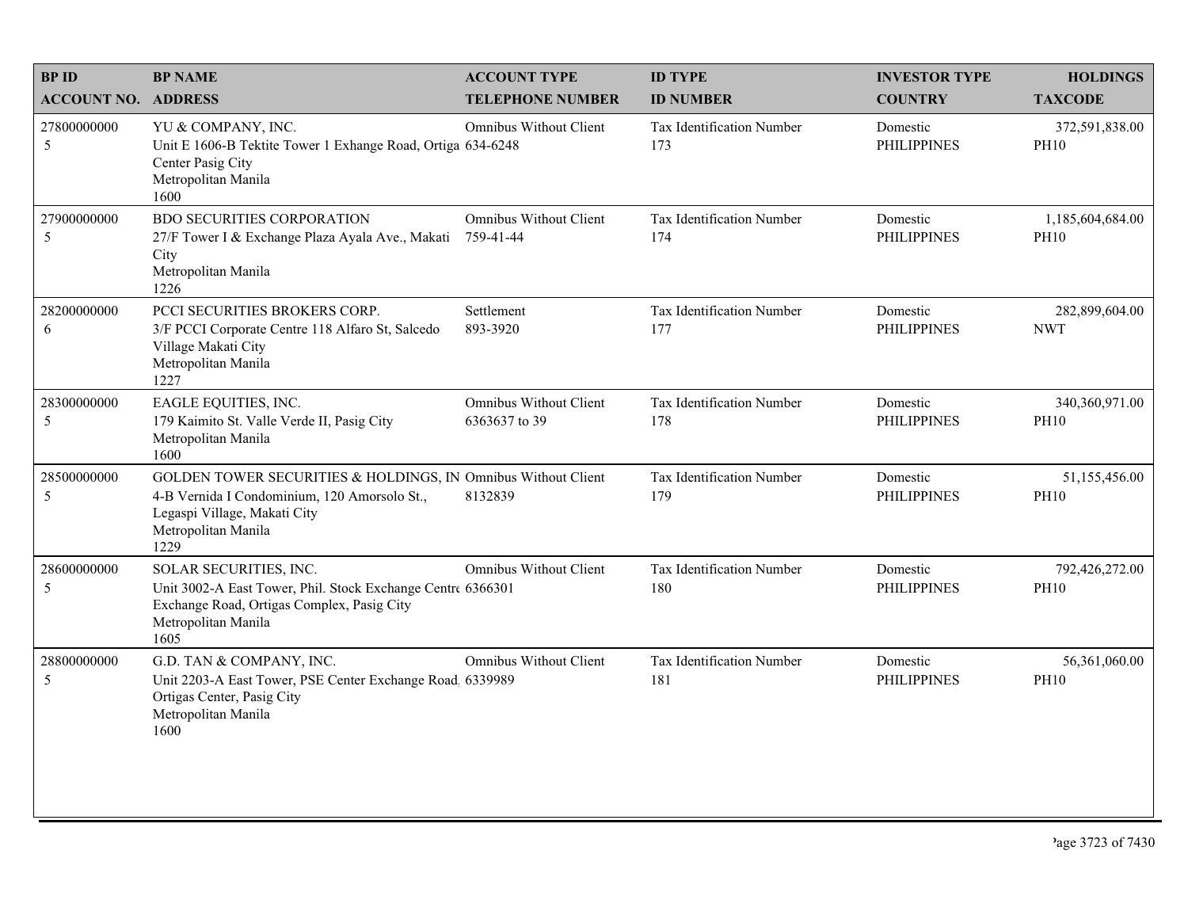| BP ID<br>ACCOUNT NO. | BP NAME<br>ADDRESS | ACCOUNT TYPE<br>TELEPHONE NUMBER | ID TYPE<br>ID NUMBER | INVESTOR TYPE<br>COUNTRY | HOLDINGS<br>TAXCODE |
|---|---|---|---|---|---|
| 27800000000<br>5 | YU & COMPANY, INC.<br>Unit E 1606-B Tektite Tower 1 Exhange Road, Ortiga Center Pasig City<br>Metropolitan Manila<br>1600 | Omnibus Without Client<br>634-6248 | Tax Identification Number<br>173 | Domestic<br>PHILIPPINES | 372,591,838.00<br>PH10 |
| 27900000000<br>5 | BDO SECURITIES CORPORATION<br>27/F Tower I & Exchange Plaza Ayala Ave., Makati City<br>Metropolitan Manila<br>1226 | Omnibus Without Client<br>759-41-44 | Tax Identification Number<br>174 | Domestic<br>PHILIPPINES | 1,185,604,684.00<br>PH10 |
| 28200000000<br>6 | PCCI SECURITIES BROKERS CORP.<br>3/F PCCI Corporate Centre 118 Alfaro St, Salcedo Village Makati City<br>Metropolitan Manila<br>1227 | Settlement<br>893-3920 | Tax Identification Number<br>177 | Domestic<br>PHILIPPINES | 282,899,604.00<br>NWT |
| 28300000000<br>5 | EAGLE EQUITIES, INC.<br>179 Kaimito St. Valle Verde II, Pasig City<br>Metropolitan Manila<br>1600 | Omnibus Without Client<br>6363637 to 39 | Tax Identification Number<br>178 | Domestic<br>PHILIPPINES | 340,360,971.00<br>PH10 |
| 28500000000<br>5 | GOLDEN TOWER SECURITIES & HOLDINGS, IN<br>4-B Vernida I Condominium, 120 Amorsolo St., Legaspi Village, Makati City<br>Metropolitan Manila<br>1229 | Omnibus Without Client<br>8132839 | Tax Identification Number<br>179 | Domestic<br>PHILIPPINES | 51,155,456.00<br>PH10 |
| 28600000000<br>5 | SOLAR SECURITIES, INC.<br>Unit 3002-A East Tower, Phil. Stock Exchange Centre Exchange Road, Ortigas Complex, Pasig City<br>Metropolitan Manila<br>1605 | Omnibus Without Client<br>6366301 | Tax Identification Number<br>180 | Domestic<br>PHILIPPINES | 792,426,272.00<br>PH10 |
| 28800000000<br>5 | G.D. TAN & COMPANY, INC.<br>Unit 2203-A East Tower, PSE Center Exchange Road, Ortigas Center, Pasig City<br>Metropolitan Manila<br>1600 | Omnibus Without Client<br>6339989 | Tax Identification Number<br>181 | Domestic<br>PHILIPPINES | 56,361,060.00<br>PH10 |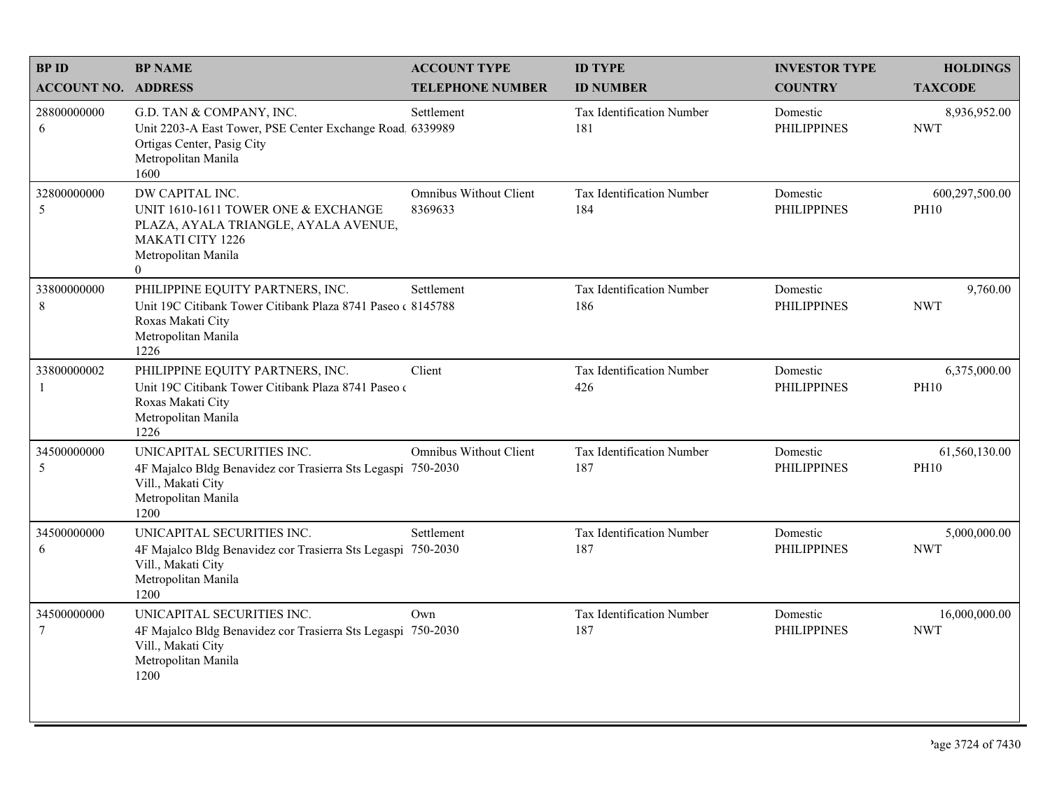| BP ID<br>ACCOUNT NO. | BP NAME<br>ADDRESS | ACCOUNT TYPE<br>TELEPHONE NUMBER | ID TYPE<br>ID NUMBER | INVESTOR TYPE<br>COUNTRY | HOLDINGS<br>TAXCODE |
|---|---|---|---|---|---|
| 28800000000<br>6 | G.D. TAN & COMPANY, INC.<br>Unit 2203-A East Tower, PSE Center Exchange Road,<br>Ortigas Center, Pasig City<br>Metropolitan Manila<br>1600 | Settlement<br>6339989 | Tax Identification Number<br>181 | Domestic<br>PHILIPPINES | 8,936,952.00<br>NWT |
| 32800000000<br>5 | DW CAPITAL INC.<br>UNIT 1610-1611 TOWER ONE & EXCHANGE PLAZA, AYALA TRIANGLE, AYALA AVENUE, MAKATI CITY 1226<br>Metropolitan Manila<br>0 | Omnibus Without Client<br>8369633 | Tax Identification Number<br>184 | Domestic<br>PHILIPPINES | 600,297,500.00<br>PH10 |
| 33800000000<br>8 | PHILIPPINE EQUITY PARTNERS, INC.<br>Unit 19C Citibank Tower Citibank Plaza 8741 Paseo de Roxas Makati City<br>Metropolitan Manila<br>1226 | Settlement<br>8145788 | Tax Identification Number<br>186 | Domestic<br>PHILIPPINES | 9,760.00<br>NWT |
| 33800000002<br>1 | PHILIPPINE EQUITY PARTNERS, INC.<br>Unit 19C Citibank Tower Citibank Plaza 8741 Paseo de Roxas Makati City<br>Metropolitan Manila<br>1226 | Client | Tax Identification Number<br>426 | Domestic<br>PHILIPPINES | 6,375,000.00<br>PH10 |
| 34500000000<br>5 | UNICAPITAL SECURITIES INC.<br>4F Majalco Bldg Benavidez cor Trasierra Sts Legaspi Vill., Makati City<br>Metropolitan Manila<br>1200 | Omnibus Without Client<br>750-2030 | Tax Identification Number<br>187 | Domestic<br>PHILIPPINES | 61,560,130.00<br>PH10 |
| 34500000000<br>6 | UNICAPITAL SECURITIES INC.<br>4F Majalco Bldg Benavidez cor Trasierra Sts Legaspi Vill., Makati City<br>Metropolitan Manila<br>1200 | Settlement<br>750-2030 | Tax Identification Number<br>187 | Domestic<br>PHILIPPINES | 5,000,000.00<br>NWT |
| 34500000000<br>7 | UNICAPITAL SECURITIES INC.<br>4F Majalco Bldg Benavidez cor Trasierra Sts Legaspi Vill., Makati City<br>Metropolitan Manila<br>1200 | Own<br>750-2030 | Tax Identification Number<br>187 | Domestic<br>PHILIPPINES | 16,000,000.00<br>NWT |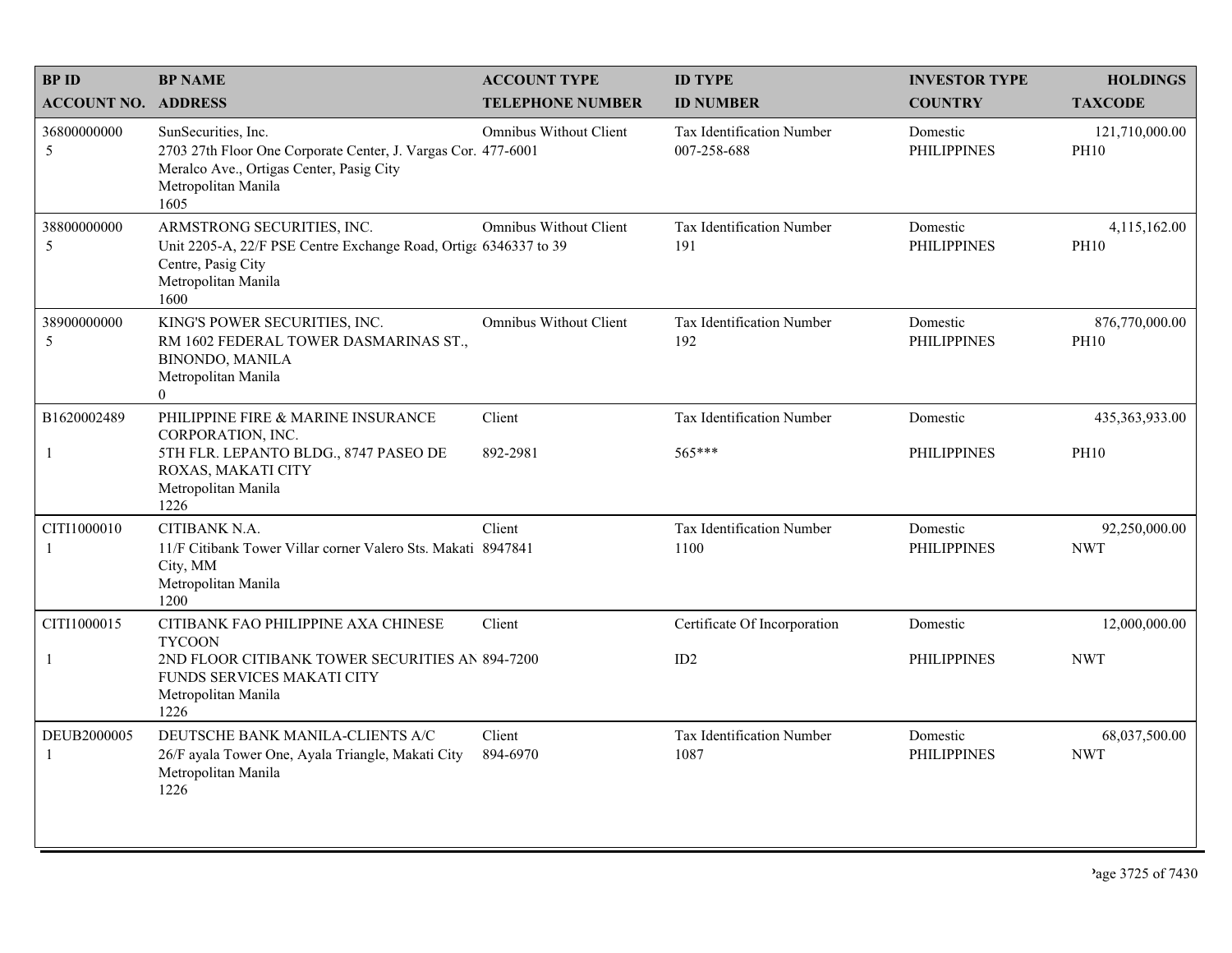| BP ID<br>ACCOUNT NO. | BP NAME<br>ADDRESS | ACCOUNT TYPE<br>TELEPHONE NUMBER | ID TYPE<br>ID NUMBER | INVESTOR TYPE<br>COUNTRY | HOLDINGS<br>TAXCODE |
|---|---|---|---|---|---|
| 36800000000<br>5 | SunSecurities, Inc.<br>2703 27th Floor One Corporate Center, J. Vargas Cor. Meralco Ave., Ortigas Center, Pasig City<br>Metropolitan Manila<br>1605 | Omnibus Without Client<br>477-6001 | Tax Identification Number<br>007-258-688 | Domestic<br>PHILIPPINES | 121,710,000.00<br>PH10 |
| 38800000000<br>5 | ARMSTRONG SECURITIES, INC.<br>Unit 2205-A, 22/F PSE Centre Exchange Road, Ortiga Centre, Pasig City<br>Metropolitan Manila<br>1600 | Omnibus Without Client<br>6346337 to 39 | Tax Identification Number<br>191 | Domestic<br>PHILIPPINES | 4,115,162.00<br>PH10 |
| 38900000000<br>5 | KING'S POWER SECURITIES, INC.<br>RM 1602 FEDERAL TOWER DASMARINAS ST., BINONDO, MANILA<br>Metropolitan Manila<br>0 | Omnibus Without Client | Tax Identification Number<br>192 | Domestic<br>PHILIPPINES | 876,770,000.00<br>PH10 |
| B1620002489<br>1 | PHILIPPINE FIRE & MARINE INSURANCE CORPORATION, INC.<br>5TH FLR. LEPANTO BLDG., 8747 PASEO DE ROXAS, MAKATI CITY<br>Metropolitan Manila<br>1226 | Client<br>892-2981 | Tax Identification Number<br>565*** | Domestic<br>PHILIPPINES | 435,363,933.00<br>PH10 |
| CITI1000010<br>1 | CITIBANK N.A.<br>11/F Citibank Tower Villar corner Valero Sts. Makati City, MM<br>Metropolitan Manila<br>1200 | Client<br>8947841 | Tax Identification Number<br>1100 | Domestic<br>PHILIPPINES | 92,250,000.00<br>NWT |
| CITI1000015<br>1 | CITIBANK FAO PHILIPPINE AXA CHINESE TYCOON<br>2ND FLOOR CITIBANK TOWER SECURITIES AN FUNDS SERVICES MAKATI CITY<br>Metropolitan Manila<br>1226 | Client<br>894-7200 | Certificate Of Incorporation<br>ID2 | Domestic<br>PHILIPPINES | 12,000,000.00<br>NWT |
| DEUB2000005<br>1 | DEUTSCHE BANK MANILA-CLIENTS A/C<br>26/F ayala Tower One, Ayala Triangle, Makati City<br>Metropolitan Manila<br>1226 | Client<br>894-6970 | Tax Identification Number<br>1087 | Domestic<br>PHILIPPINES | 68,037,500.00<br>NWT |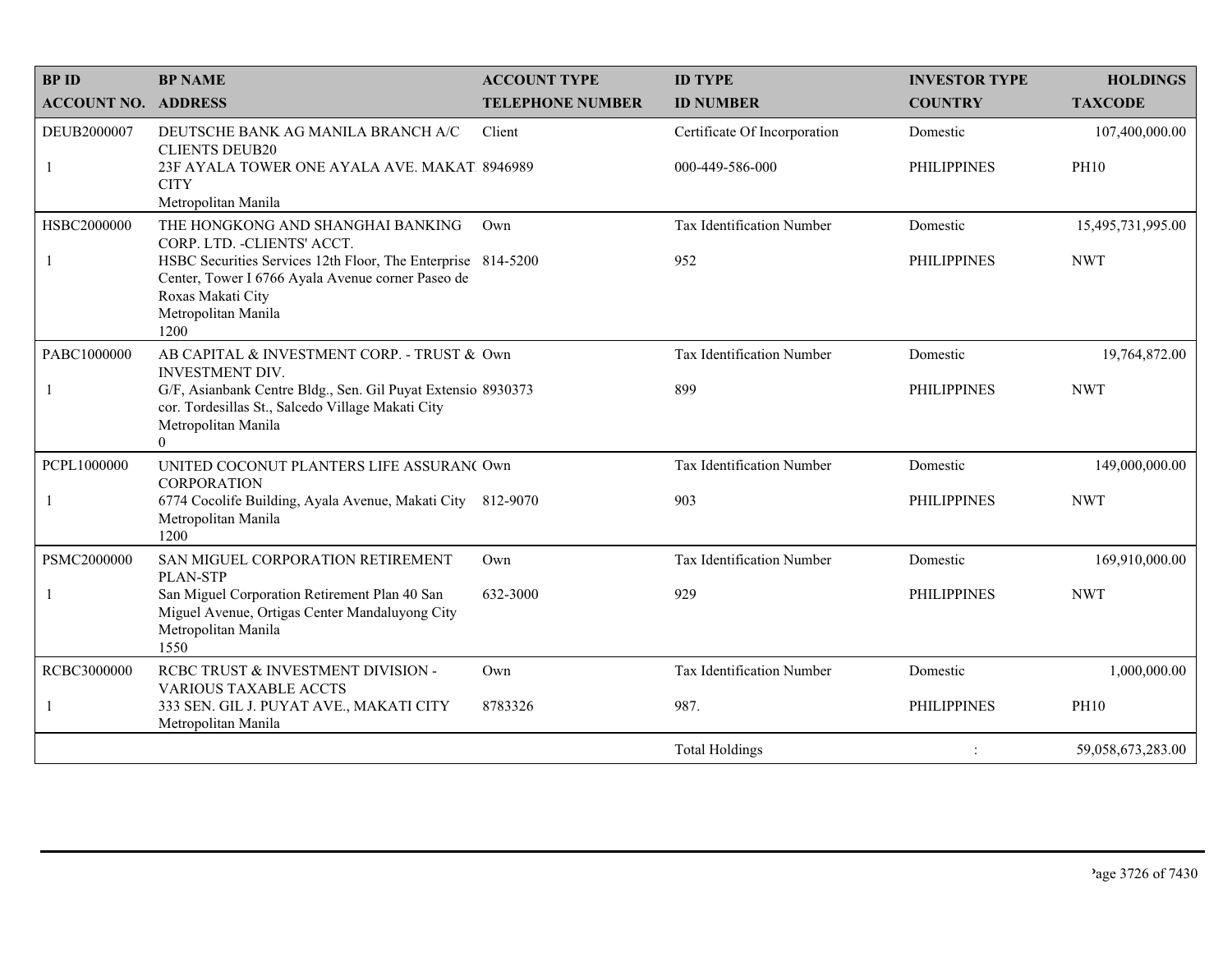| BP ID<br>ACCOUNT NO. | BP NAME<br>ADDRESS | ACCOUNT TYPE<br>TELEPHONE NUMBER | ID TYPE<br>ID NUMBER | INVESTOR TYPE<br>COUNTRY | HOLDINGS<br>TAXCODE |
|---|---|---|---|---|---|
| DEUB2000007<br>1 | DEUTSCHE BANK AG MANILA BRANCH A/C CLIENTS DEUB20<br>23F AYALA TOWER ONE AYALA AVE. MAKAT CITY<br>Metropolitan Manila | Client<br>8946989 | Certificate Of Incorporation<br>000-449-586-000 | Domestic<br>PHILIPPINES | 107,400,000.00<br>PH10 |
| HSBC2000000<br>1 | THE HONGKONG AND SHANGHAI BANKING CORP. LTD. -CLIENTS' ACCT.<br>HSBC Securities Services 12th Floor, The Enterprise Center, Tower I 6766 Ayala Avenue corner Paseo de Roxas Makati City<br>Metropolitan Manila<br>1200 | Own<br>814-5200 | Tax Identification Number<br>952 | Domestic<br>PHILIPPINES | 15,495,731,995.00<br>NWT |
| PABC1000000<br>1 | AB CAPITAL & INVESTMENT CORP. - TRUST & INVESTMENT DIV.<br>G/F, Asianbank Centre Bldg., Sen. Gil Puyat Extensio cor. Tordesillas St., Salcedo Village Makati City<br>Metropolitan Manila<br>0 | Own<br>8930373 | Tax Identification Number<br>899 | Domestic<br>PHILIPPINES | 19,764,872.00<br>NWT |
| PCPL1000000<br>1 | UNITED COCONUT PLANTERS LIFE ASSURAN( CORPORATION<br>6774 Cocolife Building, Ayala Avenue, Makati City<br>Metropolitan Manila<br>1200 | Own<br>812-9070 | Tax Identification Number<br>903 | Domestic<br>PHILIPPINES | 149,000,000.00<br>NWT |
| PSMC2000000<br>1 | SAN MIGUEL CORPORATION RETIREMENT PLAN-STP<br>San Miguel Corporation Retirement Plan 40 San Miguel Avenue, Ortigas Center Mandaluyong City<br>Metropolitan Manila<br>1550 | Own<br>632-3000 | Tax Identification Number<br>929 | Domestic<br>PHILIPPINES | 169,910,000.00<br>NWT |
| RCBC3000000<br>1 | RCBC TRUST & INVESTMENT DIVISION - VARIOUS TAXABLE ACCTS<br>333 SEN. GIL J. PUYAT AVE., MAKATI CITY<br>Metropolitan Manila | Own<br>8783326 | Tax Identification Number<br>987. | Domestic<br>PHILIPPINES | 1,000,000.00<br>PH10 |
| | | | Total Holdings | : | 59,058,673,283.00 |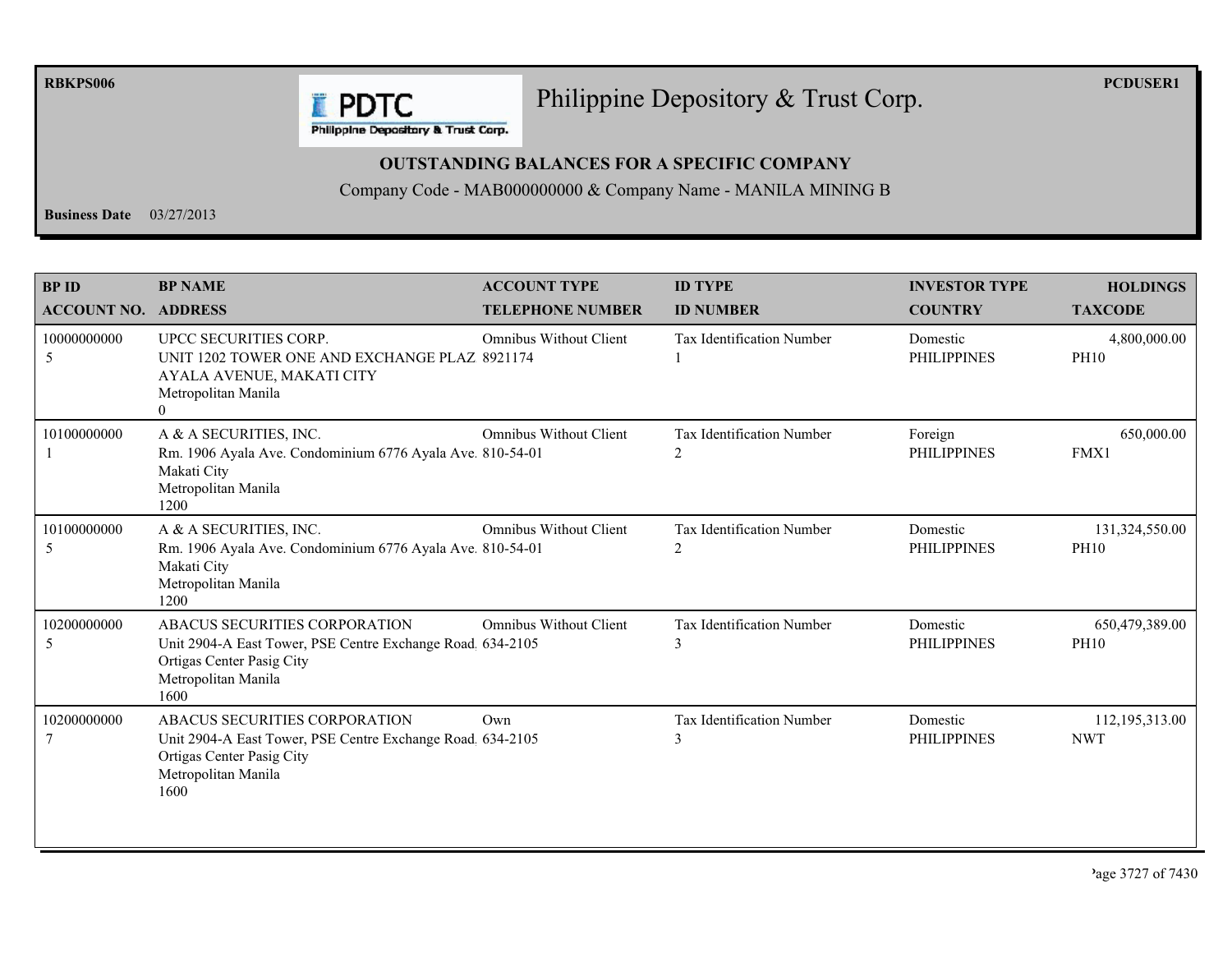RBKPS006

PCDUSER1

# Philippine Depository & Trust Corp.

## OUTSTANDING BALANCES FOR A SPECIFIC COMPANY

Company Code - MAB000000000 & Company Name - MANILA MINING B

**Business Date** 03/27/2013

| BP ID<br>ACCOUNT NO. | BP NAME<br>ADDRESS | ACCOUNT TYPE<br>TELEPHONE NUMBER | ID TYPE<br>ID NUMBER | INVESTOR TYPE<br>COUNTRY | HOLDINGS<br>TAXCODE |
|---|---|---|---|---|---|
| 10000000000<br>5 | UPCC SECURITIES CORP.<br>UNIT 1202 TOWER ONE AND EXCHANGE PLAZ<br>AYALA AVENUE, MAKATI CITY<br>Metropolitan Manila<br>0 | Omnibus Without Client<br>8921174 | Tax Identification Number<br>1 | Domestic<br>PHILIPPINES | 4,800,000.00<br>PH10 |
| 10100000000<br>1 | A & A SECURITIES, INC.<br>Rm. 1906 Ayala Ave. Condominium 6776 Ayala Ave.<br>Makati City<br>Metropolitan Manila<br>1200 | Omnibus Without Client<br>810-54-01 | Tax Identification Number<br>2 | Foreign<br>PHILIPPINES | 650,000.00<br>FMX1 |
| 10100000000<br>5 | A & A SECURITIES, INC.<br>Rm. 1906 Ayala Ave. Condominium 6776 Ayala Ave.<br>Makati City<br>Metropolitan Manila<br>1200 | Omnibus Without Client<br>810-54-01 | Tax Identification Number<br>2 | Domestic<br>PHILIPPINES | 131,324,550.00<br>PH10 |
| 10200000000<br>5 | ABACUS SECURITIES CORPORATION<br>Unit 2904-A East Tower, PSE Centre Exchange Road.<br>Ortigas Center Pasig City<br>Metropolitan Manila<br>1600 | Omnibus Without Client<br>634-2105 | Tax Identification Number<br>3 | Domestic<br>PHILIPPINES | 650,479,389.00<br>PH10 |
| 10200000000<br>7 | ABACUS SECURITIES CORPORATION<br>Unit 2904-A East Tower, PSE Centre Exchange Road.<br>Ortigas Center Pasig City<br>Metropolitan Manila<br>1600 | Own<br>634-2105 | Tax Identification Number<br>3 | Domestic<br>PHILIPPINES | 112,195,313.00<br>NWT |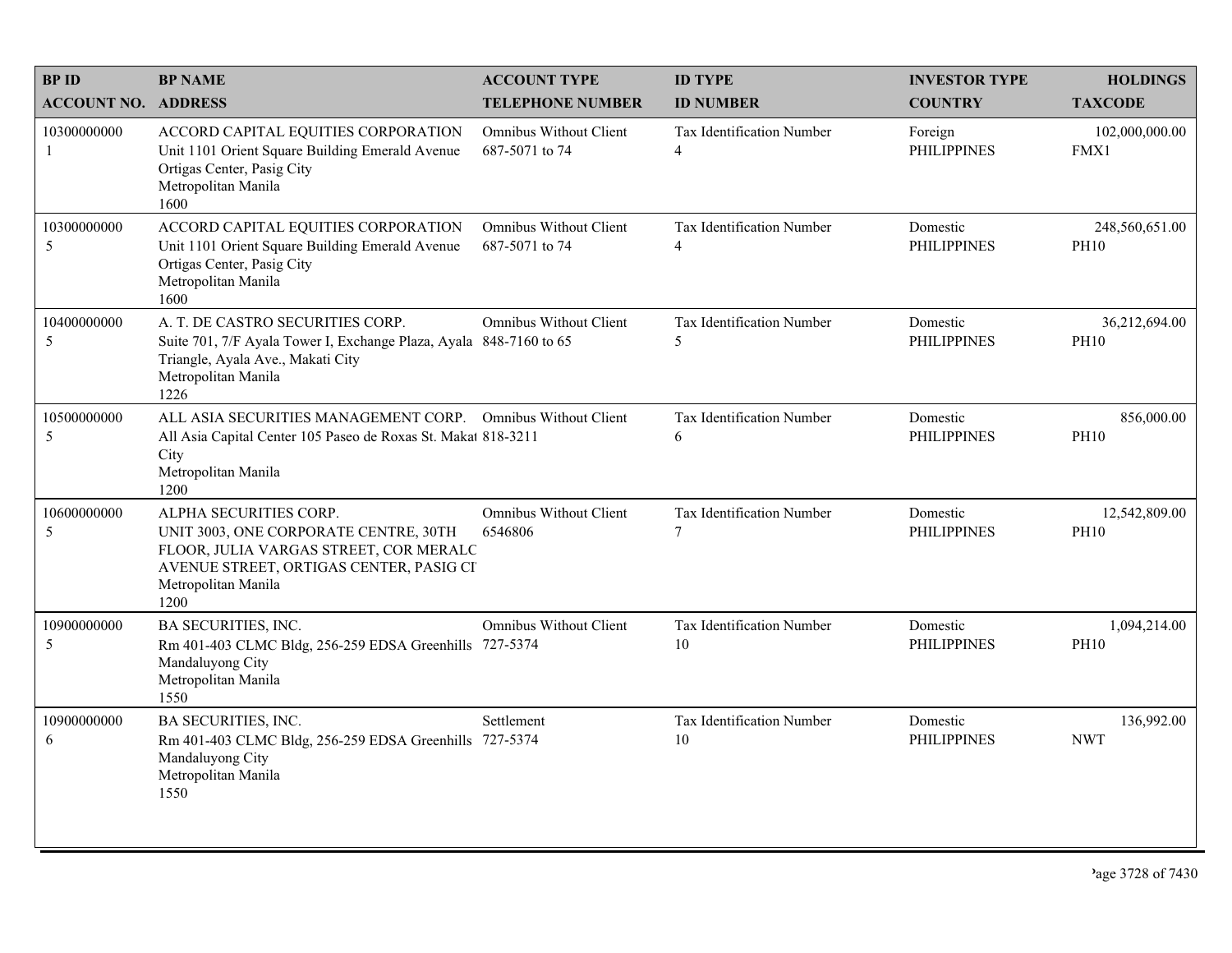| BP ID<br>ACCOUNT NO. | BP NAME<br>ADDRESS | ACCOUNT TYPE<br>TELEPHONE NUMBER | ID TYPE<br>ID NUMBER | INVESTOR TYPE<br>COUNTRY | HOLDINGS<br>TAXCODE |
|---|---|---|---|---|---|
| 10300000000<br>1 | ACCORD CAPITAL EQUITIES CORPORATION<br>Unit 1101 Orient Square Building Emerald Avenue Ortigas Center, Pasig City<br>Metropolitan Manila<br>1600 | Omnibus Without Client<br>687-5071 to 74 | Tax Identification Number<br>4 | Foreign<br>PHILIPPINES | 102,000,000.00<br>FMX1 |
| 10300000000<br>5 | ACCORD CAPITAL EQUITIES CORPORATION<br>Unit 1101 Orient Square Building Emerald Avenue Ortigas Center, Pasig City<br>Metropolitan Manila<br>1600 | Omnibus Without Client<br>687-5071 to 74 | Tax Identification Number<br>4 | Domestic<br>PHILIPPINES | 248,560,651.00<br>PH10 |
| 10400000000<br>5 | A. T. DE CASTRO SECURITIES CORP.<br>Suite 701, 7/F Ayala Tower I, Exchange Plaza, Ayala Triangle, Ayala Ave., Makati City<br>Metropolitan Manila<br>1226 | Omnibus Without Client<br>848-7160 to 65 | Tax Identification Number<br>5 | Domestic<br>PHILIPPINES | 36,212,694.00<br>PH10 |
| 10500000000<br>5 | ALL ASIA SECURITIES MANAGEMENT CORP.<br>All Asia Capital Center 105 Paseo de Roxas St. Makat City<br>Metropolitan Manila<br>1200 | Omnibus Without Client<br>818-3211 | Tax Identification Number<br>6 | Domestic<br>PHILIPPINES | 856,000.00<br>PH10 |
| 10600000000<br>5 | ALPHA SECURITIES CORP.<br>UNIT 3003, ONE CORPORATE CENTRE, 30TH FLOOR, JULIA VARGAS STREET, COR MERALC AVENUE STREET, ORTIGAS CENTER, PASIG CI<br>Metropolitan Manila<br>1200 | Omnibus Without Client<br>6546806 | Tax Identification Number<br>7 | Domestic<br>PHILIPPINES | 12,542,809.00<br>PH10 |
| 10900000000<br>5 | BA SECURITIES, INC.<br>Rm 401-403 CLMC Bldg, 256-259 EDSA Greenhills Mandaluyong City<br>Metropolitan Manila<br>1550 | Omnibus Without Client<br>727-5374 | Tax Identification Number<br>10 | Domestic<br>PHILIPPINES | 1,094,214.00<br>PH10 |
| 10900000000<br>6 | BA SECURITIES, INC.<br>Rm 401-403 CLMC Bldg, 256-259 EDSA Greenhills Mandaluyong City<br>Metropolitan Manila<br>1550 | Settlement<br>727-5374 | Tax Identification Number<br>10 | Domestic<br>PHILIPPINES | 136,992.00<br>NWT |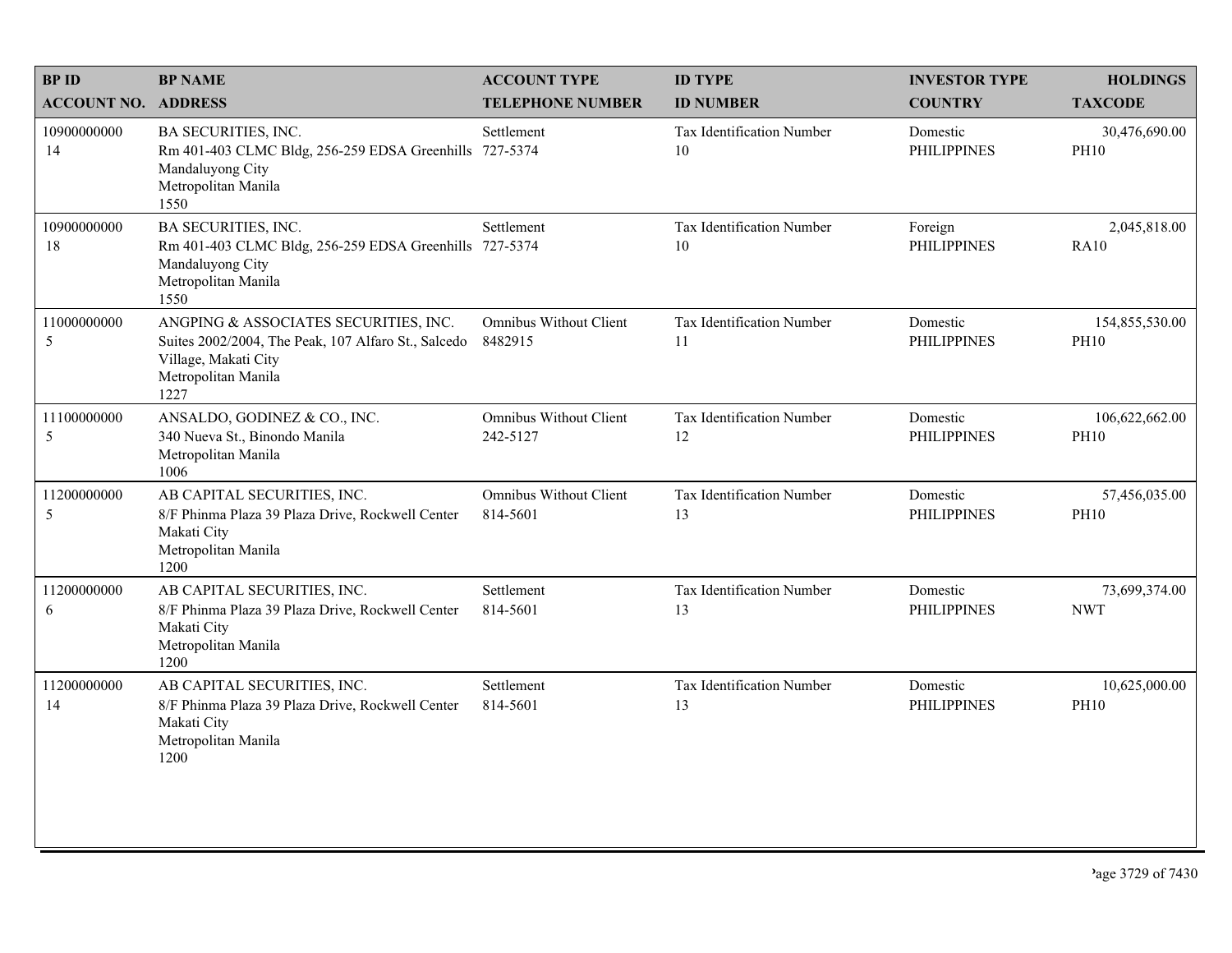| BP ID<br>ACCOUNT NO. | BP NAME<br>ADDRESS | ACCOUNT TYPE<br>TELEPHONE NUMBER | ID TYPE<br>ID NUMBER | INVESTOR TYPE<br>COUNTRY | HOLDINGS<br>TAXCODE |
|---|---|---|---|---|---|
| 10900000000<br>14 | BA SECURITIES, INC.<br>Rm 401-403 CLMC Bldg, 256-259 EDSA Greenhills<br>Mandaluyong City<br>Metropolitan Manila<br>1550 | Settlement<br>727-5374 | Tax Identification Number<br>10 | Domestic<br>PHILIPPINES | 30,476,690.00<br>PH10 |
| 10900000000<br>18 | BA SECURITIES, INC.<br>Rm 401-403 CLMC Bldg, 256-259 EDSA Greenhills<br>Mandaluyong City<br>Metropolitan Manila<br>1550 | Settlement<br>727-5374 | Tax Identification Number<br>10 | Foreign<br>PHILIPPINES | 2,045,818.00<br>RA10 |
| 11000000000<br>5 | ANGPING & ASSOCIATES SECURITIES, INC.<br>Suites 2002/2004, The Peak, 107 Alfaro St., Salcedo Village, Makati City<br>Metropolitan Manila<br>1227 | Omnibus Without Client<br>8482915 | Tax Identification Number<br>11 | Domestic<br>PHILIPPINES | 154,855,530.00<br>PH10 |
| 11100000000<br>5 | ANSALDO, GODINEZ & CO., INC.<br>340 Nueva St., Binondo Manila<br>Metropolitan Manila<br>1006 | Omnibus Without Client<br>242-5127 | Tax Identification Number<br>12 | Domestic<br>PHILIPPINES | 106,622,662.00<br>PH10 |
| 11200000000<br>5 | AB CAPITAL SECURITIES, INC.<br>8/F Phinma Plaza 39 Plaza Drive, Rockwell Center<br>Makati City<br>Metropolitan Manila<br>1200 | Omnibus Without Client<br>814-5601 | Tax Identification Number<br>13 | Domestic<br>PHILIPPINES | 57,456,035.00<br>PH10 |
| 11200000000<br>6 | AB CAPITAL SECURITIES, INC.<br>8/F Phinma Plaza 39 Plaza Drive, Rockwell Center<br>Makati City<br>Metropolitan Manila<br>1200 | Settlement<br>814-5601 | Tax Identification Number<br>13 | Domestic<br>PHILIPPINES | 73,699,374.00<br>NWT |
| 11200000000<br>14 | AB CAPITAL SECURITIES, INC.<br>8/F Phinma Plaza 39 Plaza Drive, Rockwell Center<br>Makati City<br>Metropolitan Manila<br>1200 | Settlement<br>814-5601 | Tax Identification Number<br>13 | Domestic<br>PHILIPPINES | 10,625,000.00<br>PH10 |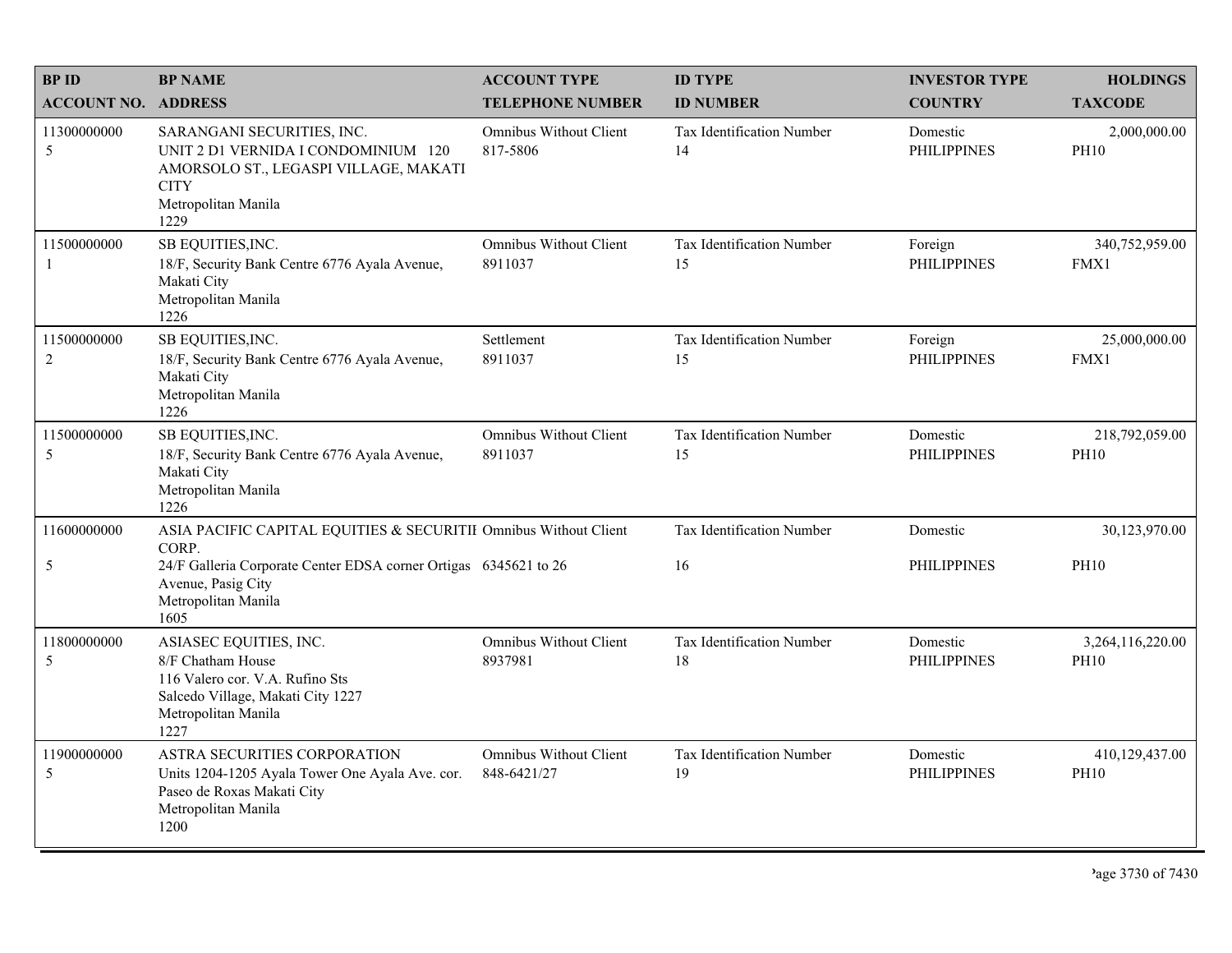| BP ID<br>ACCOUNT NO. | BP NAME<br>ADDRESS | ACCOUNT TYPE<br>TELEPHONE NUMBER | ID TYPE<br>ID NUMBER | INVESTOR TYPE<br>COUNTRY | HOLDINGS<br>TAXCODE |
|---|---|---|---|---|---|
| 11300000000<br>5 | SARANGANI SECURITIES, INC.<br>UNIT 2 D1 VERNIDA I CONDOMINIUM 120 AMORSOLO ST., LEGASPI VILLAGE, MAKATI CITY<br>Metropolitan Manila<br>1229 | Omnibus Without Client<br>817-5806 | Tax Identification Number<br>14 | Domestic<br>PHILIPPINES | 2,000,000.00<br>PH10 |
| 11500000000<br>1 | SB EQUITIES,INC.<br>18/F, Security Bank Centre 6776 Ayala Avenue, Makati City<br>Metropolitan Manila<br>1226 | Omnibus Without Client<br>8911037 | Tax Identification Number<br>15 | Foreign<br>PHILIPPINES | 340,752,959.00<br>FMX1 |
| 11500000000<br>2 | SB EQUITIES,INC.<br>18/F, Security Bank Centre 6776 Ayala Avenue, Makati City<br>Metropolitan Manila<br>1226 | Settlement<br>8911037 | Tax Identification Number<br>15 | Foreign<br>PHILIPPINES | 25,000,000.00<br>FMX1 |
| 11500000000<br>5 | SB EQUITIES,INC.<br>18/F, Security Bank Centre 6776 Ayala Avenue, Makati City<br>Metropolitan Manila<br>1226 | Omnibus Without Client<br>8911037 | Tax Identification Number<br>15 | Domestic<br>PHILIPPINES | 218,792,059.00<br>PH10 |
| 11600000000<br>5 | ASIA PACIFIC CAPITAL EQUITIES & SECURITII CORP.<br>24/F Galleria Corporate Center EDSA corner Ortigas Avenue, Pasig City<br>Metropolitan Manila<br>1605 | Omnibus Without Client<br>6345621 to 26 | Tax Identification Number<br>16 | Domestic<br>PHILIPPINES | 30,123,970.00<br>PH10 |
| 11800000000<br>5 | ASIASEC EQUITIES, INC.<br>8/F Chatham House<br>116 Valero cor. V.A. Rufino Sts<br>Salcedo Village, Makati City 1227<br>Metropolitan Manila<br>1227 | Omnibus Without Client<br>8937981 | Tax Identification Number<br>18 | Domestic<br>PHILIPPINES | 3,264,116,220.00<br>PH10 |
| 11900000000<br>5 | ASTRA SECURITIES CORPORATION<br>Units 1204-1205 Ayala Tower One Ayala Ave. cor. Paseo de Roxas Makati City<br>Metropolitan Manila<br>1200 | Omnibus Without Client<br>848-6421/27 | Tax Identification Number<br>19 | Domestic<br>PHILIPPINES | 410,129,437.00<br>PH10 |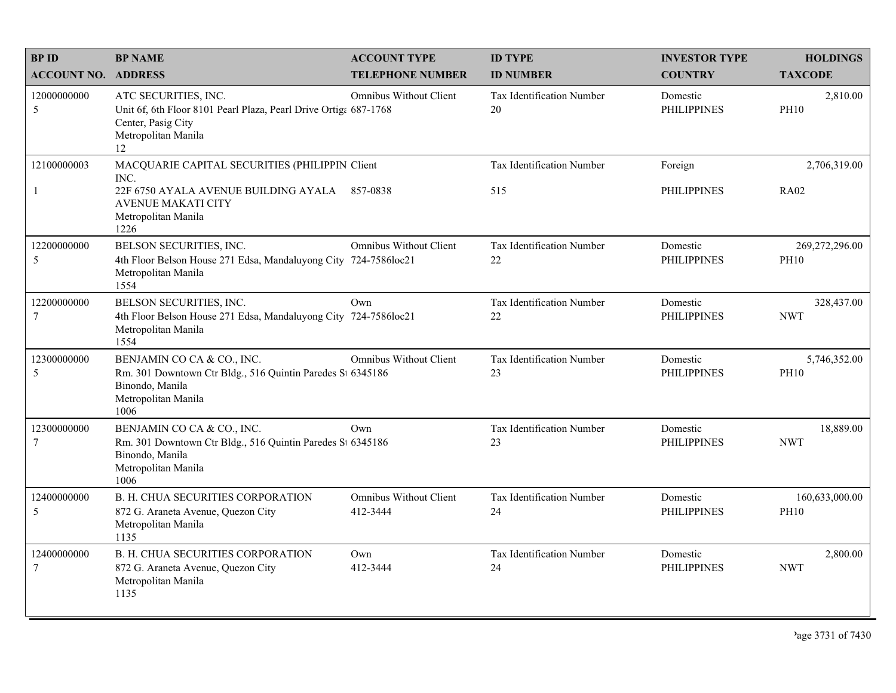| BP ID<br>ACCOUNT NO. | BP NAME<br>ADDRESS | ACCOUNT TYPE<br>TELEPHONE NUMBER | ID TYPE<br>ID NUMBER | INVESTOR TYPE<br>COUNTRY | HOLDINGS<br>TAXCODE |
|---|---|---|---|---|---|
| 12000000000<br>5 | ATC SECURITIES, INC.<br>Unit 6f, 6th Floor 8101 Pearl Plaza, Pearl Drive Ortiga Center, Pasig City<br>Metropolitan Manila<br>12 | Omnibus Without Client<br>687-1768 | Tax Identification Number<br>20 | Domestic<br>PHILIPPINES | 2,810.00<br>PH10 |
| 12100000003<br>1 | MACQUARIE CAPITAL SECURITIES (PHILIPPIN INC.<br>22F 6750 AYALA AVENUE BUILDING AYALA AVENUE MAKATI CITY<br>Metropolitan Manila<br>1226 | Client<br>857-0838 | Tax Identification Number<br>515 | Foreign<br>PHILIPPINES | 2,706,319.00<br>RA02 |
| 12200000000<br>5 | BELSON SECURITIES, INC.<br>4th Floor Belson House 271 Edsa, Mandaluyong City<br>Metropolitan Manila<br>1554 | Omnibus Without Client<br>724-7586loc21 | Tax Identification Number<br>22 | Domestic<br>PHILIPPINES | 269,272,296.00<br>PH10 |
| 12200000000<br>7 | BELSON SECURITIES, INC.<br>4th Floor Belson House 271 Edsa, Mandaluyong City<br>Metropolitan Manila<br>1554 | Own<br>724-7586loc21 | Tax Identification Number<br>22 | Domestic<br>PHILIPPINES | 328,437.00<br>NWT |
| 12300000000<br>5 | BENJAMIN CO CA & CO., INC.<br>Rm. 301 Downtown Ctr Bldg., 516 Quintin Paredes St Binondo, Manila<br>Metropolitan Manila<br>1006 | Omnibus Without Client<br>6345186 | Tax Identification Number<br>23 | Domestic<br>PHILIPPINES | 5,746,352.00<br>PH10 |
| 12300000000<br>7 | BENJAMIN CO CA & CO., INC.<br>Rm. 301 Downtown Ctr Bldg., 516 Quintin Paredes St Binondo, Manila<br>Metropolitan Manila<br>1006 | Own<br>6345186 | Tax Identification Number<br>23 | Domestic<br>PHILIPPINES | 18,889.00<br>NWT |
| 12400000000<br>5 | B. H. CHUA SECURITIES CORPORATION<br>872 G. Araneta Avenue, Quezon City<br>Metropolitan Manila<br>1135 | Omnibus Without Client<br>412-3444 | Tax Identification Number<br>24 | Domestic<br>PHILIPPINES | 160,633,000.00<br>PH10 |
| 12400000000<br>7 | B. H. CHUA SECURITIES CORPORATION<br>872 G. Araneta Avenue, Quezon City<br>Metropolitan Manila<br>1135 | Own<br>412-3444 | Tax Identification Number<br>24 | Domestic<br>PHILIPPINES | 2,800.00<br>NWT |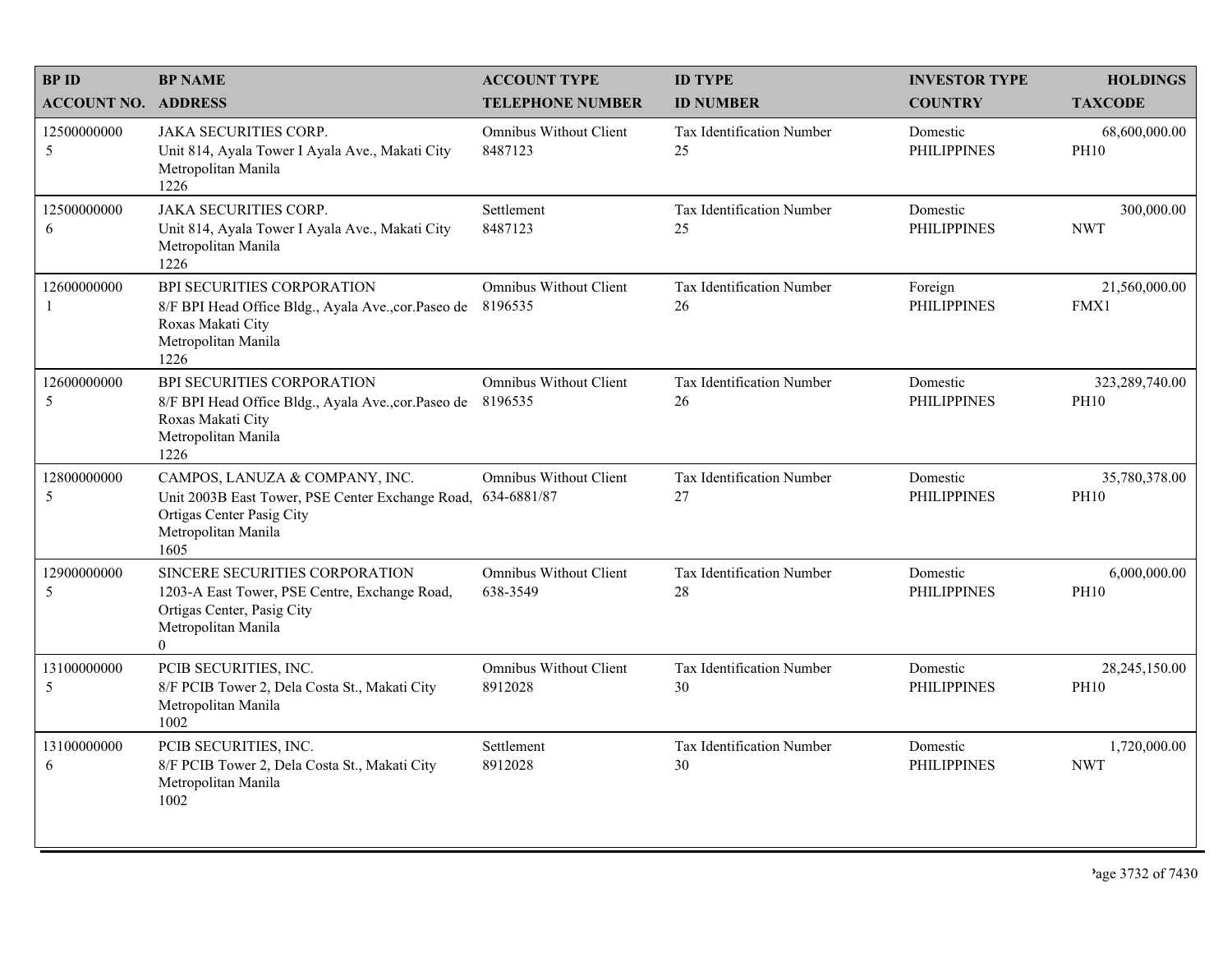| BP ID<br>ACCOUNT NO. | BP NAME<br>ADDRESS | ACCOUNT TYPE<br>TELEPHONE NUMBER | ID TYPE<br>ID NUMBER | INVESTOR TYPE<br>COUNTRY | HOLDINGS<br>TAXCODE |
|---|---|---|---|---|---|
| 12500000000<br>5 | JAKA SECURITIES CORP.<br>Unit 814, Ayala Tower I Ayala Ave., Makati City<br>Metropolitan Manila<br>1226 | Omnibus Without Client<br>8487123 | Tax Identification Number<br>25 | Domestic<br>PHILIPPINES | 68,600,000.00<br>PH10 |
| 12500000000<br>6 | JAKA SECURITIES CORP.<br>Unit 814, Ayala Tower I Ayala Ave., Makati City<br>Metropolitan Manila<br>1226 | Settlement<br>8487123 | Tax Identification Number<br>25 | Domestic<br>PHILIPPINES | 300,000.00<br>NWT |
| 12600000000<br>1 | BPI SECURITIES CORPORATION<br>8/F BPI Head Office Bldg., Ayala Ave.,cor.Paseo de Roxas Makati City<br>Metropolitan Manila<br>1226 | Omnibus Without Client<br>8196535 | Tax Identification Number<br>26 | Foreign<br>PHILIPPINES | 21,560,000.00<br>FMX1 |
| 12600000000<br>5 | BPI SECURITIES CORPORATION<br>8/F BPI Head Office Bldg., Ayala Ave.,cor.Paseo de Roxas Makati City<br>Metropolitan Manila<br>1226 | Omnibus Without Client<br>8196535 | Tax Identification Number<br>26 | Domestic<br>PHILIPPINES | 323,289,740.00<br>PH10 |
| 12800000000<br>5 | CAMPOS, LANUZA & COMPANY, INC.<br>Unit 2003B East Tower, PSE Center Exchange Road, Ortigas Center Pasig City<br>Metropolitan Manila<br>1605 | Omnibus Without Client<br>634-6881/87 | Tax Identification Number<br>27 | Domestic<br>PHILIPPINES | 35,780,378.00<br>PH10 |
| 12900000000<br>5 | SINCERE SECURITIES CORPORATION<br>1203-A East Tower, PSE Centre, Exchange Road, Ortigas Center, Pasig City<br>Metropolitan Manila<br>0 | Omnibus Without Client<br>638-3549 | Tax Identification Number<br>28 | Domestic<br>PHILIPPINES | 6,000,000.00<br>PH10 |
| 13100000000<br>5 | PCIB SECURITIES, INC.<br>8/F PCIB Tower 2, Dela Costa St., Makati City<br>Metropolitan Manila<br>1002 | Omnibus Without Client<br>8912028 | Tax Identification Number<br>30 | Domestic<br>PHILIPPINES | 28,245,150.00<br>PH10 |
| 13100000000<br>6 | PCIB SECURITIES, INC.<br>8/F PCIB Tower 2, Dela Costa St., Makati City<br>Metropolitan Manila<br>1002 | Settlement<br>8912028 | Tax Identification Number<br>30 | Domestic<br>PHILIPPINES | 1,720,000.00<br>NWT |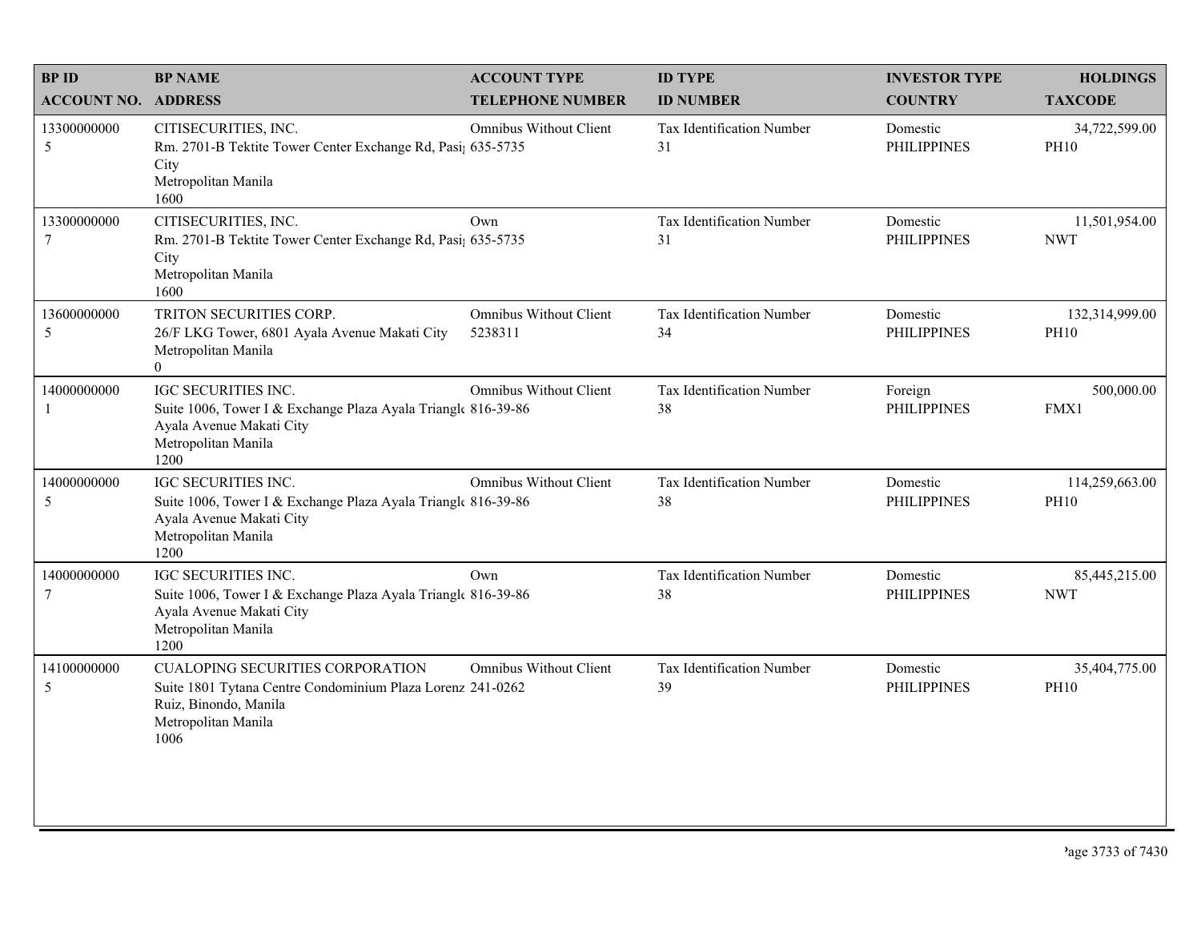| BP ID<br>ACCOUNT NO. | BP NAME<br>ADDRESS | ACCOUNT TYPE<br>TELEPHONE NUMBER | ID TYPE<br>ID NUMBER | INVESTOR TYPE<br>COUNTRY | HOLDINGS<br>TAXCODE |
|---|---|---|---|---|---|
| 13300000000<br>5 | CITISECURITIES, INC.<br>Rm. 2701-B Tektite Tower Center Exchange Rd, Pasig City<br>Metropolitan Manila<br>1600 | Omnibus Without Client<br>635-5735 | Tax Identification Number<br>31 | Domestic<br>PHILIPPINES | 34,722,599.00<br>PH10 |
| 13300000000<br>7 | CITISECURITIES, INC.<br>Rm. 2701-B Tektite Tower Center Exchange Rd, Pasig City<br>Metropolitan Manila<br>1600 | Own<br>635-5735 | Tax Identification Number<br>31 | Domestic<br>PHILIPPINES | 11,501,954.00<br>NWT |
| 13600000000<br>5 | TRITON SECURITIES CORP.<br>26/F LKG Tower, 6801 Ayala Avenue Makati City<br>Metropolitan Manila<br>0 | Omnibus Without Client<br>5238311 | Tax Identification Number<br>34 | Domestic<br>PHILIPPINES | 132,314,999.00<br>PH10 |
| 14000000000<br>1 | IGC SECURITIES INC.<br>Suite 1006, Tower I & Exchange Plaza Ayala Triangle Ayala Avenue Makati City<br>Metropolitan Manila<br>1200 | Omnibus Without Client<br>816-39-86 | Tax Identification Number<br>38 | Foreign<br>PHILIPPINES | 500,000.00<br>FMX1 |
| 14000000000<br>5 | IGC SECURITIES INC.<br>Suite 1006, Tower I & Exchange Plaza Ayala Triangle Ayala Avenue Makati City<br>Metropolitan Manila<br>1200 | Omnibus Without Client<br>816-39-86 | Tax Identification Number<br>38 | Domestic<br>PHILIPPINES | 114,259,663.00<br>PH10 |
| 14000000000<br>7 | IGC SECURITIES INC.<br>Suite 1006, Tower I & Exchange Plaza Ayala Triangle Ayala Avenue Makati City<br>Metropolitan Manila<br>1200 | Own<br>816-39-86 | Tax Identification Number<br>38 | Domestic<br>PHILIPPINES | 85,445,215.00<br>NWT |
| 14100000000<br>5 | CUALOPING SECURITIES CORPORATION<br>Suite 1801 Tytana Centre Condominium Plaza Lorenzo Ruiz, Binondo, Manila<br>Metropolitan Manila<br>1006 | Omnibus Without Client<br>241-0262 | Tax Identification Number<br>39 | Domestic<br>PHILIPPINES | 35,404,775.00<br>PH10 |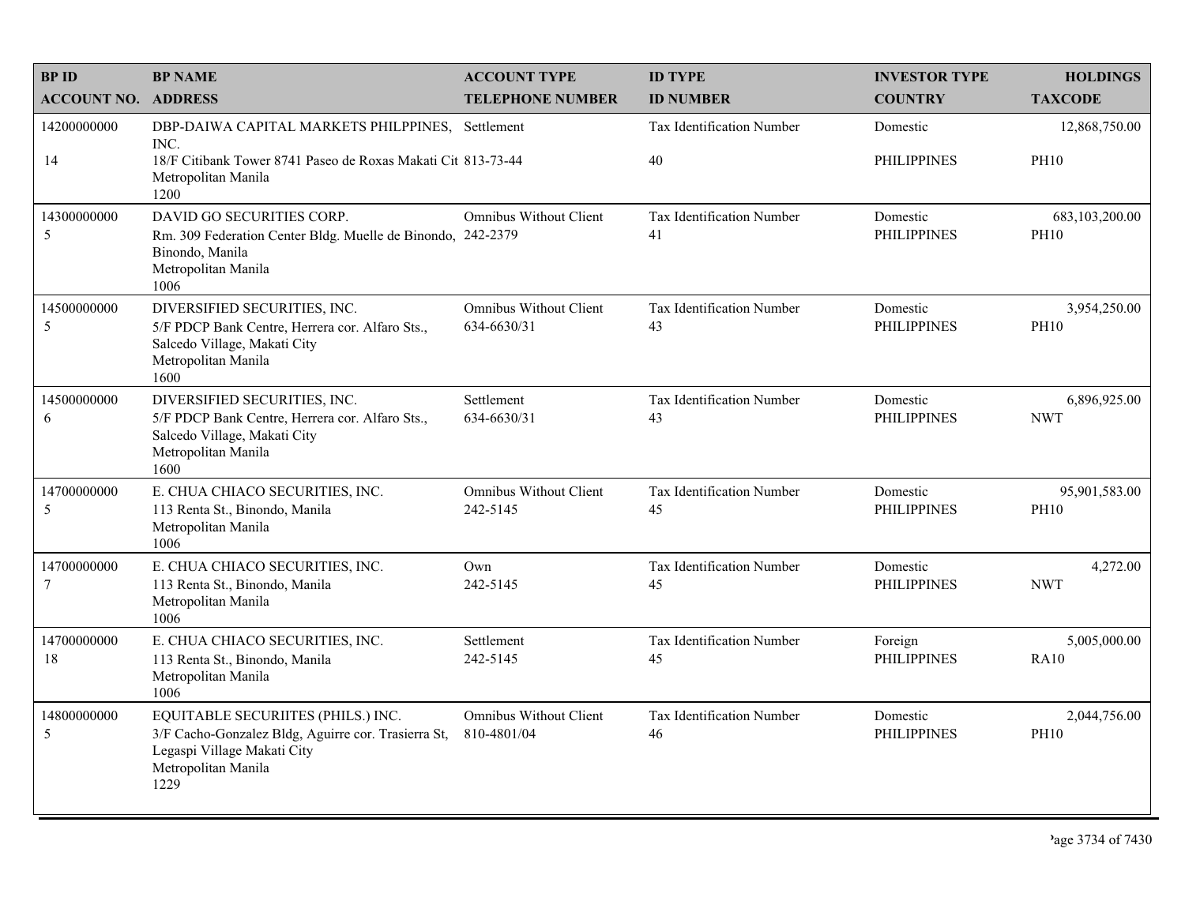| BP ID<br>ACCOUNT NO. | BP NAME<br>ADDRESS | ACCOUNT TYPE<br>TELEPHONE NUMBER | ID TYPE<br>ID NUMBER | INVESTOR TYPE<br>COUNTRY | HOLDINGS<br>TAXCODE |
|---|---|---|---|---|---|
| 14200000000<br>14 | DBP-DAIWA CAPITAL MARKETS PHILPPINES, INC.<br>18/F Citibank Tower 8741 Paseo de Roxas Makati Cit<br>Metropolitan Manila<br>1200 | Settlement<br>813-73-44 | Tax Identification Number<br>40 | Domestic<br>PHILIPPINES | 12,868,750.00<br>PH10 |
| 14300000000<br>5 | DAVID GO SECURITIES CORP.<br>Rm. 309 Federation Center Bldg. Muelle de Binondo, Binondo, Manila<br>Metropolitan Manila<br>1006 | Omnibus Without Client<br>242-2379 | Tax Identification Number<br>41 | Domestic<br>PHILIPPINES | 683,103,200.00<br>PH10 |
| 14500000000<br>5 | DIVERSIFIED SECURITIES, INC.<br>5/F PDCP Bank Centre, Herrera cor. Alfaro Sts., Salcedo Village, Makati City<br>Metropolitan Manila<br>1600 | Omnibus Without Client<br>634-6630/31 | Tax Identification Number<br>43 | Domestic<br>PHILIPPINES | 3,954,250.00<br>PH10 |
| 14500000000<br>6 | DIVERSIFIED SECURITIES, INC.<br>5/F PDCP Bank Centre, Herrera cor. Alfaro Sts., Salcedo Village, Makati City<br>Metropolitan Manila<br>1600 | Settlement<br>634-6630/31 | Tax Identification Number<br>43 | Domestic<br>PHILIPPINES | 6,896,925.00<br>NWT |
| 14700000000<br>5 | E. CHUA CHIACO SECURITIES, INC.<br>113 Renta St., Binondo, Manila<br>Metropolitan Manila<br>1006 | Omnibus Without Client<br>242-5145 | Tax Identification Number<br>45 | Domestic<br>PHILIPPINES | 95,901,583.00<br>PH10 |
| 14700000000<br>7 | E. CHUA CHIACO SECURITIES, INC.<br>113 Renta St., Binondo, Manila<br>Metropolitan Manila<br>1006 | Own<br>242-5145 | Tax Identification Number<br>45 | Domestic<br>PHILIPPINES | 4,272.00<br>NWT |
| 14700000000<br>18 | E. CHUA CHIACO SECURITIES, INC.<br>113 Renta St., Binondo, Manila<br>Metropolitan Manila<br>1006 | Settlement<br>242-5145 | Tax Identification Number<br>45 | Foreign<br>PHILIPPINES | 5,005,000.00<br>RA10 |
| 14800000000<br>5 | EQUITABLE SECURIITES (PHILS.) INC.<br>3/F Cacho-Gonzalez Bldg, Aguirre cor. Trasierra St, Legaspi Village Makati City<br>Metropolitan Manila<br>1229 | Omnibus Without Client<br>810-4801/04 | Tax Identification Number<br>46 | Domestic<br>PHILIPPINES | 2,044,756.00<br>PH10 |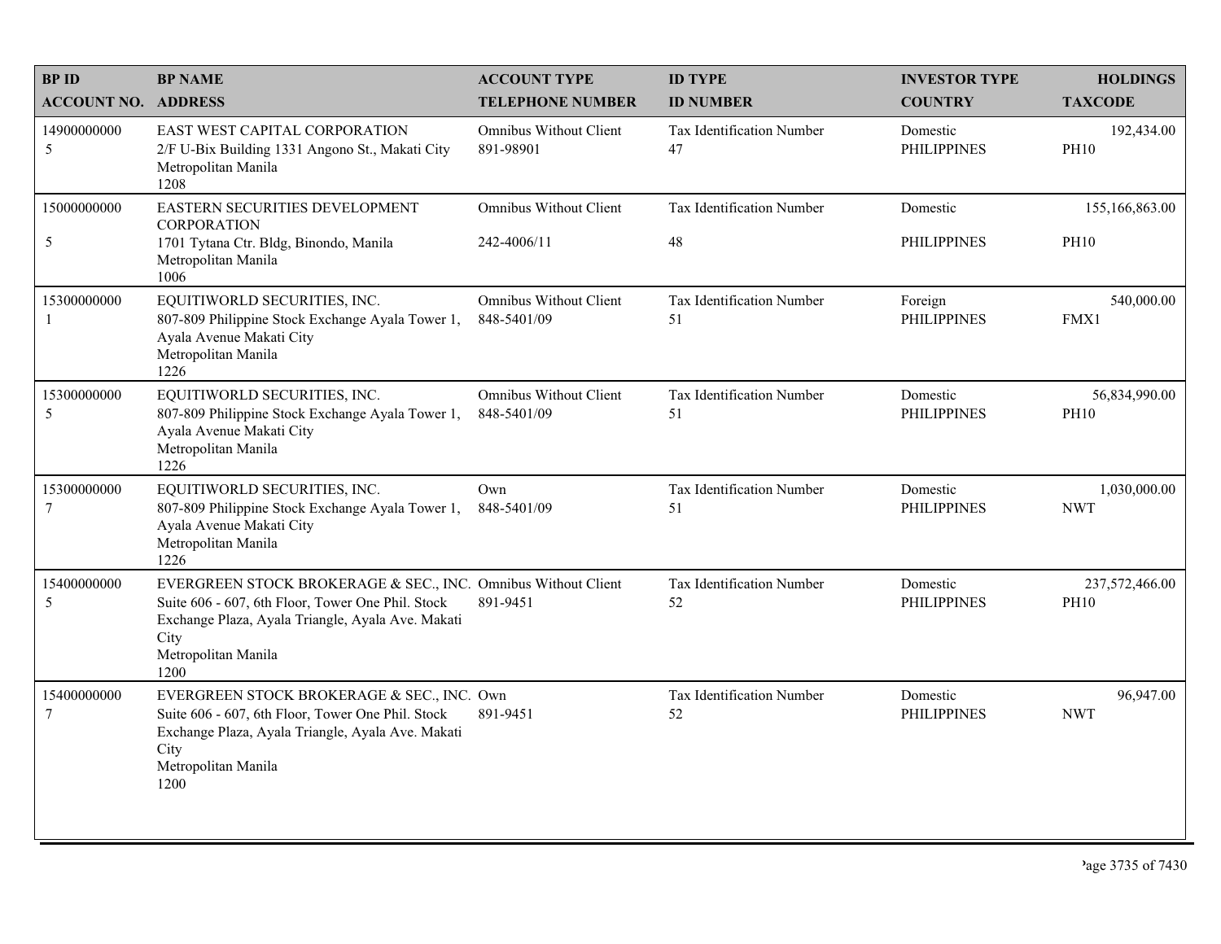| BP ID<br>ACCOUNT NO. | BP NAME<br>ADDRESS | ACCOUNT TYPE<br>TELEPHONE NUMBER | ID TYPE<br>ID NUMBER | INVESTOR TYPE<br>COUNTRY | HOLDINGS<br>TAXCODE |
|---|---|---|---|---|---|
| 14900000000<br>5 | EAST WEST CAPITAL CORPORATION<br>2/F U-Bix Building 1331 Angono St., Makati City<br>Metropolitan Manila<br>1208 | Omnibus Without Client<br>891-98901 | Tax Identification Number<br>47 | Domestic<br>PHILIPPINES | 192,434.00<br>PH10 |
| 15000000000<br>5 | EASTERN SECURITIES DEVELOPMENT CORPORATION<br>1701 Tytana Ctr. Bldg, Binondo, Manila<br>Metropolitan Manila<br>1006 | Omnibus Without Client<br>242-4006/11 | Tax Identification Number<br>48 | Domestic<br>PHILIPPINES | 155,166,863.00<br>PH10 |
| 15300000000<br>1 | EQUITIWORLD SECURITIES, INC.<br>807-809 Philippine Stock Exchange Ayala Tower 1, Ayala Avenue Makati City<br>Metropolitan Manila<br>1226 | Omnibus Without Client<br>848-5401/09 | Tax Identification Number<br>51 | Foreign<br>PHILIPPINES | 540,000.00<br>FMX1 |
| 15300000000<br>5 | EQUITIWORLD SECURITIES, INC.<br>807-809 Philippine Stock Exchange Ayala Tower 1, Ayala Avenue Makati City<br>Metropolitan Manila<br>1226 | Omnibus Without Client<br>848-5401/09 | Tax Identification Number<br>51 | Domestic<br>PHILIPPINES | 56,834,990.00<br>PH10 |
| 15300000000<br>7 | EQUITIWORLD SECURITIES, INC.<br>807-809 Philippine Stock Exchange Ayala Tower 1, Ayala Avenue Makati City<br>Metropolitan Manila<br>1226 | Own<br>848-5401/09 | Tax Identification Number<br>51 | Domestic<br>PHILIPPINES | 1,030,000.00<br>NWT |
| 15400000000<br>5 | EVERGREEN STOCK BROKERAGE & SEC., INC.<br>Suite 606 - 607, 6th Floor, Tower One Phil. Stock Exchange Plaza, Ayala Triangle, Ayala Ave. Makati City<br>Metropolitan Manila<br>1200 | Omnibus Without Client<br>891-9451 | Tax Identification Number<br>52 | Domestic<br>PHILIPPINES | 237,572,466.00<br>PH10 |
| 15400000000<br>7 | EVERGREEN STOCK BROKERAGE & SEC., INC.<br>Suite 606 - 607, 6th Floor, Tower One Phil. Stock Exchange Plaza, Ayala Triangle, Ayala Ave. Makati City<br>Metropolitan Manila<br>1200 | Own<br>891-9451 | Tax Identification Number<br>52 | Domestic<br>PHILIPPINES | 96,947.00<br>NWT |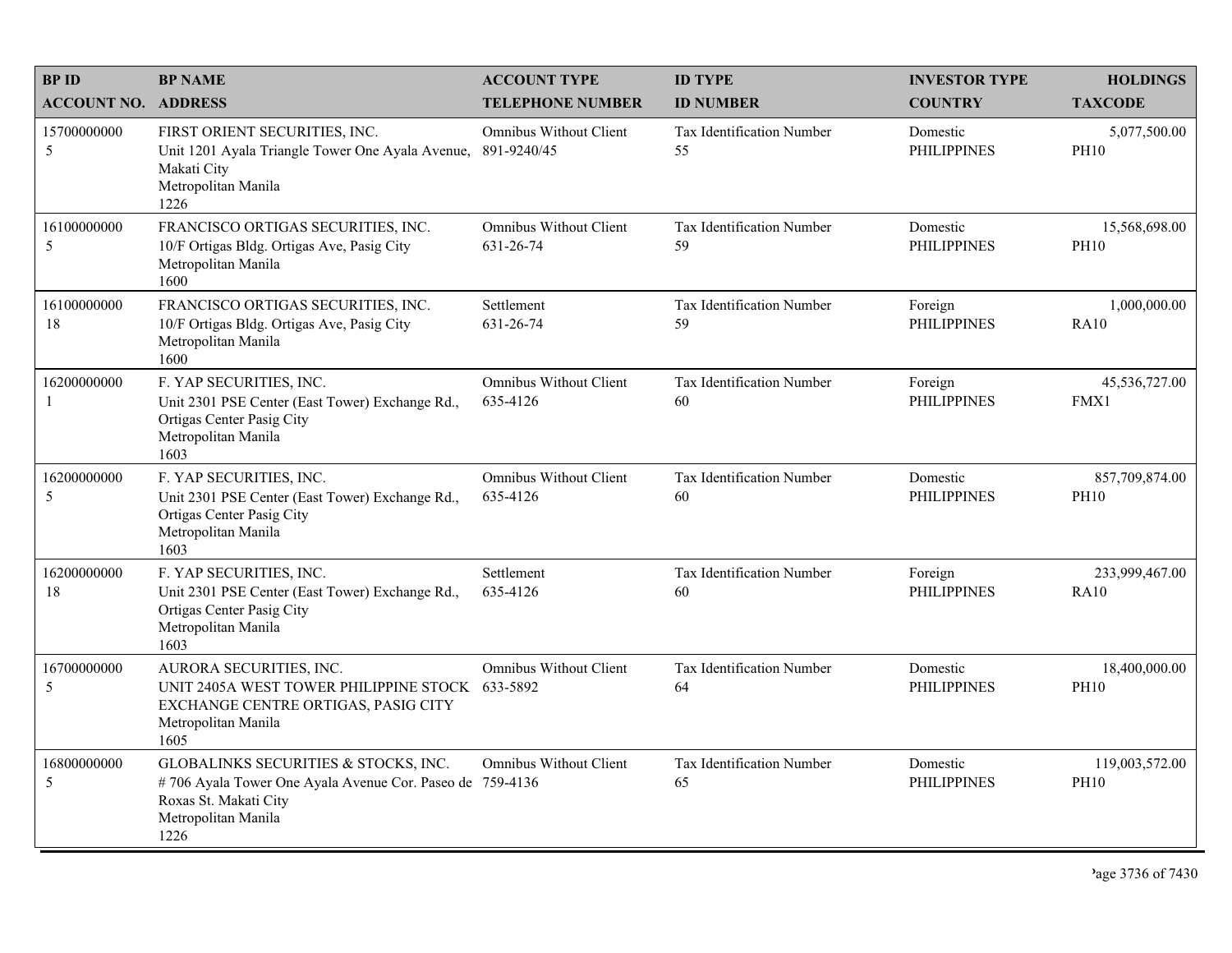| BP ID<br>ACCOUNT NO. | BP NAME<br>ADDRESS | ACCOUNT TYPE<br>TELEPHONE NUMBER | ID TYPE<br>ID NUMBER | INVESTOR TYPE<br>COUNTRY | HOLDINGS<br>TAXCODE |
|---|---|---|---|---|---|
| 15700000000<br>5 | FIRST ORIENT SECURITIES, INC.<br>Unit 1201 Ayala Triangle Tower One Ayala Avenue, Makati City<br>Metropolitan Manila<br>1226 | Omnibus Without Client<br>891-9240/45 | Tax Identification Number<br>55 | Domestic<br>PHILIPPINES | 5,077,500.00<br>PH10 |
| 16100000000<br>5 | FRANCISCO ORTIGAS SECURITIES, INC.<br>10/F Ortigas Bldg. Ortigas Ave, Pasig City<br>Metropolitan Manila<br>1600 | Omnibus Without Client<br>631-26-74 | Tax Identification Number<br>59 | Domestic<br>PHILIPPINES | 15,568,698.00<br>PH10 |
| 16100000000<br>18 | FRANCISCO ORTIGAS SECURITIES, INC.<br>10/F Ortigas Bldg. Ortigas Ave, Pasig City<br>Metropolitan Manila<br>1600 | Settlement<br>631-26-74 | Tax Identification Number<br>59 | Foreign<br>PHILIPPINES | 1,000,000.00<br>RA10 |
| 16200000000<br>1 | F. YAP SECURITIES, INC.<br>Unit 2301 PSE Center (East Tower) Exchange Rd., Ortigas Center Pasig City<br>Metropolitan Manila<br>1603 | Omnibus Without Client<br>635-4126 | Tax Identification Number<br>60 | Foreign<br>PHILIPPINES | 45,536,727.00<br>FMX1 |
| 16200000000<br>5 | F. YAP SECURITIES, INC.<br>Unit 2301 PSE Center (East Tower) Exchange Rd., Ortigas Center Pasig City<br>Metropolitan Manila<br>1603 | Omnibus Without Client<br>635-4126 | Tax Identification Number<br>60 | Domestic<br>PHILIPPINES | 857,709,874.00<br>PH10 |
| 16200000000<br>18 | F. YAP SECURITIES, INC.<br>Unit 2301 PSE Center (East Tower) Exchange Rd., Ortigas Center Pasig City<br>Metropolitan Manila<br>1603 | Settlement<br>635-4126 | Tax Identification Number<br>60 | Foreign<br>PHILIPPINES | 233,999,467.00<br>RA10 |
| 16700000000<br>5 | AURORA SECURITIES, INC.<br>UNIT 2405A WEST TOWER PHILIPPINE STOCK EXCHANGE CENTRE ORTIGAS, PASIG CITY<br>Metropolitan Manila<br>1605 | Omnibus Without Client<br>633-5892 | Tax Identification Number<br>64 | Domestic<br>PHILIPPINES | 18,400,000.00<br>PH10 |
| 16800000000<br>5 | GLOBALINKS SECURITIES & STOCKS, INC.<br># 706 Ayala Tower One Ayala Avenue Cor. Paseo de Roxas St. Makati City<br>Metropolitan Manila<br>1226 | Omnibus Without Client<br>759-4136 | Tax Identification Number<br>65 | Domestic<br>PHILIPPINES | 119,003,572.00<br>PH10 |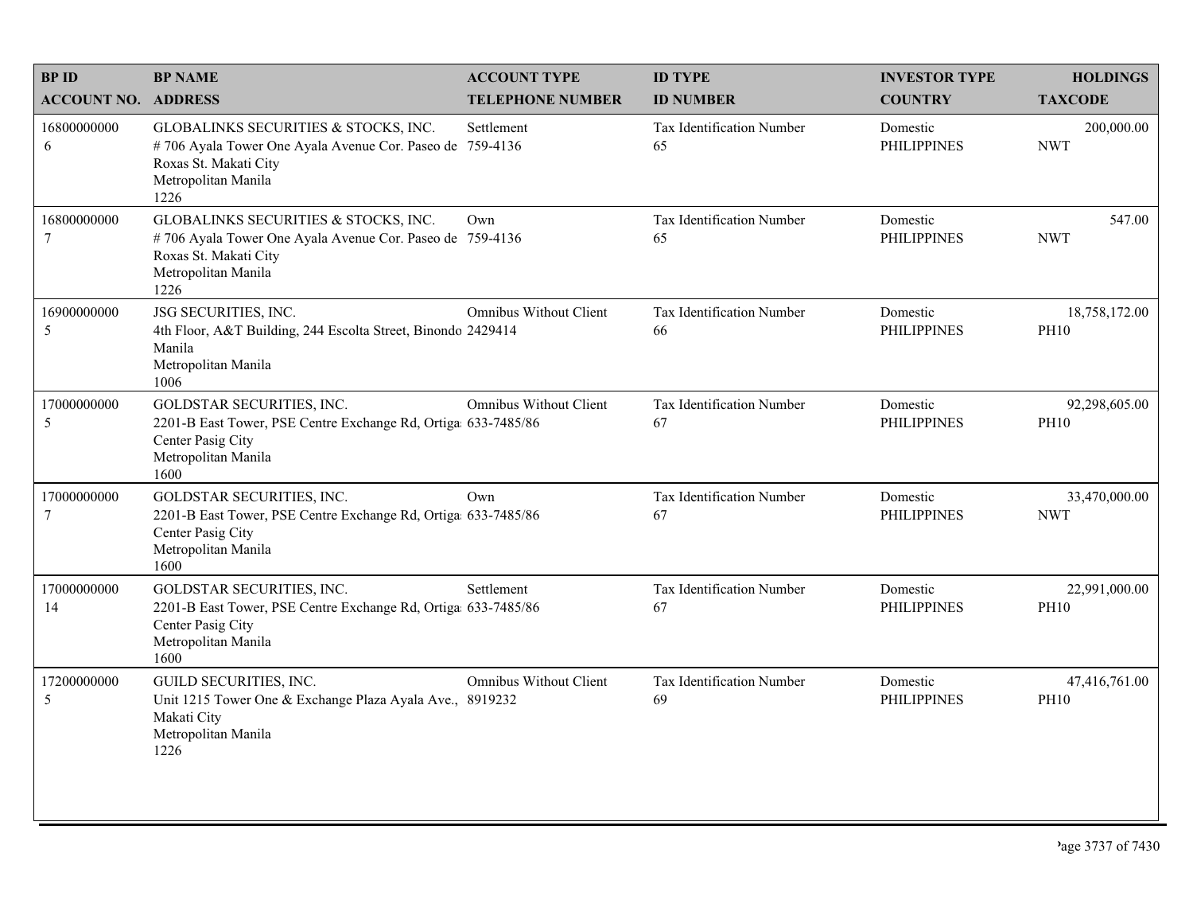| BP ID<br>ACCOUNT NO. | BP NAME<br>ADDRESS | ACCOUNT TYPE<br>TELEPHONE NUMBER | ID TYPE<br>ID NUMBER | INVESTOR TYPE<br>COUNTRY | HOLDINGS<br>TAXCODE |
|---|---|---|---|---|---|
| 16800000000<br>6 | GLOBALINKS SECURITIES & STOCKS, INC.<br># 706 Ayala Tower One Ayala Avenue Cor. Paseo de Roxas St. Makati City<br>Metropolitan Manila<br>1226 | Settlement<br>759-4136 | Tax Identification Number<br>65 | Domestic<br>PHILIPPINES | 200,000.00<br>NWT |
| 16800000000<br>7 | GLOBALINKS SECURITIES & STOCKS, INC.<br># 706 Ayala Tower One Ayala Avenue Cor. Paseo de Roxas St. Makati City<br>Metropolitan Manila<br>1226 | Own<br>759-4136 | Tax Identification Number<br>65 | Domestic<br>PHILIPPINES | 547.00<br>NWT |
| 16900000000<br>5 | JSG SECURITIES, INC.<br>4th Floor, A&T Building, 244 Escolta Street, Binondo Manila<br>Metropolitan Manila<br>1006 | Omnibus Without Client<br>2429414 | Tax Identification Number<br>66 | Domestic<br>PHILIPPINES | 18,758,172.00<br>PH10 |
| 17000000000<br>5 | GOLDSTAR SECURITIES, INC.<br>2201-B East Tower, PSE Centre Exchange Rd, Ortiga Center Pasig City<br>Metropolitan Manila<br>1600 | Omnibus Without Client<br>633-7485/86 | Tax Identification Number<br>67 | Domestic<br>PHILIPPINES | 92,298,605.00<br>PH10 |
| 17000000000<br>7 | GOLDSTAR SECURITIES, INC.<br>2201-B East Tower, PSE Centre Exchange Rd, Ortiga Center Pasig City<br>Metropolitan Manila<br>1600 | Own<br>633-7485/86 | Tax Identification Number<br>67 | Domestic<br>PHILIPPINES | 33,470,000.00<br>NWT |
| 17000000000<br>14 | GOLDSTAR SECURITIES, INC.<br>2201-B East Tower, PSE Centre Exchange Rd, Ortiga Center Pasig City<br>Metropolitan Manila<br>1600 | Settlement<br>633-7485/86 | Tax Identification Number<br>67 | Domestic<br>PHILIPPINES | 22,991,000.00<br>PH10 |
| 17200000000<br>5 | GUILD SECURITIES, INC.<br>Unit 1215 Tower One & Exchange Plaza Ayala Ave., Makati City<br>Metropolitan Manila<br>1226 | Omnibus Without Client<br>8919232 | Tax Identification Number<br>69 | Domestic<br>PHILIPPINES | 47,416,761.00<br>PH10 |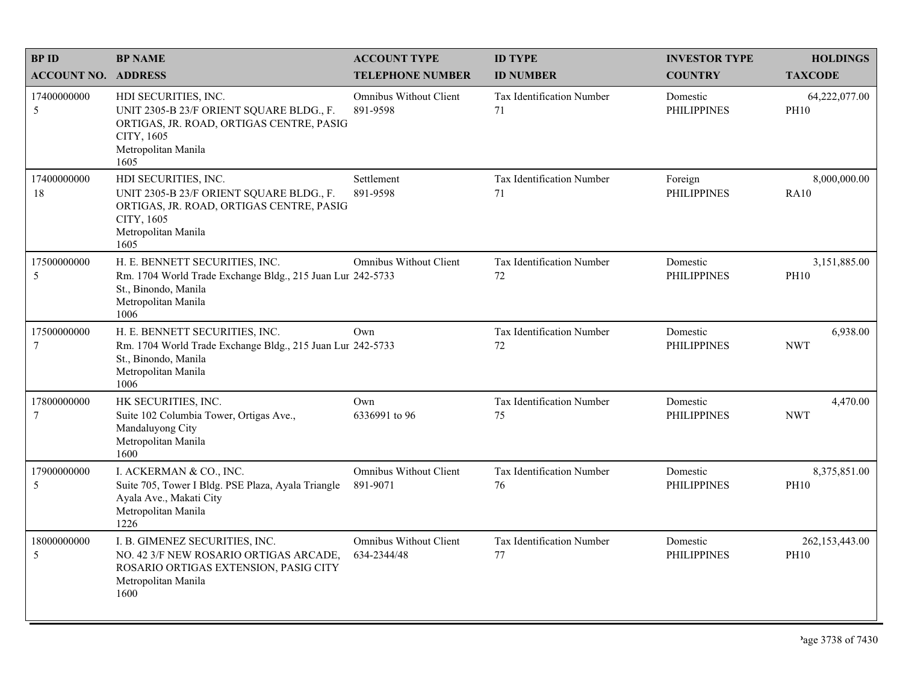| BP ID<br>ACCOUNT NO. | BP NAME<br>ADDRESS | ACCOUNT TYPE<br>TELEPHONE NUMBER | ID TYPE<br>ID NUMBER | INVESTOR TYPE<br>COUNTRY | HOLDINGS<br>TAXCODE |
|---|---|---|---|---|---|
| 17400000000<br>5 | HDI SECURITIES, INC.<br>UNIT 2305-B 23/F ORIENT SQUARE BLDG., F. ORTIGAS, JR. ROAD, ORTIGAS CENTRE, PASIG CITY, 1605<br>Metropolitan Manila<br>1605 | Omnibus Without Client<br>891-9598 | Tax Identification Number<br>71 | Domestic<br>PHILIPPINES | 64,222,077.00<br>PH10 |
| 17400000000<br>18 | HDI SECURITIES, INC.<br>UNIT 2305-B 23/F ORIENT SQUARE BLDG., F. ORTIGAS, JR. ROAD, ORTIGAS CENTRE, PASIG CITY, 1605<br>Metropolitan Manila<br>1605 | Settlement<br>891-9598 | Tax Identification Number<br>71 | Foreign<br>PHILIPPINES | 8,000,000.00<br>RA10 |
| 17500000000<br>5 | H. E. BENNETT SECURITIES, INC.<br>Rm. 1704 World Trade Exchange Bldg., 215 Juan Lur St., Binondo, Manila<br>Metropolitan Manila<br>1006 | Omnibus Without Client<br>242-5733 | Tax Identification Number<br>72 | Domestic<br>PHILIPPINES | 3,151,885.00<br>PH10 |
| 17500000000<br>7 | H. E. BENNETT SECURITIES, INC.<br>Rm. 1704 World Trade Exchange Bldg., 215 Juan Lur St., Binondo, Manila<br>Metropolitan Manila<br>1006 | Own<br>242-5733 | Tax Identification Number<br>72 | Domestic<br>PHILIPPINES | 6,938.00<br>NWT |
| 17800000000<br>7 | HK SECURITIES, INC.<br>Suite 102 Columbia Tower, Ortigas Ave., Mandaluyong City<br>Metropolitan Manila<br>1600 | Own<br>6336991 to 96 | Tax Identification Number<br>75 | Domestic<br>PHILIPPINES | 4,470.00<br>NWT |
| 17900000000<br>5 | I. ACKERMAN & CO., INC.<br>Suite 705, Tower I Bldg. PSE Plaza, Ayala Triangle Ayala Ave., Makati City<br>Metropolitan Manila<br>1226 | Omnibus Without Client<br>891-9071 | Tax Identification Number<br>76 | Domestic<br>PHILIPPINES | 8,375,851.00<br>PH10 |
| 18000000000<br>5 | I. B. GIMENEZ SECURITIES, INC.<br>NO. 42 3/F NEW ROSARIO ORTIGAS ARCADE, ROSARIO ORTIGAS EXTENSION, PASIG CITY<br>Metropolitan Manila<br>1600 | Omnibus Without Client<br>634-2344/48 | Tax Identification Number<br>77 | Domestic<br>PHILIPPINES | 262,153,443.00<br>PH10 |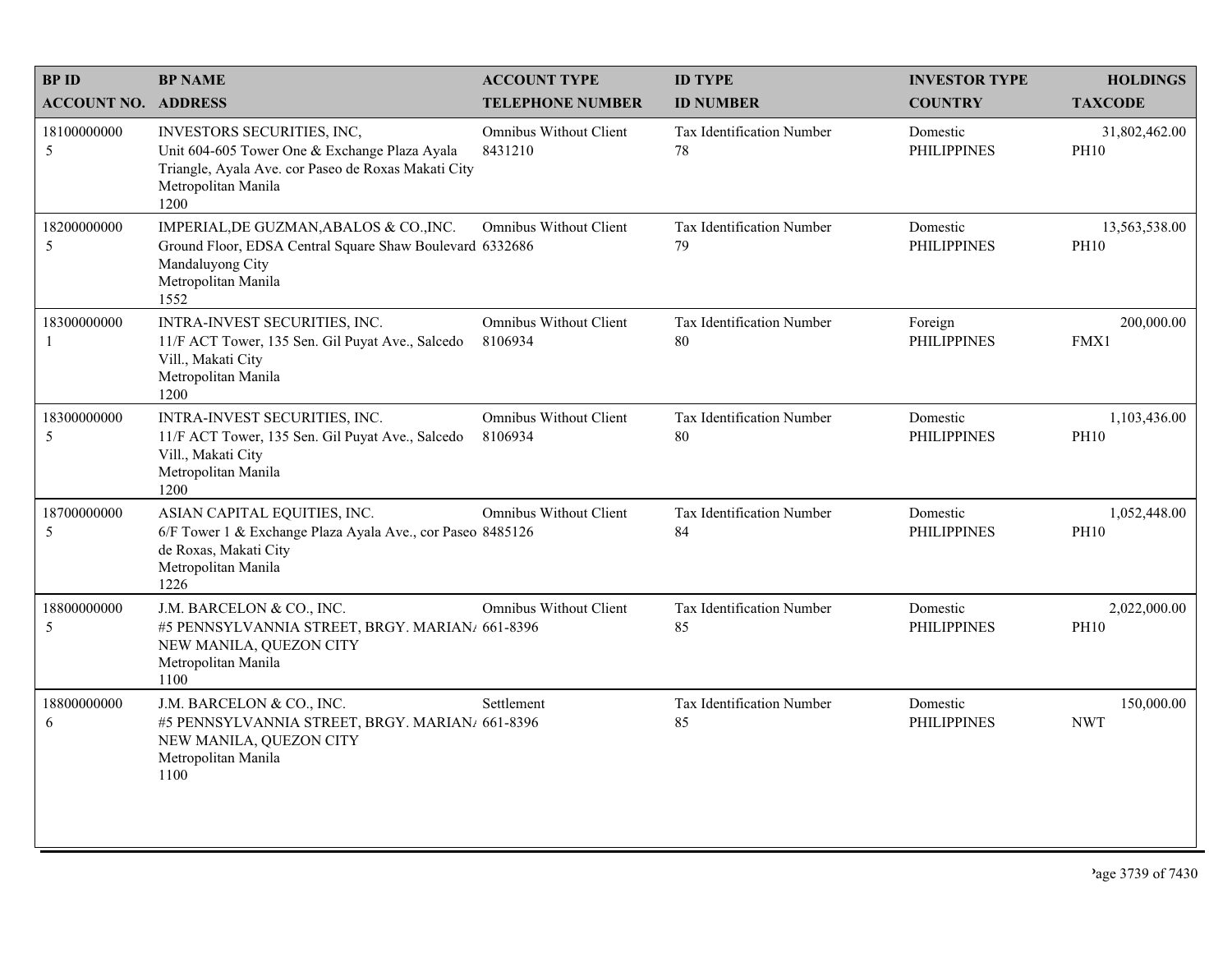| BP ID<br>ACCOUNT NO. | BP NAME<br>ADDRESS | ACCOUNT TYPE<br>TELEPHONE NUMBER | ID TYPE<br>ID NUMBER | INVESTOR TYPE<br>COUNTRY | HOLDINGS<br>TAXCODE |
|---|---|---|---|---|---|
| 18100000000<br>5 | INVESTORS SECURITIES, INC,<br>Unit 604-605 Tower One & Exchange Plaza Ayala Triangle, Ayala Ave. cor Paseo de Roxas Makati City<br>Metropolitan Manila<br>1200 | Omnibus Without Client<br>8431210 | Tax Identification Number<br>78 | Domestic<br>PHILIPPINES | 31,802,462.00<br>PH10 |
| 18200000000<br>5 | IMPERIAL,DE GUZMAN,ABALOS & CO.,INC.<br>Ground Floor, EDSA Central Square Shaw Boulevard Mandaluyong City<br>Metropolitan Manila<br>1552 | Omnibus Without Client<br>6332686 | Tax Identification Number<br>79 | Domestic<br>PHILIPPINES | 13,563,538.00<br>PH10 |
| 18300000000<br>1 | INTRA-INVEST SECURITIES, INC.<br>11/F ACT Tower, 135 Sen. Gil Puyat Ave., Salcedo Vill., Makati City<br>Metropolitan Manila<br>1200 | Omnibus Without Client<br>8106934 | Tax Identification Number<br>80 | Foreign<br>PHILIPPINES | 200,000.00<br>FMX1 |
| 18300000000<br>5 | INTRA-INVEST SECURITIES, INC.<br>11/F ACT Tower, 135 Sen. Gil Puyat Ave., Salcedo Vill., Makati City<br>Metropolitan Manila<br>1200 | Omnibus Without Client<br>8106934 | Tax Identification Number<br>80 | Domestic<br>PHILIPPINES | 1,103,436.00<br>PH10 |
| 18700000000<br>5 | ASIAN CAPITAL EQUITIES, INC.<br>6/F Tower 1 & Exchange Plaza Ayala Ave., cor Paseo de Roxas, Makati City<br>Metropolitan Manila<br>1226 | Omnibus Without Client<br>8485126 | Tax Identification Number<br>84 | Domestic<br>PHILIPPINES | 1,052,448.00<br>PH10 |
| 18800000000<br>5 | J.M. BARCELON & CO., INC.<br>#5 PENNSYLVANNIA STREET, BRGY. MARIANA NEW MANILA, QUEZON CITY<br>Metropolitan Manila<br>1100 | Omnibus Without Client<br>661-8396 | Tax Identification Number<br>85 | Domestic<br>PHILIPPINES | 2,022,000.00<br>PH10 |
| 18800000000<br>6 | J.M. BARCELON & CO., INC.<br>#5 PENNSYLVANNIA STREET, BRGY. MARIANA NEW MANILA, QUEZON CITY<br>Metropolitan Manila<br>1100 | Settlement<br>661-8396 | Tax Identification Number<br>85 | Domestic<br>PHILIPPINES | 150,000.00<br>NWT |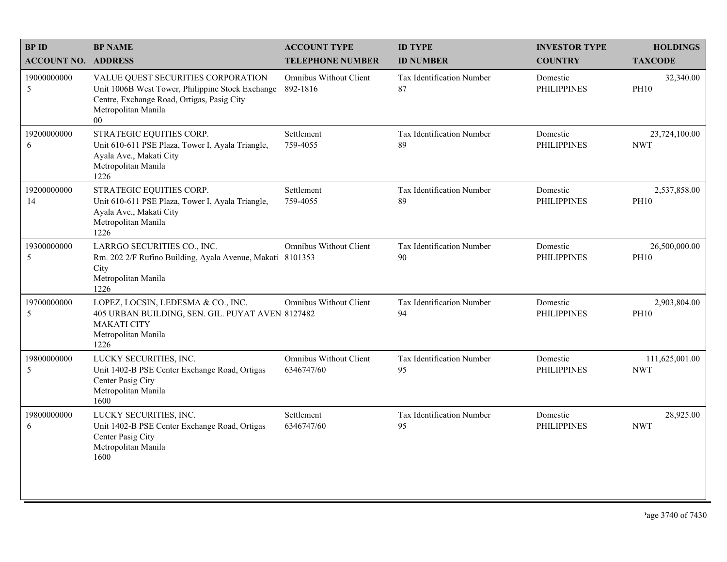| BP ID<br>ACCOUNT NO. | BP NAME<br>ADDRESS | ACCOUNT TYPE<br>TELEPHONE NUMBER | ID TYPE<br>ID NUMBER | INVESTOR TYPE<br>COUNTRY | HOLDINGS<br>TAXCODE |
|---|---|---|---|---|---|
| 19000000000<br>5 | VALUE QUEST SECURITIES CORPORATION<br>Unit 1006B West Tower, Philippine Stock Exchange Centre, Exchange Road, Ortigas, Pasig City<br>Metropolitan Manila<br>00 | Omnibus Without Client<br>892-1816 | Tax Identification Number<br>87 | Domestic<br>PHILIPPINES | 32,340.00<br>PH10 |
| 19200000000<br>6 | STRATEGIC EQUITIES CORP.<br>Unit 610-611 PSE Plaza, Tower I, Ayala Triangle, Ayala Ave., Makati City<br>Metropolitan Manila<br>1226 | Settlement<br>759-4055 | Tax Identification Number<br>89 | Domestic<br>PHILIPPINES | 23,724,100.00<br>NWT |
| 19200000000<br>14 | STRATEGIC EQUITIES CORP.<br>Unit 610-611 PSE Plaza, Tower I, Ayala Triangle, Ayala Ave., Makati City<br>Metropolitan Manila<br>1226 | Settlement<br>759-4055 | Tax Identification Number<br>89 | Domestic<br>PHILIPPINES | 2,537,858.00<br>PH10 |
| 19300000000<br>5 | LARRGO SECURITIES CO., INC.<br>Rm. 202 2/F Rufino Building, Ayala Avenue, Makati City<br>Metropolitan Manila<br>1226 | Omnibus Without Client<br>8101353 | Tax Identification Number<br>90 | Domestic<br>PHILIPPINES | 26,500,000.00<br>PH10 |
| 19700000000<br>5 | LOPEZ, LOCSIN, LEDESMA & CO., INC.<br>405 URBAN BUILDING, SEN. GIL. PUYAT AVEN MAKATI CITY<br>Metropolitan Manila<br>1226 | Omnibus Without Client<br>8127482 | Tax Identification Number<br>94 | Domestic<br>PHILIPPINES | 2,903,804.00<br>PH10 |
| 19800000000<br>5 | LUCKY SECURITIES, INC.<br>Unit 1402-B PSE Center Exchange Road, Ortigas Center Pasig City<br>Metropolitan Manila<br>1600 | Omnibus Without Client<br>6346747/60 | Tax Identification Number<br>95 | Domestic<br>PHILIPPINES | 111,625,001.00<br>NWT |
| 19800000000<br>6 | LUCKY SECURITIES, INC.<br>Unit 1402-B PSE Center Exchange Road, Ortigas Center Pasig City<br>Metropolitan Manila<br>1600 | Settlement<br>6346747/60 | Tax Identification Number<br>95 | Domestic<br>PHILIPPINES | 28,925.00<br>NWT |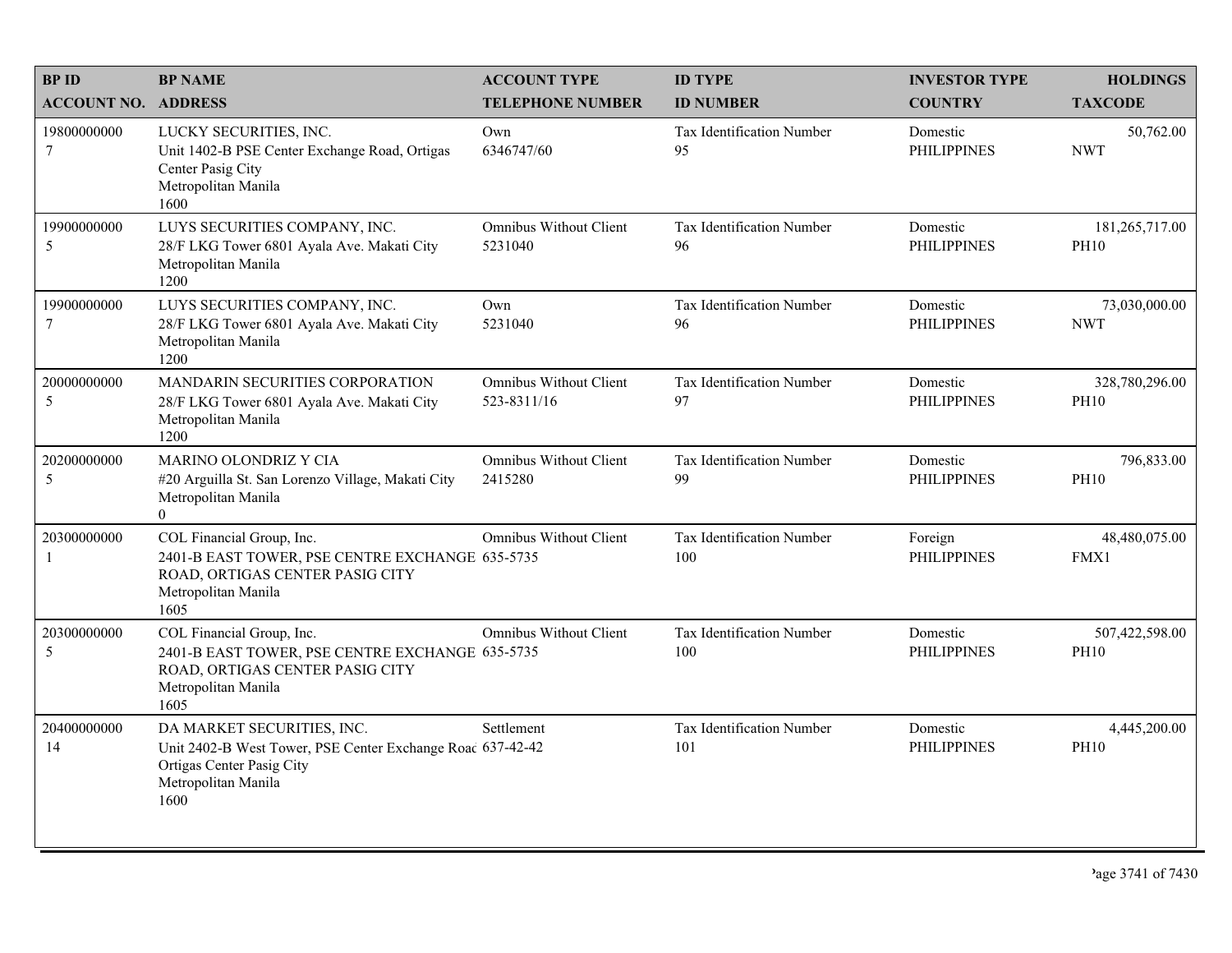| BP ID<br>ACCOUNT NO. | BP NAME<br>ADDRESS | ACCOUNT TYPE<br>TELEPHONE NUMBER | ID TYPE<br>ID NUMBER | INVESTOR TYPE<br>COUNTRY | HOLDINGS<br>TAXCODE |
|---|---|---|---|---|---|
| 19800000000<br>7 | LUCKY SECURITIES, INC.<br>Unit 1402-B PSE Center Exchange Road, Ortigas Center Pasig City<br>Metropolitan Manila<br>1600 | Own<br>6346747/60 | Tax Identification Number<br>95 | Domestic<br>PHILIPPINES | 50,762.00<br>NWT |
| 19900000000<br>5 | LUYS SECURITIES COMPANY, INC.<br>28/F LKG Tower 6801 Ayala Ave. Makati City<br>Metropolitan Manila<br>1200 | Omnibus Without Client<br>5231040 | Tax Identification Number<br>96 | Domestic<br>PHILIPPINES | 181,265,717.00<br>PH10 |
| 19900000000<br>7 | LUYS SECURITIES COMPANY, INC.<br>28/F LKG Tower 6801 Ayala Ave. Makati City<br>Metropolitan Manila<br>1200 | Own<br>5231040 | Tax Identification Number<br>96 | Domestic<br>PHILIPPINES | 73,030,000.00<br>NWT |
| 20000000000<br>5 | MANDARIN SECURITIES CORPORATION<br>28/F LKG Tower 6801 Ayala Ave. Makati City<br>Metropolitan Manila<br>1200 | Omnibus Without Client<br>523-8311/16 | Tax Identification Number<br>97 | Domestic<br>PHILIPPINES | 328,780,296.00<br>PH10 |
| 20200000000<br>5 | MARINO OLONDRIZ Y CIA<br>#20 Arguilla St. San Lorenzo Village, Makati City<br>Metropolitan Manila<br>0 | Omnibus Without Client<br>2415280 | Tax Identification Number<br>99 | Domestic<br>PHILIPPINES | 796,833.00<br>PH10 |
| 20300000000<br>1 | COL Financial Group, Inc.<br>2401-B EAST TOWER, PSE CENTRE EXCHANGE ROAD, ORTIGAS CENTER PASIG CITY<br>Metropolitan Manila<br>1605 | Omnibus Without Client<br>635-5735 | Tax Identification Number<br>100 | Foreign<br>PHILIPPINES | 48,480,075.00<br>FMX1 |
| 20300000000<br>5 | COL Financial Group, Inc.<br>2401-B EAST TOWER, PSE CENTRE EXCHANGE ROAD, ORTIGAS CENTER PASIG CITY<br>Metropolitan Manila<br>1605 | Omnibus Without Client<br>635-5735 | Tax Identification Number<br>100 | Domestic<br>PHILIPPINES | 507,422,598.00<br>PH10 |
| 20400000000<br>14 | DA MARKET SECURITIES, INC.<br>Unit 2402-B West Tower, PSE Center Exchange Road Ortigas Center Pasig City<br>Metropolitan Manila<br>1600 | Settlement<br>637-42-42 | Tax Identification Number<br>101 | Domestic<br>PHILIPPINES | 4,445,200.00<br>PH10 |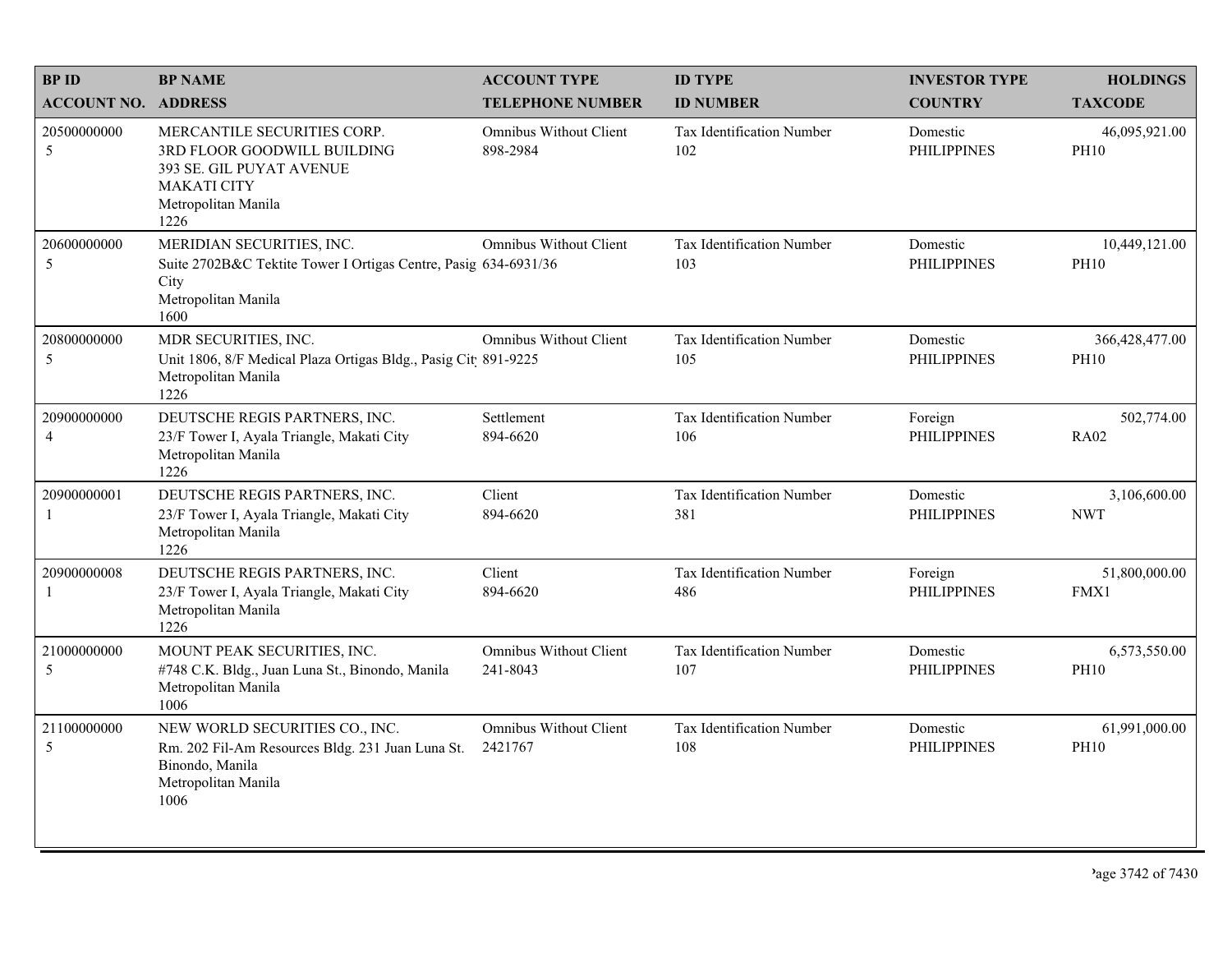| BP ID<br>ACCOUNT NO. | BP NAME<br>ADDRESS | ACCOUNT TYPE<br>TELEPHONE NUMBER | ID TYPE<br>ID NUMBER | INVESTOR TYPE<br>COUNTRY | HOLDINGS<br>TAXCODE |
|---|---|---|---|---|---|
| 20500000000<br>5 | MERCANTILE SECURITIES CORP.<br>3RD FLOOR GOODWILL BUILDING<br>393 SE. GIL PUYAT AVENUE<br>MAKATI CITY<br>Metropolitan Manila<br>1226 | Omnibus Without Client<br>898-2984 | Tax Identification Number<br>102 | Domestic<br>PHILIPPINES | 46,095,921.00<br>PH10 |
| 20600000000<br>5 | MERIDIAN SECURITIES, INC.<br>Suite 2702B&C Tektite Tower I Ortigas Centre, Pasig City<br>Metropolitan Manila<br>1600 | Omnibus Without Client<br>634-6931/36 | Tax Identification Number<br>103 | Domestic<br>PHILIPPINES | 10,449,121.00<br>PH10 |
| 20800000000<br>5 | MDR SECURITIES, INC.<br>Unit 1806, 8/F Medical Plaza Ortigas Bldg., Pasig City<br>Metropolitan Manila<br>1226 | Omnibus Without Client<br>891-9225 | Tax Identification Number<br>105 | Domestic<br>PHILIPPINES | 366,428,477.00<br>PH10 |
| 20900000000<br>4 | DEUTSCHE REGIS PARTNERS, INC.<br>23/F Tower I, Ayala Triangle, Makati City<br>Metropolitan Manila<br>1226 | Settlement<br>894-6620 | Tax Identification Number<br>106 | Foreign<br>PHILIPPINES | 502,774.00<br>RA02 |
| 20900000001<br>1 | DEUTSCHE REGIS PARTNERS, INC.<br>23/F Tower I, Ayala Triangle, Makati City<br>Metropolitan Manila<br>1226 | Client<br>894-6620 | Tax Identification Number<br>381 | Domestic<br>PHILIPPINES | 3,106,600.00<br>NWT |
| 20900000008<br>1 | DEUTSCHE REGIS PARTNERS, INC.<br>23/F Tower I, Ayala Triangle, Makati City<br>Metropolitan Manila<br>1226 | Client<br>894-6620 | Tax Identification Number<br>486 | Foreign<br>PHILIPPINES | 51,800,000.00<br>FMX1 |
| 21000000000<br>5 | MOUNT PEAK SECURITIES, INC.<br>#748 C.K. Bldg., Juan Luna St., Binondo, Manila<br>Metropolitan Manila<br>1006 | Omnibus Without Client<br>241-8043 | Tax Identification Number<br>107 | Domestic<br>PHILIPPINES | 6,573,550.00<br>PH10 |
| 21100000000<br>5 | NEW WORLD SECURITIES CO., INC.<br>Rm. 202 Fil-Am Resources Bldg. 231 Juan Luna St.<br>Binondo, Manila<br>Metropolitan Manila<br>1006 | Omnibus Without Client<br>2421767 | Tax Identification Number<br>108 | Domestic<br>PHILIPPINES | 61,991,000.00<br>PH10 |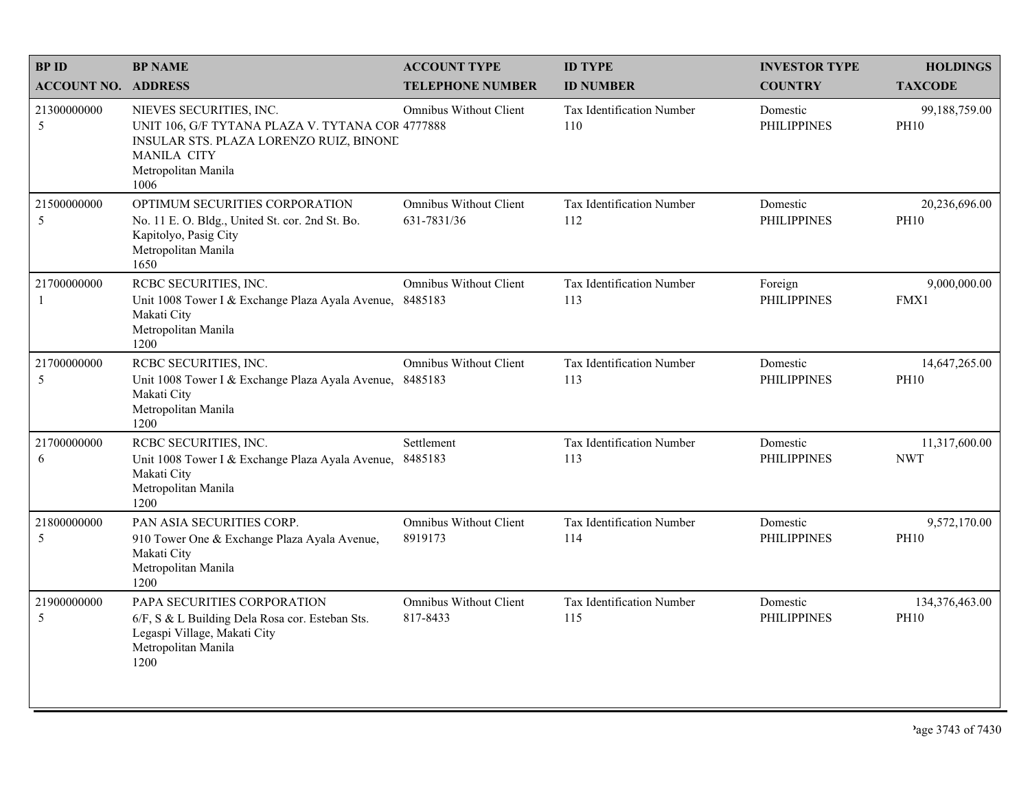| BP ID<br>ACCOUNT NO. | BP NAME<br>ADDRESS | ACCOUNT TYPE<br>TELEPHONE NUMBER | ID TYPE<br>ID NUMBER | INVESTOR TYPE<br>COUNTRY | HOLDINGS<br>TAXCODE |
|---|---|---|---|---|---|
| 21300000000<br>5 | NIEVES SECURITIES, INC.<br>UNIT 106, G/F TYTANA PLAZA V. TYTANA COR INSULAR STS. PLAZA LORENZO RUIZ, BINOND MANILA CITY<br>Metropolitan Manila<br>1006 | Omnibus Without Client<br>4777888 | Tax Identification Number<br>110 | Domestic<br>PHILIPPINES | 99,188,759.00<br>PH10 |
| 21500000000<br>5 | OPTIMUM SECURITIES CORPORATION<br>No. 11 E. O. Bldg., United St. cor. 2nd St. Bo. Kapitolyo, Pasig City<br>Metropolitan Manila<br>1650 | Omnibus Without Client<br>631-7831/36 | Tax Identification Number<br>112 | Domestic<br>PHILIPPINES | 20,236,696.00<br>PH10 |
| 21700000000<br>1 | RCBC SECURITIES, INC.<br>Unit 1008 Tower I & Exchange Plaza Ayala Avenue, Makati City<br>Metropolitan Manila<br>1200 | Omnibus Without Client<br>8485183 | Tax Identification Number<br>113 | Foreign<br>PHILIPPINES | 9,000,000.00<br>FMX1 |
| 21700000000<br>5 | RCBC SECURITIES, INC.<br>Unit 1008 Tower I & Exchange Plaza Ayala Avenue, Makati City<br>Metropolitan Manila<br>1200 | Omnibus Without Client<br>8485183 | Tax Identification Number<br>113 | Domestic<br>PHILIPPINES | 14,647,265.00<br>PH10 |
| 21700000000<br>6 | RCBC SECURITIES, INC.<br>Unit 1008 Tower I & Exchange Plaza Ayala Avenue, Makati City<br>Metropolitan Manila<br>1200 | Settlement<br>8485183 | Tax Identification Number<br>113 | Domestic<br>PHILIPPINES | 11,317,600.00<br>NWT |
| 21800000000<br>5 | PAN ASIA SECURITIES CORP.<br>910 Tower One & Exchange Plaza Ayala Avenue, Makati City<br>Metropolitan Manila<br>1200 | Omnibus Without Client<br>8919173 | Tax Identification Number<br>114 | Domestic<br>PHILIPPINES | 9,572,170.00<br>PH10 |
| 21900000000<br>5 | PAPA SECURITIES CORPORATION<br>6/F, S & L Building Dela Rosa cor. Esteban Sts. Legaspi Village, Makati City<br>Metropolitan Manila<br>1200 | Omnibus Without Client<br>817-8433 | Tax Identification Number<br>115 | Domestic<br>PHILIPPINES | 134,376,463.00<br>PH10 |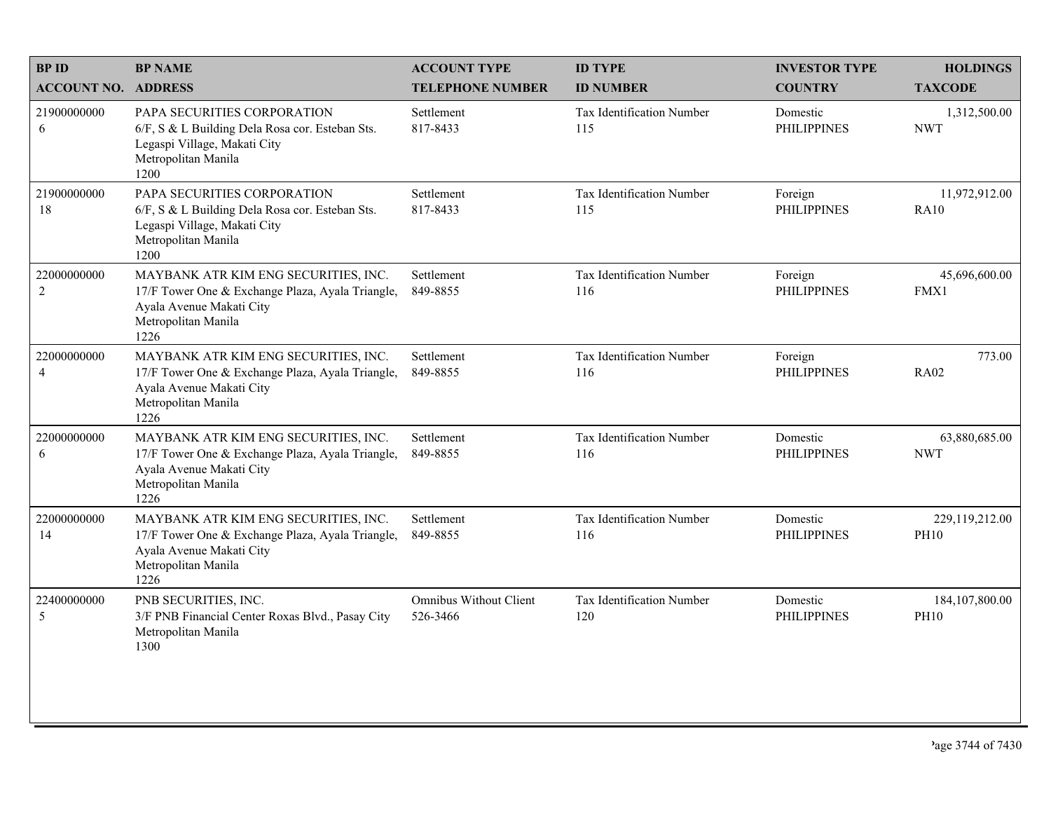| BP ID<br>ACCOUNT NO. | BP NAME<br>ADDRESS | ACCOUNT TYPE<br>TELEPHONE NUMBER | ID TYPE<br>ID NUMBER | INVESTOR TYPE<br>COUNTRY | HOLDINGS<br>TAXCODE |
|---|---|---|---|---|---|
| 21900000000<br>6 | PAPA SECURITIES CORPORATION<br>6/F, S & L Building Dela Rosa cor. Esteban Sts.<br>Legaspi Village, Makati City<br>Metropolitan Manila<br>1200 | Settlement<br>817-8433 | Tax Identification Number<br>115 | Domestic<br>PHILIPPINES | 1,312,500.00<br>NWT |
| 21900000000<br>18 | PAPA SECURITIES CORPORATION<br>6/F, S & L Building Dela Rosa cor. Esteban Sts.<br>Legaspi Village, Makati City<br>Metropolitan Manila<br>1200 | Settlement<br>817-8433 | Tax Identification Number<br>115 | Foreign<br>PHILIPPINES | 11,972,912.00<br>RA10 |
| 22000000000<br>2 | MAYBANK ATR KIM ENG SECURITIES, INC.<br>17/F Tower One & Exchange Plaza, Ayala Triangle,<br>Ayala Avenue Makati City<br>Metropolitan Manila<br>1226 | Settlement<br>849-8855 | Tax Identification Number<br>116 | Foreign<br>PHILIPPINES | 45,696,600.00<br>FMX1 |
| 22000000000<br>4 | MAYBANK ATR KIM ENG SECURITIES, INC.<br>17/F Tower One & Exchange Plaza, Ayala Triangle,<br>Ayala Avenue Makati City<br>Metropolitan Manila<br>1226 | Settlement<br>849-8855 | Tax Identification Number<br>116 | Foreign<br>PHILIPPINES | 773.00<br>RA02 |
| 22000000000<br>6 | MAYBANK ATR KIM ENG SECURITIES, INC.<br>17/F Tower One & Exchange Plaza, Ayala Triangle,<br>Ayala Avenue Makati City<br>Metropolitan Manila<br>1226 | Settlement<br>849-8855 | Tax Identification Number<br>116 | Domestic<br>PHILIPPINES | 63,880,685.00<br>NWT |
| 22000000000<br>14 | MAYBANK ATR KIM ENG SECURITIES, INC.<br>17/F Tower One & Exchange Plaza, Ayala Triangle,<br>Ayala Avenue Makati City<br>Metropolitan Manila<br>1226 | Settlement<br>849-8855 | Tax Identification Number<br>116 | Domestic<br>PHILIPPINES | 229,119,212.00<br>PH10 |
| 22400000000<br>5 | PNB SECURITIES, INC.<br>3/F PNB Financial Center Roxas Blvd., Pasay City<br>Metropolitan Manila<br>1300 | Omnibus Without Client<br>526-3466 | Tax Identification Number<br>120 | Domestic<br>PHILIPPINES | 184,107,800.00<br>PH10 |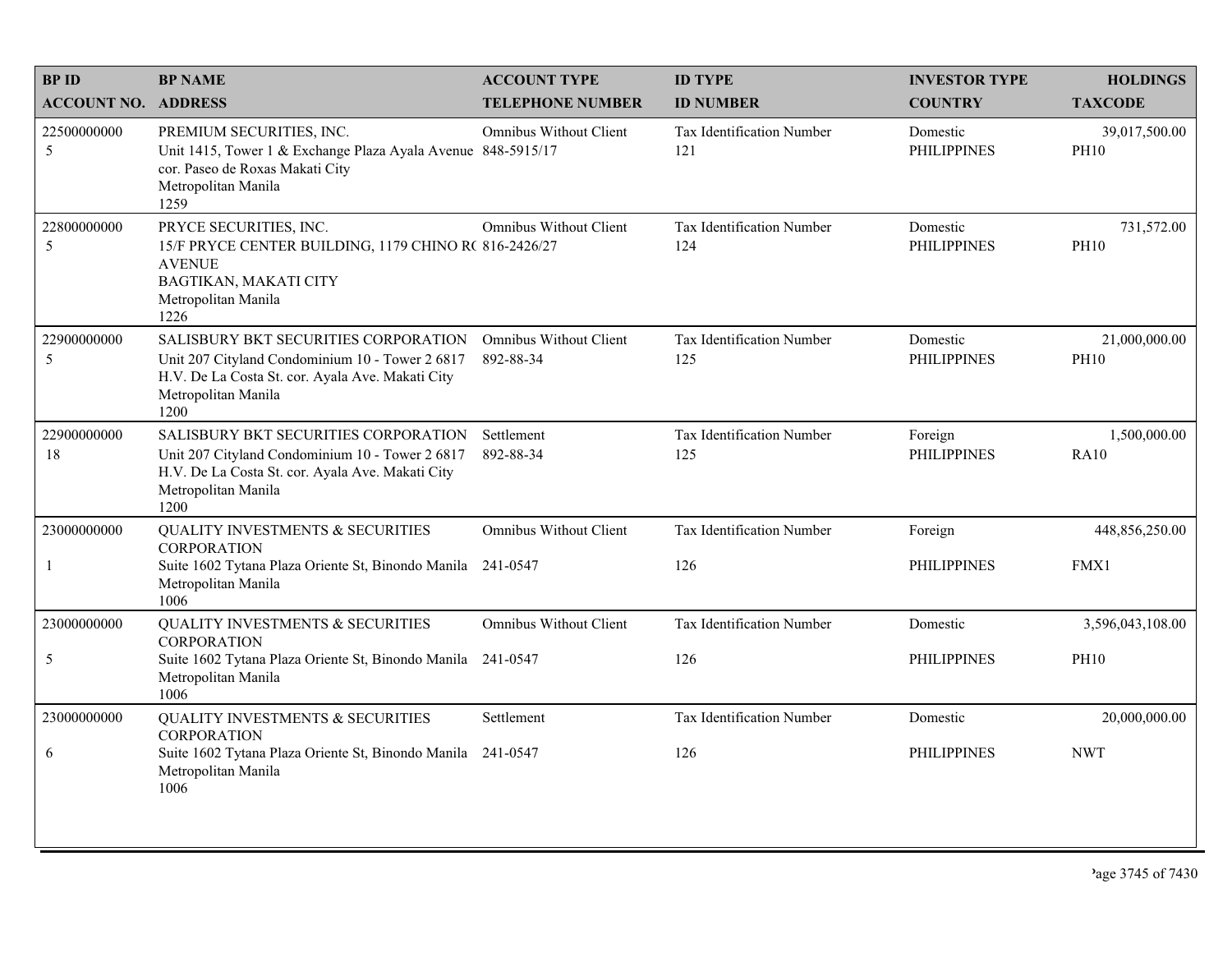| BP ID<br>ACCOUNT NO. | BP NAME<br>ADDRESS | ACCOUNT TYPE<br>TELEPHONE NUMBER | ID TYPE<br>ID NUMBER | INVESTOR TYPE<br>COUNTRY | HOLDINGS<br>TAXCODE |
|---|---|---|---|---|---|
| 22500000000<br>5 | PREMIUM SECURITIES, INC.<br>Unit 1415, Tower 1 & Exchange Plaza Ayala Avenue cor. Paseo de Roxas Makati City<br>Metropolitan Manila<br>1259 | Omnibus Without Client<br>848-5915/17 | Tax Identification Number<br>121 | Domestic<br>PHILIPPINES | 39,017,500.00<br>PH10 |
| 22800000000<br>5 | PRYCE SECURITIES, INC.<br>15/F PRYCE CENTER BUILDING, 1179 CHINO R( AVENUE<br>BAGTIKAN, MAKATI CITY<br>Metropolitan Manila<br>1226 | Omnibus Without Client<br>816-2426/27 | Tax Identification Number<br>124 | Domestic<br>PHILIPPINES | 731,572.00<br>PH10 |
| 22900000000<br>5 | SALISBURY BKT SECURITIES CORPORATION<br>Unit 207 Cityland Condominium 10 - Tower 2 6817 H.V. De La Costa St. cor. Ayala Ave. Makati City<br>Metropolitan Manila<br>1200 | Omnibus Without Client<br>892-88-34 | Tax Identification Number<br>125 | Domestic<br>PHILIPPINES | 21,000,000.00<br>PH10 |
| 22900000000<br>18 | SALISBURY BKT SECURITIES CORPORATION<br>Unit 207 Cityland Condominium 10 - Tower 2 6817 H.V. De La Costa St. cor. Ayala Ave. Makati City<br>Metropolitan Manila<br>1200 | Settlement<br>892-88-34 | Tax Identification Number<br>125 | Foreign<br>PHILIPPINES | 1,500,000.00<br>RA10 |
| 23000000000<br>1 | QUALITY INVESTMENTS & SECURITIES CORPORATION<br>Suite 1602 Tytana Plaza Oriente St, Binondo Manila<br>Metropolitan Manila<br>1006 | Omnibus Without Client<br>241-0547 | Tax Identification Number<br>126 | Foreign<br>PHILIPPINES | 448,856,250.00<br>FMX1 |
| 23000000000<br>5 | QUALITY INVESTMENTS & SECURITIES CORPORATION<br>Suite 1602 Tytana Plaza Oriente St, Binondo Manila<br>Metropolitan Manila<br>1006 | Omnibus Without Client<br>241-0547 | Tax Identification Number<br>126 | Domestic<br>PHILIPPINES | 3,596,043,108.00<br>PH10 |
| 23000000000<br>6 | QUALITY INVESTMENTS & SECURITIES CORPORATION<br>Suite 1602 Tytana Plaza Oriente St, Binondo Manila<br>Metropolitan Manila<br>1006 | Settlement<br>241-0547 | Tax Identification Number<br>126 | Domestic<br>PHILIPPINES | 20,000,000.00<br>NWT |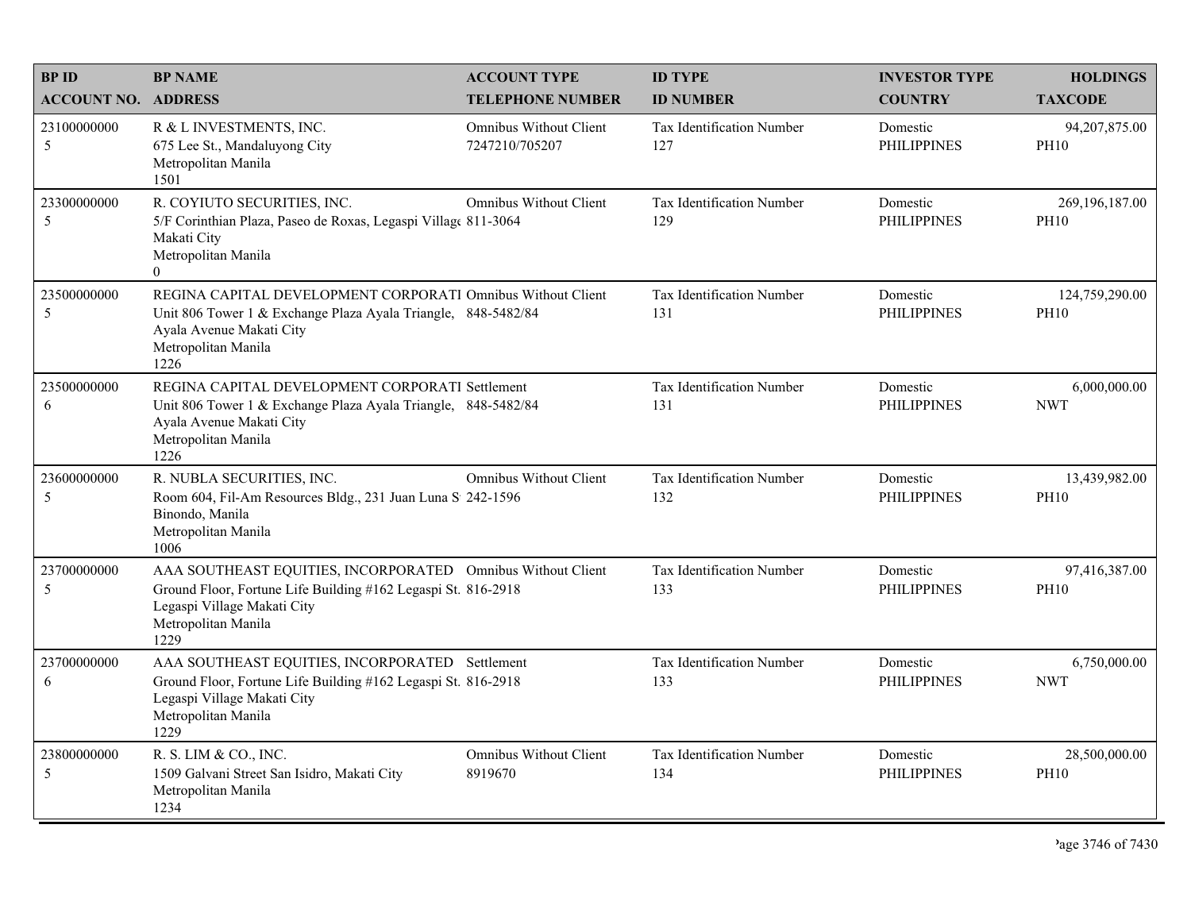| BP ID<br>ACCOUNT NO. | BP NAME<br>ADDRESS | ACCOUNT TYPE<br>TELEPHONE NUMBER | ID TYPE<br>ID NUMBER | INVESTOR TYPE<br>COUNTRY | HOLDINGS<br>TAXCODE |
|---|---|---|---|---|---|
| 23100000000<br>5 | R & L INVESTMENTS, INC.<br>675 Lee St., Mandaluyong City<br>Metropolitan Manila<br>1501 | Omnibus Without Client<br>7247210/705207 | Tax Identification Number<br>127 | Domestic<br>PHILIPPINES | 94,207,875.00<br>PH10 |
| 23300000000<br>5 | R. COYIUTO SECURITIES, INC.<br>5/F Corinthian Plaza, Paseo de Roxas, Legaspi Villag<br>Makati City<br>Metropolitan Manila<br>0 | Omnibus Without Client<br>811-3064 | Tax Identification Number<br>129 | Domestic<br>PHILIPPINES | 269,196,187.00<br>PH10 |
| 23500000000<br>5 | REGINA CAPITAL DEVELOPMENT CORPORATI<br>Unit 806 Tower 1 & Exchange Plaza Ayala Triangle,<br>Ayala Avenue Makati City<br>Metropolitan Manila<br>1226 | Omnibus Without Client<br>848-5482/84 | Tax Identification Number<br>131 | Domestic<br>PHILIPPINES | 124,759,290.00<br>PH10 |
| 23500000000<br>6 | REGINA CAPITAL DEVELOPMENT CORPORATI<br>Unit 806 Tower 1 & Exchange Plaza Ayala Triangle,<br>Ayala Avenue Makati City<br>Metropolitan Manila<br>1226 | Settlement<br>848-5482/84 | Tax Identification Number<br>131 | Domestic<br>PHILIPPINES | 6,000,000.00<br>NWT |
| 23600000000<br>5 | R. NUBLA SECURITIES, INC.<br>Room 604, Fil-Am Resources Bldg., 231 Juan Luna S<br>Binondo, Manila<br>Metropolitan Manila<br>1006 | Omnibus Without Client<br>242-1596 | Tax Identification Number<br>132 | Domestic<br>PHILIPPINES | 13,439,982.00<br>PH10 |
| 23700000000<br>5 | AAA SOUTHEAST EQUITIES, INCORPORATED<br>Ground Floor, Fortune Life Building #162 Legaspi St.<br>Legaspi Village Makati City<br>Metropolitan Manila<br>1229 | Omnibus Without Client<br>816-2918 | Tax Identification Number<br>133 | Domestic<br>PHILIPPINES | 97,416,387.00<br>PH10 |
| 23700000000<br>6 | AAA SOUTHEAST EQUITIES, INCORPORATED<br>Ground Floor, Fortune Life Building #162 Legaspi St.<br>Legaspi Village Makati City<br>Metropolitan Manila<br>1229 | Settlement<br>816-2918 | Tax Identification Number<br>133 | Domestic<br>PHILIPPINES | 6,750,000.00<br>NWT |
| 23800000000<br>5 | R. S. LIM & CO., INC.<br>1509 Galvani Street San Isidro, Makati City<br>Metropolitan Manila<br>1234 | Omnibus Without Client<br>8919670 | Tax Identification Number<br>134 | Domestic<br>PHILIPPINES | 28,500,000.00<br>PH10 |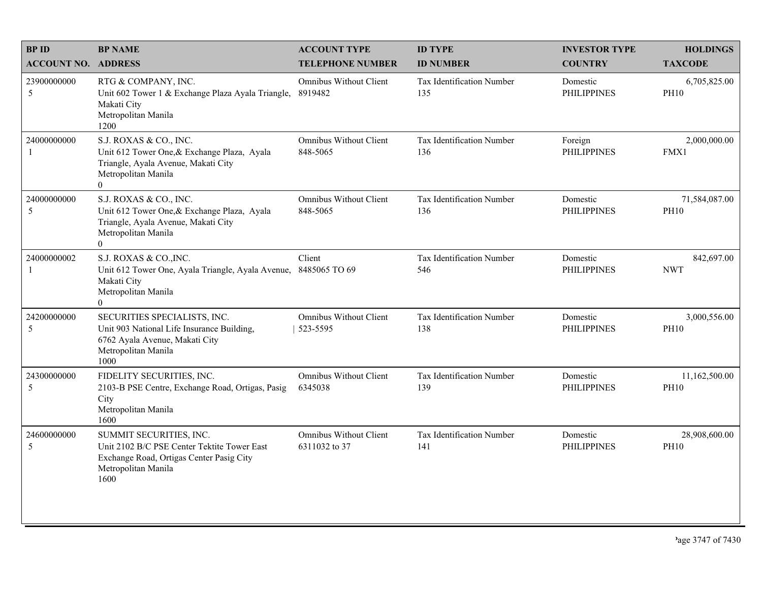| BP ID<br>ACCOUNT NO. | BP NAME<br>ADDRESS | ACCOUNT TYPE<br>TELEPHONE NUMBER | ID TYPE<br>ID NUMBER | INVESTOR TYPE<br>COUNTRY | HOLDINGS<br>TAXCODE |
|---|---|---|---|---|---|
| 23900000000<br>5 | RTG & COMPANY, INC.<br>Unit 602 Tower 1 & Exchange Plaza Ayala Triangle, Makati City<br>Metropolitan Manila<br>1200 | Omnibus Without Client<br>8919482 | Tax Identification Number<br>135 | Domestic<br>PHILIPPINES | 6,705,825.00<br>PH10 |
| 24000000000<br>1 | S.J. ROXAS & CO., INC.<br>Unit 612 Tower One,& Exchange Plaza, Ayala Triangle, Ayala Avenue, Makati City<br>Metropolitan Manila<br>0 | Omnibus Without Client<br>848-5065 | Tax Identification Number<br>136 | Foreign<br>PHILIPPINES | 2,000,000.00<br>FMX1 |
| 24000000000<br>5 | S.J. ROXAS & CO., INC.<br>Unit 612 Tower One,& Exchange Plaza, Ayala Triangle, Ayala Avenue, Makati City<br>Metropolitan Manila<br>0 | Omnibus Without Client<br>848-5065 | Tax Identification Number<br>136 | Domestic<br>PHILIPPINES | 71,584,087.00<br>PH10 |
| 24000000002<br>1 | S.J. ROXAS & CO.,INC.<br>Unit 612 Tower One, Ayala Triangle, Ayala Avenue, Makati City<br>Metropolitan Manila<br>0 | Client<br>8485065 TO 69 | Tax Identification Number<br>546 | Domestic<br>PHILIPPINES | 842,697.00<br>NWT |
| 24200000000<br>5 | SECURITIES SPECIALISTS, INC.<br>Unit 903 National Life Insurance Building, 6762 Ayala Avenue, Makati City<br>Metropolitan Manila<br>1000 | Omnibus Without Client<br>523-5595 | Tax Identification Number<br>138 | Domestic<br>PHILIPPINES | 3,000,556.00<br>PH10 |
| 24300000000<br>5 | FIDELITY SECURITIES, INC.<br>2103-B PSE Centre, Exchange Road, Ortigas, Pasig City<br>Metropolitan Manila<br>1600 | Omnibus Without Client<br>6345038 | Tax Identification Number<br>139 | Domestic<br>PHILIPPINES | 11,162,500.00<br>PH10 |
| 24600000000<br>5 | SUMMIT SECURITIES, INC.<br>Unit 2102 B/C PSE Center Tektite Tower East Exchange Road, Ortigas Center Pasig City<br>Metropolitan Manila<br>1600 | Omnibus Without Client<br>6311032 to 37 | Tax Identification Number<br>141 | Domestic<br>PHILIPPINES | 28,908,600.00<br>PH10 |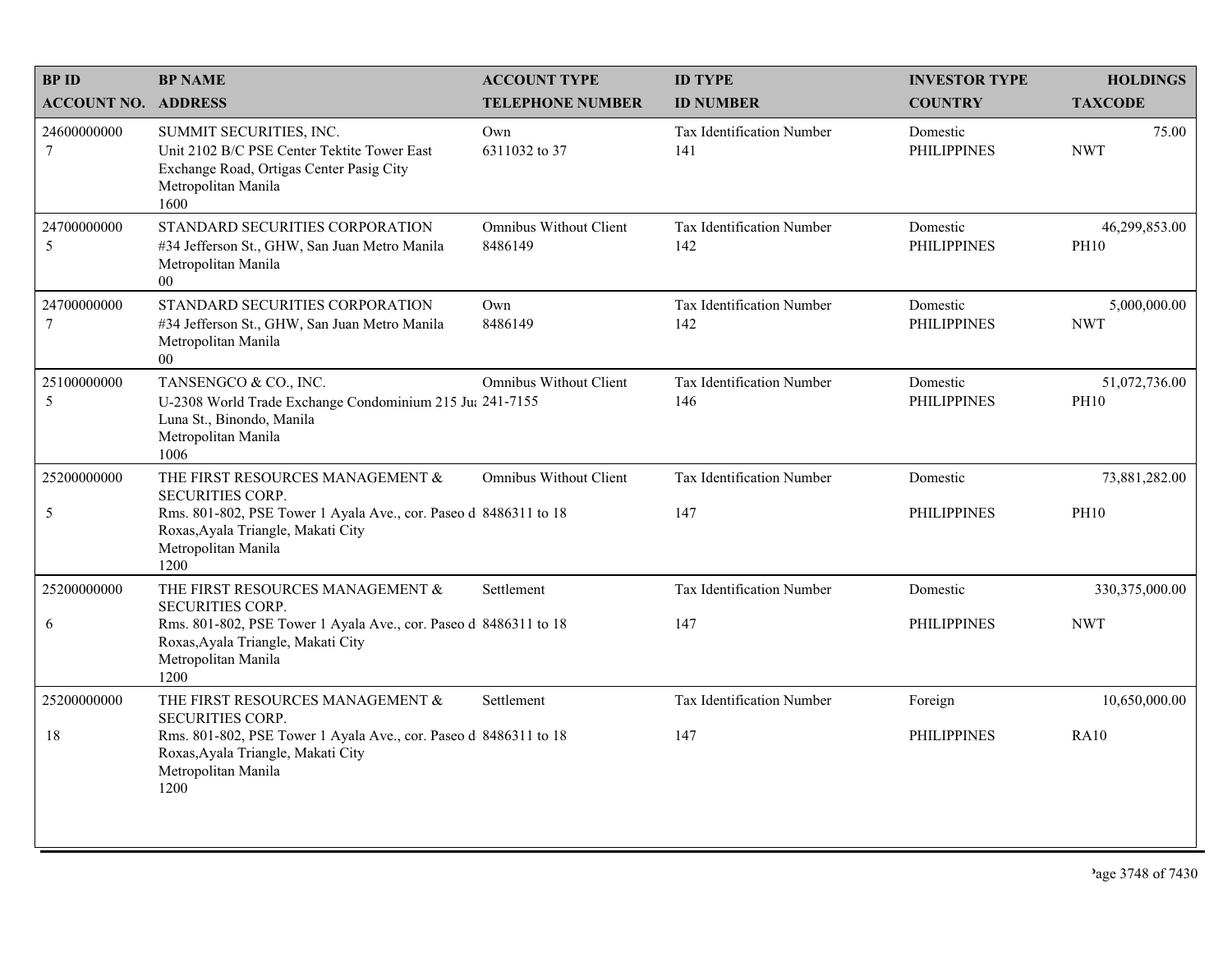| BP ID<br>ACCOUNT NO. | BP NAME<br>ADDRESS | ACCOUNT TYPE<br>TELEPHONE NUMBER | ID TYPE<br>ID NUMBER | INVESTOR TYPE<br>COUNTRY | HOLDINGS<br>TAXCODE |
|---|---|---|---|---|---|
| 24600000000<br>7 | SUMMIT SECURITIES, INC.<br>Unit 2102 B/C PSE Center Tektite Tower East Exchange Road, Ortigas Center Pasig City<br>Metropolitan Manila<br>1600 | Own<br>6311032 to 37 | Tax Identification Number<br>141 | Domestic<br>PHILIPPINES | 75.00<br>NWT |
| 24700000000<br>5 | STANDARD SECURITIES CORPORATION<br>#34 Jefferson St., GHW, San Juan Metro Manila<br>Metropolitan Manila<br>00 | Omnibus Without Client<br>8486149 | Tax Identification Number<br>142 | Domestic<br>PHILIPPINES | 46,299,853.00<br>PH10 |
| 24700000000<br>7 | STANDARD SECURITIES CORPORATION<br>#34 Jefferson St., GHW, San Juan Metro Manila<br>Metropolitan Manila<br>00 | Own<br>8486149 | Tax Identification Number<br>142 | Domestic<br>PHILIPPINES | 5,000,000.00<br>NWT |
| 25100000000<br>5 | TANSENGCO & CO., INC.<br>U-2308 World Trade Exchange Condominium 215 Jua<br>Luna St., Binondo, Manila<br>Metropolitan Manila<br>1006 | Omnibus Without Client<br>241-7155 | Tax Identification Number<br>146 | Domestic<br>PHILIPPINES | 51,072,736.00<br>PH10 |
| 25200000000<br>5 | THE FIRST RESOURCES MANAGEMENT & SECURITIES CORP.<br>Rms. 801-802, PSE Tower 1 Ayala Ave., cor. Paseo d<br>Roxas,Ayala Triangle, Makati City<br>Metropolitan Manila<br>1200 | Omnibus Without Client<br>8486311 to 18 | Tax Identification Number<br>147 | Domestic<br>PHILIPPINES | 73,881,282.00<br>PH10 |
| 25200000000<br>6 | THE FIRST RESOURCES MANAGEMENT & SECURITIES CORP.<br>Rms. 801-802, PSE Tower 1 Ayala Ave., cor. Paseo d<br>Roxas,Ayala Triangle, Makati City<br>Metropolitan Manila<br>1200 | Settlement<br>8486311 to 18 | Tax Identification Number<br>147 | Domestic<br>PHILIPPINES | 330,375,000.00<br>NWT |
| 25200000000<br>18 | THE FIRST RESOURCES MANAGEMENT & SECURITIES CORP.<br>Rms. 801-802, PSE Tower 1 Ayala Ave., cor. Paseo d<br>Roxas,Ayala Triangle, Makati City<br>Metropolitan Manila<br>1200 | Settlement<br>8486311 to 18 | Tax Identification Number<br>147 | Foreign<br>PHILIPPINES | 10,650,000.00<br>RA10 |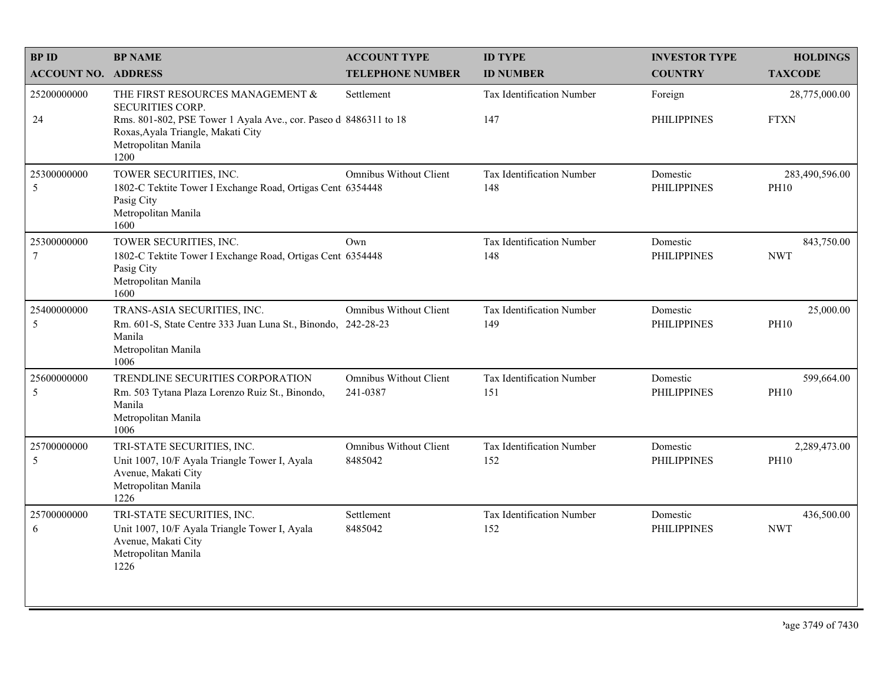| BP ID<br>ACCOUNT NO. | BP NAME<br>ADDRESS | ACCOUNT TYPE<br>TELEPHONE NUMBER | ID TYPE<br>ID NUMBER | INVESTOR TYPE<br>COUNTRY | HOLDINGS<br>TAXCODE |
|---|---|---|---|---|---|
| 25200000000<br>24 | THE FIRST RESOURCES MANAGEMENT & SECURITIES CORP.<br>Rms. 801-802, PSE Tower 1 Ayala Ave., cor. Paseo d Roxas,Ayala Triangle, Makati City<br>Metropolitan Manila<br>1200 | Settlement<br>8486311 to 18 | Tax Identification Number<br>147 | Foreign<br>PHILIPPINES | 28,775,000.00<br>FTXN |
| 25300000000<br>5 | TOWER SECURITIES, INC.<br>1802-C Tektite Tower I Exchange Road, Ortigas Cent Pasig City<br>Metropolitan Manila<br>1600 | Omnibus Without Client<br>6354448 | Tax Identification Number<br>148 | Domestic<br>PHILIPPINES | 283,490,596.00<br>PH10 |
| 25300000000<br>7 | TOWER SECURITIES, INC.<br>1802-C Tektite Tower I Exchange Road, Ortigas Cent Pasig City<br>Metropolitan Manila<br>1600 | Own<br>6354448 | Tax Identification Number<br>148 | Domestic<br>PHILIPPINES | 843,750.00<br>NWT |
| 25400000000<br>5 | TRANS-ASIA SECURITIES, INC.<br>Rm. 601-S, State Centre 333 Juan Luna St., Binondo, Manila<br>Metropolitan Manila<br>1006 | Omnibus Without Client<br>242-28-23 | Tax Identification Number<br>149 | Domestic<br>PHILIPPINES | 25,000.00<br>PH10 |
| 25600000000<br>5 | TRENDLINE SECURITIES CORPORATION<br>Rm. 503 Tytana Plaza Lorenzo Ruiz St., Binondo, Manila<br>Metropolitan Manila<br>1006 | Omnibus Without Client<br>241-0387 | Tax Identification Number<br>151 | Domestic<br>PHILIPPINES | 599,664.00<br>PH10 |
| 25700000000<br>5 | TRI-STATE SECURITIES, INC.<br>Unit 1007, 10/F Ayala Triangle Tower I, Ayala Avenue, Makati City<br>Metropolitan Manila<br>1226 | Omnibus Without Client<br>8485042 | Tax Identification Number<br>152 | Domestic<br>PHILIPPINES | 2,289,473.00<br>PH10 |
| 25700000000<br>6 | TRI-STATE SECURITIES, INC.<br>Unit 1007, 10/F Ayala Triangle Tower I, Ayala Avenue, Makati City<br>Metropolitan Manila<br>1226 | Settlement<br>8485042 | Tax Identification Number<br>152 | Domestic<br>PHILIPPINES | 436,500.00<br>NWT |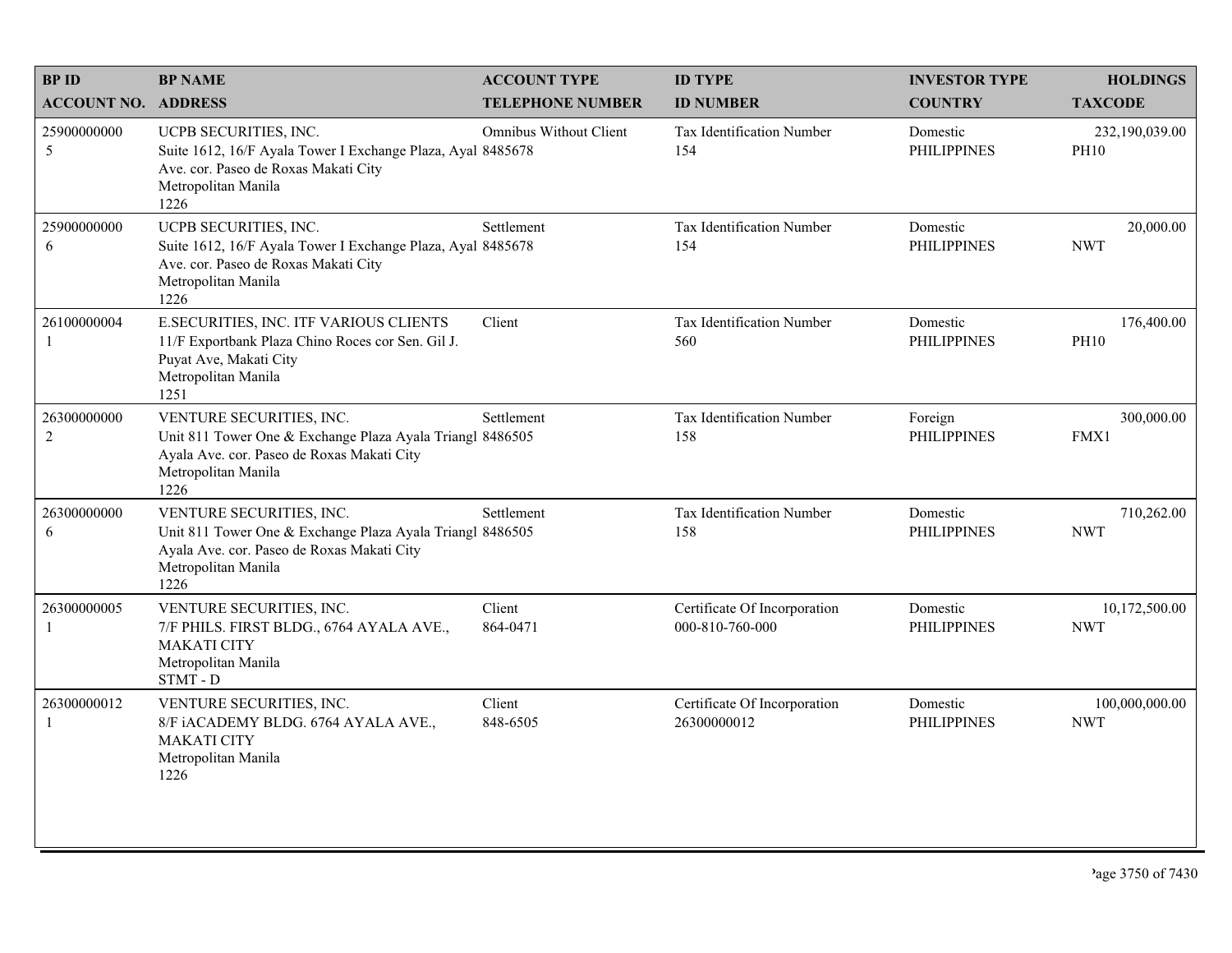| BP ID<br>ACCOUNT NO. | BP NAME<br>ADDRESS | ACCOUNT TYPE<br>TELEPHONE NUMBER | ID TYPE<br>ID NUMBER | INVESTOR TYPE<br>COUNTRY | HOLDINGS<br>TAXCODE |
|---|---|---|---|---|---|
| 25900000000<br>5 | UCPB SECURITIES, INC.<br>Suite 1612, 16/F Ayala Tower I Exchange Plaza, Ayal Ave. cor. Paseo de Roxas Makati City<br>Metropolitan Manila<br>1226 | Omnibus Without Client<br>8485678 | Tax Identification Number<br>154 | Domestic<br>PHILIPPINES | 232,190,039.00<br>PH10 |
| 25900000000<br>6 | UCPB SECURITIES, INC.<br>Suite 1612, 16/F Ayala Tower I Exchange Plaza, Ayal Ave. cor. Paseo de Roxas Makati City<br>Metropolitan Manila<br>1226 | Settlement<br>8485678 | Tax Identification Number<br>154 | Domestic<br>PHILIPPINES | 20,000.00<br>NWT |
| 26100000004<br>1 | E.SECURITIES, INC. ITF VARIOUS CLIENTS<br>11/F Exportbank Plaza Chino Roces cor Sen. Gil J. Puyat Ave, Makati City<br>Metropolitan Manila<br>1251 | Client | Tax Identification Number<br>560 | Domestic<br>PHILIPPINES | 176,400.00<br>PH10 |
| 26300000000<br>2 | VENTURE SECURITIES, INC.<br>Unit 811 Tower One & Exchange Plaza Ayala Triangl Ayala Ave. cor. Paseo de Roxas Makati City<br>Metropolitan Manila<br>1226 | Settlement<br>8486505 | Tax Identification Number<br>158 | Foreign<br>PHILIPPINES | 300,000.00<br>FMX1 |
| 26300000000<br>6 | VENTURE SECURITIES, INC.<br>Unit 811 Tower One & Exchange Plaza Ayala Triangl Ayala Ave. cor. Paseo de Roxas Makati City<br>Metropolitan Manila<br>1226 | Settlement<br>8486505 | Tax Identification Number<br>158 | Domestic<br>PHILIPPINES | 710,262.00<br>NWT |
| 26300000005<br>1 | VENTURE SECURITIES, INC.<br>7/F PHILS. FIRST BLDG., 6764 AYALA AVE., MAKATI CITY<br>Metropolitan Manila<br>STMT - D | Client<br>864-0471 | Certificate Of Incorporation<br>000-810-760-000 | Domestic<br>PHILIPPINES | 10,172,500.00<br>NWT |
| 26300000012<br>1 | VENTURE SECURITIES, INC.<br>8/F iACADEMY BLDG. 6764 AYALA AVE., MAKATI CITY<br>Metropolitan Manila<br>1226 | Client<br>848-6505 | Certificate Of Incorporation<br>26300000012 | Domestic<br>PHILIPPINES | 100,000,000.00<br>NWT |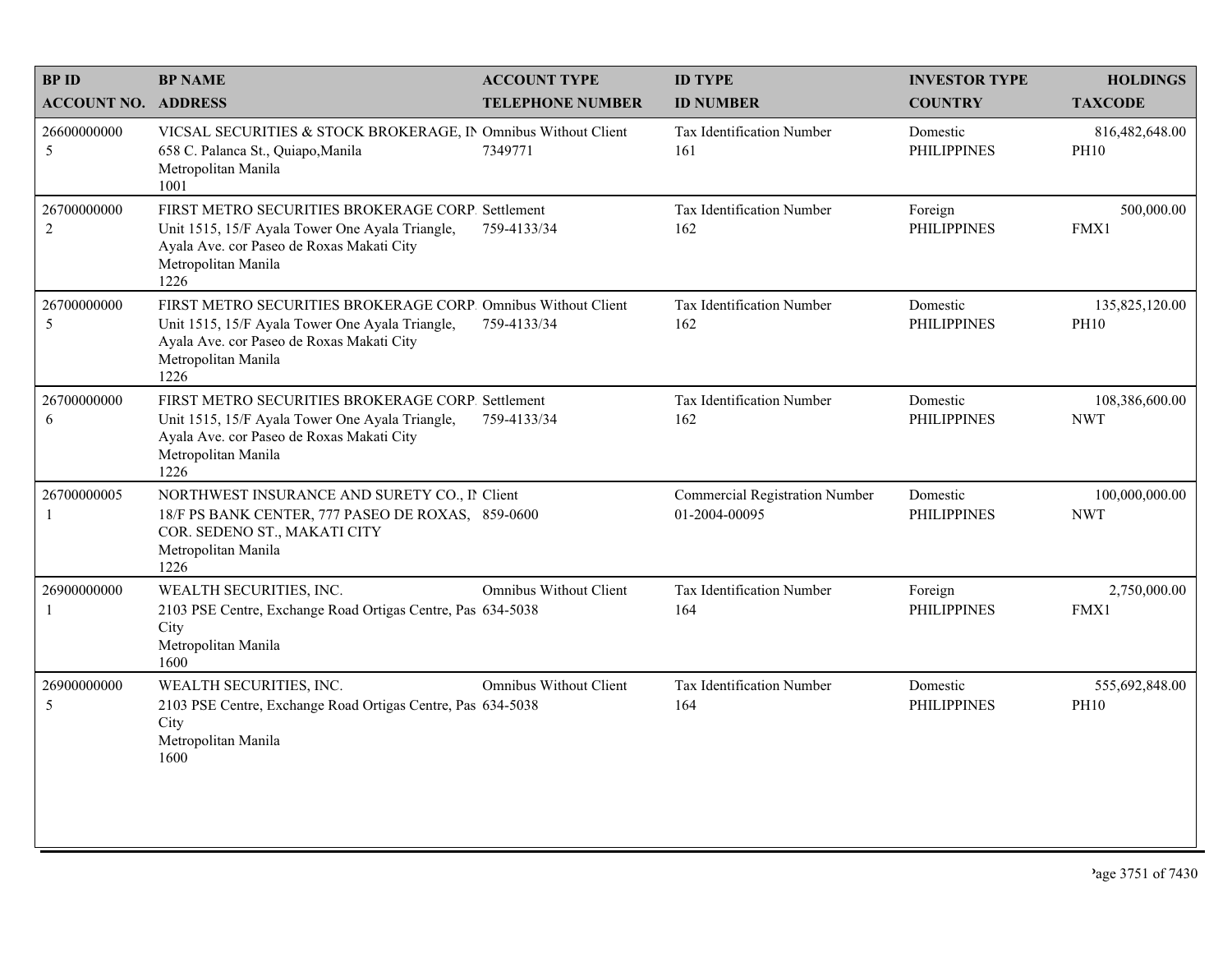| BP ID<br>ACCOUNT NO. | BP NAME<br>ADDRESS | ACCOUNT TYPE<br>TELEPHONE NUMBER | ID TYPE<br>ID NUMBER | INVESTOR TYPE<br>COUNTRY | HOLDINGS<br>TAXCODE |
|---|---|---|---|---|---|
| 26600000000<br>5 | VICSAL SECURITIES & STOCK BROKERAGE, IN<br>658 C. Palanca St., Quiapo,Manila<br>Metropolitan Manila<br>1001 | Omnibus Without Client<br>7349771 | Tax Identification Number<br>161 | Domestic<br>PHILIPPINES | 816,482,648.00<br>PH10 |
| 26700000000<br>2 | FIRST METRO SECURITIES BROKERAGE CORP.<br>Unit 1515, 15/F Ayala Tower One Ayala Triangle,<br>Ayala Ave. cor Paseo de Roxas Makati City<br>Metropolitan Manila<br>1226 | Settlement<br>759-4133/34 | Tax Identification Number<br>162 | Foreign<br>PHILIPPINES | 500,000.00<br>FMX1 |
| 26700000000<br>5 | FIRST METRO SECURITIES BROKERAGE CORP.<br>Unit 1515, 15/F Ayala Tower One Ayala Triangle,<br>Ayala Ave. cor Paseo de Roxas Makati City<br>Metropolitan Manila<br>1226 | Omnibus Without Client<br>759-4133/34 | Tax Identification Number<br>162 | Domestic<br>PHILIPPINES | 135,825,120.00<br>PH10 |
| 26700000000<br>6 | FIRST METRO SECURITIES BROKERAGE CORP.<br>Unit 1515, 15/F Ayala Tower One Ayala Triangle,<br>Ayala Ave. cor Paseo de Roxas Makati City<br>Metropolitan Manila<br>1226 | Settlement<br>759-4133/34 | Tax Identification Number<br>162 | Domestic<br>PHILIPPINES | 108,386,600.00<br>NWT |
| 26700000005<br>1 | NORTHWEST INSURANCE AND SURETY CO., IN<br>18/F PS BANK CENTER, 777 PASEO DE ROXAS,<br>COR. SEDENO ST., MAKATI CITY<br>Metropolitan Manila<br>1226 | Client<br>859-0600 | Commercial Registration Number<br>01-2004-00095 | Domestic<br>PHILIPPINES | 100,000,000.00<br>NWT |
| 26900000000<br>1 | WEALTH SECURITIES, INC.<br>2103 PSE Centre, Exchange Road Ortigas Centre, Pas<br>City<br>Metropolitan Manila<br>1600 | Omnibus Without Client<br>634-5038 | Tax Identification Number<br>164 | Foreign<br>PHILIPPINES | 2,750,000.00<br>FMX1 |
| 26900000000<br>5 | WEALTH SECURITIES, INC.<br>2103 PSE Centre, Exchange Road Ortigas Centre, Pas<br>City<br>Metropolitan Manila<br>1600 | Omnibus Without Client<br>634-5038 | Tax Identification Number<br>164 | Domestic<br>PHILIPPINES | 555,692,848.00<br>PH10 |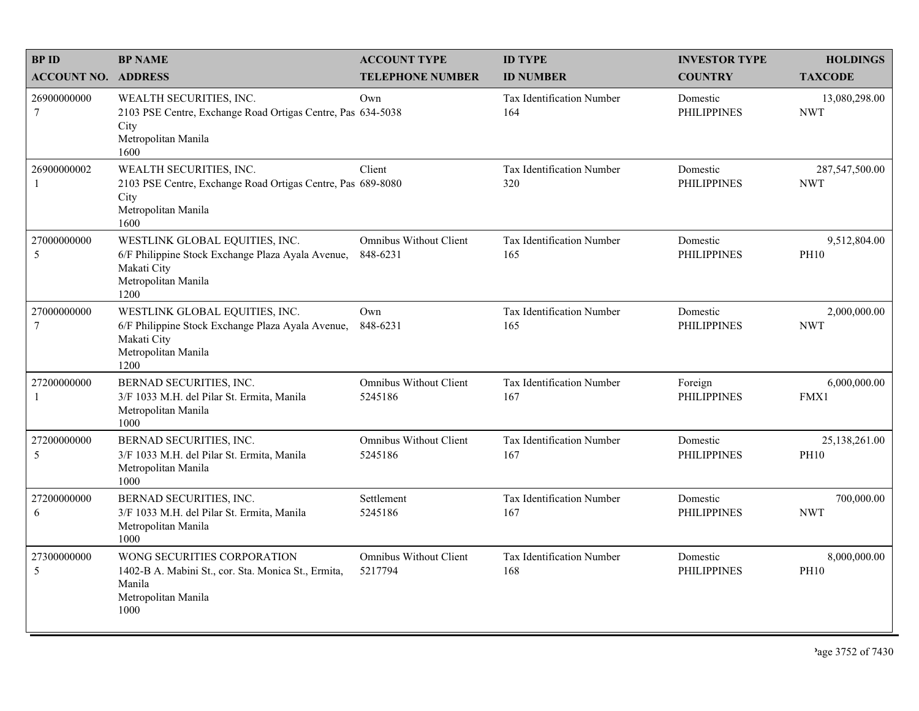| BP ID<br>ACCOUNT NO. | BP NAME<br>ADDRESS | ACCOUNT TYPE<br>TELEPHONE NUMBER | ID TYPE<br>ID NUMBER | INVESTOR TYPE<br>COUNTRY | HOLDINGS<br>TAXCODE |
|---|---|---|---|---|---|
| 26900000000<br>7 | WEALTH SECURITIES, INC.<br>2103 PSE Centre, Exchange Road Ortigas Centre, Pas City<br>Metropolitan Manila<br>1600 | Own<br>634-5038 | Tax Identification Number<br>164 | Domestic<br>PHILIPPINES | 13,080,298.00<br>NWT |
| 26900000002<br>1 | WEALTH SECURITIES, INC.<br>2103 PSE Centre, Exchange Road Ortigas Centre, Pas City<br>Metropolitan Manila<br>1600 | Client<br>689-8080 | Tax Identification Number<br>320 | Domestic<br>PHILIPPINES | 287,547,500.00<br>NWT |
| 27000000000<br>5 | WESTLINK GLOBAL EQUITIES, INC.<br>6/F Philippine Stock Exchange Plaza Ayala Avenue, Makati City<br>Metropolitan Manila<br>1200 | Omnibus Without Client<br>848-6231 | Tax Identification Number<br>165 | Domestic<br>PHILIPPINES | 9,512,804.00<br>PH10 |
| 27000000000<br>7 | WESTLINK GLOBAL EQUITIES, INC.<br>6/F Philippine Stock Exchange Plaza Ayala Avenue, Makati City<br>Metropolitan Manila<br>1200 | Own<br>848-6231 | Tax Identification Number<br>165 | Domestic<br>PHILIPPINES | 2,000,000.00<br>NWT |
| 27200000000<br>1 | BERNAD SECURITIES, INC.<br>3/F 1033 M.H. del Pilar St. Ermita, Manila<br>Metropolitan Manila<br>1000 | Omnibus Without Client<br>5245186 | Tax Identification Number<br>167 | Foreign<br>PHILIPPINES | 6,000,000.00<br>FMX1 |
| 27200000000<br>5 | BERNAD SECURITIES, INC.<br>3/F 1033 M.H. del Pilar St. Ermita, Manila<br>Metropolitan Manila<br>1000 | Omnibus Without Client<br>5245186 | Tax Identification Number<br>167 | Domestic<br>PHILIPPINES | 25,138,261.00<br>PH10 |
| 27200000000<br>6 | BERNAD SECURITIES, INC.<br>3/F 1033 M.H. del Pilar St. Ermita, Manila<br>Metropolitan Manila<br>1000 | Settlement<br>5245186 | Tax Identification Number<br>167 | Domestic<br>PHILIPPINES | 700,000.00<br>NWT |
| 27300000000<br>5 | WONG SECURITIES CORPORATION<br>1402-B A. Mabini St., cor. Sta. Monica St., Ermita, Manila<br>Metropolitan Manila<br>1000 | Omnibus Without Client<br>5217794 | Tax Identification Number<br>168 | Domestic<br>PHILIPPINES | 8,000,000.00<br>PH10 |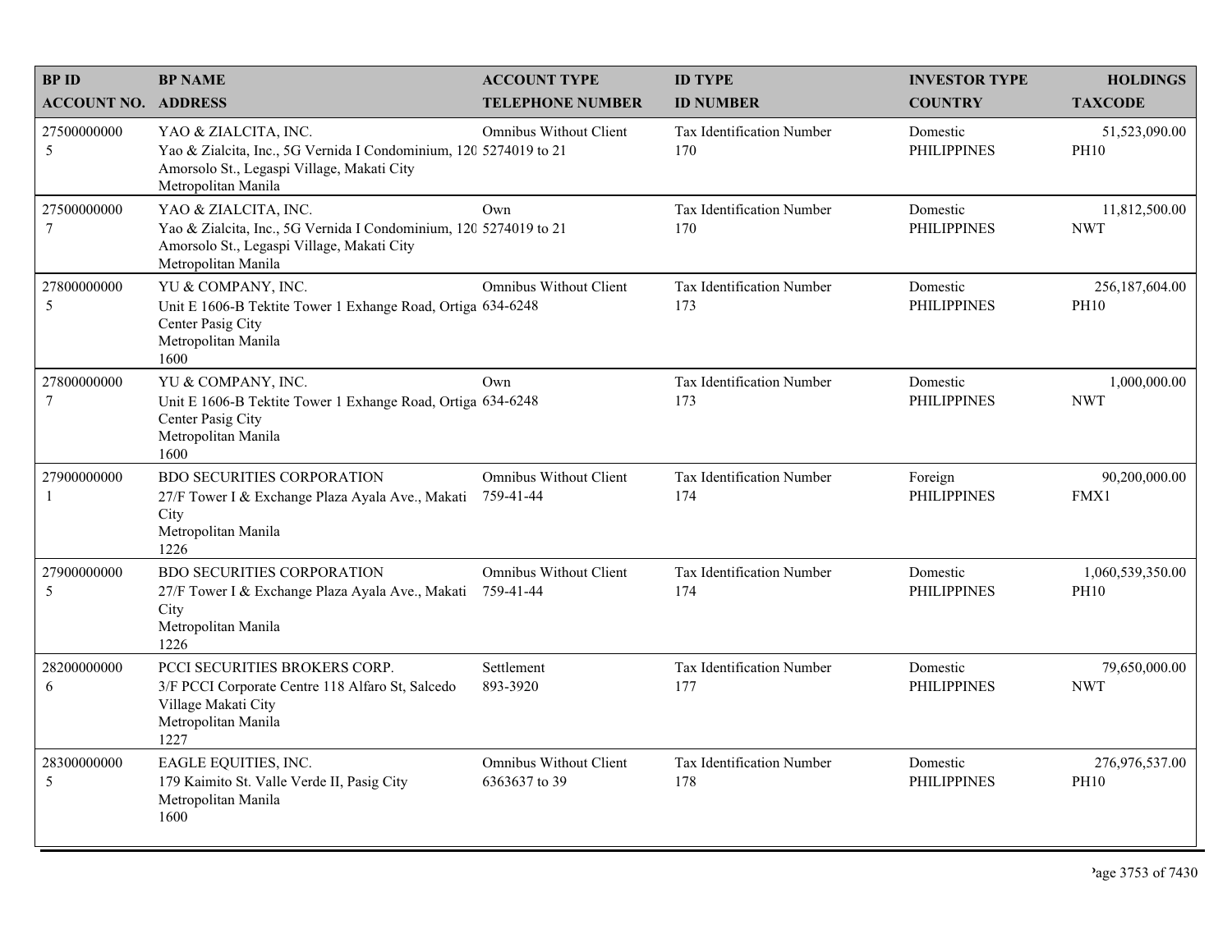| BP ID<br>ACCOUNT NO. | BP NAME<br>ADDRESS | ACCOUNT TYPE<br>TELEPHONE NUMBER | ID TYPE<br>ID NUMBER | INVESTOR TYPE<br>COUNTRY | HOLDINGS<br>TAXCODE |
|---|---|---|---|---|---|
| 27500000000<br>5 | YAO & ZIALCITA, INC.<br>Yao & Zialcita, Inc., 5G Vernida I Condominium, 120 Amorsolo St., Legaspi Village, Makati City<br>Metropolitan Manila | Omnibus Without Client<br>5274019 to 21 | Tax Identification Number<br>170 | Domestic<br>PHILIPPINES | 51,523,090.00<br>PH10 |
| 27500000000<br>7 | YAO & ZIALCITA, INC.<br>Yao & Zialcita, Inc., 5G Vernida I Condominium, 120 Amorsolo St., Legaspi Village, Makati City<br>Metropolitan Manila | Own<br>5274019 to 21 | Tax Identification Number<br>170 | Domestic<br>PHILIPPINES | 11,812,500.00<br>NWT |
| 27800000000<br>5 | YU & COMPANY, INC.<br>Unit E 1606-B Tektite Tower 1 Exhange Road, Ortiga Center Pasig City<br>Metropolitan Manila<br>1600 | Omnibus Without Client<br>634-6248 | Tax Identification Number<br>173 | Domestic<br>PHILIPPINES | 256,187,604.00<br>PH10 |
| 27800000000<br>7 | YU & COMPANY, INC.<br>Unit E 1606-B Tektite Tower 1 Exhange Road, Ortiga Center Pasig City<br>Metropolitan Manila<br>1600 | Own<br>634-6248 | Tax Identification Number<br>173 | Domestic<br>PHILIPPINES | 1,000,000.00<br>NWT |
| 27900000000<br>1 | BDO SECURITIES CORPORATION<br>27/F Tower I & Exchange Plaza Ayala Ave., Makati City<br>Metropolitan Manila<br>1226 | Omnibus Without Client<br>759-41-44 | Tax Identification Number<br>174 | Foreign<br>PHILIPPINES | 90,200,000.00<br>FMX1 |
| 27900000000<br>5 | BDO SECURITIES CORPORATION<br>27/F Tower I & Exchange Plaza Ayala Ave., Makati City<br>Metropolitan Manila<br>1226 | Omnibus Without Client<br>759-41-44 | Tax Identification Number<br>174 | Domestic<br>PHILIPPINES | 1,060,539,350.00<br>PH10 |
| 28200000000<br>6 | PCCI SECURITIES BROKERS CORP.<br>3/F PCCI Corporate Centre 118 Alfaro St, Salcedo Village Makati City<br>Metropolitan Manila<br>1227 | Settlement<br>893-3920 | Tax Identification Number<br>177 | Domestic<br>PHILIPPINES | 79,650,000.00<br>NWT |
| 28300000000<br>5 | EAGLE EQUITIES, INC.<br>179 Kaimito St. Valle Verde II, Pasig City<br>Metropolitan Manila<br>1600 | Omnibus Without Client<br>6363637 to 39 | Tax Identification Number<br>178 | Domestic<br>PHILIPPINES | 276,976,537.00<br>PH10 |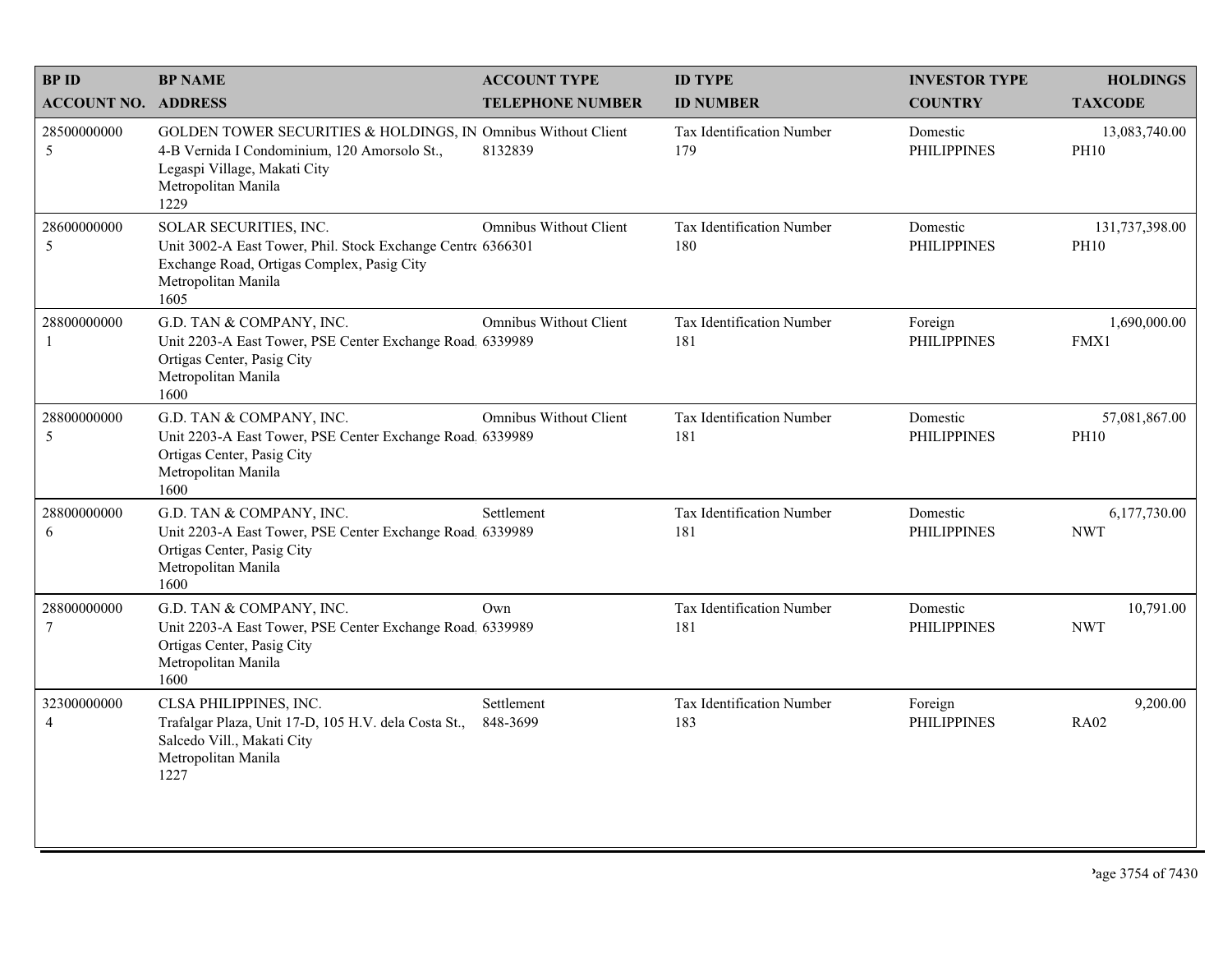| BP ID<br>ACCOUNT NO. | BP NAME<br>ADDRESS | ACCOUNT TYPE<br>TELEPHONE NUMBER | ID TYPE<br>ID NUMBER | INVESTOR TYPE<br>COUNTRY | HOLDINGS<br>TAXCODE |
|---|---|---|---|---|---|
| 28500000000<br>5 | GOLDEN TOWER SECURITIES & HOLDINGS, IN<br>4-B Vernida I Condominium, 120 Amorsolo St., Legaspi Village, Makati City<br>Metropolitan Manila<br>1229 | Omnibus Without Client<br>8132839 | Tax Identification Number<br>179 | Domestic<br>PHILIPPINES | 13,083,740.00<br>PH10 |
| 28600000000<br>5 | SOLAR SECURITIES, INC.<br>Unit 3002-A East Tower, Phil. Stock Exchange Centre Exchange Road, Ortigas Complex, Pasig City<br>Metropolitan Manila<br>1605 | Omnibus Without Client<br>6366301 | Tax Identification Number<br>180 | Domestic<br>PHILIPPINES | 131,737,398.00<br>PH10 |
| 28800000000<br>1 | G.D. TAN & COMPANY, INC.<br>Unit 2203-A East Tower, PSE Center Exchange Road, Ortigas Center, Pasig City<br>Metropolitan Manila<br>1600 | Omnibus Without Client<br>6339989 | Tax Identification Number<br>181 | Foreign<br>PHILIPPINES | 1,690,000.00<br>FMX1 |
| 28800000000<br>5 | G.D. TAN & COMPANY, INC.<br>Unit 2203-A East Tower, PSE Center Exchange Road, Ortigas Center, Pasig City<br>Metropolitan Manila<br>1600 | Omnibus Without Client<br>6339989 | Tax Identification Number<br>181 | Domestic<br>PHILIPPINES | 57,081,867.00<br>PH10 |
| 28800000000<br>6 | G.D. TAN & COMPANY, INC.<br>Unit 2203-A East Tower, PSE Center Exchange Road, Ortigas Center, Pasig City<br>Metropolitan Manila<br>1600 | Settlement<br>6339989 | Tax Identification Number<br>181 | Domestic<br>PHILIPPINES | 6,177,730.00<br>NWT |
| 28800000000<br>7 | G.D. TAN & COMPANY, INC.<br>Unit 2203-A East Tower, PSE Center Exchange Road, Ortigas Center, Pasig City<br>Metropolitan Manila<br>1600 | Own<br>6339989 | Tax Identification Number<br>181 | Domestic<br>PHILIPPINES | 10,791.00<br>NWT |
| 32300000000<br>4 | CLSA PHILIPPINES, INC.<br>Trafalgar Plaza, Unit 17-D, 105 H.V. dela Costa St., Salcedo Vill., Makati City<br>Metropolitan Manila<br>1227 | Settlement<br>848-3699 | Tax Identification Number<br>183 | Foreign<br>PHILIPPINES | 9,200.00<br>RA02 |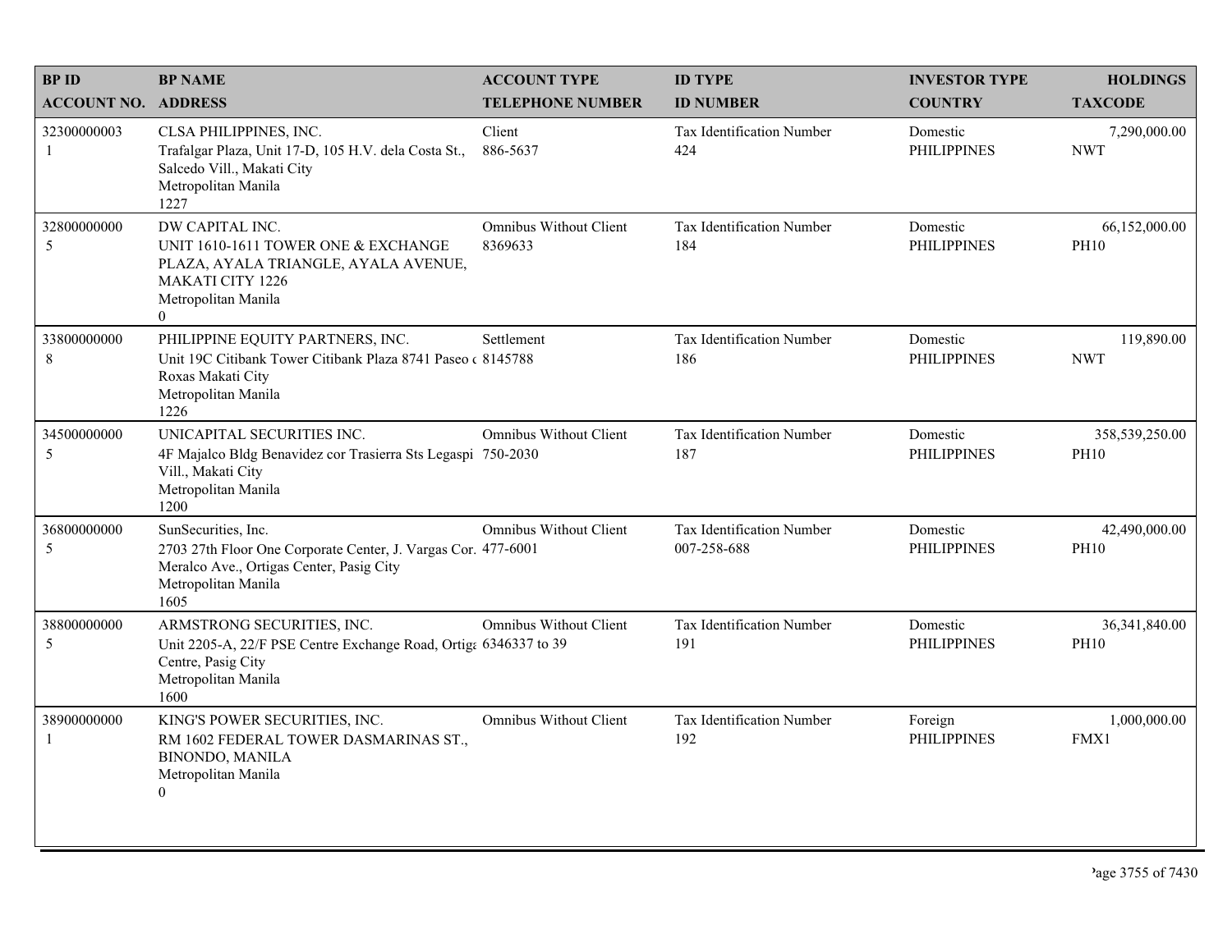| BP ID<br>ACCOUNT NO. | BP NAME<br>ADDRESS | ACCOUNT TYPE<br>TELEPHONE NUMBER | ID TYPE<br>ID NUMBER | INVESTOR TYPE<br>COUNTRY | HOLDINGS<br>TAXCODE |
|---|---|---|---|---|---|
| 32300000003<br>1 | CLSA PHILIPPINES, INC.<br>Trafalgar Plaza, Unit 17-D, 105 H.V. dela Costa St., Salcedo Vill., Makati City<br>Metropolitan Manila<br>1227 | Client<br>886-5637 | Tax Identification Number<br>424 | Domestic<br>PHILIPPINES | 7,290,000.00<br>NWT |
| 32800000000<br>5 | DW CAPITAL INC.<br>UNIT 1610-1611 TOWER ONE & EXCHANGE PLAZA, AYALA TRIANGLE, AYALA AVENUE, MAKATI CITY 1226<br>Metropolitan Manila<br>0 | Omnibus Without Client<br>8369633 | Tax Identification Number<br>184 | Domestic<br>PHILIPPINES | 66,152,000.00<br>PH10 |
| 33800000000<br>8 | PHILIPPINE EQUITY PARTNERS, INC.<br>Unit 19C Citibank Tower Citibank Plaza 8741 Paseo de Roxas Makati City<br>Metropolitan Manila<br>1226 | Settlement<br>8145788 | Tax Identification Number<br>186 | Domestic<br>PHILIPPINES | 119,890.00<br>NWT |
| 34500000000<br>5 | UNICAPITAL SECURITIES INC.<br>4F Majalco Bldg Benavidez cor Trasierra Sts Legaspi Vill., Makati City<br>Metropolitan Manila<br>1200 | Omnibus Without Client<br>750-2030 | Tax Identification Number<br>187 | Domestic<br>PHILIPPINES | 358,539,250.00<br>PH10 |
| 36800000000<br>5 | SunSecurities, Inc.<br>2703 27th Floor One Corporate Center, J. Vargas Cor. Meralco Ave., Ortigas Center, Pasig City<br>Metropolitan Manila<br>1605 | Omnibus Without Client<br>477-6001 | Tax Identification Number<br>007-258-688 | Domestic<br>PHILIPPINES | 42,490,000.00<br>PH10 |
| 38800000000<br>5 | ARMSTRONG SECURITIES, INC.<br>Unit 2205-A, 22/F PSE Centre Exchange Road, Ortigas Centre, Pasig City<br>Metropolitan Manila<br>1600 | Omnibus Without Client<br>6346337 to 39 | Tax Identification Number<br>191 | Domestic<br>PHILIPPINES | 36,341,840.00<br>PH10 |
| 38900000000<br>1 | KING'S POWER SECURITIES, INC.<br>RM 1602 FEDERAL TOWER DASMARINAS ST., BINONDO, MANILA<br>Metropolitan Manila<br>0 | Omnibus Without Client | Tax Identification Number<br>192 | Foreign<br>PHILIPPINES | 1,000,000.00<br>FMX1 |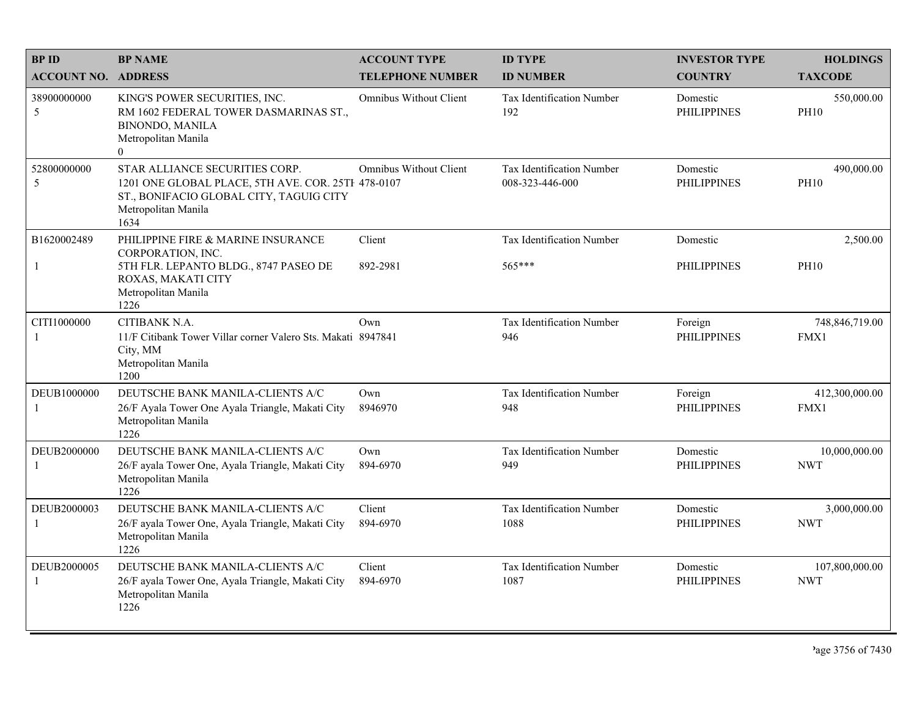| BP ID<br>ACCOUNT NO. | BP NAME<br>ADDRESS | ACCOUNT TYPE<br>TELEPHONE NUMBER | ID TYPE<br>ID NUMBER | INVESTOR TYPE<br>COUNTRY | HOLDINGS<br>TAXCODE |
|---|---|---|---|---|---|
| 38900000000<br>5 | KING'S POWER SECURITIES, INC.<br>RM 1602 FEDERAL TOWER DASMARINAS ST., BINONDO, MANILA<br>Metropolitan Manila<br>0 | Omnibus Without Client | Tax Identification Number<br>192 | Domestic<br>PHILIPPINES | 550,000.00<br>PH10 |
| 52800000000<br>5 | STAR ALLIANCE SECURITIES CORP.<br>1201 ONE GLOBAL PLACE, 5TH AVE. COR. 25TH ST., BONIFACIO GLOBAL CITY, TAGUIG CITY<br>Metropolitan Manila<br>1634 | Omnibus Without Client<br>478-0107 | Tax Identification Number<br>008-323-446-000 | Domestic<br>PHILIPPINES | 490,000.00<br>PH10 |
| B1620002489<br>1 | PHILIPPINE FIRE & MARINE INSURANCE CORPORATION, INC.<br>5TH FLR. LEPANTO BLDG., 8747 PASEO DE ROXAS, MAKATI CITY<br>Metropolitan Manila<br>1226 | Client<br>892-2981 | Tax Identification Number<br>565*** | Domestic<br>PHILIPPINES | 2,500.00<br>PH10 |
| CITI1000000<br>1 | CITIBANK N.A.<br>11/F Citibank Tower Villar corner Valero Sts. Makati City, MM<br>Metropolitan Manila<br>1200 | Own<br>8947841 | Tax Identification Number<br>946 | Foreign<br>PHILIPPINES | 748,846,719.00<br>FMX1 |
| DEUB1000000<br>1 | DEUTSCHE BANK MANILA-CLIENTS A/C<br>26/F Ayala Tower One Ayala Triangle, Makati City<br>Metropolitan Manila<br>1226 | Own<br>8946970 | Tax Identification Number<br>948 | Foreign<br>PHILIPPINES | 412,300,000.00<br>FMX1 |
| DEUB2000000<br>1 | DEUTSCHE BANK MANILA-CLIENTS A/C<br>26/F ayala Tower One, Ayala Triangle, Makati City<br>Metropolitan Manila<br>1226 | Own<br>894-6970 | Tax Identification Number<br>949 | Domestic<br>PHILIPPINES | 10,000,000.00<br>NWT |
| DEUB2000003<br>1 | DEUTSCHE BANK MANILA-CLIENTS A/C<br>26/F ayala Tower One, Ayala Triangle, Makati City<br>Metropolitan Manila<br>1226 | Client<br>894-6970 | Tax Identification Number<br>1088 | Domestic<br>PHILIPPINES | 3,000,000.00<br>NWT |
| DEUB2000005<br>1 | DEUTSCHE BANK MANILA-CLIENTS A/C<br>26/F ayala Tower One, Ayala Triangle, Makati City<br>Metropolitan Manila<br>1226 | Client<br>894-6970 | Tax Identification Number<br>1087 | Domestic<br>PHILIPPINES | 107,800,000.00<br>NWT |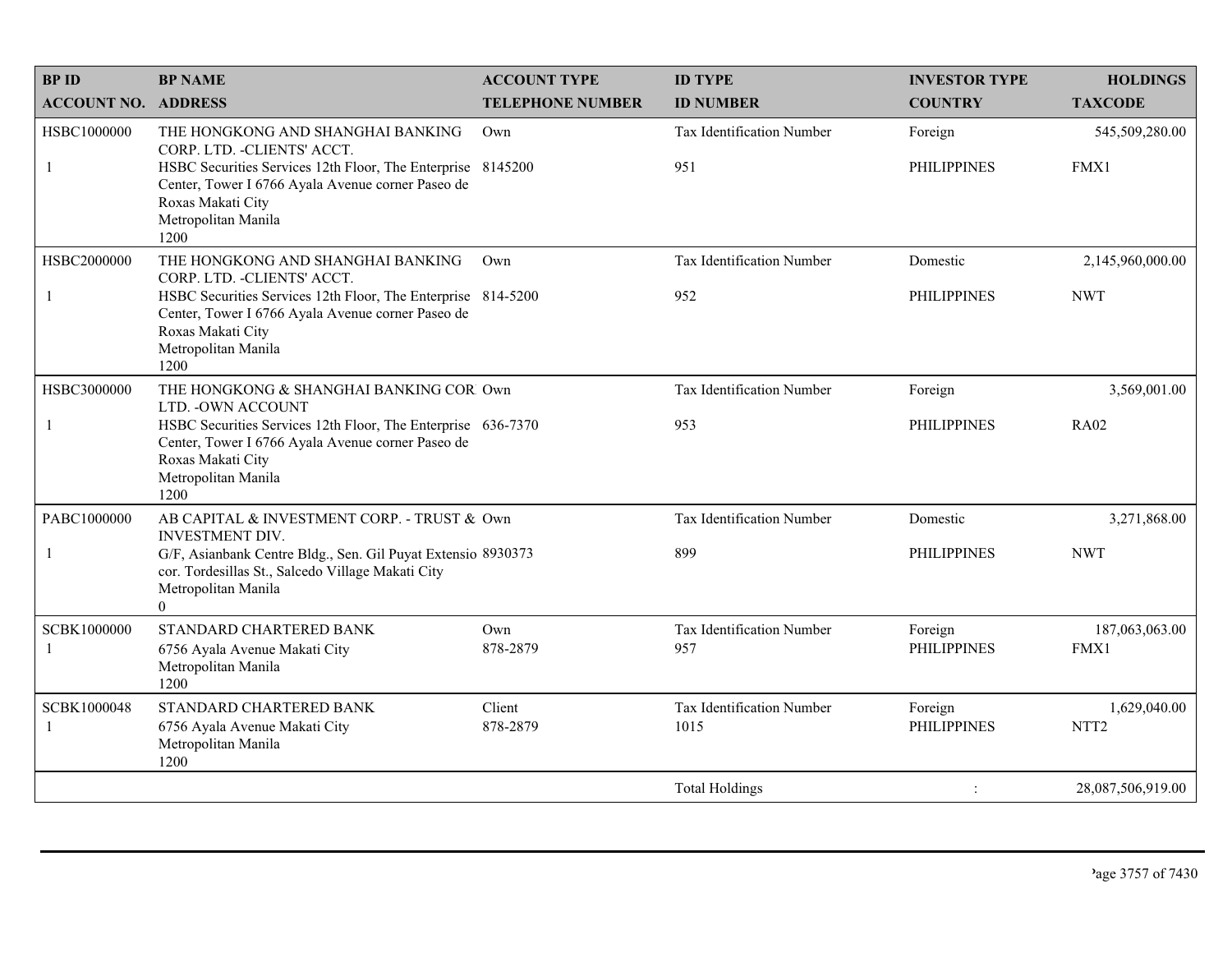| BP ID<br>ACCOUNT NO. | BP NAME<br>ADDRESS | ACCOUNT TYPE<br>TELEPHONE NUMBER | ID TYPE<br>ID NUMBER | INVESTOR TYPE<br>COUNTRY | HOLDINGS<br>TAXCODE |
|---|---|---|---|---|---|
| HSBC1000000<br>1 | THE HONGKONG AND SHANGHAI BANKING CORP. LTD. -CLIENTS' ACCT.<br>HSBC Securities Services 12th Floor, The Enterprise Center, Tower I 6766 Ayala Avenue corner Paseo de Roxas Makati City<br>Metropolitan Manila<br>1200 | Own<br>8145200 | Tax Identification Number<br>951 | Foreign<br>PHILIPPINES | 545,509,280.00<br>FMX1 |
| HSBC2000000<br>1 | THE HONGKONG AND SHANGHAI BANKING CORP. LTD. -CLIENTS' ACCT.<br>HSBC Securities Services 12th Floor, The Enterprise Center, Tower I 6766 Ayala Avenue corner Paseo de Roxas Makati City<br>Metropolitan Manila<br>1200 | Own<br>814-5200 | Tax Identification Number<br>952 | Domestic<br>PHILIPPINES | 2,145,960,000.00<br>NWT |
| HSBC3000000<br>1 | THE HONGKONG & SHANGHAI BANKING COR LTD. -OWN ACCOUNT<br>HSBC Securities Services 12th Floor, The Enterprise Center, Tower I 6766 Ayala Avenue corner Paseo de Roxas Makati City<br>Metropolitan Manila<br>1200 | Own<br>636-7370 | Tax Identification Number<br>953 | Foreign<br>PHILIPPINES | 3,569,001.00<br>RA02 |
| PABC1000000<br>1 | AB CAPITAL & INVESTMENT CORP. - TRUST & INVESTMENT DIV.<br>G/F, Asianbank Centre Bldg., Sen. Gil Puyat Extensio cor. Tordesillas St., Salcedo Village Makati City<br>Metropolitan Manila<br>0 | Own<br>8930373 | Tax Identification Number<br>899 | Domestic<br>PHILIPPINES | 3,271,868.00<br>NWT |
| SCBK1000000<br>1 | STANDARD CHARTERED BANK<br>6756 Ayala Avenue Makati City<br>Metropolitan Manila<br>1200 | Own<br>878-2879 | Tax Identification Number<br>957 | Foreign<br>PHILIPPINES | 187,063,063.00<br>FMX1 |
| SCBK1000048<br>1 | STANDARD CHARTERED BANK<br>6756 Ayala Avenue Makati City<br>Metropolitan Manila<br>1200 | Client<br>878-2879 | Tax Identification Number<br>1015 | Foreign<br>PHILIPPINES | 1,629,040.00<br>NTT2 |
| | | | Total Holdings | : | 28,087,506,919.00 |